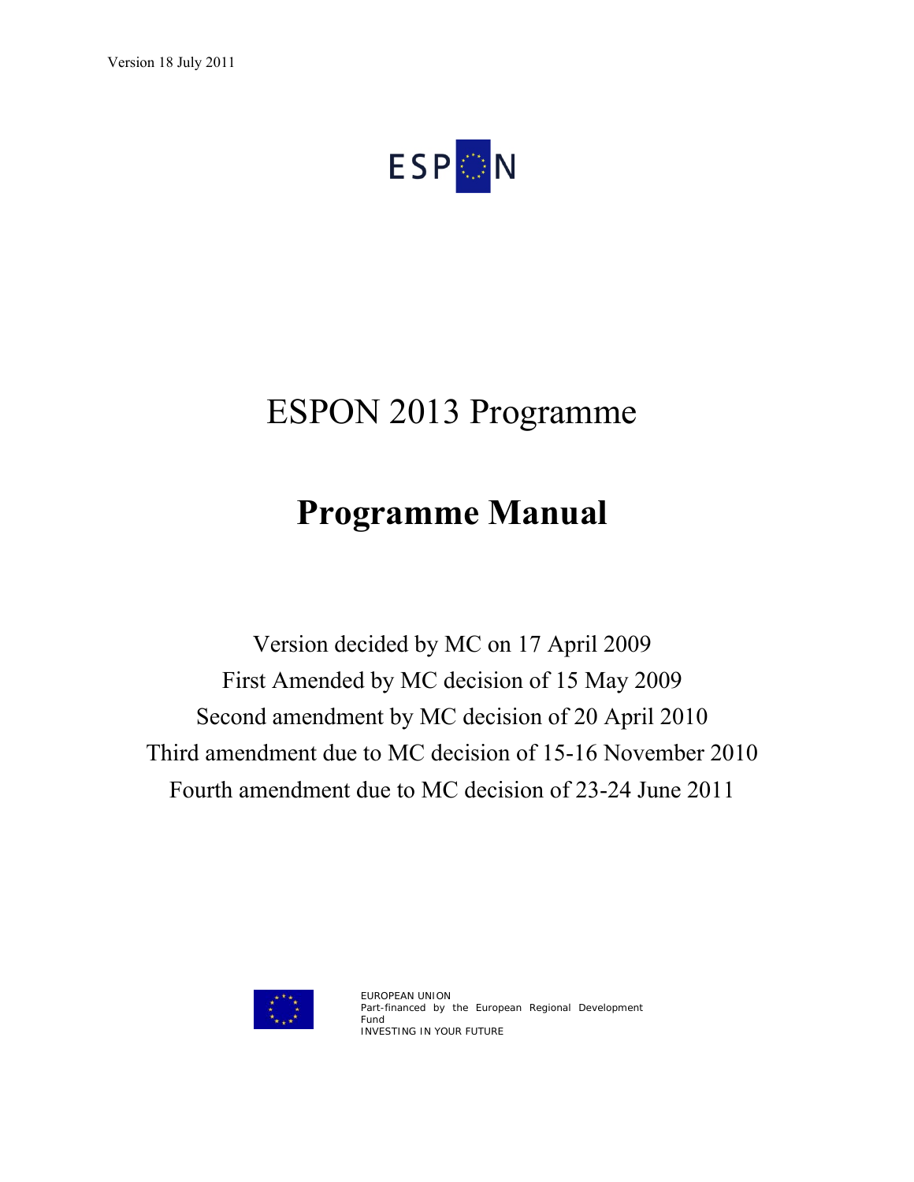Version 18 July 2011

ESPON

# ESPON 2013 Programme

# Programme Manual

Version decided by MC on 17 April 2009

First Amended by MC decision of 15 May 2009

Second amendment by MC decision of 20 April 2010

Third amendment due to MC decision of 15-16 November 2010

Fourth amendment due to MC decision of 23-24 June 2011

EUROPEAN UNION
Part-financed by the European Regional Development Fund
INVESTING IN YOUR FUTURE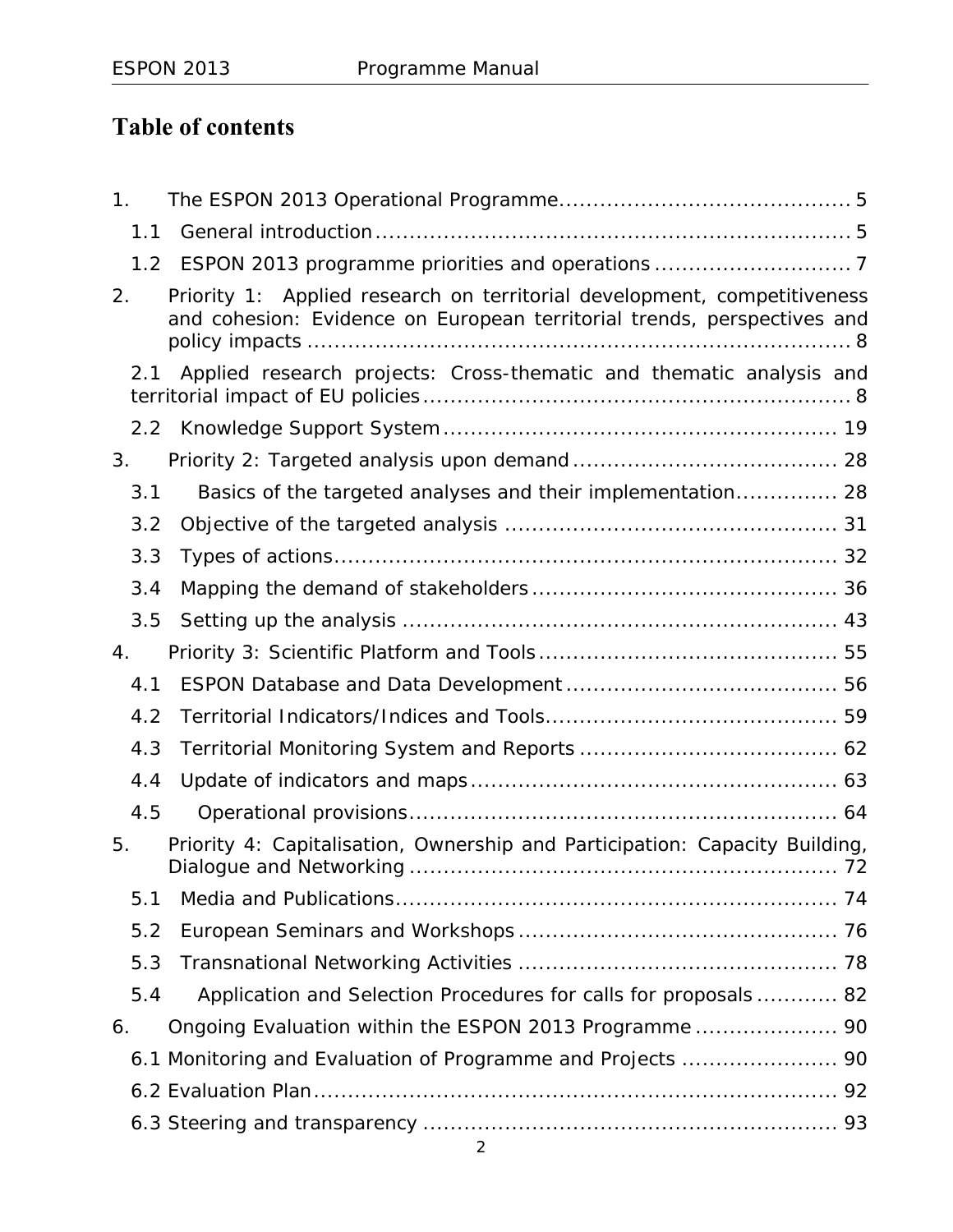# Table of contents

1. The ESPON 2013 Operational Programme .......... 5
   - 1.1 General introduction .......... 5
   - 1.2 ESPON 2013 programme priorities and operations .......... 7
2. Priority 1: Applied research on territorial development, competitiveness and cohesion: Evidence on European territorial trends, perspectives and policy impacts .......... 8
   - 2.1 Applied research projects: Cross-thematic and thematic analysis and territorial impact of EU policies .......... 8
   - 2.2 Knowledge Support System .......... 19
3. Priority 2: Targeted analysis upon demand .......... 28
   - 3.1 Basics of the targeted analyses and their implementation .......... 28
   - 3.2 Objective of the targeted analysis .......... 31
   - 3.3 Types of actions .......... 32
   - 3.4 Mapping the demand of stakeholders .......... 36
   - 3.5 Setting up the analysis .......... 43
4. Priority 3: Scientific Platform and Tools .......... 55
   - 4.1 ESPON Database and Data Development .......... 56
   - 4.2 Territorial Indicators/Indices and Tools .......... 59
   - 4.3 Territorial Monitoring System and Reports .......... 62
   - 4.4 Update of indicators and maps .......... 63
   - 4.5 Operational provisions .......... 64
5. Priority 4: Capitalisation, Ownership and Participation: Capacity Building, Dialogue and Networking .......... 72
   - 5.1 Media and Publications .......... 74
   - 5.2 European Seminars and Workshops .......... 76
   - 5.3 Transnational Networking Activities .......... 78
   - 5.4 Application and Selection Procedures for calls for proposals .......... 82
6. Ongoing Evaluation within the ESPON 2013 Programme .......... 90
   - 6.1 Monitoring and Evaluation of Programme and Projects .......... 90
   - 6.2 Evaluation Plan .......... 92
   - 6.3 Steering and transparency .......... 93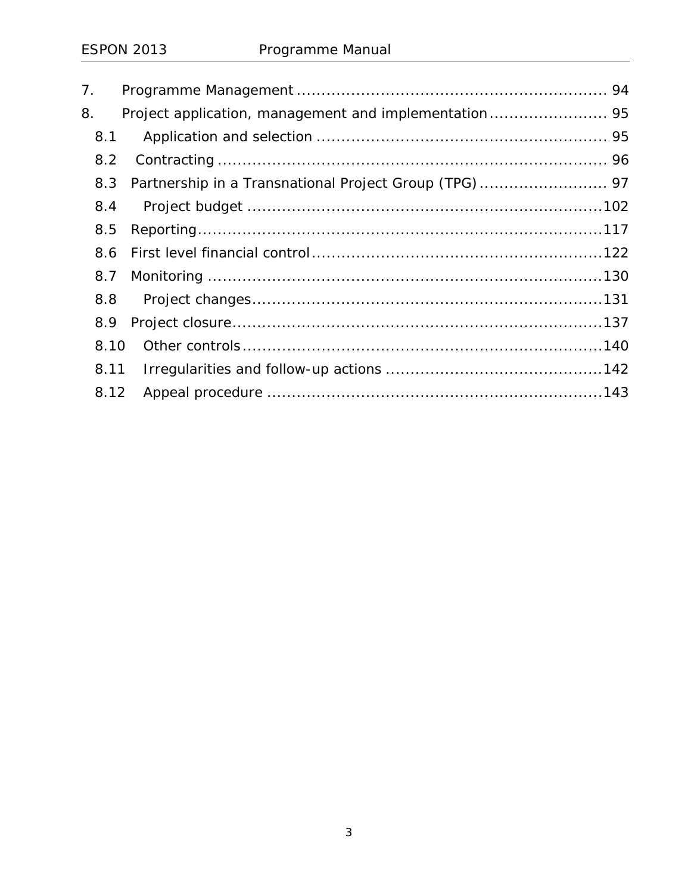7. Programme Management ............................................................ 94

8. Project application, management and implementation ........................ 95

   8.1 Application and selection ........................................................ 95

   8.2 Contracting ............................................................................ 96

   8.3 Partnership in a Transnational Project Group (TPG) .......................... 97

   8.4 Project budget ........................................................................102

   8.5 Reporting...............................................................................117

   8.6 First level financial control .......................................................122

   8.7 Monitoring ............................................................................130

   8.8 Project changes.......................................................................131

   8.9 Project closure........................................................................137

   8.10 Other controls .......................................................................140

   8.11 Irregularities and follow-up actions ...........................................142

   8.12 Appeal procedure ..................................................................143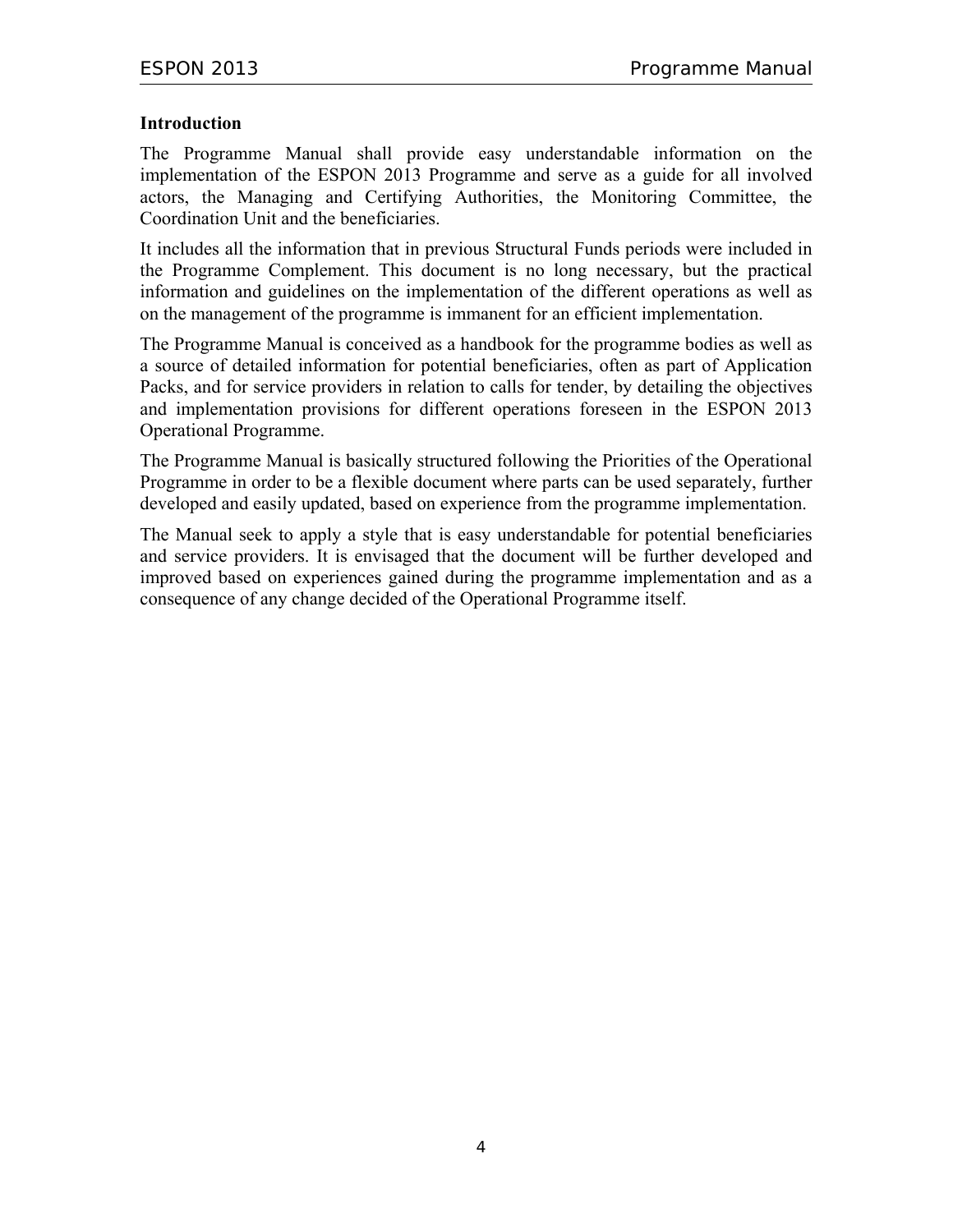## Introduction

The Programme Manual shall provide easy understandable information on the implementation of the ESPON 2013 Programme and serve as a guide for all involved actors, the Managing and Certifying Authorities, the Monitoring Committee, the Coordination Unit and the beneficiaries.

It includes all the information that in previous Structural Funds periods were included in the Programme Complement. This document is no long necessary, but the practical information and guidelines on the implementation of the different operations as well as on the management of the programme is immanent for an efficient implementation.

The Programme Manual is conceived as a handbook for the programme bodies as well as a source of detailed information for potential beneficiaries, often as part of Application Packs, and for service providers in relation to calls for tender, by detailing the objectives and implementation provisions for different operations foreseen in the ESPON 2013 Operational Programme.

The Programme Manual is basically structured following the Priorities of the Operational Programme in order to be a flexible document where parts can be used separately, further developed and easily updated, based on experience from the programme implementation.

The Manual seek to apply a style that is easy understandable for potential beneficiaries and service providers. It is envisaged that the document will be further developed and improved based on experiences gained during the programme implementation and as a consequence of any change decided of the Operational Programme itself.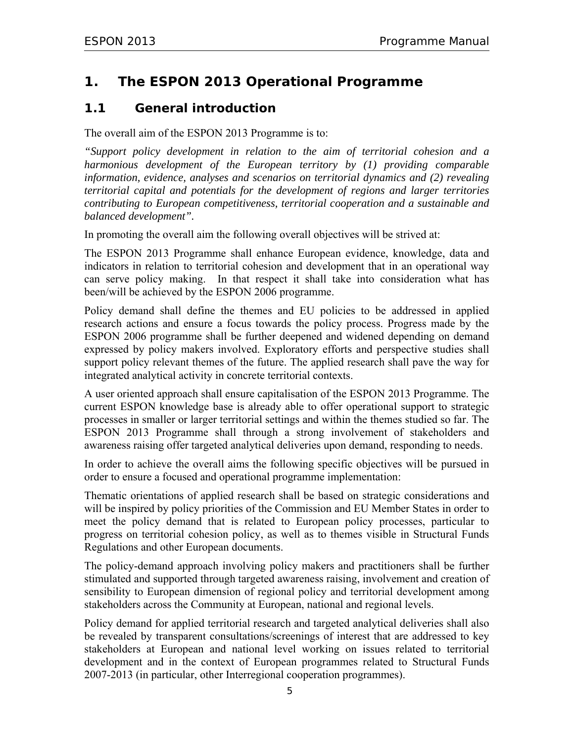# 1. The ESPON 2013 Operational Programme

## 1.1 General introduction

The overall aim of the ESPON 2013 Programme is to:

*"Support policy development in relation to the aim of territorial cohesion and a harmonious development of the European territory by (1) providing comparable information, evidence, analyses and scenarios on territorial dynamics and (2) revealing territorial capital and potentials for the development of regions and larger territories contributing to European competitiveness, territorial cooperation and a sustainable and balanced development".*

In promoting the overall aim the following overall objectives will be strived at:

The ESPON 2013 Programme shall enhance European evidence, knowledge, data and indicators in relation to territorial cohesion and development that in an operational way can serve policy making. In that respect it shall take into consideration what has been/will be achieved by the ESPON 2006 programme.

Policy demand shall define the themes and EU policies to be addressed in applied research actions and ensure a focus towards the policy process. Progress made by the ESPON 2006 programme shall be further deepened and widened depending on demand expressed by policy makers involved. Exploratory efforts and perspective studies shall support policy relevant themes of the future. The applied research shall pave the way for integrated analytical activity in concrete territorial contexts.

A user oriented approach shall ensure capitalisation of the ESPON 2013 Programme. The current ESPON knowledge base is already able to offer operational support to strategic processes in smaller or larger territorial settings and within the themes studied so far. The ESPON 2013 Programme shall through a strong involvement of stakeholders and awareness raising offer targeted analytical deliveries upon demand, responding to needs.

In order to achieve the overall aims the following specific objectives will be pursued in order to ensure a focused and operational programme implementation:

Thematic orientations of applied research shall be based on strategic considerations and will be inspired by policy priorities of the Commission and EU Member States in order to meet the policy demand that is related to European policy processes, particular to progress on territorial cohesion policy, as well as to themes visible in Structural Funds Regulations and other European documents.

The policy-demand approach involving policy makers and practitioners shall be further stimulated and supported through targeted awareness raising, involvement and creation of sensibility to European dimension of regional policy and territorial development among stakeholders across the Community at European, national and regional levels.

Policy demand for applied territorial research and targeted analytical deliveries shall also be revealed by transparent consultations/screenings of interest that are addressed to key stakeholders at European and national level working on issues related to territorial development and in the context of European programmes related to Structural Funds 2007-2013 (in particular, other Interregional cooperation programmes).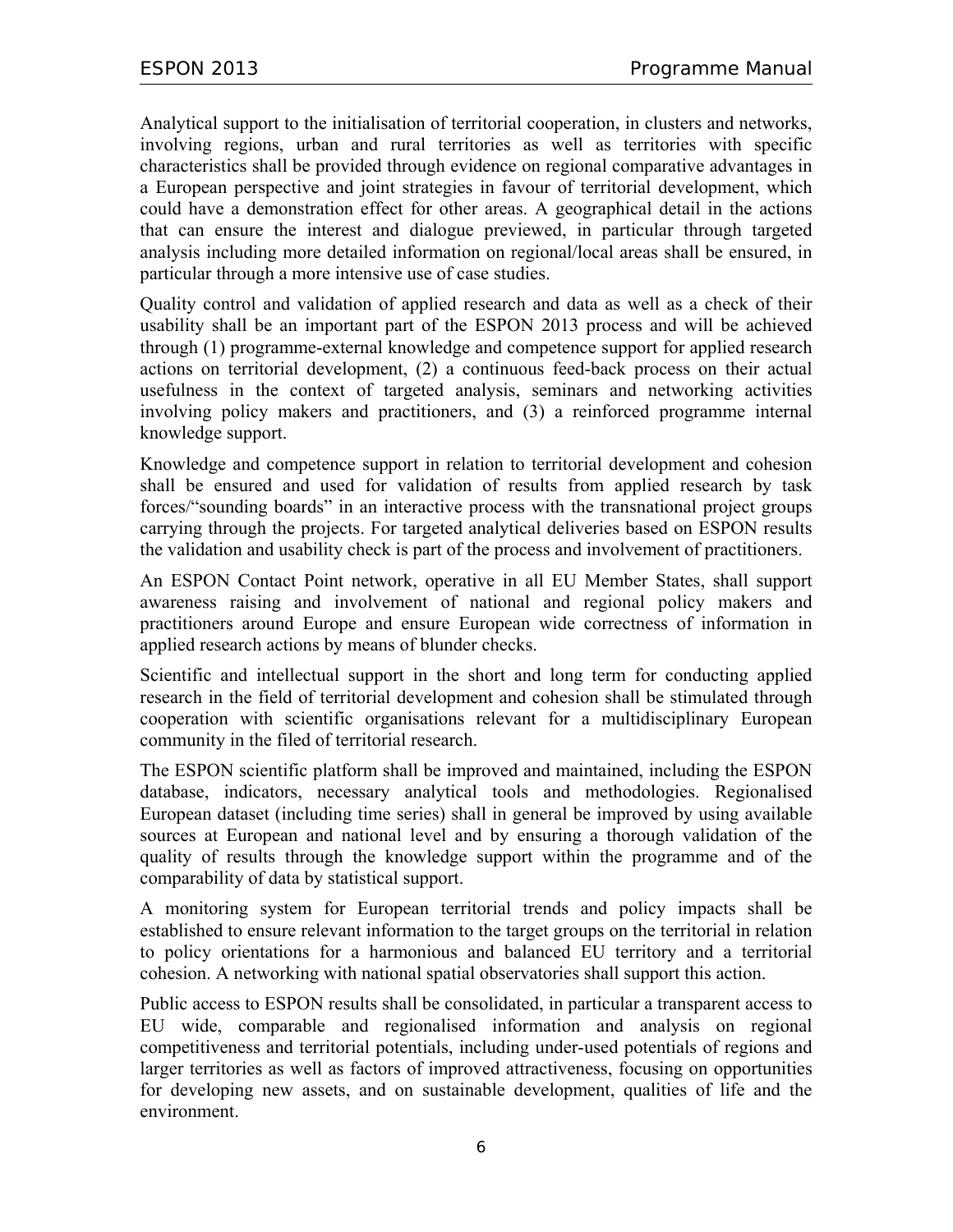Analytical support to the initialisation of territorial cooperation, in clusters and networks, involving regions, urban and rural territories as well as territories with specific characteristics shall be provided through evidence on regional comparative advantages in a European perspective and joint strategies in favour of territorial development, which could have a demonstration effect for other areas. A geographical detail in the actions that can ensure the interest and dialogue previewed, in particular through targeted analysis including more detailed information on regional/local areas shall be ensured, in particular through a more intensive use of case studies.

Quality control and validation of applied research and data as well as a check of their usability shall be an important part of the ESPON 2013 process and will be achieved through (1) programme-external knowledge and competence support for applied research actions on territorial development, (2) a continuous feed-back process on their actual usefulness in the context of targeted analysis, seminars and networking activities involving policy makers and practitioners, and (3) a reinforced programme internal knowledge support.

Knowledge and competence support in relation to territorial development and cohesion shall be ensured and used for validation of results from applied research by task forces/"sounding boards" in an interactive process with the transnational project groups carrying through the projects. For targeted analytical deliveries based on ESPON results the validation and usability check is part of the process and involvement of practitioners.

An ESPON Contact Point network, operative in all EU Member States, shall support awareness raising and involvement of national and regional policy makers and practitioners around Europe and ensure European wide correctness of information in applied research actions by means of blunder checks.

Scientific and intellectual support in the short and long term for conducting applied research in the field of territorial development and cohesion shall be stimulated through cooperation with scientific organisations relevant for a multidisciplinary European community in the filed of territorial research.

The ESPON scientific platform shall be improved and maintained, including the ESPON database, indicators, necessary analytical tools and methodologies. Regionalised European dataset (including time series) shall in general be improved by using available sources at European and national level and by ensuring a thorough validation of the quality of results through the knowledge support within the programme and of the comparability of data by statistical support.

A monitoring system for European territorial trends and policy impacts shall be established to ensure relevant information to the target groups on the territorial in relation to policy orientations for a harmonious and balanced EU territory and a territorial cohesion. A networking with national spatial observatories shall support this action.

Public access to ESPON results shall be consolidated, in particular a transparent access to EU wide, comparable and regionalised information and analysis on regional competitiveness and territorial potentials, including under-used potentials of regions and larger territories as well as factors of improved attractiveness, focusing on opportunities for developing new assets, and on sustainable development, qualities of life and the environment.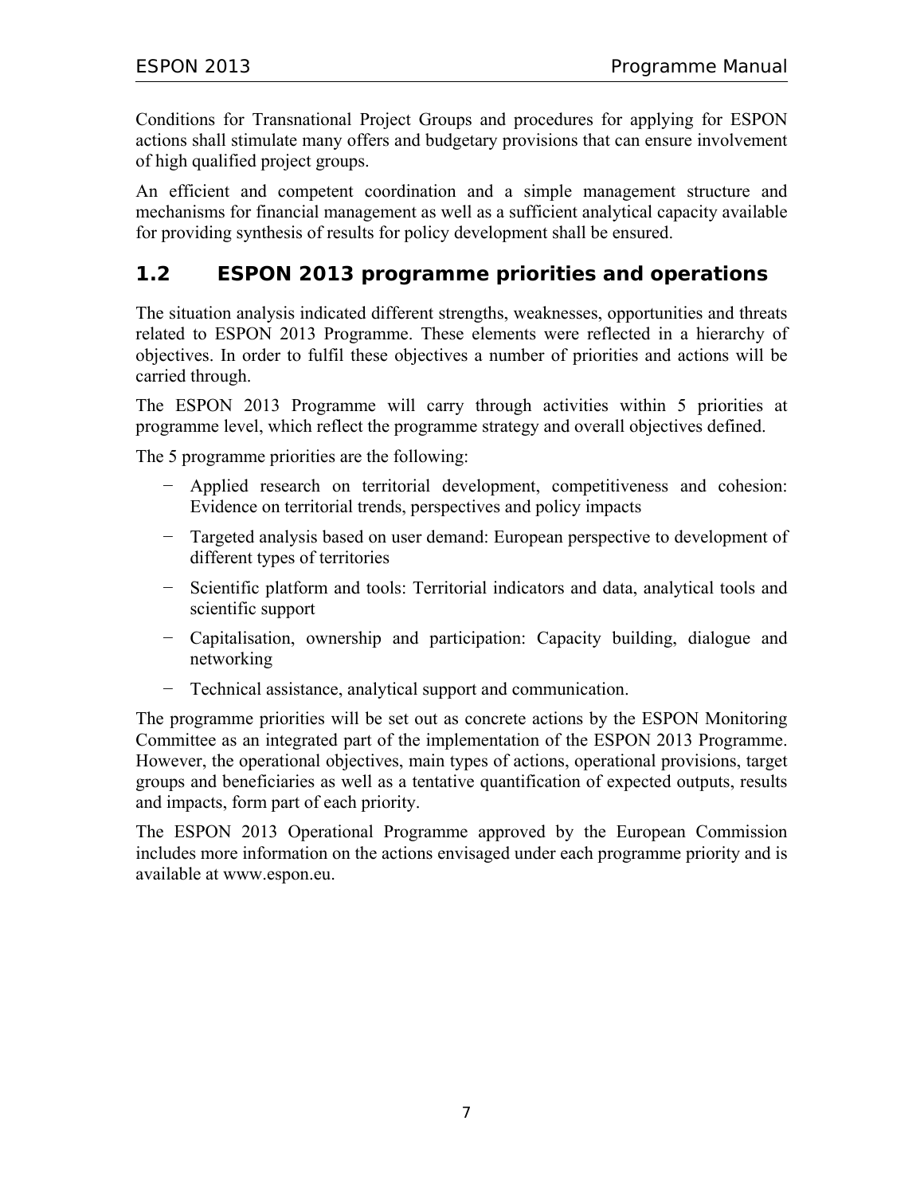Conditions for Transnational Project Groups and procedures for applying for ESPON actions shall stimulate many offers and budgetary provisions that can ensure involvement of high qualified project groups.

An efficient and competent coordination and a simple management structure and mechanisms for financial management as well as a sufficient analytical capacity available for providing synthesis of results for policy development shall be ensured.

## 1.2 ESPON 2013 programme priorities and operations

The situation analysis indicated different strengths, weaknesses, opportunities and threats related to ESPON 2013 Programme. These elements were reflected in a hierarchy of objectives. In order to fulfil these objectives a number of priorities and actions will be carried through.

The ESPON 2013 Programme will carry through activities within 5 priorities at programme level, which reflect the programme strategy and overall objectives defined.

The 5 programme priorities are the following:

- Applied research on territorial development, competitiveness and cohesion: Evidence on territorial trends, perspectives and policy impacts
- Targeted analysis based on user demand: European perspective to development of different types of territories
- Scientific platform and tools: Territorial indicators and data, analytical tools and scientific support
- Capitalisation, ownership and participation: Capacity building, dialogue and networking
- Technical assistance, analytical support and communication.

The programme priorities will be set out as concrete actions by the ESPON Monitoring Committee as an integrated part of the implementation of the ESPON 2013 Programme. However, the operational objectives, main types of actions, operational provisions, target groups and beneficiaries as well as a tentative quantification of expected outputs, results and impacts, form part of each priority.

The ESPON 2013 Operational Programme approved by the European Commission includes more information on the actions envisaged under each programme priority and is available at www.espon.eu.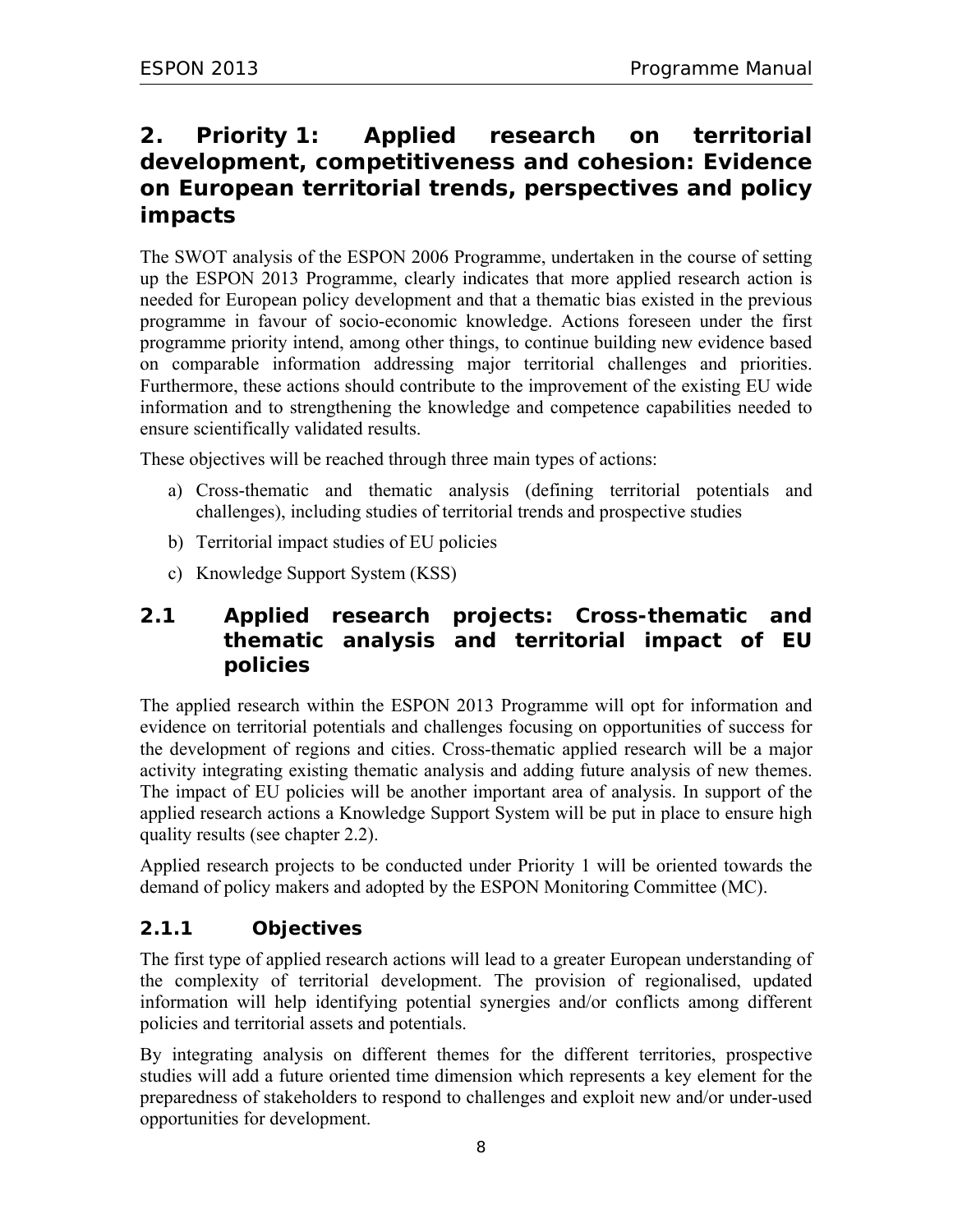# 2. Priority 1: Applied research on territorial development, competitiveness and cohesion: Evidence on European territorial trends, perspectives and policy impacts

The SWOT analysis of the ESPON 2006 Programme, undertaken in the course of setting up the ESPON 2013 Programme, clearly indicates that more applied research action is needed for European policy development and that a thematic bias existed in the previous programme in favour of socio-economic knowledge. Actions foreseen under the first programme priority intend, among other things, to continue building new evidence based on comparable information addressing major territorial challenges and priorities. Furthermore, these actions should contribute to the improvement of the existing EU wide information and to strengthening the knowledge and competence capabilities needed to ensure scientifically validated results.

These objectives will be reached through three main types of actions:

a) Cross-thematic and thematic analysis (defining territorial potentials and challenges), including studies of territorial trends and prospective studies
b) Territorial impact studies of EU policies
c) Knowledge Support System (KSS)

## 2.1 Applied research projects: Cross-thematic and thematic analysis and territorial impact of EU policies

The applied research within the ESPON 2013 Programme will opt for information and evidence on territorial potentials and challenges focusing on opportunities of success for the development of regions and cities. Cross-thematic applied research will be a major activity integrating existing thematic analysis and adding future analysis of new themes. The impact of EU policies will be another important area of analysis. In support of the applied research actions a Knowledge Support System will be put in place to ensure high quality results (see chapter 2.2).

Applied research projects to be conducted under Priority 1 will be oriented towards the demand of policy makers and adopted by the ESPON Monitoring Committee (MC).

### 2.1.1 Objectives

The first type of applied research actions will lead to a greater European understanding of the complexity of territorial development. The provision of regionalised, updated information will help identifying potential synergies and/or conflicts among different policies and territorial assets and potentials.

By integrating analysis on different themes for the different territories, prospective studies will add a future oriented time dimension which represents a key element for the preparedness of stakeholders to respond to challenges and exploit new and/or under-used opportunities for development.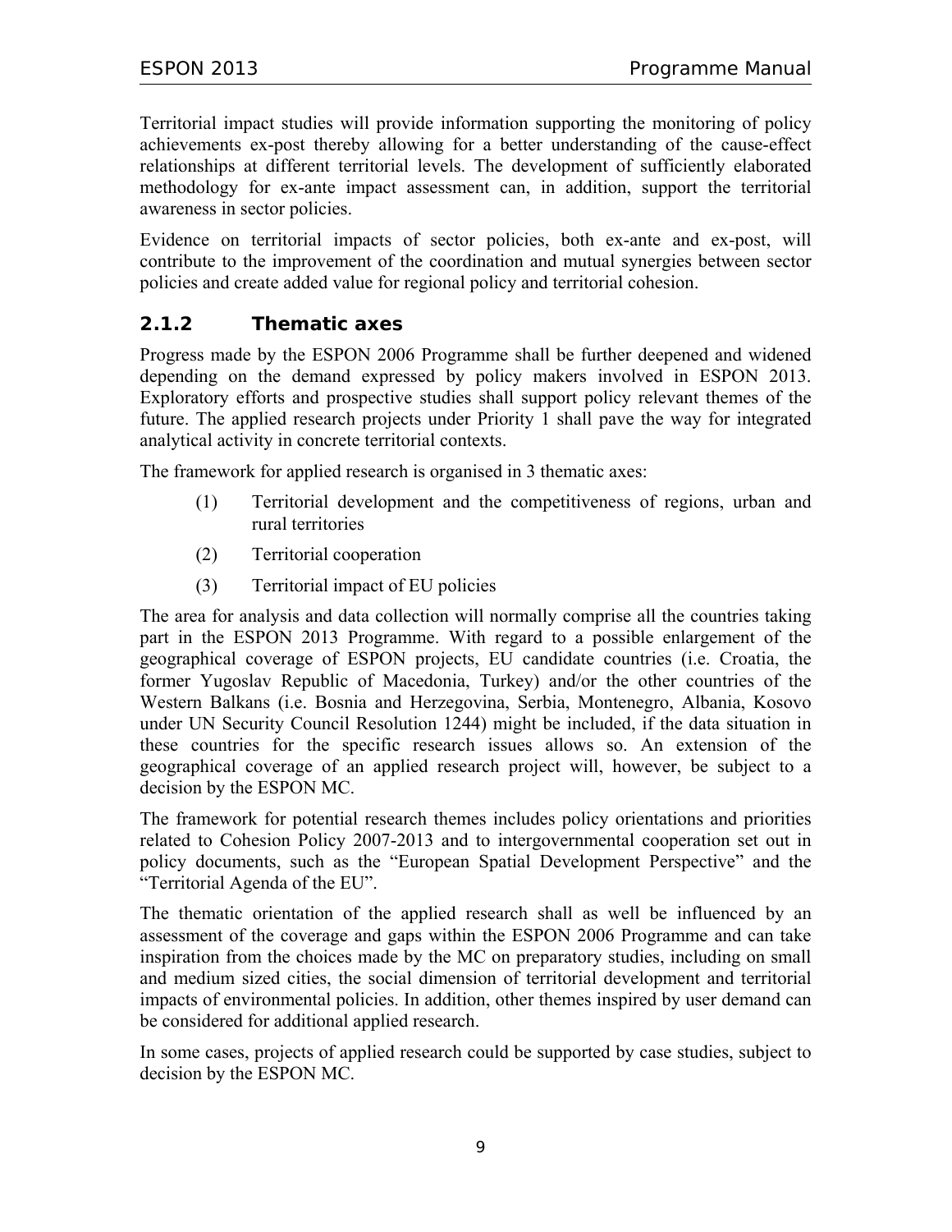Territorial impact studies will provide information supporting the monitoring of policy achievements ex-post thereby allowing for a better understanding of the cause-effect relationships at different territorial levels. The development of sufficiently elaborated methodology for ex-ante impact assessment can, in addition, support the territorial awareness in sector policies.

Evidence on territorial impacts of sector policies, both ex-ante and ex-post, will contribute to the improvement of the coordination and mutual synergies between sector policies and create added value for regional policy and territorial cohesion.

### 2.1.2 Thematic axes

Progress made by the ESPON 2006 Programme shall be further deepened and widened depending on the demand expressed by policy makers involved in ESPON 2013. Exploratory efforts and prospective studies shall support policy relevant themes of the future. The applied research projects under Priority 1 shall pave the way for integrated analytical activity in concrete territorial contexts.

The framework for applied research is organised in 3 thematic axes:

(1) Territorial development and the competitiveness of regions, urban and rural territories

(2) Territorial cooperation

(3) Territorial impact of EU policies

The area for analysis and data collection will normally comprise all the countries taking part in the ESPON 2013 Programme. With regard to a possible enlargement of the geographical coverage of ESPON projects, EU candidate countries (i.e. Croatia, the former Yugoslav Republic of Macedonia, Turkey) and/or the other countries of the Western Balkans (i.e. Bosnia and Herzegovina, Serbia, Montenegro, Albania, Kosovo under UN Security Council Resolution 1244) might be included, if the data situation in these countries for the specific research issues allows so. An extension of the geographical coverage of an applied research project will, however, be subject to a decision by the ESPON MC.

The framework for potential research themes includes policy orientations and priorities related to Cohesion Policy 2007-2013 and to intergovernmental cooperation set out in policy documents, such as the "European Spatial Development Perspective" and the "Territorial Agenda of the EU".

The thematic orientation of the applied research shall as well be influenced by an assessment of the coverage and gaps within the ESPON 2006 Programme and can take inspiration from the choices made by the MC on preparatory studies, including on small and medium sized cities, the social dimension of territorial development and territorial impacts of environmental policies. In addition, other themes inspired by user demand can be considered for additional applied research.

In some cases, projects of applied research could be supported by case studies, subject to decision by the ESPON MC.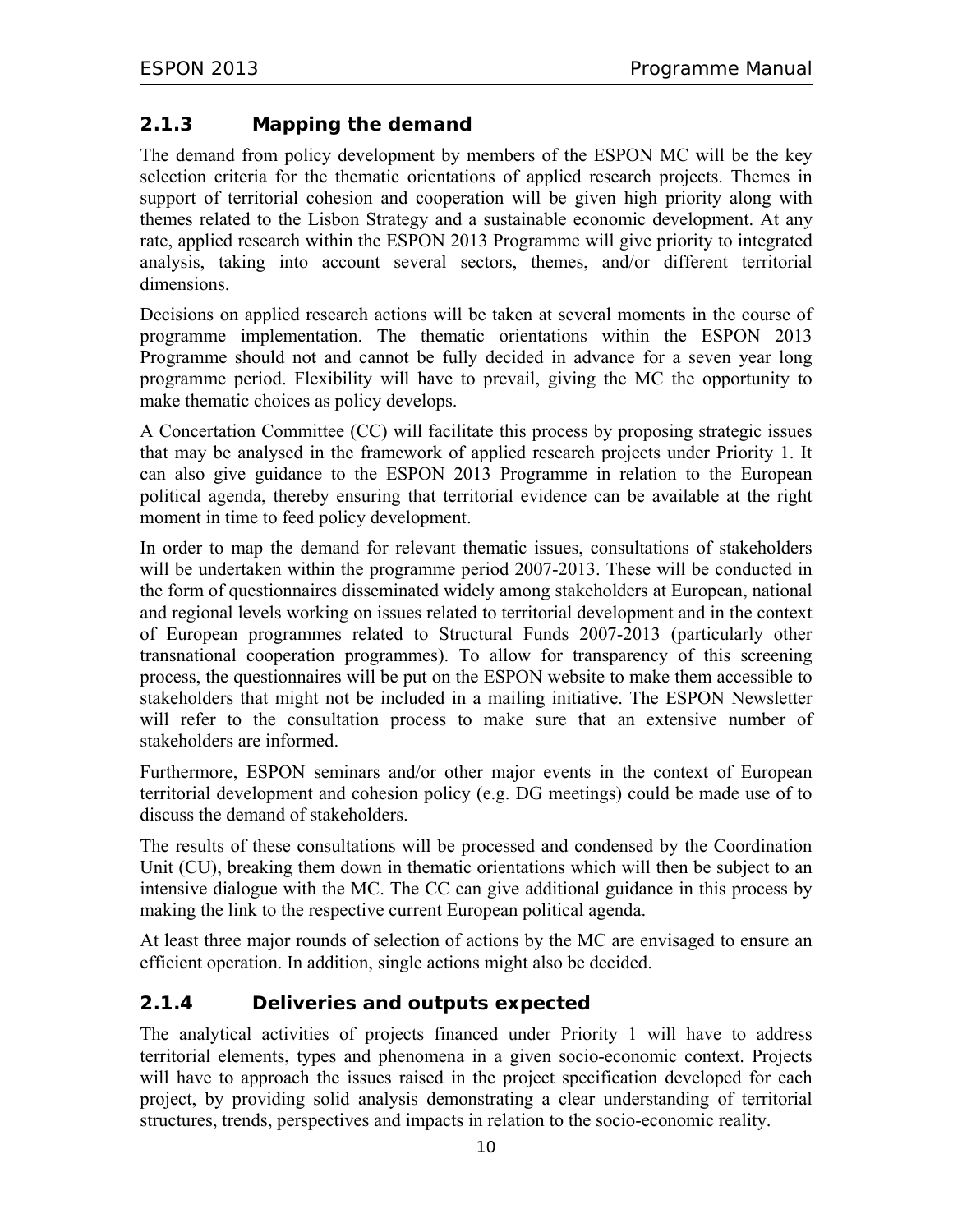### 2.1.3 Mapping the demand

The demand from policy development by members of the ESPON MC will be the key selection criteria for the thematic orientations of applied research projects. Themes in support of territorial cohesion and cooperation will be given high priority along with themes related to the Lisbon Strategy and a sustainable economic development. At any rate, applied research within the ESPON 2013 Programme will give priority to integrated analysis, taking into account several sectors, themes, and/or different territorial dimensions.

Decisions on applied research actions will be taken at several moments in the course of programme implementation. The thematic orientations within the ESPON 2013 Programme should not and cannot be fully decided in advance for a seven year long programme period. Flexibility will have to prevail, giving the MC the opportunity to make thematic choices as policy develops.

A Concertation Committee (CC) will facilitate this process by proposing strategic issues that may be analysed in the framework of applied research projects under Priority 1. It can also give guidance to the ESPON 2013 Programme in relation to the European political agenda, thereby ensuring that territorial evidence can be available at the right moment in time to feed policy development.

In order to map the demand for relevant thematic issues, consultations of stakeholders will be undertaken within the programme period 2007-2013. These will be conducted in the form of questionnaires disseminated widely among stakeholders at European, national and regional levels working on issues related to territorial development and in the context of European programmes related to Structural Funds 2007-2013 (particularly other transnational cooperation programmes). To allow for transparency of this screening process, the questionnaires will be put on the ESPON website to make them accessible to stakeholders that might not be included in a mailing initiative. The ESPON Newsletter will refer to the consultation process to make sure that an extensive number of stakeholders are informed.

Furthermore, ESPON seminars and/or other major events in the context of European territorial development and cohesion policy (e.g. DG meetings) could be made use of to discuss the demand of stakeholders.

The results of these consultations will be processed and condensed by the Coordination Unit (CU), breaking them down in thematic orientations which will then be subject to an intensive dialogue with the MC. The CC can give additional guidance in this process by making the link to the respective current European political agenda.

At least three major rounds of selection of actions by the MC are envisaged to ensure an efficient operation. In addition, single actions might also be decided.

### 2.1.4 Deliveries and outputs expected

The analytical activities of projects financed under Priority 1 will have to address territorial elements, types and phenomena in a given socio-economic context. Projects will have to approach the issues raised in the project specification developed for each project, by providing solid analysis demonstrating a clear understanding of territorial structures, trends, perspectives and impacts in relation to the socio-economic reality.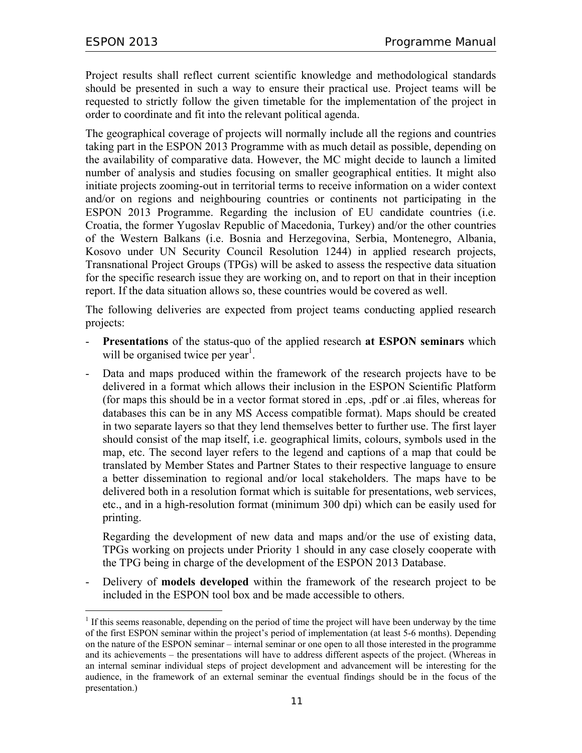Project results shall reflect current scientific knowledge and methodological standards should be presented in such a way to ensure their practical use. Project teams will be requested to strictly follow the given timetable for the implementation of the project in order to coordinate and fit into the relevant political agenda.

The geographical coverage of projects will normally include all the regions and countries taking part in the ESPON 2013 Programme with as much detail as possible, depending on the availability of comparative data. However, the MC might decide to launch a limited number of analysis and studies focusing on smaller geographical entities. It might also initiate projects zooming-out in territorial terms to receive information on a wider context and/or on regions and neighbouring countries or continents not participating in the ESPON 2013 Programme. Regarding the inclusion of EU candidate countries (i.e. Croatia, the former Yugoslav Republic of Macedonia, Turkey) and/or the other countries of the Western Balkans (i.e. Bosnia and Herzegovina, Serbia, Montenegro, Albania, Kosovo under UN Security Council Resolution 1244) in applied research projects, Transnational Project Groups (TPGs) will be asked to assess the respective data situation for the specific research issue they are working on, and to report on that in their inception report. If the data situation allows so, these countries would be covered as well.

The following deliveries are expected from project teams conducting applied research projects:

- **Presentations** of the status-quo of the applied research **at ESPON seminars** which will be organised twice per year[1].
- Data and maps produced within the framework of the research projects have to be delivered in a format which allows their inclusion in the ESPON Scientific Platform (for maps this should be in a vector format stored in .eps, .pdf or .ai files, whereas for databases this can be in any MS Access compatible format). Maps should be created in two separate layers so that they lend themselves better to further use. The first layer should consist of the map itself, i.e. geographical limits, colours, symbols used in the map, etc. The second layer refers to the legend and captions of a map that could be translated by Member States and Partner States to their respective language to ensure a better dissemination to regional and/or local stakeholders. The maps have to be delivered both in a resolution format which is suitable for presentations, web services, etc., and in a high-resolution format (minimum 300 dpi) which can be easily used for printing.

  Regarding the development of new data and maps and/or the use of existing data, TPGs working on projects under Priority 1 should in any case closely cooperate with the TPG being in charge of the development of the ESPON 2013 Database.
- Delivery of **models developed** within the framework of the research project to be included in the ESPON tool box and be made accessible to others.

---

[1] If this seems reasonable, depending on the period of time the project will have been underway by the time of the first ESPON seminar within the project's period of implementation (at least 5-6 months). Depending on the nature of the ESPON seminar – internal seminar or one open to all those interested in the programme and its achievements – the presentations will have to address different aspects of the project. (Whereas in an internal seminar individual steps of project development and advancement will be interesting for the audience, in the framework of an external seminar the eventual findings should be in the focus of the presentation.)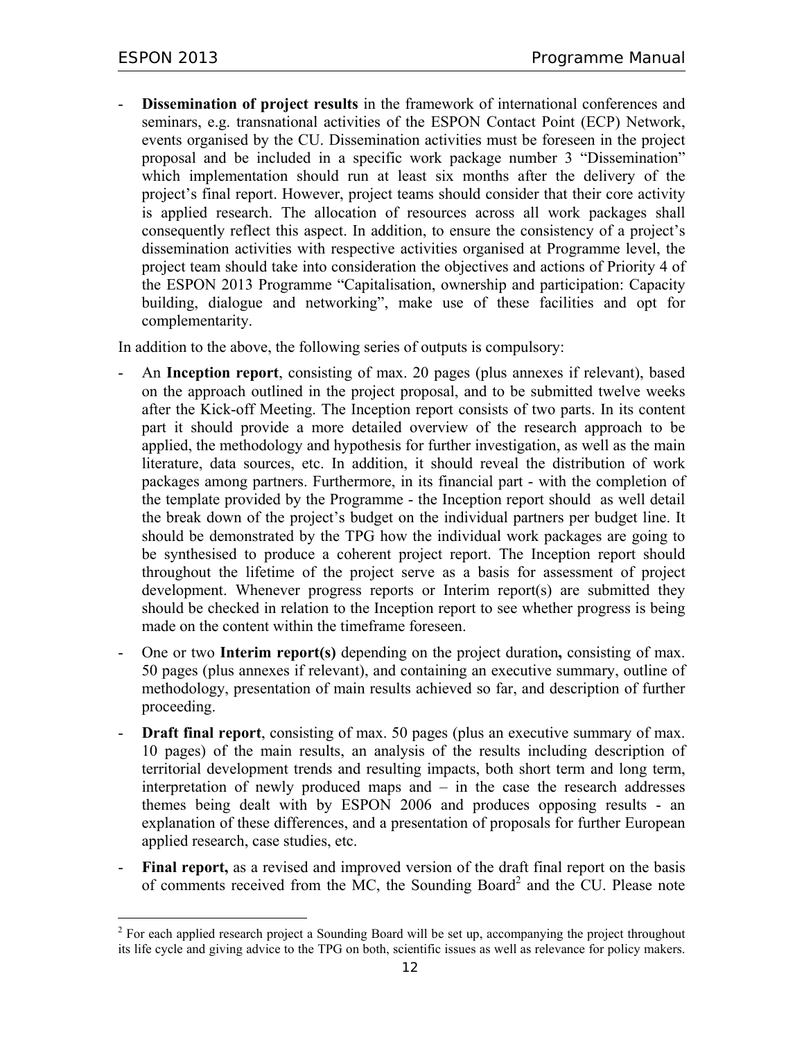- **Dissemination of project results** in the framework of international conferences and seminars, e.g. transnational activities of the ESPON Contact Point (ECP) Network, events organised by the CU. Dissemination activities must be foreseen in the project proposal and be included in a specific work package number 3 "Dissemination" which implementation should run at least six months after the delivery of the project's final report. However, project teams should consider that their core activity is applied research. The allocation of resources across all work packages shall consequently reflect this aspect. In addition, to ensure the consistency of a project's dissemination activities with respective activities organised at Programme level, the project team should take into consideration the objectives and actions of Priority 4 of the ESPON 2013 Programme "Capitalisation, ownership and participation: Capacity building, dialogue and networking", make use of these facilities and opt for complementarity.

In addition to the above, the following series of outputs is compulsory:

- An **Inception report**, consisting of max. 20 pages (plus annexes if relevant), based on the approach outlined in the project proposal, and to be submitted twelve weeks after the Kick-off Meeting. The Inception report consists of two parts. In its content part it should provide a more detailed overview of the research approach to be applied, the methodology and hypothesis for further investigation, as well as the main literature, data sources, etc. In addition, it should reveal the distribution of work packages among partners. Furthermore, in its financial part - with the completion of the template provided by the Programme - the Inception report should as well detail the break down of the project's budget on the individual partners per budget line. It should be demonstrated by the TPG how the individual work packages are going to be synthesised to produce a coherent project report. The Inception report should throughout the lifetime of the project serve as a basis for assessment of project development. Whenever progress reports or Interim report(s) are submitted they should be checked in relation to the Inception report to see whether progress is being made on the content within the timeframe foreseen.
- One or two **Interim report(s)** depending on the project duration**,** consisting of max. 50 pages (plus annexes if relevant), and containing an executive summary, outline of methodology, presentation of main results achieved so far, and description of further proceeding.
- **Draft final report**, consisting of max. 50 pages (plus an executive summary of max. 10 pages) of the main results, an analysis of the results including description of territorial development trends and resulting impacts, both short term and long term, interpretation of newly produced maps and – in the case the research addresses themes being dealt with by ESPON 2006 and produces opposing results - an explanation of these differences, and a presentation of proposals for further European applied research, case studies, etc.
- **Final report,** as a revised and improved version of the draft final report on the basis of comments received from the MC, the Sounding Board[2] and the CU. Please note

---

[2] For each applied research project a Sounding Board will be set up, accompanying the project throughout its life cycle and giving advice to the TPG on both, scientific issues as well as relevance for policy makers.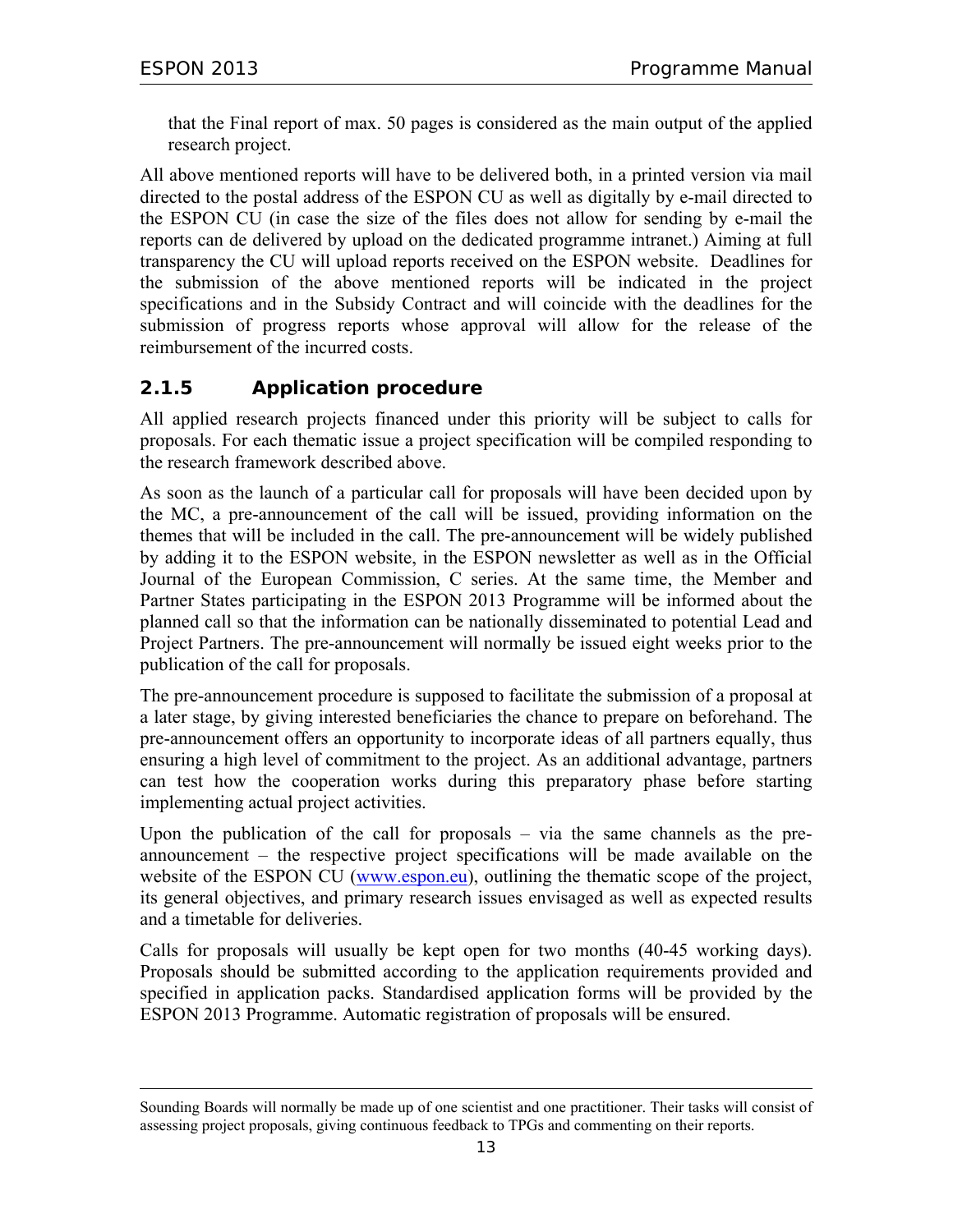that the Final report of max. 50 pages is considered as the main output of the applied research project.

All above mentioned reports will have to be delivered both, in a printed version via mail directed to the postal address of the ESPON CU as well as digitally by e-mail directed to the ESPON CU (in case the size of the files does not allow for sending by e-mail the reports can de delivered by upload on the dedicated programme intranet.) Aiming at full transparency the CU will upload reports received on the ESPON website. Deadlines for the submission of the above mentioned reports will be indicated in the project specifications and in the Subsidy Contract and will coincide with the deadlines for the submission of progress reports whose approval will allow for the release of the reimbursement of the incurred costs.

### 2.1.5 Application procedure

All applied research projects financed under this priority will be subject to calls for proposals. For each thematic issue a project specification will be compiled responding to the research framework described above.

As soon as the launch of a particular call for proposals will have been decided upon by the MC, a pre-announcement of the call will be issued, providing information on the themes that will be included in the call. The pre-announcement will be widely published by adding it to the ESPON website, in the ESPON newsletter as well as in the Official Journal of the European Commission, C series. At the same time, the Member and Partner States participating in the ESPON 2013 Programme will be informed about the planned call so that the information can be nationally disseminated to potential Lead and Project Partners. The pre-announcement will normally be issued eight weeks prior to the publication of the call for proposals.

The pre-announcement procedure is supposed to facilitate the submission of a proposal at a later stage, by giving interested beneficiaries the chance to prepare on beforehand. The pre-announcement offers an opportunity to incorporate ideas of all partners equally, thus ensuring a high level of commitment to the project. As an additional advantage, partners can test how the cooperation works during this preparatory phase before starting implementing actual project activities.

Upon the publication of the call for proposals – via the same channels as the pre-announcement – the respective project specifications will be made available on the website of the ESPON CU (www.espon.eu), outlining the thematic scope of the project, its general objectives, and primary research issues envisaged as well as expected results and a timetable for deliveries.

Calls for proposals will usually be kept open for two months (40-45 working days). Proposals should be submitted according to the application requirements provided and specified in application packs. Standardised application forms will be provided by the ESPON 2013 Programme. Automatic registration of proposals will be ensured.

---

Sounding Boards will normally be made up of one scientist and one practitioner. Their tasks will consist of assessing project proposals, giving continuous feedback to TPGs and commenting on their reports.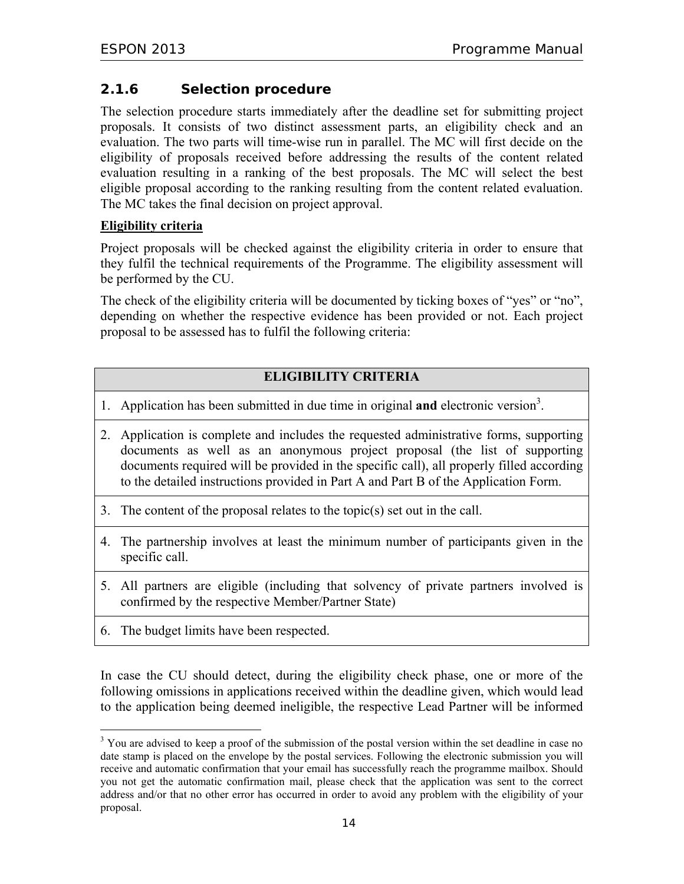### 2.1.6 Selection procedure

The selection procedure starts immediately after the deadline set for submitting project proposals. It consists of two distinct assessment parts, an eligibility check and an evaluation. The two parts will time-wise run in parallel. The MC will first decide on the eligibility of proposals received before addressing the results of the content related evaluation resulting in a ranking of the best proposals. The MC will select the best eligible proposal according to the ranking resulting from the content related evaluation. The MC takes the final decision on project approval.

**Eligibility criteria**

Project proposals will be checked against the eligibility criteria in order to ensure that they fulfil the technical requirements of the Programme. The eligibility assessment will be performed by the CU.

The check of the eligibility criteria will be documented by ticking boxes of "yes" or "no", depending on whether the respective evidence has been provided or not. Each project proposal to be assessed has to fulfil the following criteria:

| ELIGIBILITY CRITERIA |
|---|
| 1. Application has been submitted in due time in original **and** electronic version[3]. |
| 2. Application is complete and includes the requested administrative forms, supporting documents as well as an anonymous project proposal (the list of supporting documents required will be provided in the specific call), all properly filled according to the detailed instructions provided in Part A and Part B of the Application Form. |
| 3. The content of the proposal relates to the topic(s) set out in the call. |
| 4. The partnership involves at least the minimum number of participants given in the specific call. |
| 5. All partners are eligible (including that solvency of private partners involved is confirmed by the respective Member/Partner State) |
| 6. The budget limits have been respected. |

In case the CU should detect, during the eligibility check phase, one or more of the following omissions in applications received within the deadline given, which would lead to the application being deemed ineligible, the respective Lead Partner will be informed

[3] You are advised to keep a proof of the submission of the postal version within the set deadline in case no date stamp is placed on the envelope by the postal services. Following the electronic submission you will receive and automatic confirmation that your email has successfully reach the programme mailbox. Should you not get the automatic confirmation mail, please check that the application was sent to the correct address and/or that no other error has occurred in order to avoid any problem with the eligibility of your proposal.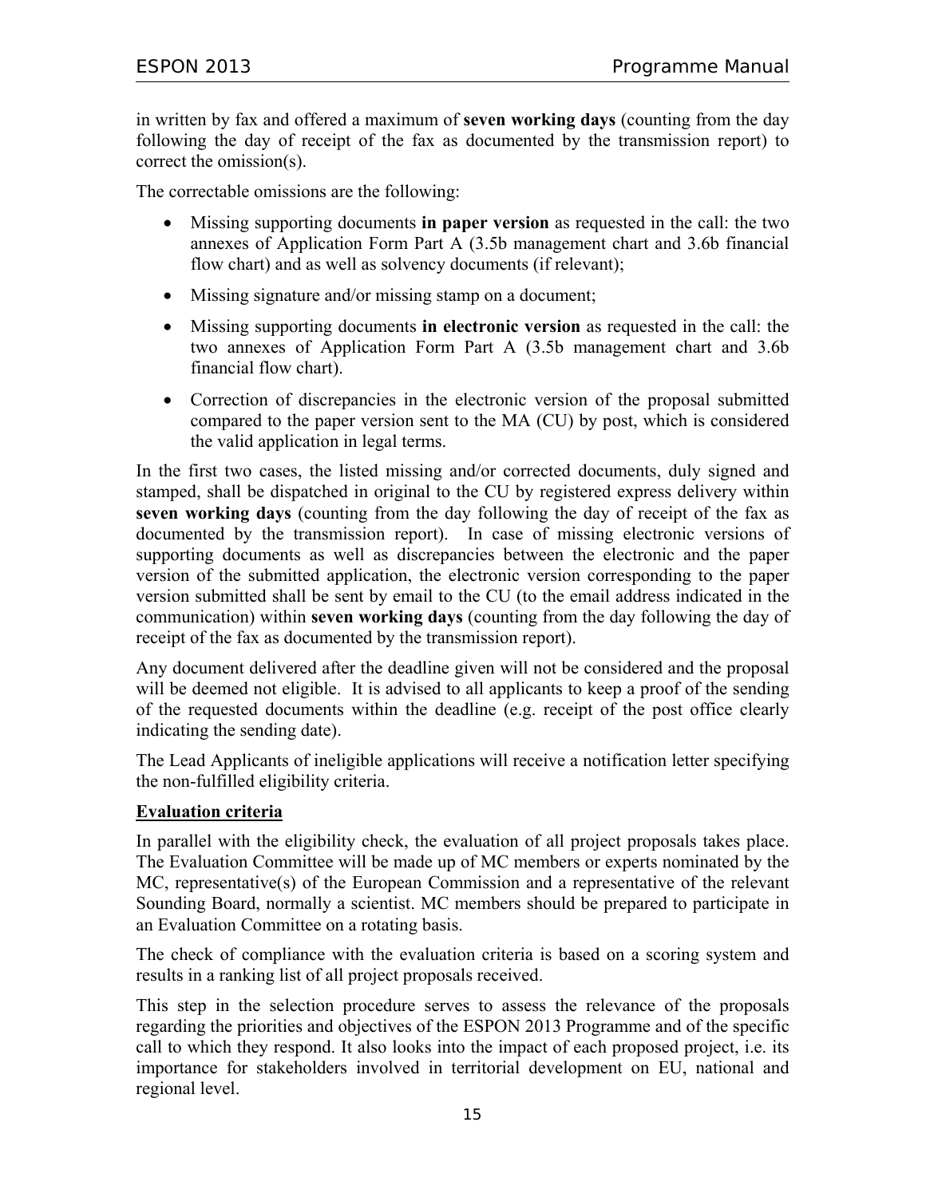in written by fax and offered a maximum of **seven working days** (counting from the day following the day of receipt of the fax as documented by the transmission report) to correct the omission(s).

The correctable omissions are the following:

- Missing supporting documents **in paper version** as requested in the call: the two annexes of Application Form Part A (3.5b management chart and 3.6b financial flow chart) and as well as solvency documents (if relevant);
- Missing signature and/or missing stamp on a document;
- Missing supporting documents **in electronic version** as requested in the call: the two annexes of Application Form Part A (3.5b management chart and 3.6b financial flow chart).
- Correction of discrepancies in the electronic version of the proposal submitted compared to the paper version sent to the MA (CU) by post, which is considered the valid application in legal terms.

In the first two cases, the listed missing and/or corrected documents, duly signed and stamped, shall be dispatched in original to the CU by registered express delivery within **seven working days** (counting from the day following the day of receipt of the fax as documented by the transmission report). In case of missing electronic versions of supporting documents as well as discrepancies between the electronic and the paper version of the submitted application, the electronic version corresponding to the paper version submitted shall be sent by email to the CU (to the email address indicated in the communication) within **seven working days** (counting from the day following the day of receipt of the fax as documented by the transmission report).

Any document delivered after the deadline given will not be considered and the proposal will be deemed not eligible. It is advised to all applicants to keep a proof of the sending of the requested documents within the deadline (e.g. receipt of the post office clearly indicating the sending date).

The Lead Applicants of ineligible applications will receive a notification letter specifying the non-fulfilled eligibility criteria.

**Evaluation criteria**

In parallel with the eligibility check, the evaluation of all project proposals takes place. The Evaluation Committee will be made up of MC members or experts nominated by the MC, representative(s) of the European Commission and a representative of the relevant Sounding Board, normally a scientist. MC members should be prepared to participate in an Evaluation Committee on a rotating basis.

The check of compliance with the evaluation criteria is based on a scoring system and results in a ranking list of all project proposals received.

This step in the selection procedure serves to assess the relevance of the proposals regarding the priorities and objectives of the ESPON 2013 Programme and of the specific call to which they respond. It also looks into the impact of each proposed project, i.e. its importance for stakeholders involved in territorial development on EU, national and regional level.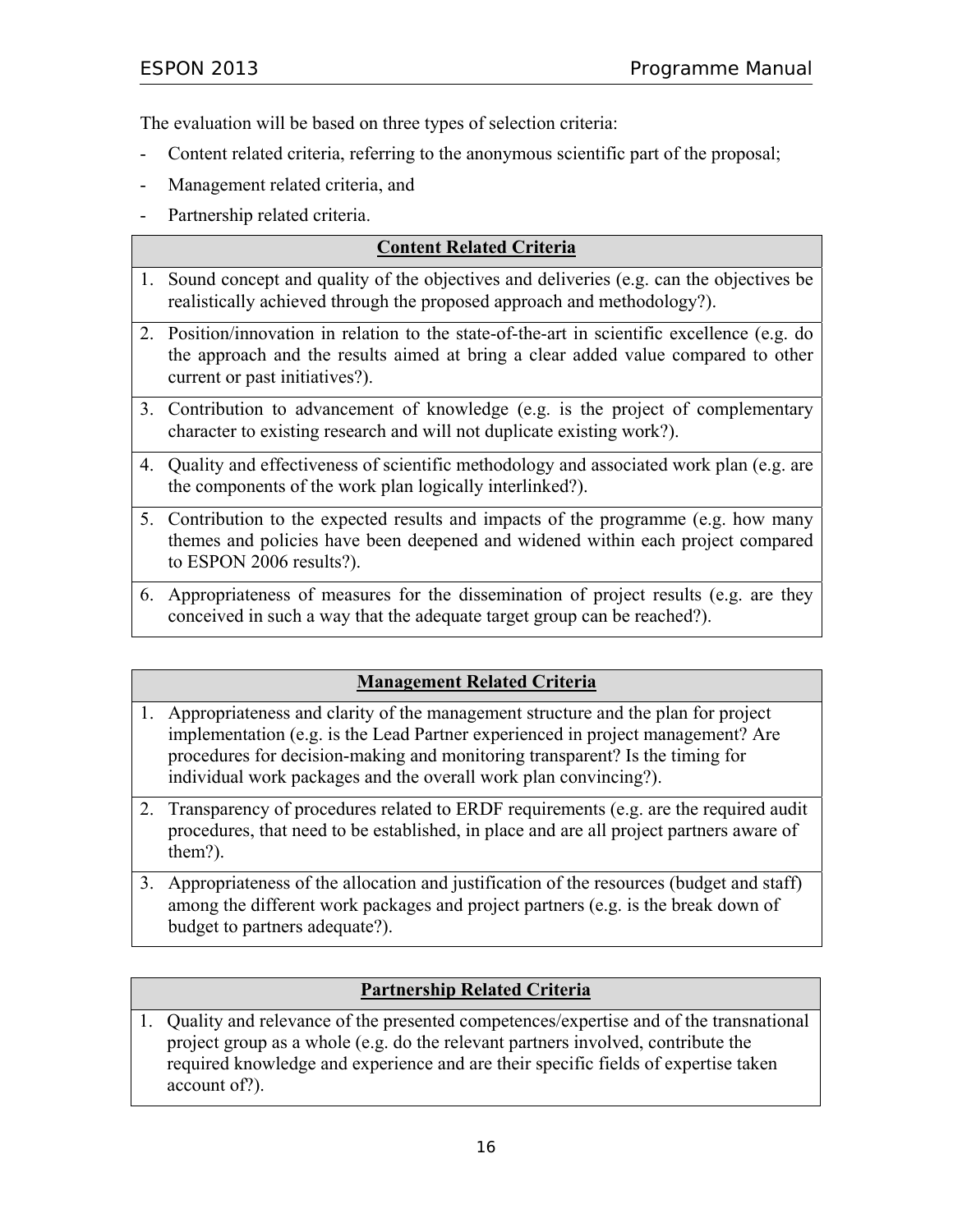The evaluation will be based on three types of selection criteria:

- Content related criteria, referring to the anonymous scientific part of the proposal;
- Management related criteria, and
- Partnership related criteria.

| **Content Related Criteria** |
|---|
| 1. Sound concept and quality of the objectives and deliveries (e.g. can the objectives be realistically achieved through the proposed approach and methodology?). |
| 2. Position/innovation in relation to the state-of-the-art in scientific excellence (e.g. do the approach and the results aimed at bring a clear added value compared to other current or past initiatives?). |
| 3. Contribution to advancement of knowledge (e.g. is the project of complementary character to existing research and will not duplicate existing work?). |
| 4. Quality and effectiveness of scientific methodology and associated work plan (e.g. are the components of the work plan logically interlinked?). |
| 5. Contribution to the expected results and impacts of the programme (e.g. how many themes and policies have been deepened and widened within each project compared to ESPON 2006 results?). |
| 6. Appropriateness of measures for the dissemination of project results (e.g. are they conceived in such a way that the adequate target group can be reached?). |

| **Management Related Criteria** |
|---|
| 1. Appropriateness and clarity of the management structure and the plan for project implementation (e.g. is the Lead Partner experienced in project management? Are procedures for decision-making and monitoring transparent? Is the timing for individual work packages and the overall work plan convincing?). |
| 2. Transparency of procedures related to ERDF requirements (e.g. are the required audit procedures, that need to be established, in place and are all project partners aware of them?). |
| 3. Appropriateness of the allocation and justification of the resources (budget and staff) among the different work packages and project partners (e.g. is the break down of budget to partners adequate?). |

| **Partnership Related Criteria** |
|---|
| 1. Quality and relevance of the presented competences/expertise and of the transnational project group as a whole (e.g. do the relevant partners involved, contribute the required knowledge and experience and are their specific fields of expertise taken account of?). |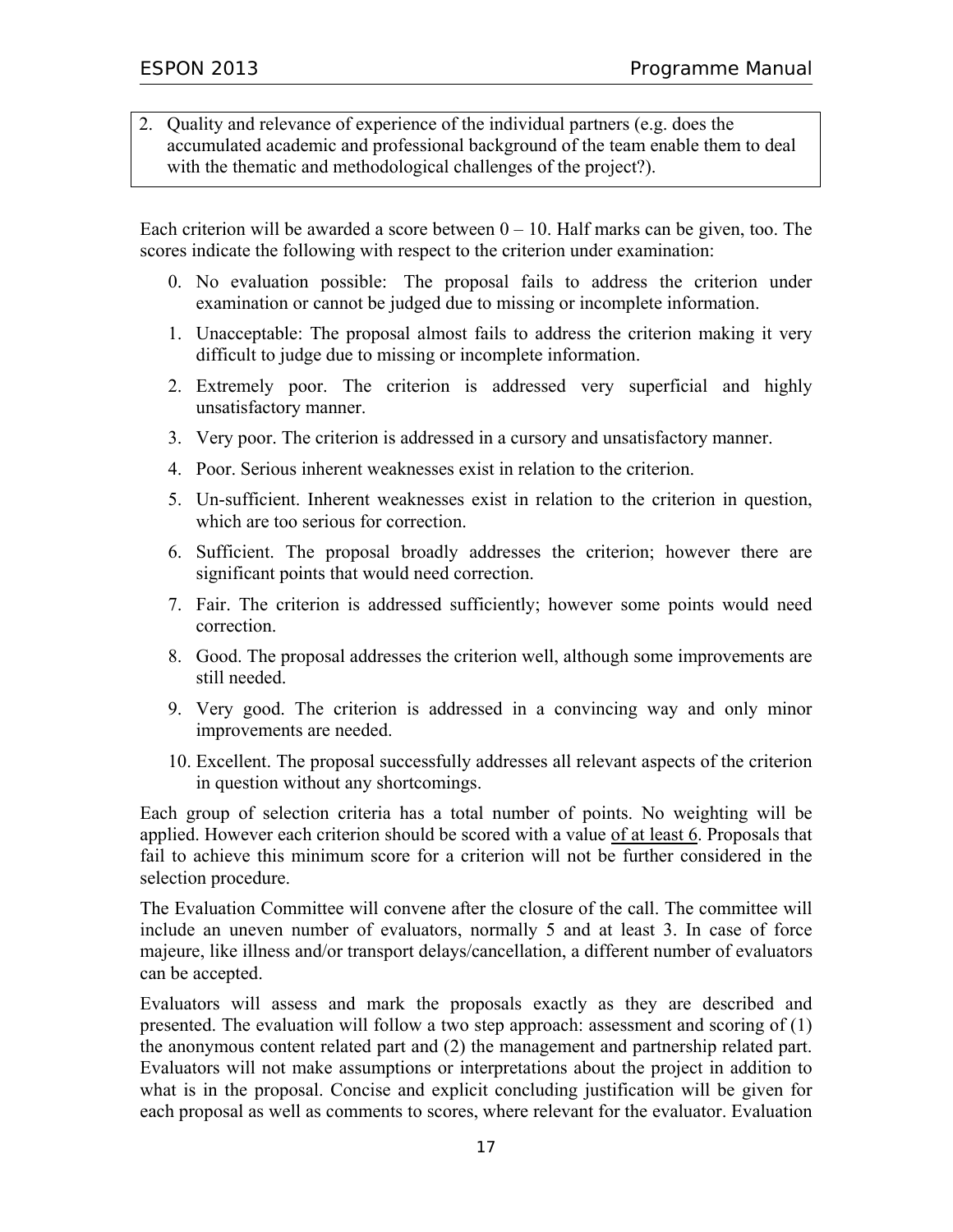2. Quality and relevance of experience of the individual partners (e.g. does the accumulated academic and professional background of the team enable them to deal with the thematic and methodological challenges of the project?).

Each criterion will be awarded a score between 0 – 10. Half marks can be given, too. The scores indicate the following with respect to the criterion under examination:

0. No evaluation possible: The proposal fails to address the criterion under examination or cannot be judged due to missing or incomplete information.
1. Unacceptable: The proposal almost fails to address the criterion making it very difficult to judge due to missing or incomplete information.
2. Extremely poor. The criterion is addressed very superficial and highly unsatisfactory manner.
3. Very poor. The criterion is addressed in a cursory and unsatisfactory manner.
4. Poor. Serious inherent weaknesses exist in relation to the criterion.
5. Un-sufficient. Inherent weaknesses exist in relation to the criterion in question, which are too serious for correction.
6. Sufficient. The proposal broadly addresses the criterion; however there are significant points that would need correction.
7. Fair. The criterion is addressed sufficiently; however some points would need correction.
8. Good. The proposal addresses the criterion well, although some improvements are still needed.
9. Very good. The criterion is addressed in a convincing way and only minor improvements are needed.
10. Excellent. The proposal successfully addresses all relevant aspects of the criterion in question without any shortcomings.

Each group of selection criteria has a total number of points. No weighting will be applied. However each criterion should be scored with a value of at least 6. Proposals that fail to achieve this minimum score for a criterion will not be further considered in the selection procedure.

The Evaluation Committee will convene after the closure of the call. The committee will include an uneven number of evaluators, normally 5 and at least 3. In case of force majeure, like illness and/or transport delays/cancellation, a different number of evaluators can be accepted.

Evaluators will assess and mark the proposals exactly as they are described and presented. The evaluation will follow a two step approach: assessment and scoring of (1) the anonymous content related part and (2) the management and partnership related part. Evaluators will not make assumptions or interpretations about the project in addition to what is in the proposal. Concise and explicit concluding justification will be given for each proposal as well as comments to scores, where relevant for the evaluator. Evaluation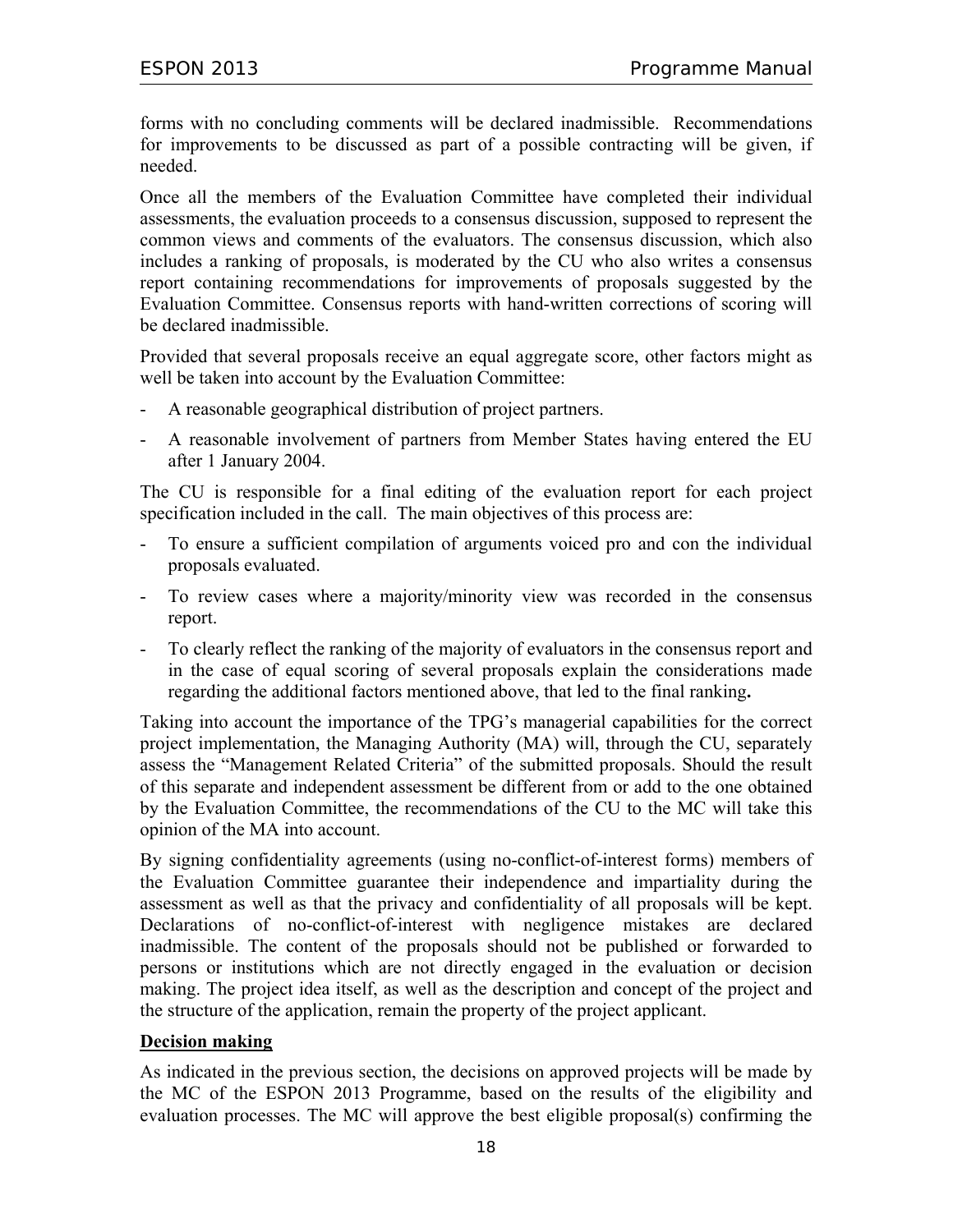forms with no concluding comments will be declared inadmissible. Recommendations for improvements to be discussed as part of a possible contracting will be given, if needed.

Once all the members of the Evaluation Committee have completed their individual assessments, the evaluation proceeds to a consensus discussion, supposed to represent the common views and comments of the evaluators. The consensus discussion, which also includes a ranking of proposals, is moderated by the CU who also writes a consensus report containing recommendations for improvements of proposals suggested by the Evaluation Committee. Consensus reports with hand-written corrections of scoring will be declared inadmissible.

Provided that several proposals receive an equal aggregate score, other factors might as well be taken into account by the Evaluation Committee:

- A reasonable geographical distribution of project partners.
- A reasonable involvement of partners from Member States having entered the EU after 1 January 2004.

The CU is responsible for a final editing of the evaluation report for each project specification included in the call. The main objectives of this process are:

- To ensure a sufficient compilation of arguments voiced pro and con the individual proposals evaluated.
- To review cases where a majority/minority view was recorded in the consensus report.
- To clearly reflect the ranking of the majority of evaluators in the consensus report and in the case of equal scoring of several proposals explain the considerations made regarding the additional factors mentioned above, that led to the final ranking**.**

Taking into account the importance of the TPG's managerial capabilities for the correct project implementation, the Managing Authority (MA) will, through the CU, separately assess the "Management Related Criteria" of the submitted proposals. Should the result of this separate and independent assessment be different from or add to the one obtained by the Evaluation Committee, the recommendations of the CU to the MC will take this opinion of the MA into account.

By signing confidentiality agreements (using no-conflict-of-interest forms) members of the Evaluation Committee guarantee their independence and impartiality during the assessment as well as that the privacy and confidentiality of all proposals will be kept. Declarations of no-conflict-of-interest with negligence mistakes are declared inadmissible. The content of the proposals should not be published or forwarded to persons or institutions which are not directly engaged in the evaluation or decision making. The project idea itself, as well as the description and concept of the project and the structure of the application, remain the property of the project applicant.

**Decision making**

As indicated in the previous section, the decisions on approved projects will be made by the MC of the ESPON 2013 Programme, based on the results of the eligibility and evaluation processes. The MC will approve the best eligible proposal(s) confirming the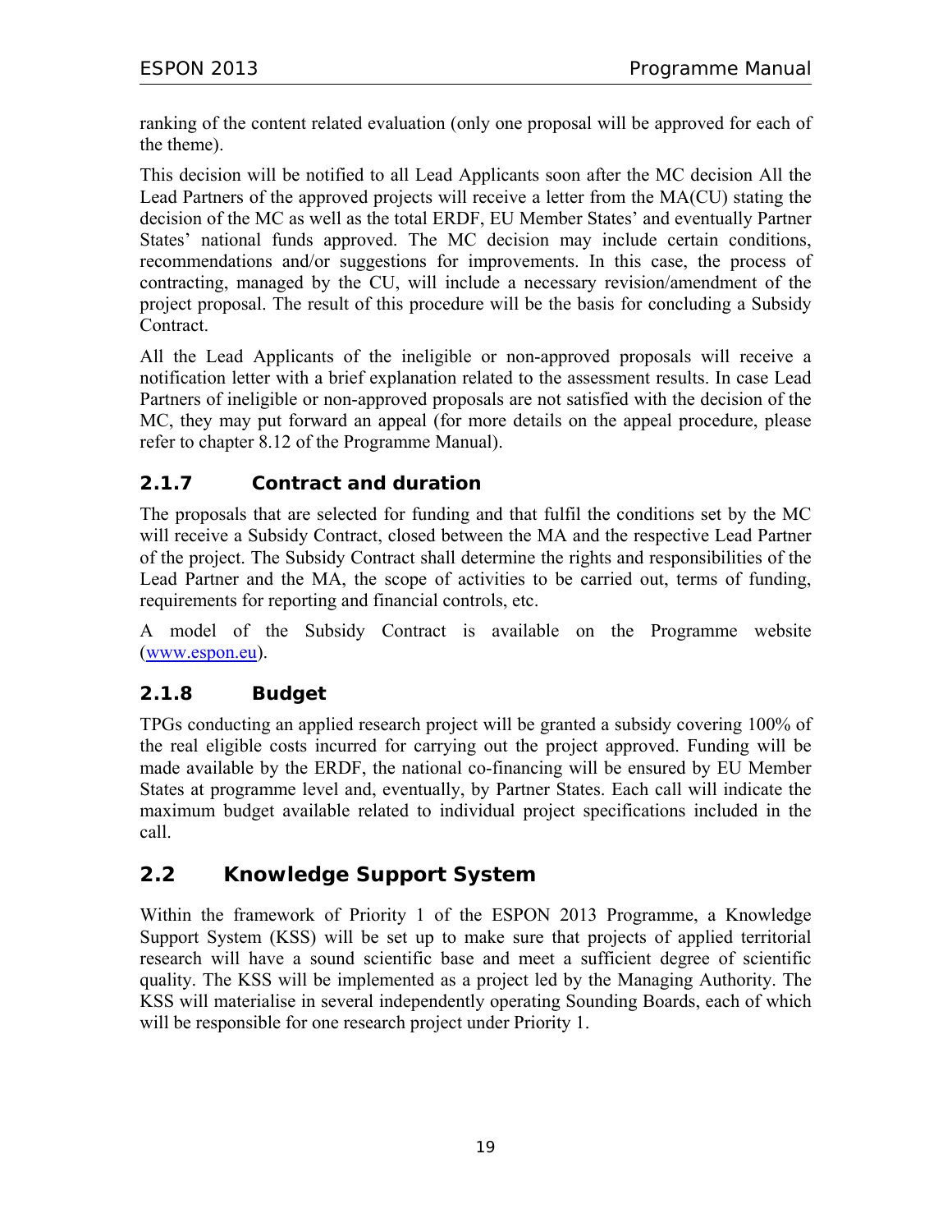ranking of the content related evaluation (only one proposal will be approved for each of the theme).

This decision will be notified to all Lead Applicants soon after the MC decision All the Lead Partners of the approved projects will receive a letter from the MA(CU) stating the decision of the MC as well as the total ERDF, EU Member States' and eventually Partner States' national funds approved. The MC decision may include certain conditions, recommendations and/or suggestions for improvements. In this case, the process of contracting, managed by the CU, will include a necessary revision/amendment of the project proposal. The result of this procedure will be the basis for concluding a Subsidy Contract.

All the Lead Applicants of the ineligible or non-approved proposals will receive a notification letter with a brief explanation related to the assessment results. In case Lead Partners of ineligible or non-approved proposals are not satisfied with the decision of the MC, they may put forward an appeal (for more details on the appeal procedure, please refer to chapter 8.12 of the Programme Manual).

### 2.1.7 Contract and duration

The proposals that are selected for funding and that fulfil the conditions set by the MC will receive a Subsidy Contract, closed between the MA and the respective Lead Partner of the project. The Subsidy Contract shall determine the rights and responsibilities of the Lead Partner and the MA, the scope of activities to be carried out, terms of funding, requirements for reporting and financial controls, etc.

A model of the Subsidy Contract is available on the Programme website (www.espon.eu).

### 2.1.8 Budget

TPGs conducting an applied research project will be granted a subsidy covering 100% of the real eligible costs incurred for carrying out the project approved. Funding will be made available by the ERDF, the national co-financing will be ensured by EU Member States at programme level and, eventually, by Partner States. Each call will indicate the maximum budget available related to individual project specifications included in the call.

## 2.2 Knowledge Support System

Within the framework of Priority 1 of the ESPON 2013 Programme, a Knowledge Support System (KSS) will be set up to make sure that projects of applied territorial research will have a sound scientific base and meet a sufficient degree of scientific quality. The KSS will be implemented as a project led by the Managing Authority. The KSS will materialise in several independently operating Sounding Boards, each of which will be responsible for one research project under Priority 1.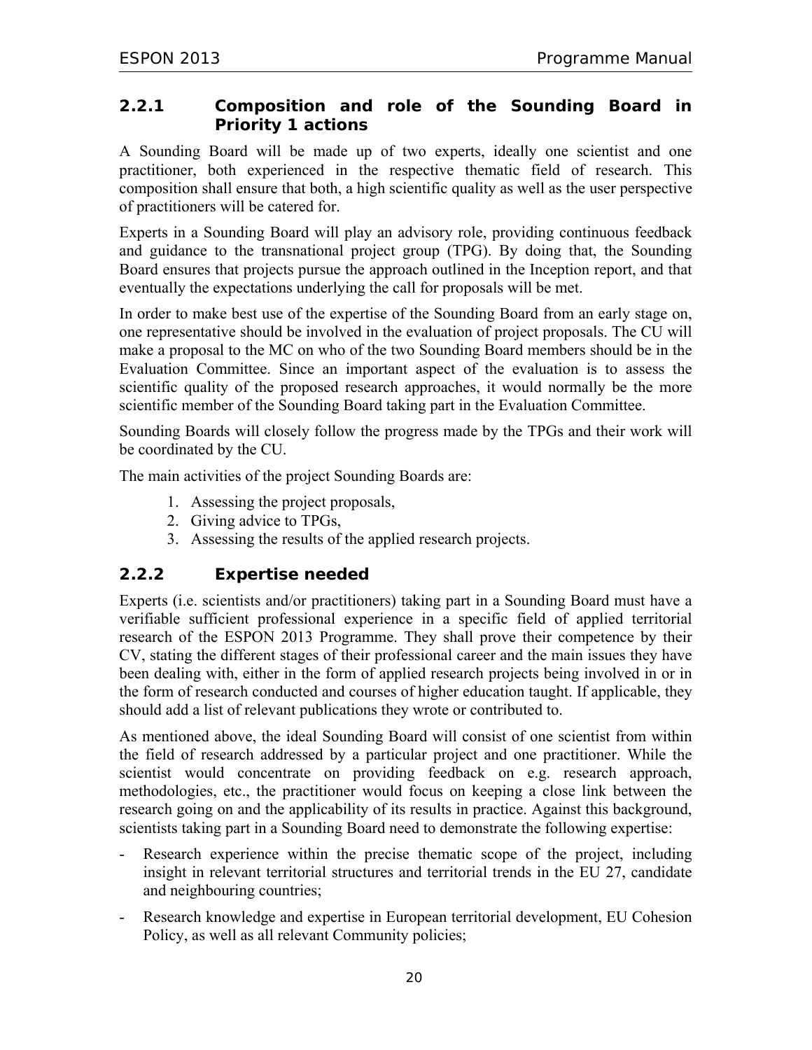### 2.2.1 Composition and role of the Sounding Board in Priority 1 actions

A Sounding Board will be made up of two experts, ideally one scientist and one practitioner, both experienced in the respective thematic field of research. This composition shall ensure that both, a high scientific quality as well as the user perspective of practitioners will be catered for.

Experts in a Sounding Board will play an advisory role, providing continuous feedback and guidance to the transnational project group (TPG). By doing that, the Sounding Board ensures that projects pursue the approach outlined in the Inception report, and that eventually the expectations underlying the call for proposals will be met.

In order to make best use of the expertise of the Sounding Board from an early stage on, one representative should be involved in the evaluation of project proposals. The CU will make a proposal to the MC on who of the two Sounding Board members should be in the Evaluation Committee. Since an important aspect of the evaluation is to assess the scientific quality of the proposed research approaches, it would normally be the more scientific member of the Sounding Board taking part in the Evaluation Committee.

Sounding Boards will closely follow the progress made by the TPGs and their work will be coordinated by the CU.

The main activities of the project Sounding Boards are:

1. Assessing the project proposals,
2. Giving advice to TPGs,
3. Assessing the results of the applied research projects.

### 2.2.2 Expertise needed

Experts (i.e. scientists and/or practitioners) taking part in a Sounding Board must have a verifiable sufficient professional experience in a specific field of applied territorial research of the ESPON 2013 Programme. They shall prove their competence by their CV, stating the different stages of their professional career and the main issues they have been dealing with, either in the form of applied research projects being involved in or in the form of research conducted and courses of higher education taught. If applicable, they should add a list of relevant publications they wrote or contributed to.

As mentioned above, the ideal Sounding Board will consist of one scientist from within the field of research addressed by a particular project and one practitioner. While the scientist would concentrate on providing feedback on e.g. research approach, methodologies, etc., the practitioner would focus on keeping a close link between the research going on and the applicability of its results in practice. Against this background, scientists taking part in a Sounding Board need to demonstrate the following expertise:

- Research experience within the precise thematic scope of the project, including insight in relevant territorial structures and territorial trends in the EU 27, candidate and neighbouring countries;
- Research knowledge and expertise in European territorial development, EU Cohesion Policy, as well as all relevant Community policies;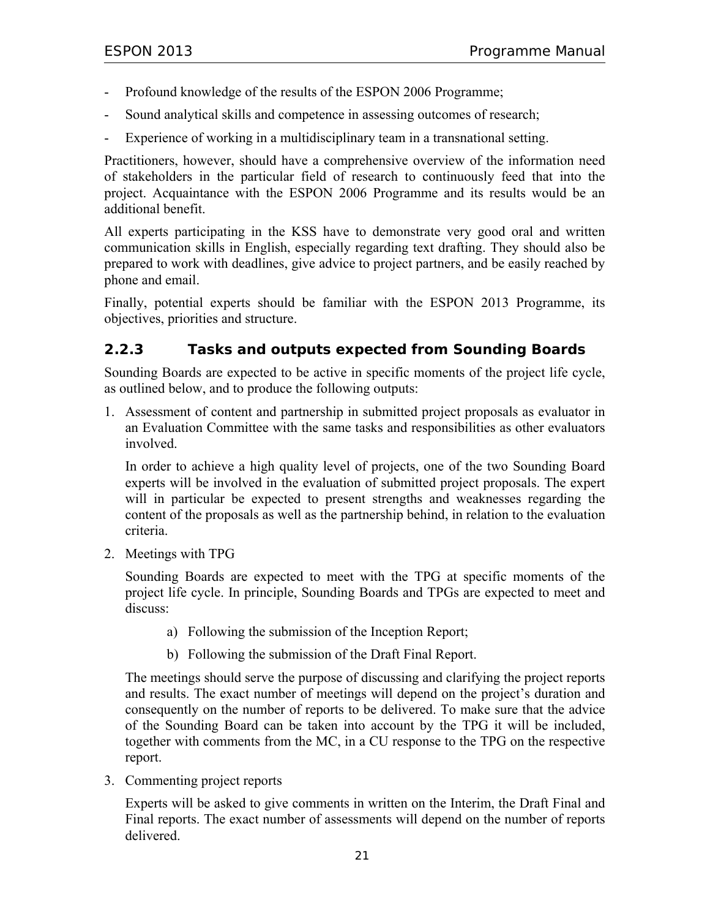- Profound knowledge of the results of the ESPON 2006 Programme;
- Sound analytical skills and competence in assessing outcomes of research;
- Experience of working in a multidisciplinary team in a transnational setting.

Practitioners, however, should have a comprehensive overview of the information need of stakeholders in the particular field of research to continuously feed that into the project. Acquaintance with the ESPON 2006 Programme and its results would be an additional benefit.

All experts participating in the KSS have to demonstrate very good oral and written communication skills in English, especially regarding text drafting. They should also be prepared to work with deadlines, give advice to project partners, and be easily reached by phone and email.

Finally, potential experts should be familiar with the ESPON 2013 Programme, its objectives, priorities and structure.

### 2.2.3 Tasks and outputs expected from Sounding Boards

Sounding Boards are expected to be active in specific moments of the project life cycle, as outlined below, and to produce the following outputs:

1. Assessment of content and partnership in submitted project proposals as evaluator in an Evaluation Committee with the same tasks and responsibilities as other evaluators involved.

   In order to achieve a high quality level of projects, one of the two Sounding Board experts will be involved in the evaluation of submitted project proposals. The expert will in particular be expected to present strengths and weaknesses regarding the content of the proposals as well as the partnership behind, in relation to the evaluation criteria.

2. Meetings with TPG

   Sounding Boards are expected to meet with the TPG at specific moments of the project life cycle. In principle, Sounding Boards and TPGs are expected to meet and discuss:

   a) Following the submission of the Inception Report;

   b) Following the submission of the Draft Final Report.

   The meetings should serve the purpose of discussing and clarifying the project reports and results. The exact number of meetings will depend on the project's duration and consequently on the number of reports to be delivered. To make sure that the advice of the Sounding Board can be taken into account by the TPG it will be included, together with comments from the MC, in a CU response to the TPG on the respective report.

3. Commenting project reports

   Experts will be asked to give comments in written on the Interim, the Draft Final and Final reports. The exact number of assessments will depend on the number of reports delivered.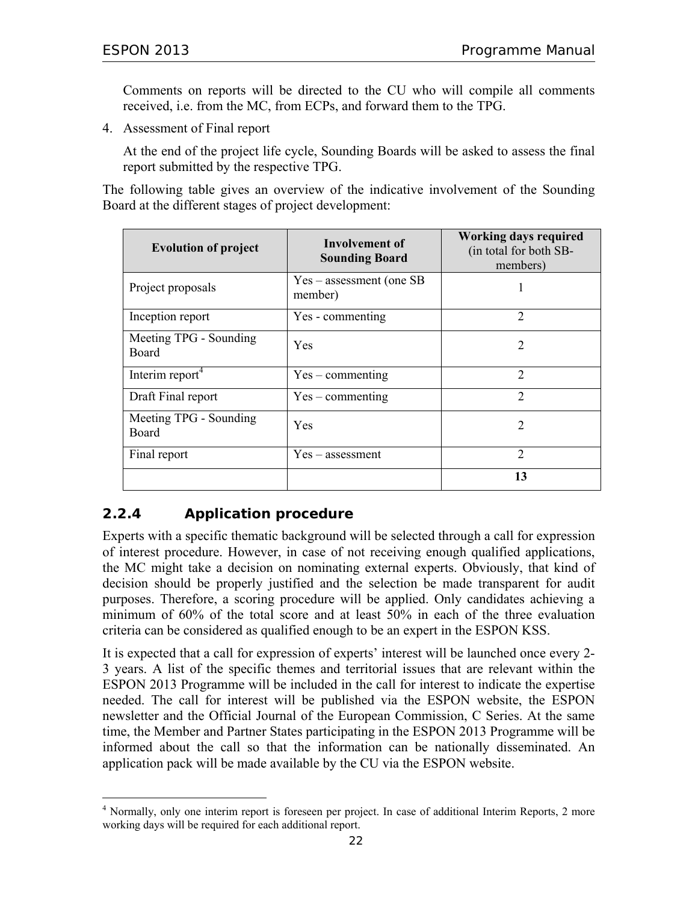Comments on reports will be directed to the CU who will compile all comments received, i.e. from the MC, from ECPs, and forward them to the TPG.

4. Assessment of Final report

   At the end of the project life cycle, Sounding Boards will be asked to assess the final report submitted by the respective TPG.

The following table gives an overview of the indicative involvement of the Sounding Board at the different stages of project development:

| Evolution of project | Involvement of Sounding Board | Working days required (in total for both SB-members) |
|---|---|---|
| Project proposals | Yes – assessment (one SB member) | 1 |
| Inception report | Yes - commenting | 2 |
| Meeting TPG - Sounding Board | Yes | 2 |
| Interim report[4] | Yes – commenting | 2 |
| Draft Final report | Yes – commenting | 2 |
| Meeting TPG - Sounding Board | Yes | 2 |
| Final report | Yes – assessment | 2 |
| | | **13** |

### 2.2.4 Application procedure

Experts with a specific thematic background will be selected through a call for expression of interest procedure. However, in case of not receiving enough qualified applications, the MC might take a decision on nominating external experts. Obviously, that kind of decision should be properly justified and the selection be made transparent for audit purposes. Therefore, a scoring procedure will be applied. Only candidates achieving a minimum of 60% of the total score and at least 50% in each of the three evaluation criteria can be considered as qualified enough to be an expert in the ESPON KSS.

It is expected that a call for expression of experts' interest will be launched once every 2-3 years. A list of the specific themes and territorial issues that are relevant within the ESPON 2013 Programme will be included in the call for interest to indicate the expertise needed. The call for interest will be published via the ESPON website, the ESPON newsletter and the Official Journal of the European Commission, C Series. At the same time, the Member and Partner States participating in the ESPON 2013 Programme will be informed about the call so that the information can be nationally disseminated. An application pack will be made available by the CU via the ESPON website.

[4] Normally, only one interim report is foreseen per project. In case of additional Interim Reports, 2 more working days will be required for each additional report.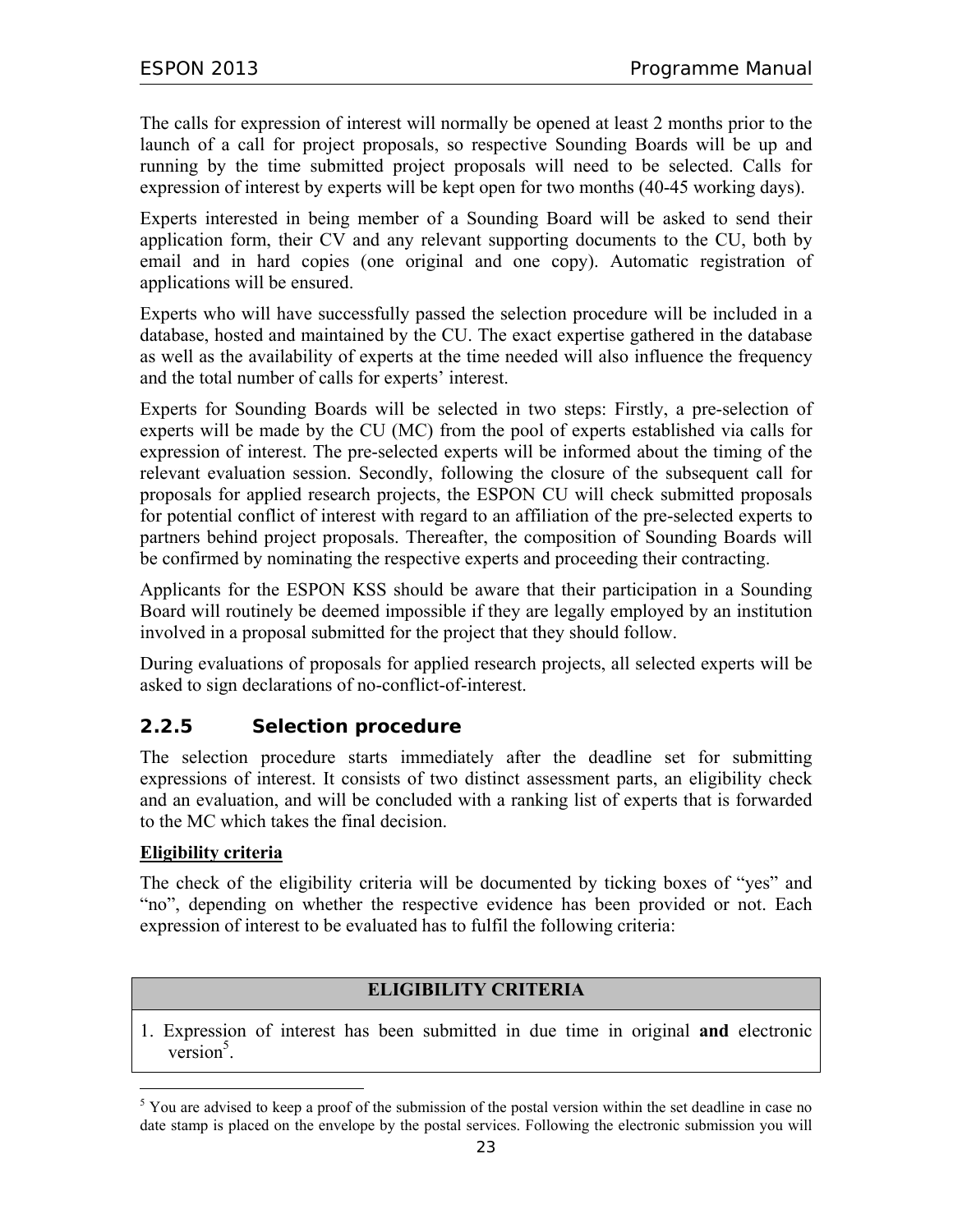The calls for expression of interest will normally be opened at least 2 months prior to the launch of a call for project proposals, so respective Sounding Boards will be up and running by the time submitted project proposals will need to be selected. Calls for expression of interest by experts will be kept open for two months (40-45 working days).

Experts interested in being member of a Sounding Board will be asked to send their application form, their CV and any relevant supporting documents to the CU, both by email and in hard copies (one original and one copy). Automatic registration of applications will be ensured.

Experts who will have successfully passed the selection procedure will be included in a database, hosted and maintained by the CU. The exact expertise gathered in the database as well as the availability of experts at the time needed will also influence the frequency and the total number of calls for experts' interest.

Experts for Sounding Boards will be selected in two steps: Firstly, a pre-selection of experts will be made by the CU (MC) from the pool of experts established via calls for expression of interest. The pre-selected experts will be informed about the timing of the relevant evaluation session. Secondly, following the closure of the subsequent call for proposals for applied research projects, the ESPON CU will check submitted proposals for potential conflict of interest with regard to an affiliation of the pre-selected experts to partners behind project proposals. Thereafter, the composition of Sounding Boards will be confirmed by nominating the respective experts and proceeding their contracting.

Applicants for the ESPON KSS should be aware that their participation in a Sounding Board will routinely be deemed impossible if they are legally employed by an institution involved in a proposal submitted for the project that they should follow.

During evaluations of proposals for applied research projects, all selected experts will be asked to sign declarations of no-conflict-of-interest.

### 2.2.5 Selection procedure

The selection procedure starts immediately after the deadline set for submitting expressions of interest. It consists of two distinct assessment parts, an eligibility check and an evaluation, and will be concluded with a ranking list of experts that is forwarded to the MC which takes the final decision.

**Eligibility criteria**

The check of the eligibility criteria will be documented by ticking boxes of "yes" and "no", depending on whether the respective evidence has been provided or not. Each expression of interest to be evaluated has to fulfil the following criteria:

| ELIGIBILITY CRITERIA |
| --- |
| 1. Expression of interest has been submitted in due time in original **and** electronic version[5]. |

[5] You are advised to keep a proof of the submission of the postal version within the set deadline in case no date stamp is placed on the envelope by the postal services. Following the electronic submission you will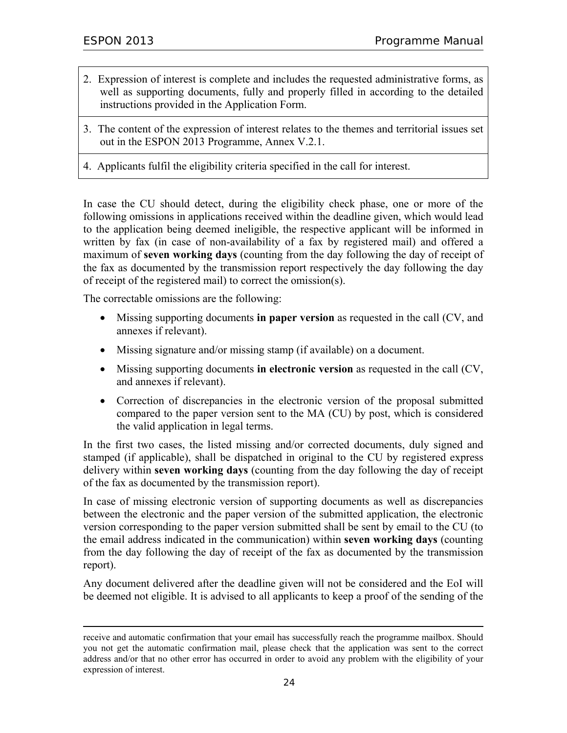| |
|---|
| 2. Expression of interest is complete and includes the requested administrative forms, as well as supporting documents, fully and properly filled in according to the detailed instructions provided in the Application Form. |
| 3. The content of the expression of interest relates to the themes and territorial issues set out in the ESPON 2013 Programme, Annex V.2.1. |
| 4. Applicants fulfil the eligibility criteria specified in the call for interest. |

In case the CU should detect, during the eligibility check phase, one or more of the following omissions in applications received within the deadline given, which would lead to the application being deemed ineligible, the respective applicant will be informed in written by fax (in case of non-availability of a fax by registered mail) and offered a maximum of **seven working days** (counting from the day following the day of receipt of the fax as documented by the transmission report respectively the day following the day of receipt of the registered mail) to correct the omission(s).

The correctable omissions are the following:

- Missing supporting documents **in paper version** as requested in the call (CV, and annexes if relevant).
- Missing signature and/or missing stamp (if available) on a document.
- Missing supporting documents **in electronic version** as requested in the call (CV, and annexes if relevant).
- Correction of discrepancies in the electronic version of the proposal submitted compared to the paper version sent to the MA (CU) by post, which is considered the valid application in legal terms.

In the first two cases, the listed missing and/or corrected documents, duly signed and stamped (if applicable), shall be dispatched in original to the CU by registered express delivery within **seven working days** (counting from the day following the day of receipt of the fax as documented by the transmission report).

In case of missing electronic version of supporting documents as well as discrepancies between the electronic and the paper version of the submitted application, the electronic version corresponding to the paper version submitted shall be sent by email to the CU (to the email address indicated in the communication) within **seven working days** (counting from the day following the day of receipt of the fax as documented by the transmission report).

Any document delivered after the deadline given will not be considered and the EoI will be deemed not eligible. It is advised to all applicants to keep a proof of the sending of the

---

receive and automatic confirmation that your email has successfully reach the programme mailbox. Should you not get the automatic confirmation mail, please check that the application was sent to the correct address and/or that no other error has occurred in order to avoid any problem with the eligibility of your expression of interest.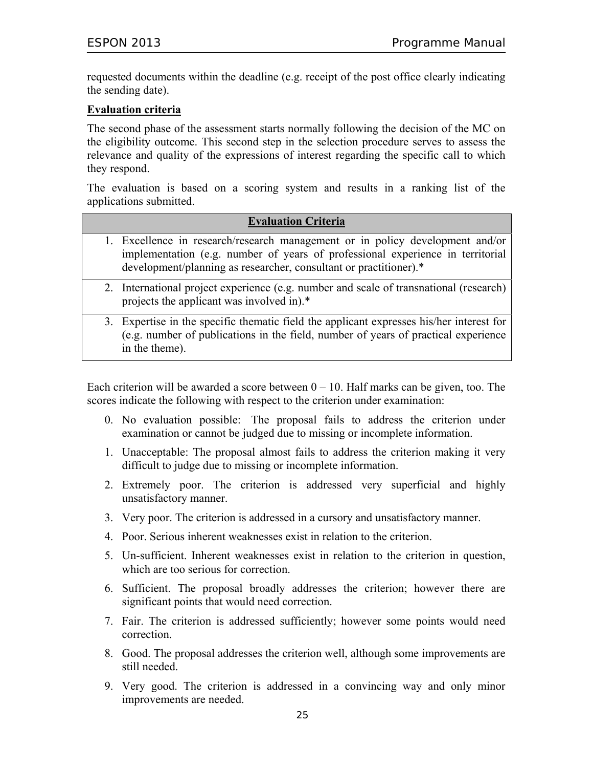requested documents within the deadline (e.g. receipt of the post office clearly indicating the sending date).

**Evaluation criteria**

The second phase of the assessment starts normally following the decision of the MC on the eligibility outcome. This second step in the selection procedure serves to assess the relevance and quality of the expressions of interest regarding the specific call to which they respond.

The evaluation is based on a scoring system and results in a ranking list of the applications submitted.

| **Evaluation Criteria** |
|---|
| 1. Excellence in research/research management or in policy development and/or implementation (e.g. number of years of professional experience in territorial development/planning as researcher, consultant or practitioner).* |
| 2. International project experience (e.g. number and scale of transnational (research) projects the applicant was involved in).* |
| 3. Expertise in the specific thematic field the applicant expresses his/her interest for (e.g. number of publications in the field, number of years of practical experience in the theme). |

Each criterion will be awarded a score between 0 – 10. Half marks can be given, too. The scores indicate the following with respect to the criterion under examination:

0. No evaluation possible: The proposal fails to address the criterion under examination or cannot be judged due to missing or incomplete information.
1. Unacceptable: The proposal almost fails to address the criterion making it very difficult to judge due to missing or incomplete information.
2. Extremely poor. The criterion is addressed very superficial and highly unsatisfactory manner.
3. Very poor. The criterion is addressed in a cursory and unsatisfactory manner.
4. Poor. Serious inherent weaknesses exist in relation to the criterion.
5. Un-sufficient. Inherent weaknesses exist in relation to the criterion in question, which are too serious for correction.
6. Sufficient. The proposal broadly addresses the criterion; however there are significant points that would need correction.
7. Fair. The criterion is addressed sufficiently; however some points would need correction.
8. Good. The proposal addresses the criterion well, although some improvements are still needed.
9. Very good. The criterion is addressed in a convincing way and only minor improvements are needed.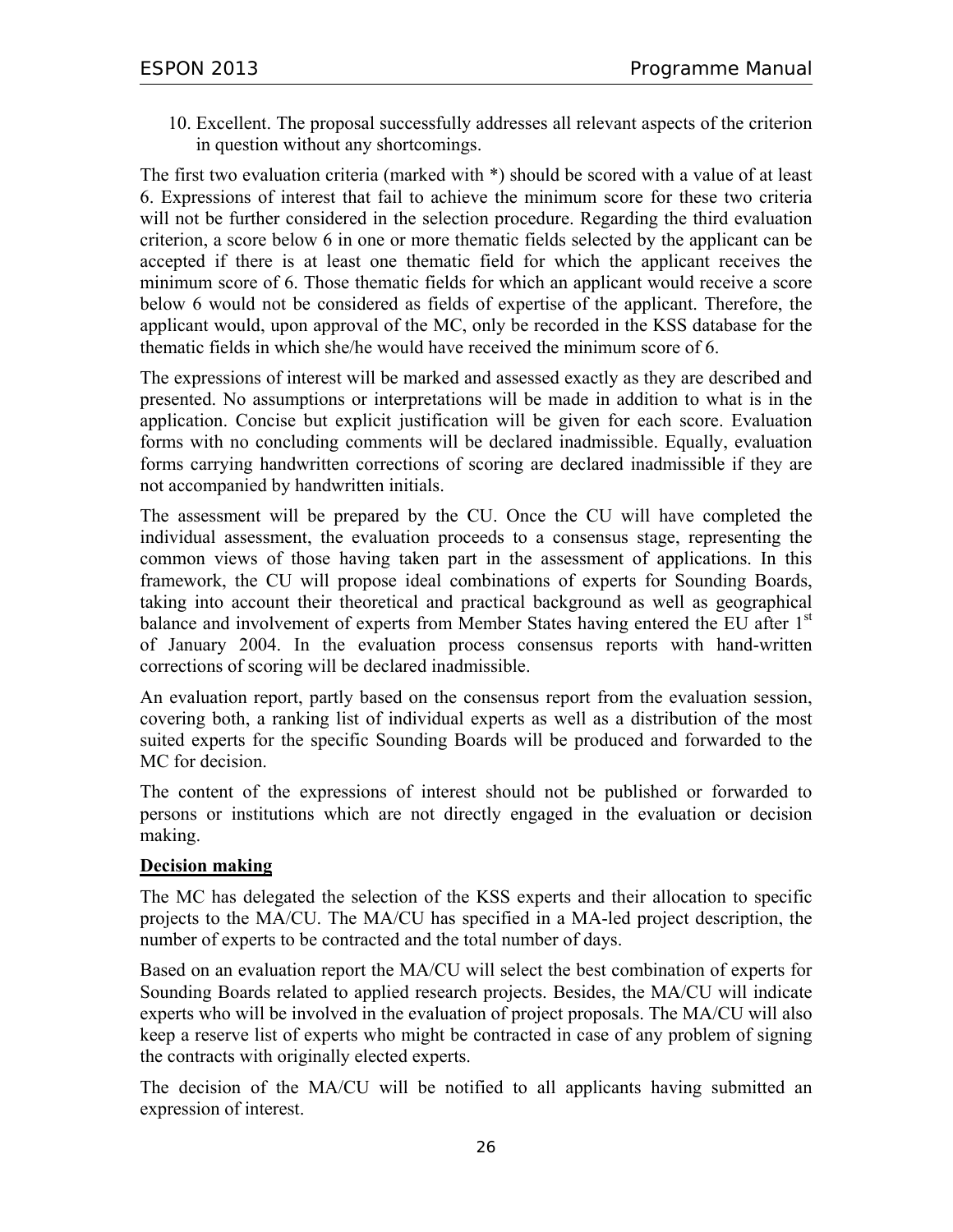10. Excellent. The proposal successfully addresses all relevant aspects of the criterion in question without any shortcomings.

The first two evaluation criteria (marked with *) should be scored with a value of at least 6. Expressions of interest that fail to achieve the minimum score for these two criteria will not be further considered in the selection procedure. Regarding the third evaluation criterion, a score below 6 in one or more thematic fields selected by the applicant can be accepted if there is at least one thematic field for which the applicant receives the minimum score of 6. Those thematic fields for which an applicant would receive a score below 6 would not be considered as fields of expertise of the applicant. Therefore, the applicant would, upon approval of the MC, only be recorded in the KSS database for the thematic fields in which she/he would have received the minimum score of 6.

The expressions of interest will be marked and assessed exactly as they are described and presented. No assumptions or interpretations will be made in addition to what is in the application. Concise but explicit justification will be given for each score. Evaluation forms with no concluding comments will be declared inadmissible. Equally, evaluation forms carrying handwritten corrections of scoring are declared inadmissible if they are not accompanied by handwritten initials.

The assessment will be prepared by the CU. Once the CU will have completed the individual assessment, the evaluation proceeds to a consensus stage, representing the common views of those having taken part in the assessment of applications. In this framework, the CU will propose ideal combinations of experts for Sounding Boards, taking into account their theoretical and practical background as well as geographical balance and involvement of experts from Member States having entered the EU after 1st of January 2004. In the evaluation process consensus reports with hand-written corrections of scoring will be declared inadmissible.

An evaluation report, partly based on the consensus report from the evaluation session, covering both, a ranking list of individual experts as well as a distribution of the most suited experts for the specific Sounding Boards will be produced and forwarded to the MC for decision.

The content of the expressions of interest should not be published or forwarded to persons or institutions which are not directly engaged in the evaluation or decision making.

**Decision making**

The MC has delegated the selection of the KSS experts and their allocation to specific projects to the MA/CU. The MA/CU has specified in a MA-led project description, the number of experts to be contracted and the total number of days.

Based on an evaluation report the MA/CU will select the best combination of experts for Sounding Boards related to applied research projects. Besides, the MA/CU will indicate experts who will be involved in the evaluation of project proposals. The MA/CU will also keep a reserve list of experts who might be contracted in case of any problem of signing the contracts with originally elected experts.

The decision of the MA/CU will be notified to all applicants having submitted an expression of interest.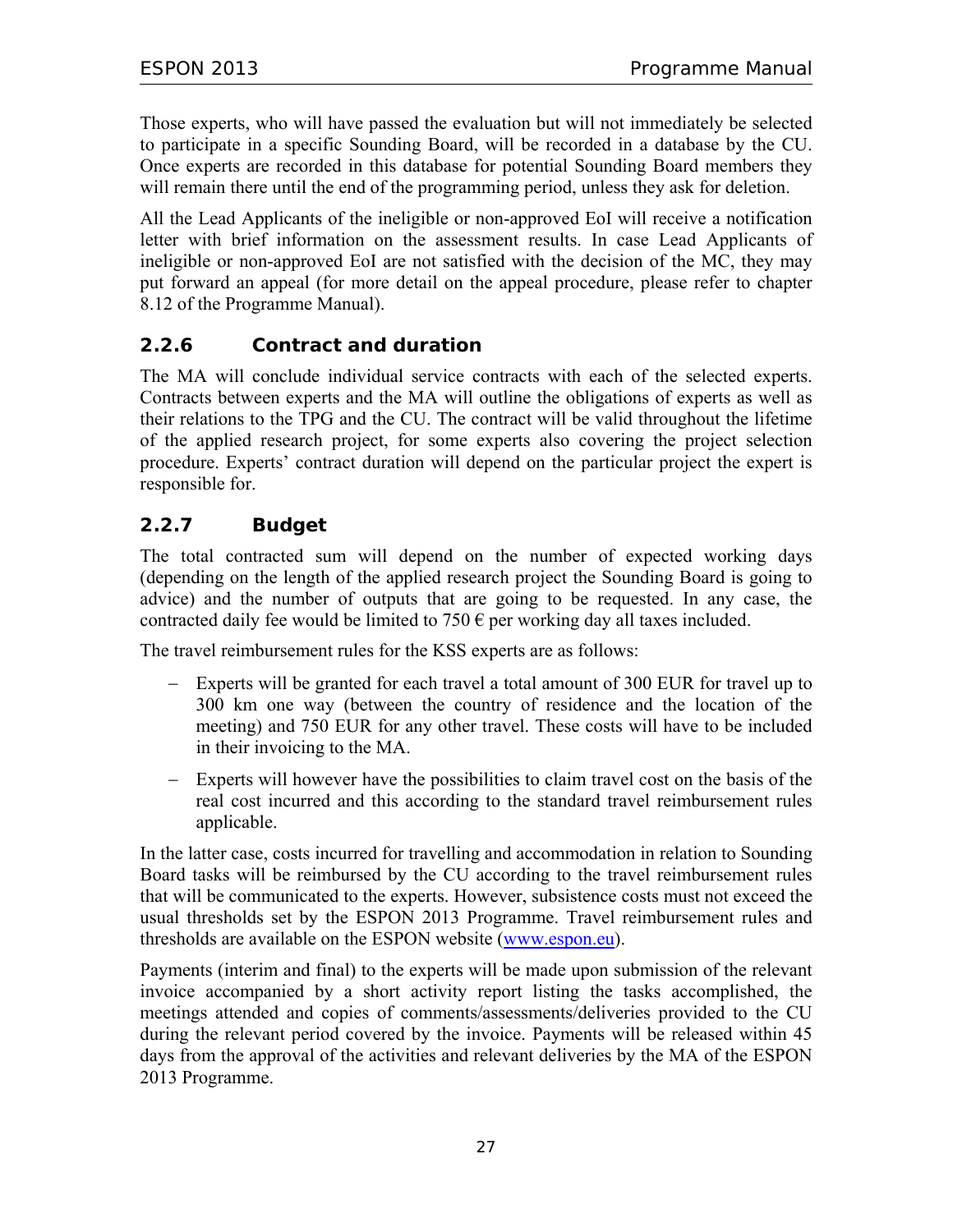Those experts, who will have passed the evaluation but will not immediately be selected to participate in a specific Sounding Board, will be recorded in a database by the CU. Once experts are recorded in this database for potential Sounding Board members they will remain there until the end of the programming period, unless they ask for deletion.

All the Lead Applicants of the ineligible or non-approved EoI will receive a notification letter with brief information on the assessment results. In case Lead Applicants of ineligible or non-approved EoI are not satisfied with the decision of the MC, they may put forward an appeal (for more detail on the appeal procedure, please refer to chapter 8.12 of the Programme Manual).

### 2.2.6 Contract and duration

The MA will conclude individual service contracts with each of the selected experts. Contracts between experts and the MA will outline the obligations of experts as well as their relations to the TPG and the CU. The contract will be valid throughout the lifetime of the applied research project, for some experts also covering the project selection procedure. Experts' contract duration will depend on the particular project the expert is responsible for.

### 2.2.7 Budget

The total contracted sum will depend on the number of expected working days (depending on the length of the applied research project the Sounding Board is going to advice) and the number of outputs that are going to be requested. In any case, the contracted daily fee would be limited to 750 € per working day all taxes included.

The travel reimbursement rules for the KSS experts are as follows:

- Experts will be granted for each travel a total amount of 300 EUR for travel up to 300 km one way (between the country of residence and the location of the meeting) and 750 EUR for any other travel. These costs will have to be included in their invoicing to the MA.
- Experts will however have the possibilities to claim travel cost on the basis of the real cost incurred and this according to the standard travel reimbursement rules applicable.

In the latter case, costs incurred for travelling and accommodation in relation to Sounding Board tasks will be reimbursed by the CU according to the travel reimbursement rules that will be communicated to the experts. However, subsistence costs must not exceed the usual thresholds set by the ESPON 2013 Programme. Travel reimbursement rules and thresholds are available on the ESPON website (www.espon.eu).

Payments (interim and final) to the experts will be made upon submission of the relevant invoice accompanied by a short activity report listing the tasks accomplished, the meetings attended and copies of comments/assessments/deliveries provided to the CU during the relevant period covered by the invoice. Payments will be released within 45 days from the approval of the activities and relevant deliveries by the MA of the ESPON 2013 Programme.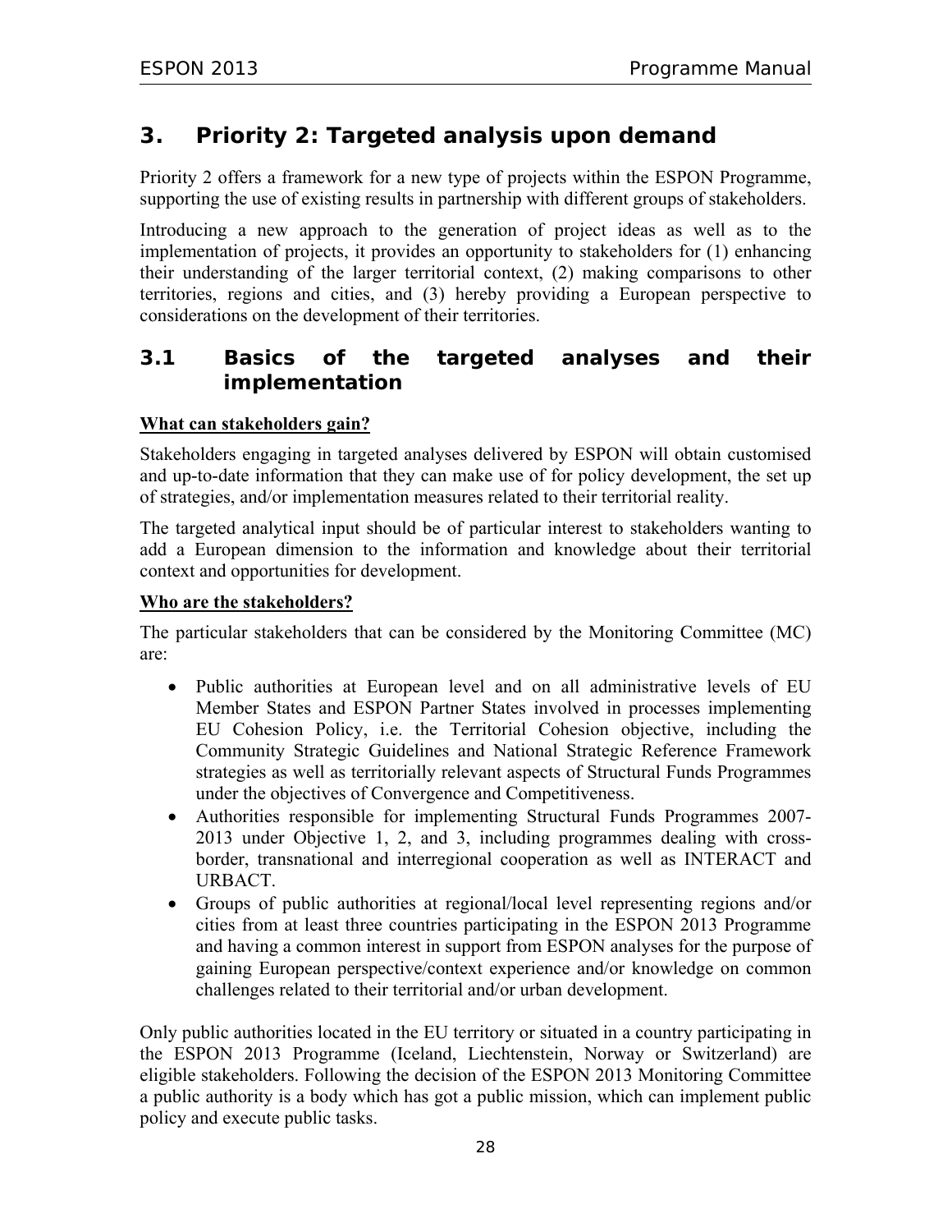# 3. Priority 2: Targeted analysis upon demand

Priority 2 offers a framework for a new type of projects within the ESPON Programme, supporting the use of existing results in partnership with different groups of stakeholders.

Introducing a new approach to the generation of project ideas as well as to the implementation of projects, it provides an opportunity to stakeholders for (1) enhancing their understanding of the larger territorial context, (2) making comparisons to other territories, regions and cities, and (3) hereby providing a European perspective to considerations on the development of their territories.

## 3.1 Basics of the targeted analyses and their implementation

**What can stakeholders gain?**

Stakeholders engaging in targeted analyses delivered by ESPON will obtain customised and up-to-date information that they can make use of for policy development, the set up of strategies, and/or implementation measures related to their territorial reality.

The targeted analytical input should be of particular interest to stakeholders wanting to add a European dimension to the information and knowledge about their territorial context and opportunities for development.

**Who are the stakeholders?**

The particular stakeholders that can be considered by the Monitoring Committee (MC) are:

- Public authorities at European level and on all administrative levels of EU Member States and ESPON Partner States involved in processes implementing EU Cohesion Policy, i.e. the Territorial Cohesion objective, including the Community Strategic Guidelines and National Strategic Reference Framework strategies as well as territorially relevant aspects of Structural Funds Programmes under the objectives of Convergence and Competitiveness.
- Authorities responsible for implementing Structural Funds Programmes 2007-2013 under Objective 1, 2, and 3, including programmes dealing with cross-border, transnational and interregional cooperation as well as INTERACT and URBACT.
- Groups of public authorities at regional/local level representing regions and/or cities from at least three countries participating in the ESPON 2013 Programme and having a common interest in support from ESPON analyses for the purpose of gaining European perspective/context experience and/or knowledge on common challenges related to their territorial and/or urban development.

Only public authorities located in the EU territory or situated in a country participating in the ESPON 2013 Programme (Iceland, Liechtenstein, Norway or Switzerland) are eligible stakeholders. Following the decision of the ESPON 2013 Monitoring Committee a public authority is a body which has got a public mission, which can implement public policy and execute public tasks.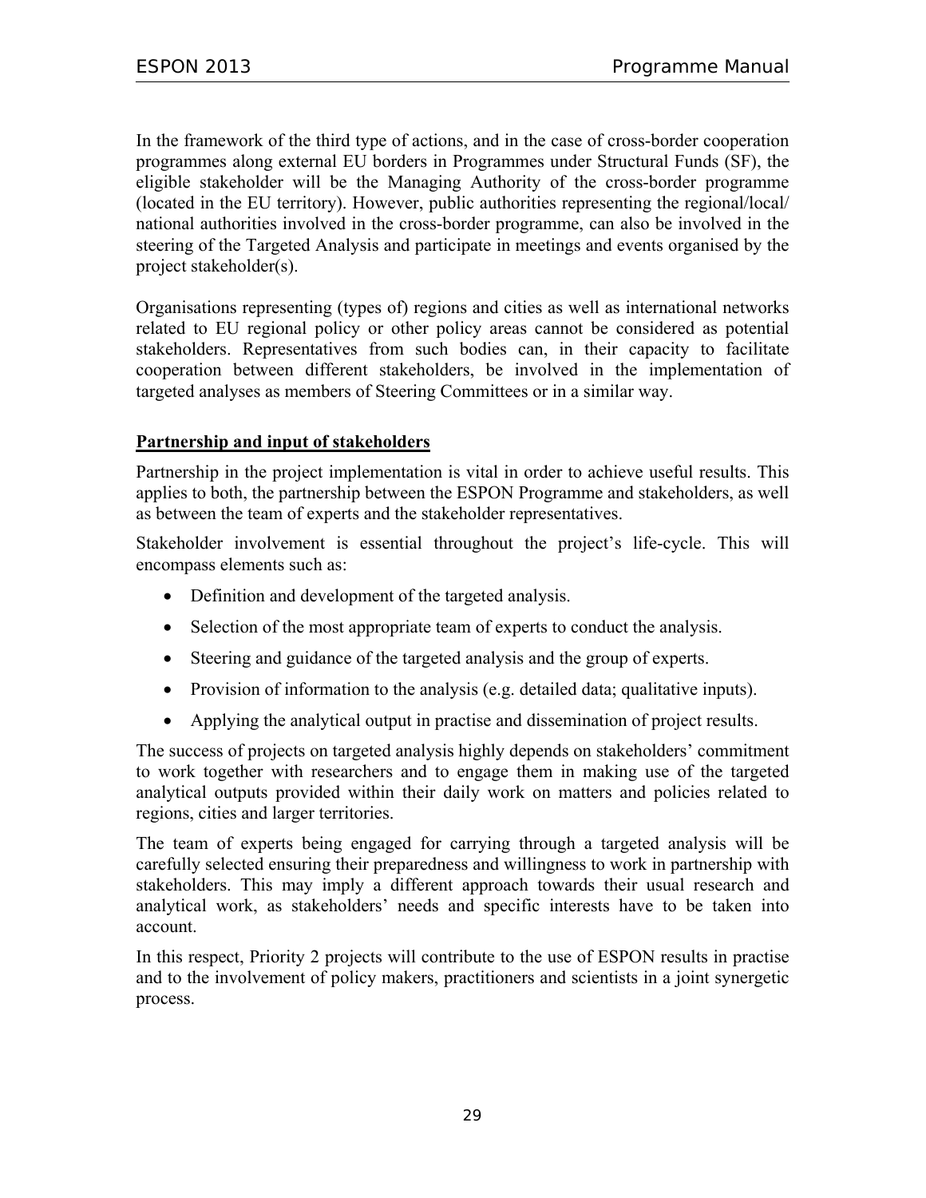In the framework of the third type of actions, and in the case of cross-border cooperation programmes along external EU borders in Programmes under Structural Funds (SF), the eligible stakeholder will be the Managing Authority of the cross-border programme (located in the EU territory). However, public authorities representing the regional/local/ national authorities involved in the cross-border programme, can also be involved in the steering of the Targeted Analysis and participate in meetings and events organised by the project stakeholder(s).

Organisations representing (types of) regions and cities as well as international networks related to EU regional policy or other policy areas cannot be considered as potential stakeholders. Representatives from such bodies can, in their capacity to facilitate cooperation between different stakeholders, be involved in the implementation of targeted analyses as members of Steering Committees or in a similar way.

**Partnership and input of stakeholders**

Partnership in the project implementation is vital in order to achieve useful results. This applies to both, the partnership between the ESPON Programme and stakeholders, as well as between the team of experts and the stakeholder representatives.

Stakeholder involvement is essential throughout the project's life-cycle. This will encompass elements such as:

- Definition and development of the targeted analysis.
- Selection of the most appropriate team of experts to conduct the analysis.
- Steering and guidance of the targeted analysis and the group of experts.
- Provision of information to the analysis (e.g. detailed data; qualitative inputs).
- Applying the analytical output in practise and dissemination of project results.

The success of projects on targeted analysis highly depends on stakeholders' commitment to work together with researchers and to engage them in making use of the targeted analytical outputs provided within their daily work on matters and policies related to regions, cities and larger territories.

The team of experts being engaged for carrying through a targeted analysis will be carefully selected ensuring their preparedness and willingness to work in partnership with stakeholders. This may imply a different approach towards their usual research and analytical work, as stakeholders' needs and specific interests have to be taken into account.

In this respect, Priority 2 projects will contribute to the use of ESPON results in practise and to the involvement of policy makers, practitioners and scientists in a joint synergetic process.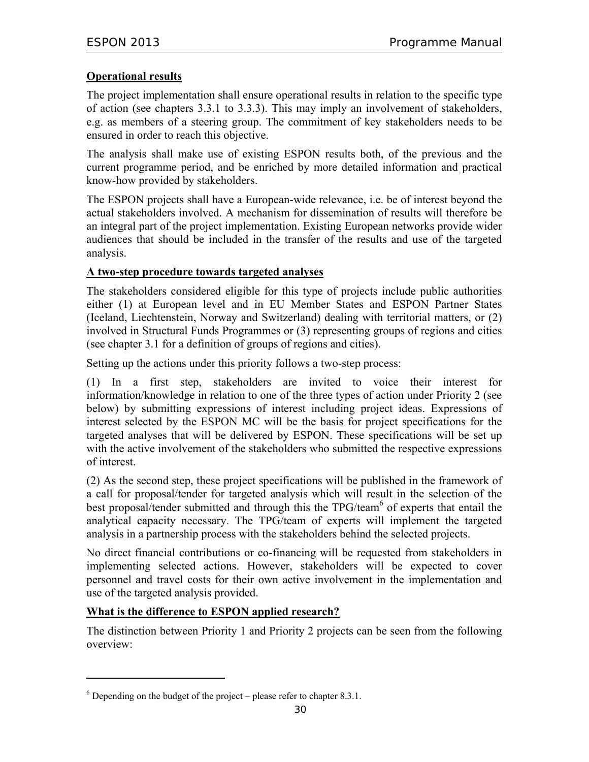**Operational results**

The project implementation shall ensure operational results in relation to the specific type of action (see chapters 3.3.1 to 3.3.3). This may imply an involvement of stakeholders, e.g. as members of a steering group. The commitment of key stakeholders needs to be ensured in order to reach this objective.

The analysis shall make use of existing ESPON results both, of the previous and the current programme period, and be enriched by more detailed information and practical know-how provided by stakeholders.

The ESPON projects shall have a European-wide relevance, i.e. be of interest beyond the actual stakeholders involved. A mechanism for dissemination of results will therefore be an integral part of the project implementation. Existing European networks provide wider audiences that should be included in the transfer of the results and use of the targeted analysis.

**A two-step procedure towards targeted analyses**

The stakeholders considered eligible for this type of projects include public authorities either (1) at European level and in EU Member States and ESPON Partner States (Iceland, Liechtenstein, Norway and Switzerland) dealing with territorial matters, or (2) involved in Structural Funds Programmes or (3) representing groups of regions and cities (see chapter 3.1 for a definition of groups of regions and cities).

Setting up the actions under this priority follows a two-step process:

(1) In a first step, stakeholders are invited to voice their interest for information/knowledge in relation to one of the three types of action under Priority 2 (see below) by submitting expressions of interest including project ideas. Expressions of interest selected by the ESPON MC will be the basis for project specifications for the targeted analyses that will be delivered by ESPON. These specifications will be set up with the active involvement of the stakeholders who submitted the respective expressions of interest.

(2) As the second step, these project specifications will be published in the framework of a call for proposal/tender for targeted analysis which will result in the selection of the best proposal/tender submitted and through this the TPG/team[6] of experts that entail the analytical capacity necessary. The TPG/team of experts will implement the targeted analysis in a partnership process with the stakeholders behind the selected projects.

No direct financial contributions or co-financing will be requested from stakeholders in implementing selected actions. However, stakeholders will be expected to cover personnel and travel costs for their own active involvement in the implementation and use of the targeted analysis provided.

**What is the difference to ESPON applied research?**

The distinction between Priority 1 and Priority 2 projects can be seen from the following overview:

---

[6] Depending on the budget of the project – please refer to chapter 8.3.1.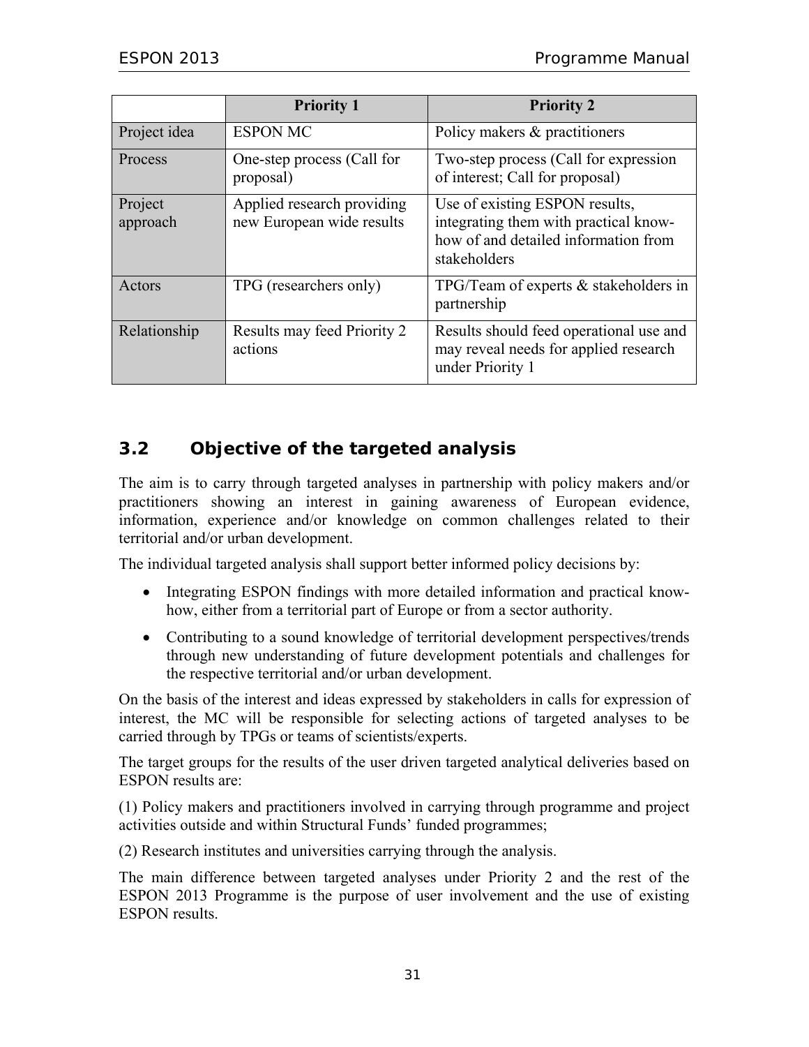| | Priority 1 | Priority 2 |
|---|---|---|
| Project idea | ESPON MC | Policy makers & practitioners |
| Process | One-step process (Call for proposal) | Two-step process (Call for expression of interest; Call for proposal) |
| Project approach | Applied research providing new European wide results | Use of existing ESPON results, integrating them with practical know-how of and detailed information from stakeholders |
| Actors | TPG (researchers only) | TPG/Team of experts & stakeholders in partnership |
| Relationship | Results may feed Priority 2 actions | Results should feed operational use and may reveal needs for applied research under Priority 1 |

## 3.2 Objective of the targeted analysis

The aim is to carry through targeted analyses in partnership with policy makers and/or practitioners showing an interest in gaining awareness of European evidence, information, experience and/or knowledge on common challenges related to their territorial and/or urban development.

The individual targeted analysis shall support better informed policy decisions by:

- Integrating ESPON findings with more detailed information and practical know-how, either from a territorial part of Europe or from a sector authority.
- Contributing to a sound knowledge of territorial development perspectives/trends through new understanding of future development potentials and challenges for the respective territorial and/or urban development.

On the basis of the interest and ideas expressed by stakeholders in calls for expression of interest, the MC will be responsible for selecting actions of targeted analyses to be carried through by TPGs or teams of scientists/experts.

The target groups for the results of the user driven targeted analytical deliveries based on ESPON results are:

(1) Policy makers and practitioners involved in carrying through programme and project activities outside and within Structural Funds' funded programmes;

(2) Research institutes and universities carrying through the analysis.

The main difference between targeted analyses under Priority 2 and the rest of the ESPON 2013 Programme is the purpose of user involvement and the use of existing ESPON results.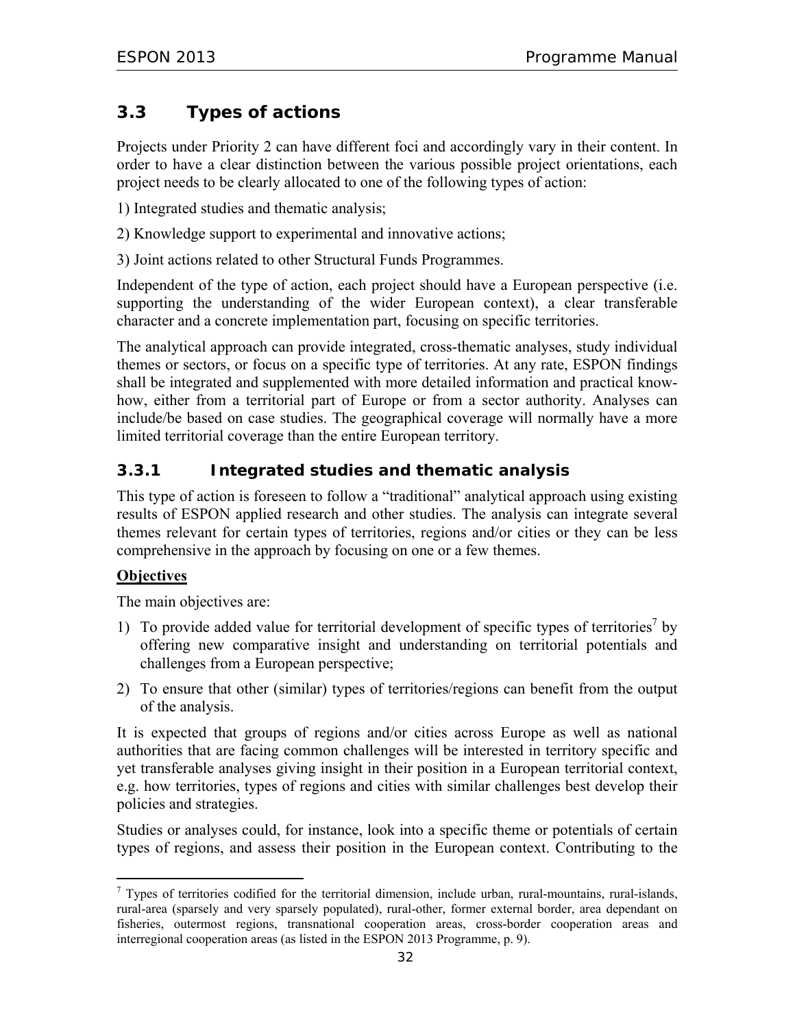## 3.3 Types of actions

Projects under Priority 2 can have different foci and accordingly vary in their content. In order to have a clear distinction between the various possible project orientations, each project needs to be clearly allocated to one of the following types of action:

1) Integrated studies and thematic analysis;

2) Knowledge support to experimental and innovative actions;

3) Joint actions related to other Structural Funds Programmes.

Independent of the type of action, each project should have a European perspective (i.e. supporting the understanding of the wider European context), a clear transferable character and a concrete implementation part, focusing on specific territories.

The analytical approach can provide integrated, cross-thematic analyses, study individual themes or sectors, or focus on a specific type of territories. At any rate, ESPON findings shall be integrated and supplemented with more detailed information and practical know-how, either from a territorial part of Europe or from a sector authority. Analyses can include/be based on case studies. The geographical coverage will normally have a more limited territorial coverage than the entire European territory.

### 3.3.1 Integrated studies and thematic analysis

This type of action is foreseen to follow a "traditional" analytical approach using existing results of ESPON applied research and other studies. The analysis can integrate several themes relevant for certain types of territories, regions and/or cities or they can be less comprehensive in the approach by focusing on one or a few themes.

**Objectives**

The main objectives are:

1) To provide added value for territorial development of specific types of territories[7] by offering new comparative insight and understanding on territorial potentials and challenges from a European perspective;
2) To ensure that other (similar) types of territories/regions can benefit from the output of the analysis.

It is expected that groups of regions and/or cities across Europe as well as national authorities that are facing common challenges will be interested in territory specific and yet transferable analyses giving insight in their position in a European territorial context, e.g. how territories, types of regions and cities with similar challenges best develop their policies and strategies.

Studies or analyses could, for instance, look into a specific theme or potentials of certain types of regions, and assess their position in the European context. Contributing to the

---

[7] Types of territories codified for the territorial dimension, include urban, rural-mountains, rural-islands, rural-area (sparsely and very sparsely populated), rural-other, former external border, area dependant on fisheries, outermost regions, transnational cooperation areas, cross-border cooperation areas and interregional cooperation areas (as listed in the ESPON 2013 Programme, p. 9).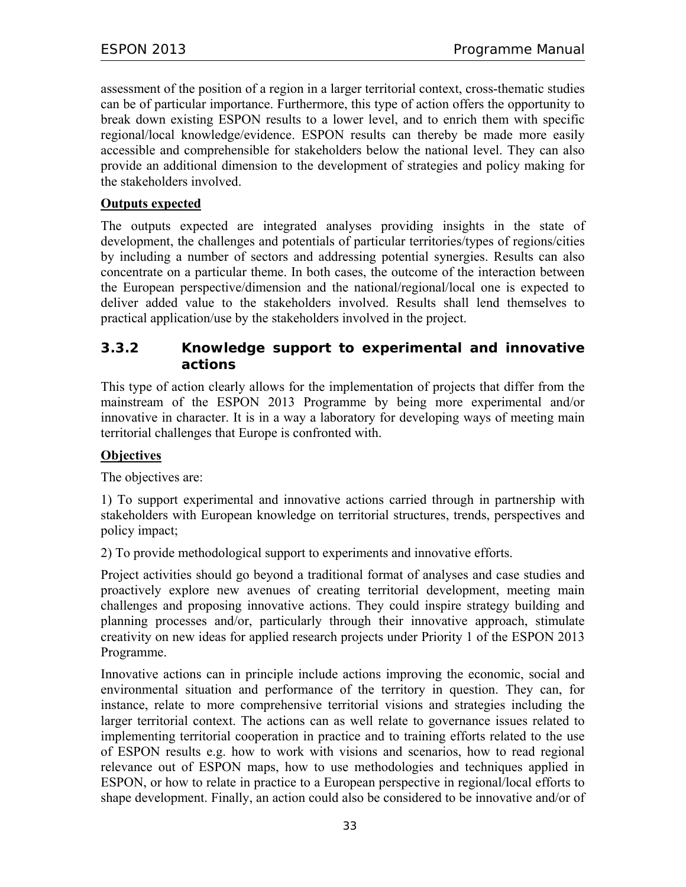assessment of the position of a region in a larger territorial context, cross-thematic studies can be of particular importance. Furthermore, this type of action offers the opportunity to break down existing ESPON results to a lower level, and to enrich them with specific regional/local knowledge/evidence. ESPON results can thereby be made more easily accessible and comprehensible for stakeholders below the national level. They can also provide an additional dimension to the development of strategies and policy making for the stakeholders involved.

**Outputs expected**

The outputs expected are integrated analyses providing insights in the state of development, the challenges and potentials of particular territories/types of regions/cities by including a number of sectors and addressing potential synergies. Results can also concentrate on a particular theme. In both cases, the outcome of the interaction between the European perspective/dimension and the national/regional/local one is expected to deliver added value to the stakeholders involved. Results shall lend themselves to practical application/use by the stakeholders involved in the project.

### 3.3.2 Knowledge support to experimental and innovative actions

This type of action clearly allows for the implementation of projects that differ from the mainstream of the ESPON 2013 Programme by being more experimental and/or innovative in character. It is in a way a laboratory for developing ways of meeting main territorial challenges that Europe is confronted with.

**Objectives**

The objectives are:

1) To support experimental and innovative actions carried through in partnership with stakeholders with European knowledge on territorial structures, trends, perspectives and policy impact;

2) To provide methodological support to experiments and innovative efforts.

Project activities should go beyond a traditional format of analyses and case studies and proactively explore new avenues of creating territorial development, meeting main challenges and proposing innovative actions. They could inspire strategy building and planning processes and/or, particularly through their innovative approach, stimulate creativity on new ideas for applied research projects under Priority 1 of the ESPON 2013 Programme.

Innovative actions can in principle include actions improving the economic, social and environmental situation and performance of the territory in question. They can, for instance, relate to more comprehensive territorial visions and strategies including the larger territorial context. The actions can as well relate to governance issues related to implementing territorial cooperation in practice and to training efforts related to the use of ESPON results e.g. how to work with visions and scenarios, how to read regional relevance out of ESPON maps, how to use methodologies and techniques applied in ESPON, or how to relate in practice to a European perspective in regional/local efforts to shape development. Finally, an action could also be considered to be innovative and/or of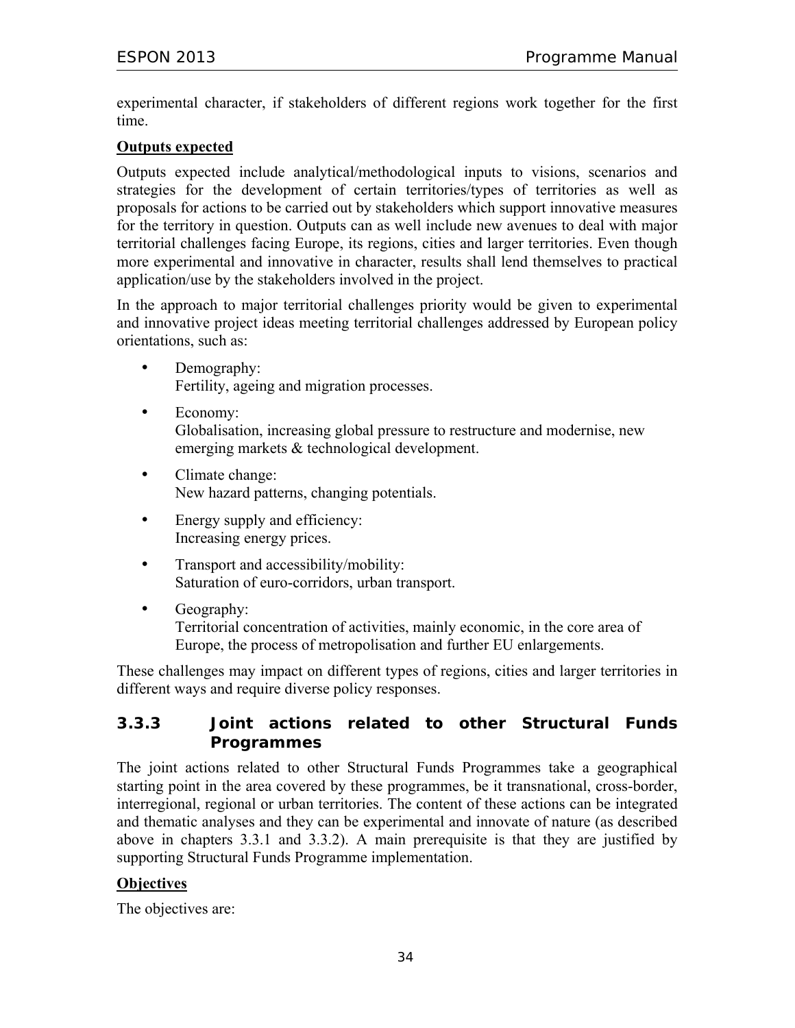experimental character, if stakeholders of different regions work together for the first time.

**Outputs expected**

Outputs expected include analytical/methodological inputs to visions, scenarios and strategies for the development of certain territories/types of territories as well as proposals for actions to be carried out by stakeholders which support innovative measures for the territory in question. Outputs can as well include new avenues to deal with major territorial challenges facing Europe, its regions, cities and larger territories. Even though more experimental and innovative in character, results shall lend themselves to practical application/use by the stakeholders involved in the project.

In the approach to major territorial challenges priority would be given to experimental and innovative project ideas meeting territorial challenges addressed by European policy orientations, such as:

- Demography:
  Fertility, ageing and migration processes.
- Economy:
  Globalisation, increasing global pressure to restructure and modernise, new emerging markets & technological development.
- Climate change:
  New hazard patterns, changing potentials.
- Energy supply and efficiency:
  Increasing energy prices.
- Transport and accessibility/mobility:
  Saturation of euro-corridors, urban transport.
- Geography:
  Territorial concentration of activities, mainly economic, in the core area of Europe, the process of metropolisation and further EU enlargements.

These challenges may impact on different types of regions, cities and larger territories in different ways and require diverse policy responses.

### 3.3.3 Joint actions related to other Structural Funds Programmes

The joint actions related to other Structural Funds Programmes take a geographical starting point in the area covered by these programmes, be it transnational, cross-border, interregional, regional or urban territories. The content of these actions can be integrated and thematic analyses and they can be experimental and innovate of nature (as described above in chapters 3.3.1 and 3.3.2). A main prerequisite is that they are justified by supporting Structural Funds Programme implementation.

**Objectives**

The objectives are: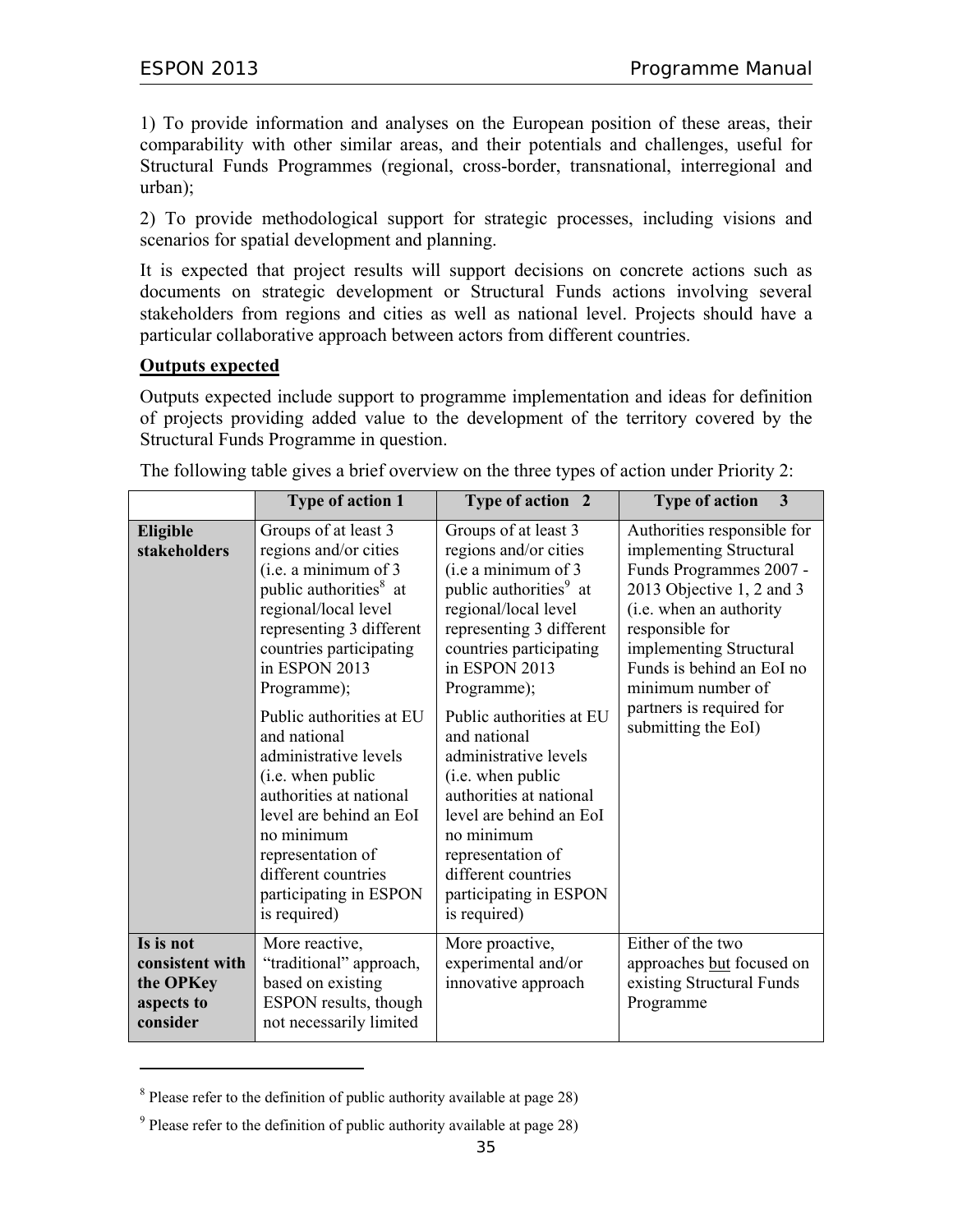1) To provide information and analyses on the European position of these areas, their comparability with other similar areas, and their potentials and challenges, useful for Structural Funds Programmes (regional, cross-border, transnational, interregional and urban);

2) To provide methodological support for strategic processes, including visions and scenarios for spatial development and planning.

It is expected that project results will support decisions on concrete actions such as documents on strategic development or Structural Funds actions involving several stakeholders from regions and cities as well as national level. Projects should have a particular collaborative approach between actors from different countries.

**Outputs expected**

Outputs expected include support to programme implementation and ideas for definition of projects providing added value to the development of the territory covered by the Structural Funds Programme in question.

The following table gives a brief overview on the three types of action under Priority 2:

| | Type of action 1 | Type of action 2 | Type of action 3 |
|---|---|---|---|
| **Eligible stakeholders** | Groups of at least 3 regions and/or cities (i.e. a minimum of 3 public authorities[8] at regional/local level representing 3 different countries participating in ESPON 2013 Programme);<br><br>Public authorities at EU and national administrative levels (i.e. when public authorities at national level are behind an EoI no minimum representation of different countries participating in ESPON is required) | Groups of at least 3 regions and/or cities (i.e a minimum of 3 public authorities[9] at regional/local level representing 3 different countries participating in ESPON 2013 Programme);<br><br>Public authorities at EU and national administrative levels (i.e. when public authorities at national level are behind an EoI no minimum representation of different countries participating in ESPON is required) | Authorities responsible for implementing Structural Funds Programmes 2007 - 2013 Objective 1, 2 and 3 (i.e. when an authority responsible for implementing Structural Funds is behind an EoI no minimum number of partners is required for submitting the EoI) |
| **Is is not consistent with the OPKey aspects to consider** | More reactive, "traditional" approach, based on existing ESPON results, though not necessarily limited | More proactive, experimental and/or innovative approach | Either of the two approaches <u>but</u> focused on existing Structural Funds Programme |

[8] Please refer to the definition of public authority available at page 28)

[9] Please refer to the definition of public authority available at page 28)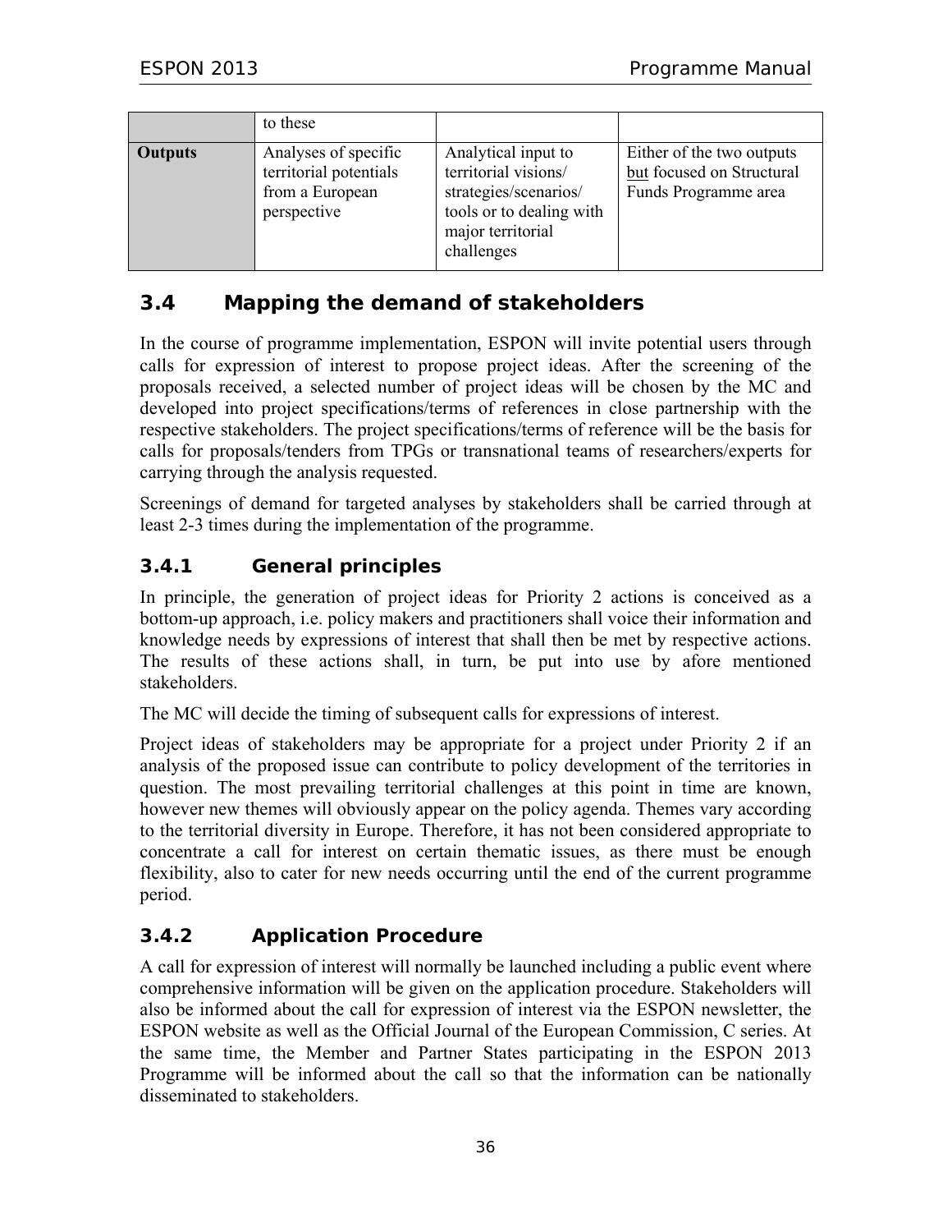|  | to these |  |  |
|---|---|---|---|
| **Outputs** | Analyses of specific territorial potentials from a European perspective | Analytical input to territorial visions/ strategies/scenarios/ tools or to dealing with major territorial challenges | Either of the two outputs <u>but</u> focused on Structural Funds Programme area |

## 3.4 Mapping the demand of stakeholders

In the course of programme implementation, ESPON will invite potential users through calls for expression of interest to propose project ideas. After the screening of the proposals received, a selected number of project ideas will be chosen by the MC and developed into project specifications/terms of references in close partnership with the respective stakeholders. The project specifications/terms of reference will be the basis for calls for proposals/tenders from TPGs or transnational teams of researchers/experts for carrying through the analysis requested.

Screenings of demand for targeted analyses by stakeholders shall be carried through at least 2-3 times during the implementation of the programme.

### 3.4.1 General principles

In principle, the generation of project ideas for Priority 2 actions is conceived as a bottom-up approach, i.e. policy makers and practitioners shall voice their information and knowledge needs by expressions of interest that shall then be met by respective actions. The results of these actions shall, in turn, be put into use by afore mentioned stakeholders.

The MC will decide the timing of subsequent calls for expressions of interest.

Project ideas of stakeholders may be appropriate for a project under Priority 2 if an analysis of the proposed issue can contribute to policy development of the territories in question. The most prevailing territorial challenges at this point in time are known, however new themes will obviously appear on the policy agenda. Themes vary according to the territorial diversity in Europe. Therefore, it has not been considered appropriate to concentrate a call for interest on certain thematic issues, as there must be enough flexibility, also to cater for new needs occurring until the end of the current programme period.

### 3.4.2 Application Procedure

A call for expression of interest will normally be launched including a public event where comprehensive information will be given on the application procedure. Stakeholders will also be informed about the call for expression of interest via the ESPON newsletter, the ESPON website as well as the Official Journal of the European Commission, C series. At the same time, the Member and Partner States participating in the ESPON 2013 Programme will be informed about the call so that the information can be nationally disseminated to stakeholders.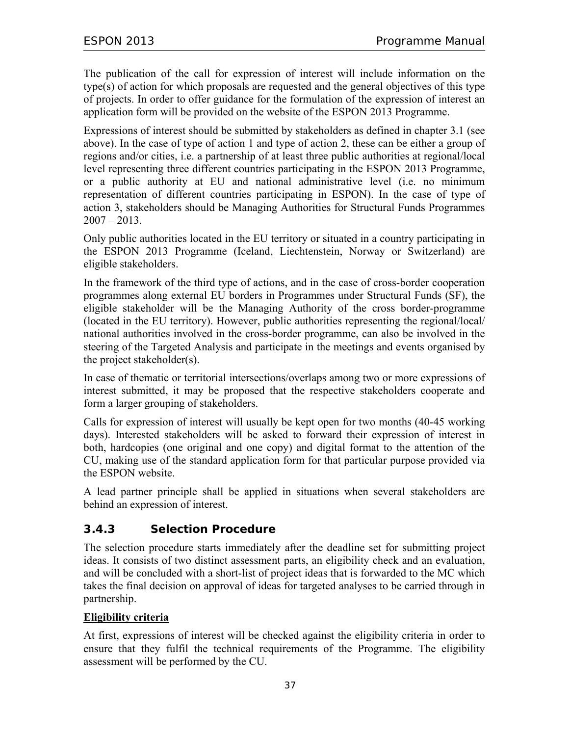The publication of the call for expression of interest will include information on the type(s) of action for which proposals are requested and the general objectives of this type of projects. In order to offer guidance for the formulation of the expression of interest an application form will be provided on the website of the ESPON 2013 Programme.

Expressions of interest should be submitted by stakeholders as defined in chapter 3.1 (see above). In the case of type of action 1 and type of action 2, these can be either a group of regions and/or cities, i.e. a partnership of at least three public authorities at regional/local level representing three different countries participating in the ESPON 2013 Programme, or a public authority at EU and national administrative level (i.e. no minimum representation of different countries participating in ESPON). In the case of type of action 3, stakeholders should be Managing Authorities for Structural Funds Programmes 2007 – 2013.

Only public authorities located in the EU territory or situated in a country participating in the ESPON 2013 Programme (Iceland, Liechtenstein, Norway or Switzerland) are eligible stakeholders.

In the framework of the third type of actions, and in the case of cross-border cooperation programmes along external EU borders in Programmes under Structural Funds (SF), the eligible stakeholder will be the Managing Authority of the cross border-programme (located in the EU territory). However, public authorities representing the regional/local/ national authorities involved in the cross-border programme, can also be involved in the steering of the Targeted Analysis and participate in the meetings and events organised by the project stakeholder(s).

In case of thematic or territorial intersections/overlaps among two or more expressions of interest submitted, it may be proposed that the respective stakeholders cooperate and form a larger grouping of stakeholders.

Calls for expression of interest will usually be kept open for two months (40-45 working days). Interested stakeholders will be asked to forward their expression of interest in both, hardcopies (one original and one copy) and digital format to the attention of the CU, making use of the standard application form for that particular purpose provided via the ESPON website.

A lead partner principle shall be applied in situations when several stakeholders are behind an expression of interest.

### 3.4.3 Selection Procedure

The selection procedure starts immediately after the deadline set for submitting project ideas. It consists of two distinct assessment parts, an eligibility check and an evaluation, and will be concluded with a short-list of project ideas that is forwarded to the MC which takes the final decision on approval of ideas for targeted analyses to be carried through in partnership.

**Eligibility criteria**

At first, expressions of interest will be checked against the eligibility criteria in order to ensure that they fulfil the technical requirements of the Programme. The eligibility assessment will be performed by the CU.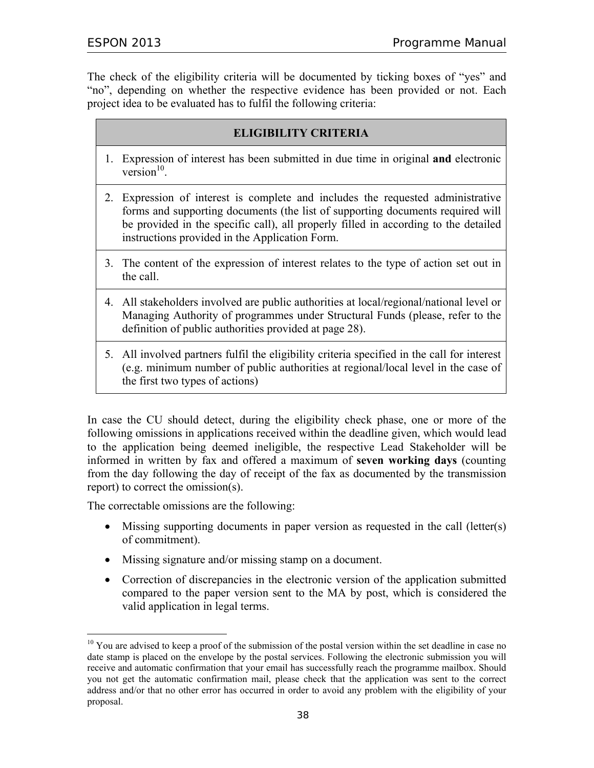The check of the eligibility criteria will be documented by ticking boxes of "yes" and "no", depending on whether the respective evidence has been provided or not. Each project idea to be evaluated has to fulfil the following criteria:

| ELIGIBILITY CRITERIA |
| --- |
| 1. Expression of interest has been submitted in due time in original **and** electronic version[10]. |
| 2. Expression of interest is complete and includes the requested administrative forms and supporting documents (the list of supporting documents required will be provided in the specific call), all properly filled in according to the detailed instructions provided in the Application Form. |
| 3. The content of the expression of interest relates to the type of action set out in the call. |
| 4. All stakeholders involved are public authorities at local/regional/national level or Managing Authority of programmes under Structural Funds (please, refer to the definition of public authorities provided at page 28). |
| 5. All involved partners fulfil the eligibility criteria specified in the call for interest (e.g. minimum number of public authorities at regional/local level in the case of the first two types of actions) |

In case the CU should detect, during the eligibility check phase, one or more of the following omissions in applications received within the deadline given, which would lead to the application being deemed ineligible, the respective Lead Stakeholder will be informed in written by fax and offered a maximum of **seven working days** (counting from the day following the day of receipt of the fax as documented by the transmission report) to correct the omission(s).

The correctable omissions are the following:

- Missing supporting documents in paper version as requested in the call (letter(s) of commitment).
- Missing signature and/or missing stamp on a document.
- Correction of discrepancies in the electronic version of the application submitted compared to the paper version sent to the MA by post, which is considered the valid application in legal terms.

[10] You are advised to keep a proof of the submission of the postal version within the set deadline in case no date stamp is placed on the envelope by the postal services. Following the electronic submission you will receive and automatic confirmation that your email has successfully reach the programme mailbox. Should you not get the automatic confirmation mail, please check that the application was sent to the correct address and/or that no other error has occurred in order to avoid any problem with the eligibility of your proposal.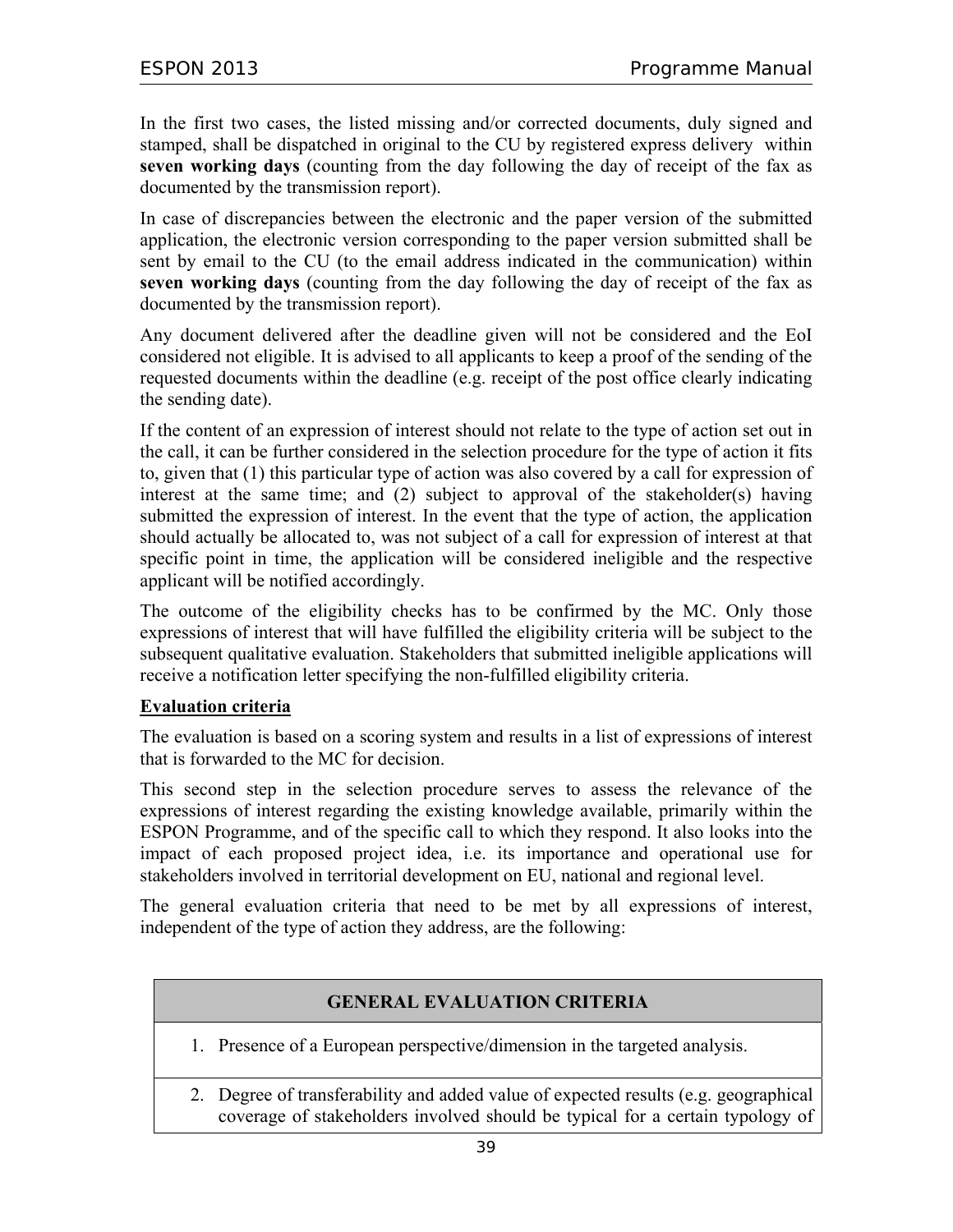In the first two cases, the listed missing and/or corrected documents, duly signed and stamped, shall be dispatched in original to the CU by registered express delivery within **seven working days** (counting from the day following the day of receipt of the fax as documented by the transmission report).

In case of discrepancies between the electronic and the paper version of the submitted application, the electronic version corresponding to the paper version submitted shall be sent by email to the CU (to the email address indicated in the communication) within **seven working days** (counting from the day following the day of receipt of the fax as documented by the transmission report).

Any document delivered after the deadline given will not be considered and the EoI considered not eligible. It is advised to all applicants to keep a proof of the sending of the requested documents within the deadline (e.g. receipt of the post office clearly indicating the sending date).

If the content of an expression of interest should not relate to the type of action set out in the call, it can be further considered in the selection procedure for the type of action it fits to, given that (1) this particular type of action was also covered by a call for expression of interest at the same time; and (2) subject to approval of the stakeholder(s) having submitted the expression of interest. In the event that the type of action, the application should actually be allocated to, was not subject of a call for expression of interest at that specific point in time, the application will be considered ineligible and the respective applicant will be notified accordingly.

The outcome of the eligibility checks has to be confirmed by the MC. Only those expressions of interest that will have fulfilled the eligibility criteria will be subject to the subsequent qualitative evaluation. Stakeholders that submitted ineligible applications will receive a notification letter specifying the non-fulfilled eligibility criteria.

**Evaluation criteria**

The evaluation is based on a scoring system and results in a list of expressions of interest that is forwarded to the MC for decision.

This second step in the selection procedure serves to assess the relevance of the expressions of interest regarding the existing knowledge available, primarily within the ESPON Programme, and of the specific call to which they respond. It also looks into the impact of each proposed project idea, i.e. its importance and operational use for stakeholders involved in territorial development on EU, national and regional level.

The general evaluation criteria that need to be met by all expressions of interest, independent of the type of action they address, are the following:

| GENERAL EVALUATION CRITERIA |
|---|
| 1. Presence of a European perspective/dimension in the targeted analysis. |
| 2. Degree of transferability and added value of expected results (e.g. geographical coverage of stakeholders involved should be typical for a certain typology of |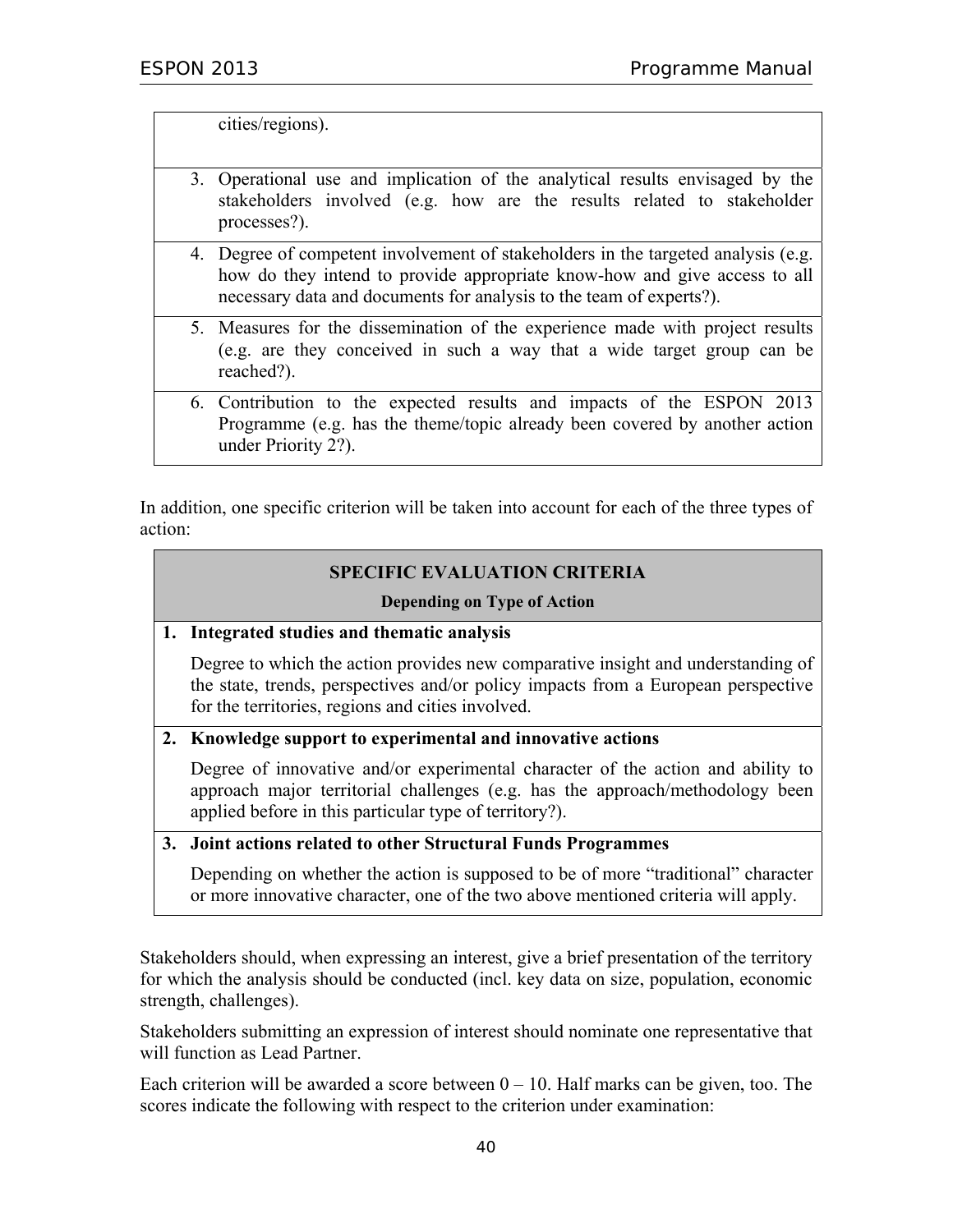| |
|---|
| cities/regions). |
| 3. Operational use and implication of the analytical results envisaged by the stakeholders involved (e.g. how are the results related to stakeholder processes?). |
| 4. Degree of competent involvement of stakeholders in the targeted analysis (e.g. how do they intend to provide appropriate know-how and give access to all necessary data and documents for analysis to the team of experts?). |
| 5. Measures for the dissemination of the experience made with project results (e.g. are they conceived in such a way that a wide target group can be reached?). |
| 6. Contribution to the expected results and impacts of the ESPON 2013 Programme (e.g. has the theme/topic already been covered by another action under Priority 2?). |

In addition, one specific criterion will be taken into account for each of the three types of action:

| **SPECIFIC EVALUATION CRITERIA**<br>**Depending on Type of Action** |
|---|
| **1. Integrated studies and thematic analysis**<br>Degree to which the action provides new comparative insight and understanding of the state, trends, perspectives and/or policy impacts from a European perspective for the territories, regions and cities involved. |
| **2. Knowledge support to experimental and innovative actions**<br>Degree of innovative and/or experimental character of the action and ability to approach major territorial challenges (e.g. has the approach/methodology been applied before in this particular type of territory?). |
| **3. Joint actions related to other Structural Funds Programmes**<br>Depending on whether the action is supposed to be of more "traditional" character or more innovative character, one of the two above mentioned criteria will apply. |

Stakeholders should, when expressing an interest, give a brief presentation of the territory for which the analysis should be conducted (incl. key data on size, population, economic strength, challenges).

Stakeholders submitting an expression of interest should nominate one representative that will function as Lead Partner.

Each criterion will be awarded a score between 0 – 10. Half marks can be given, too. The scores indicate the following with respect to the criterion under examination: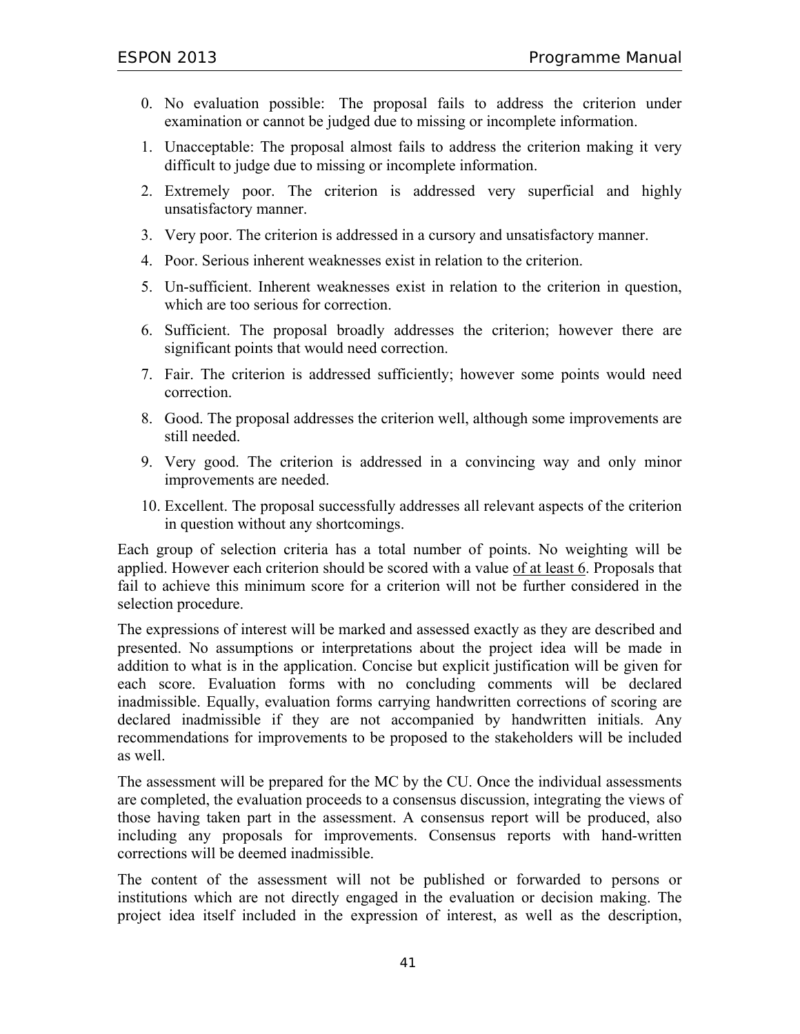0. No evaluation possible: The proposal fails to address the criterion under examination or cannot be judged due to missing or incomplete information.
1. Unacceptable: The proposal almost fails to address the criterion making it very difficult to judge due to missing or incomplete information.
2. Extremely poor. The criterion is addressed very superficial and highly unsatisfactory manner.
3. Very poor. The criterion is addressed in a cursory and unsatisfactory manner.
4. Poor. Serious inherent weaknesses exist in relation to the criterion.
5. Un-sufficient. Inherent weaknesses exist in relation to the criterion in question, which are too serious for correction.
6. Sufficient. The proposal broadly addresses the criterion; however there are significant points that would need correction.
7. Fair. The criterion is addressed sufficiently; however some points would need correction.
8. Good. The proposal addresses the criterion well, although some improvements are still needed.
9. Very good. The criterion is addressed in a convincing way and only minor improvements are needed.
10. Excellent. The proposal successfully addresses all relevant aspects of the criterion in question without any shortcomings.

Each group of selection criteria has a total number of points. No weighting will be applied. However each criterion should be scored with a value <u>of at least 6</u>. Proposals that fail to achieve this minimum score for a criterion will not be further considered in the selection procedure.

The expressions of interest will be marked and assessed exactly as they are described and presented. No assumptions or interpretations about the project idea will be made in addition to what is in the application. Concise but explicit justification will be given for each score. Evaluation forms with no concluding comments will be declared inadmissible. Equally, evaluation forms carrying handwritten corrections of scoring are declared inadmissible if they are not accompanied by handwritten initials. Any recommendations for improvements to be proposed to the stakeholders will be included as well.

The assessment will be prepared for the MC by the CU. Once the individual assessments are completed, the evaluation proceeds to a consensus discussion, integrating the views of those having taken part in the assessment. A consensus report will be produced, also including any proposals for improvements. Consensus reports with hand-written corrections will be deemed inadmissible.

The content of the assessment will not be published or forwarded to persons or institutions which are not directly engaged in the evaluation or decision making. The project idea itself included in the expression of interest, as well as the description,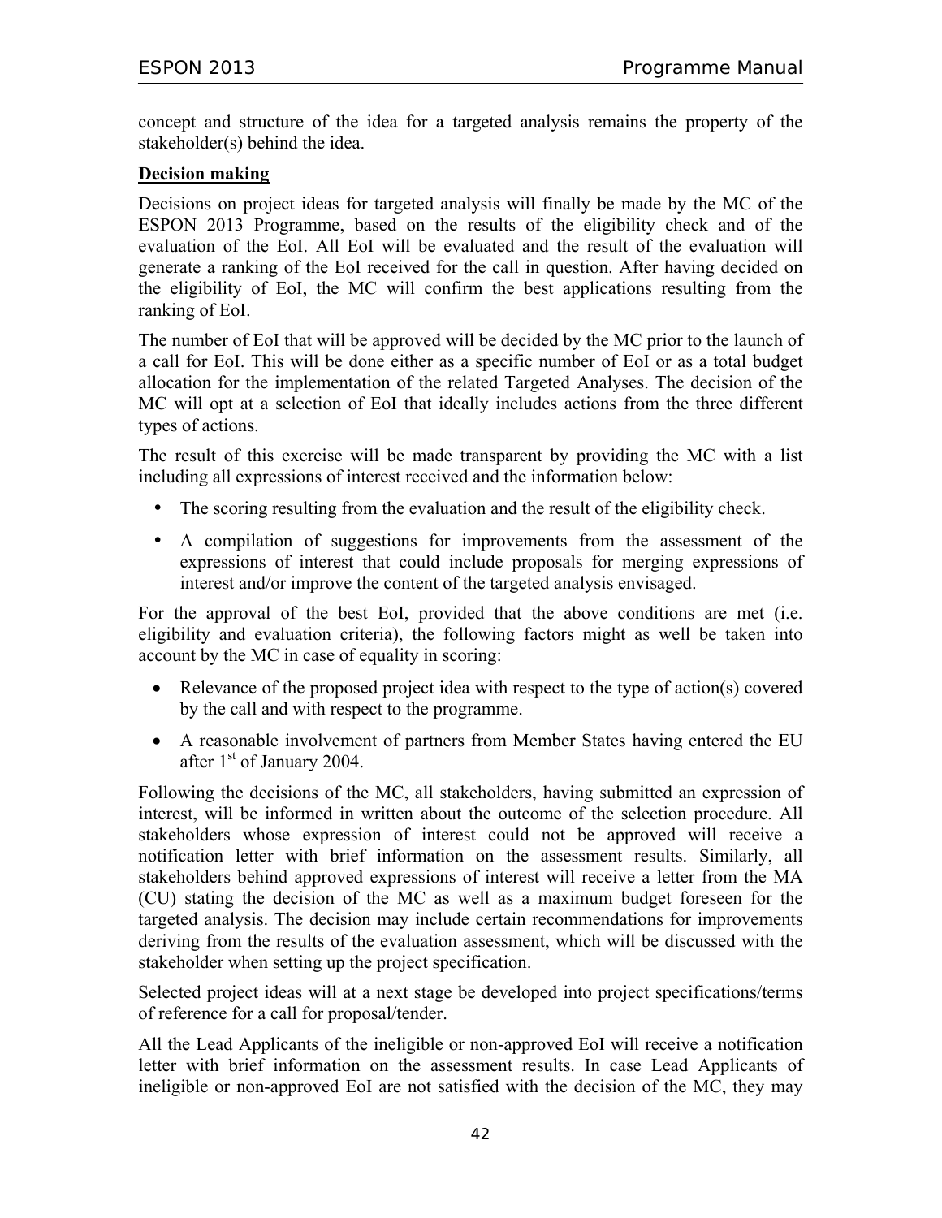concept and structure of the idea for a targeted analysis remains the property of the stakeholder(s) behind the idea.

**Decision making**

Decisions on project ideas for targeted analysis will finally be made by the MC of the ESPON 2013 Programme, based on the results of the eligibility check and of the evaluation of the EoI. All EoI will be evaluated and the result of the evaluation will generate a ranking of the EoI received for the call in question. After having decided on the eligibility of EoI, the MC will confirm the best applications resulting from the ranking of EoI.

The number of EoI that will be approved will be decided by the MC prior to the launch of a call for EoI. This will be done either as a specific number of EoI or as a total budget allocation for the implementation of the related Targeted Analyses. The decision of the MC will opt at a selection of EoI that ideally includes actions from the three different types of actions.

The result of this exercise will be made transparent by providing the MC with a list including all expressions of interest received and the information below:

- The scoring resulting from the evaluation and the result of the eligibility check.
- A compilation of suggestions for improvements from the assessment of the expressions of interest that could include proposals for merging expressions of interest and/or improve the content of the targeted analysis envisaged.

For the approval of the best EoI, provided that the above conditions are met (i.e. eligibility and evaluation criteria), the following factors might as well be taken into account by the MC in case of equality in scoring:

- Relevance of the proposed project idea with respect to the type of action(s) covered by the call and with respect to the programme.
- A reasonable involvement of partners from Member States having entered the EU after 1st of January 2004.

Following the decisions of the MC, all stakeholders, having submitted an expression of interest, will be informed in written about the outcome of the selection procedure. All stakeholders whose expression of interest could not be approved will receive a notification letter with brief information on the assessment results. Similarly, all stakeholders behind approved expressions of interest will receive a letter from the MA (CU) stating the decision of the MC as well as a maximum budget foreseen for the targeted analysis. The decision may include certain recommendations for improvements deriving from the results of the evaluation assessment, which will be discussed with the stakeholder when setting up the project specification.

Selected project ideas will at a next stage be developed into project specifications/terms of reference for a call for proposal/tender.

All the Lead Applicants of the ineligible or non-approved EoI will receive a notification letter with brief information on the assessment results. In case Lead Applicants of ineligible or non-approved EoI are not satisfied with the decision of the MC, they may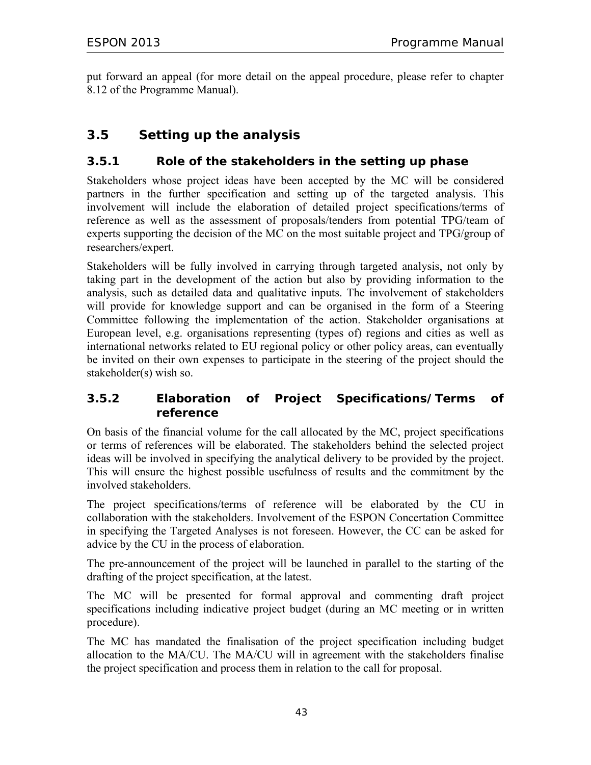put forward an appeal (for more detail on the appeal procedure, please refer to chapter 8.12 of the Programme Manual).

## 3.5 Setting up the analysis

### 3.5.1 Role of the stakeholders in the setting up phase

Stakeholders whose project ideas have been accepted by the MC will be considered partners in the further specification and setting up of the targeted analysis. This involvement will include the elaboration of detailed project specifications/terms of reference as well as the assessment of proposals/tenders from potential TPG/team of experts supporting the decision of the MC on the most suitable project and TPG/group of researchers/expert.

Stakeholders will be fully involved in carrying through targeted analysis, not only by taking part in the development of the action but also by providing information to the analysis, such as detailed data and qualitative inputs. The involvement of stakeholders will provide for knowledge support and can be organised in the form of a Steering Committee following the implementation of the action. Stakeholder organisations at European level, e.g. organisations representing (types of) regions and cities as well as international networks related to EU regional policy or other policy areas, can eventually be invited on their own expenses to participate in the steering of the project should the stakeholder(s) wish so.

### 3.5.2 Elaboration of Project Specifications/Terms of reference

On basis of the financial volume for the call allocated by the MC, project specifications or terms of references will be elaborated. The stakeholders behind the selected project ideas will be involved in specifying the analytical delivery to be provided by the project. This will ensure the highest possible usefulness of results and the commitment by the involved stakeholders.

The project specifications/terms of reference will be elaborated by the CU in collaboration with the stakeholders. Involvement of the ESPON Concertation Committee in specifying the Targeted Analyses is not foreseen. However, the CC can be asked for advice by the CU in the process of elaboration.

The pre-announcement of the project will be launched in parallel to the starting of the drafting of the project specification, at the latest.

The MC will be presented for formal approval and commenting draft project specifications including indicative project budget (during an MC meeting or in written procedure).

The MC has mandated the finalisation of the project specification including budget allocation to the MA/CU. The MA/CU will in agreement with the stakeholders finalise the project specification and process them in relation to the call for proposal.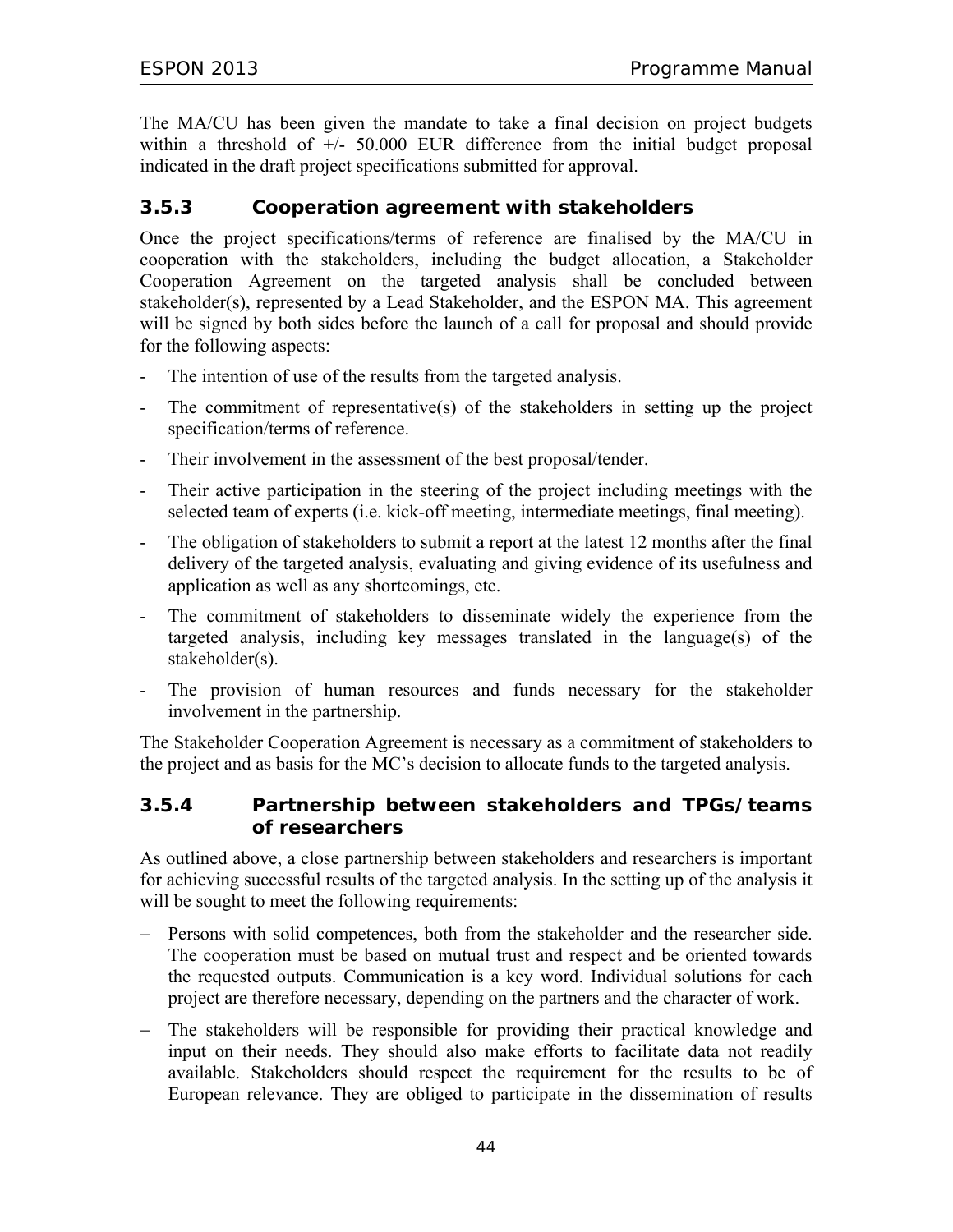The MA/CU has been given the mandate to take a final decision on project budgets within a threshold of +/- 50.000 EUR difference from the initial budget proposal indicated in the draft project specifications submitted for approval.

### 3.5.3 Cooperation agreement with stakeholders

Once the project specifications/terms of reference are finalised by the MA/CU in cooperation with the stakeholders, including the budget allocation, a Stakeholder Cooperation Agreement on the targeted analysis shall be concluded between stakeholder(s), represented by a Lead Stakeholder, and the ESPON MA. This agreement will be signed by both sides before the launch of a call for proposal and should provide for the following aspects:

- The intention of use of the results from the targeted analysis.
- The commitment of representative(s) of the stakeholders in setting up the project specification/terms of reference.
- Their involvement in the assessment of the best proposal/tender.
- Their active participation in the steering of the project including meetings with the selected team of experts (i.e. kick-off meeting, intermediate meetings, final meeting).
- The obligation of stakeholders to submit a report at the latest 12 months after the final delivery of the targeted analysis, evaluating and giving evidence of its usefulness and application as well as any shortcomings, etc.
- The commitment of stakeholders to disseminate widely the experience from the targeted analysis, including key messages translated in the language(s) of the stakeholder(s).
- The provision of human resources and funds necessary for the stakeholder involvement in the partnership.

The Stakeholder Cooperation Agreement is necessary as a commitment of stakeholders to the project and as basis for the MC's decision to allocate funds to the targeted analysis.

### 3.5.4 Partnership between stakeholders and TPGs/teams of researchers

As outlined above, a close partnership between stakeholders and researchers is important for achieving successful results of the targeted analysis. In the setting up of the analysis it will be sought to meet the following requirements:

- Persons with solid competences, both from the stakeholder and the researcher side. The cooperation must be based on mutual trust and respect and be oriented towards the requested outputs. Communication is a key word. Individual solutions for each project are therefore necessary, depending on the partners and the character of work.
- The stakeholders will be responsible for providing their practical knowledge and input on their needs. They should also make efforts to facilitate data not readily available. Stakeholders should respect the requirement for the results to be of European relevance. They are obliged to participate in the dissemination of results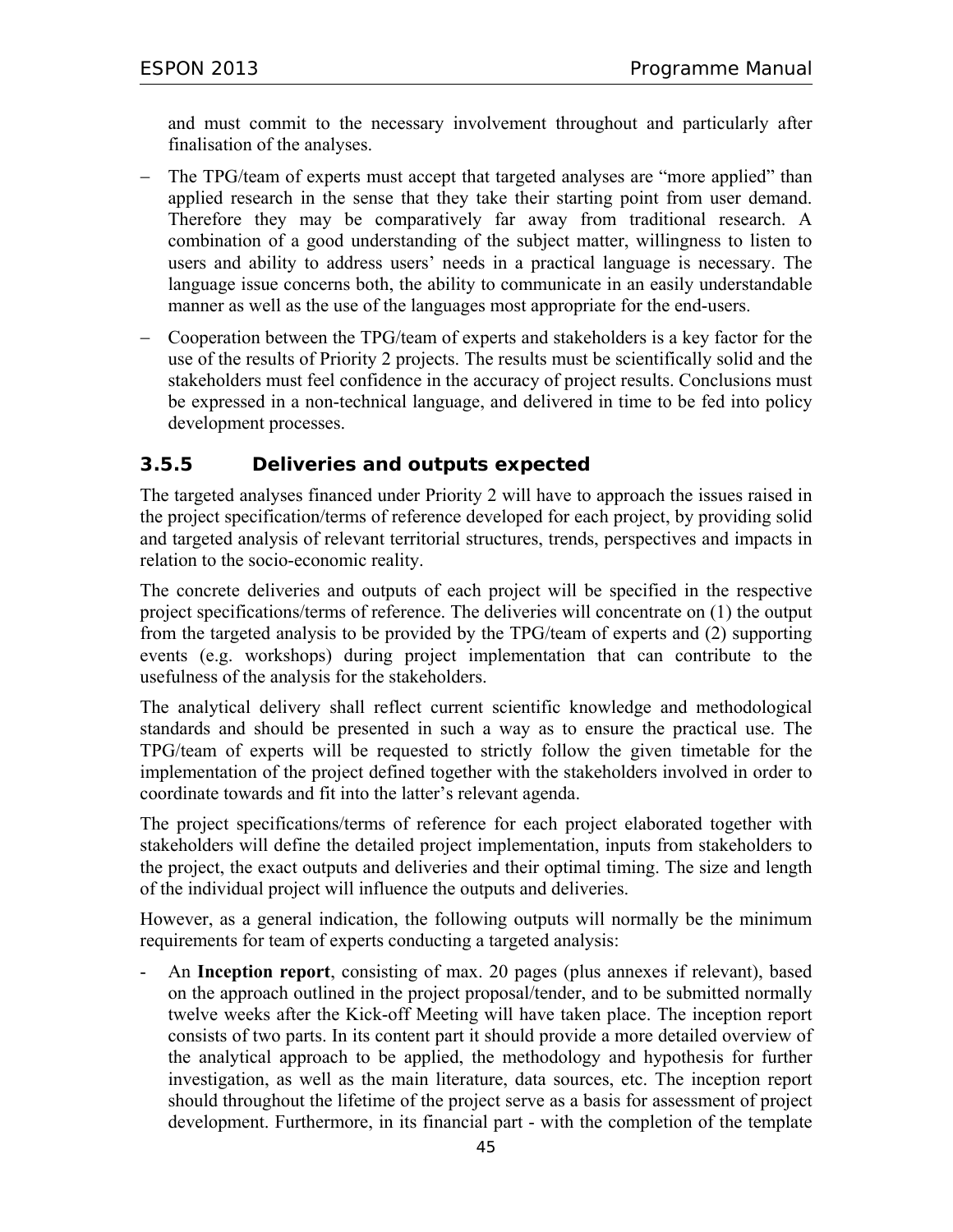and must commit to the necessary involvement throughout and particularly after finalisation of the analyses.

- The TPG/team of experts must accept that targeted analyses are "more applied" than applied research in the sense that they take their starting point from user demand. Therefore they may be comparatively far away from traditional research. A combination of a good understanding of the subject matter, willingness to listen to users and ability to address users' needs in a practical language is necessary. The language issue concerns both, the ability to communicate in an easily understandable manner as well as the use of the languages most appropriate for the end-users.
- Cooperation between the TPG/team of experts and stakeholders is a key factor for the use of the results of Priority 2 projects. The results must be scientifically solid and the stakeholders must feel confidence in the accuracy of project results. Conclusions must be expressed in a non-technical language, and delivered in time to be fed into policy development processes.

### 3.5.5 Deliveries and outputs expected

The targeted analyses financed under Priority 2 will have to approach the issues raised in the project specification/terms of reference developed for each project, by providing solid and targeted analysis of relevant territorial structures, trends, perspectives and impacts in relation to the socio-economic reality.

The concrete deliveries and outputs of each project will be specified in the respective project specifications/terms of reference. The deliveries will concentrate on (1) the output from the targeted analysis to be provided by the TPG/team of experts and (2) supporting events (e.g. workshops) during project implementation that can contribute to the usefulness of the analysis for the stakeholders.

The analytical delivery shall reflect current scientific knowledge and methodological standards and should be presented in such a way as to ensure the practical use. The TPG/team of experts will be requested to strictly follow the given timetable for the implementation of the project defined together with the stakeholders involved in order to coordinate towards and fit into the latter's relevant agenda.

The project specifications/terms of reference for each project elaborated together with stakeholders will define the detailed project implementation, inputs from stakeholders to the project, the exact outputs and deliveries and their optimal timing. The size and length of the individual project will influence the outputs and deliveries.

However, as a general indication, the following outputs will normally be the minimum requirements for team of experts conducting a targeted analysis:

- An **Inception report**, consisting of max. 20 pages (plus annexes if relevant), based on the approach outlined in the project proposal/tender, and to be submitted normally twelve weeks after the Kick-off Meeting will have taken place. The inception report consists of two parts. In its content part it should provide a more detailed overview of the analytical approach to be applied, the methodology and hypothesis for further investigation, as well as the main literature, data sources, etc. The inception report should throughout the lifetime of the project serve as a basis for assessment of project development. Furthermore, in its financial part - with the completion of the template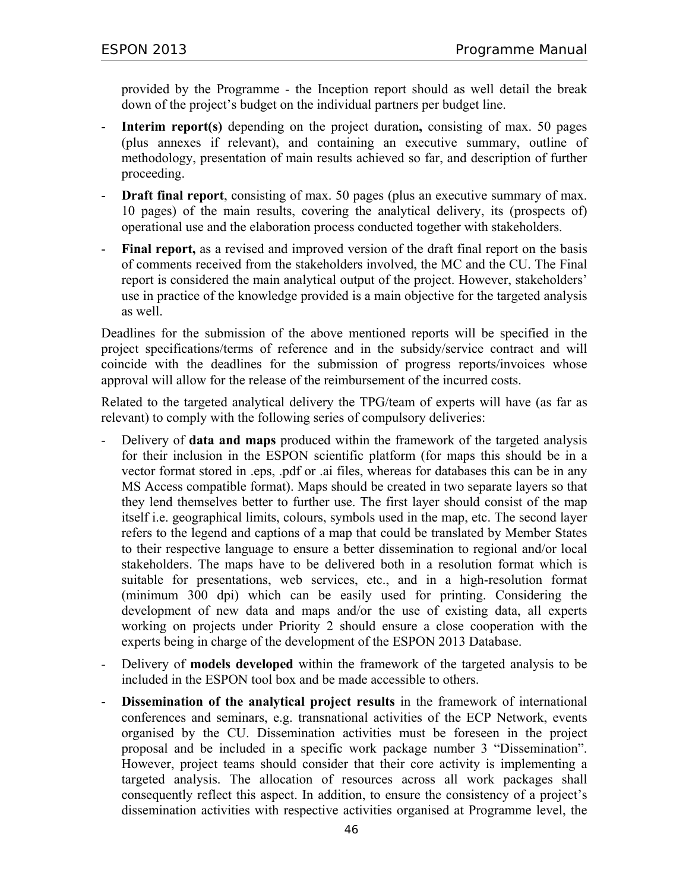provided by the Programme - the Inception report should as well detail the break down of the project's budget on the individual partners per budget line.

- **Interim report(s)** depending on the project duration**,** consisting of max. 50 pages (plus annexes if relevant), and containing an executive summary, outline of methodology, presentation of main results achieved so far, and description of further proceeding.
- **Draft final report**, consisting of max. 50 pages (plus an executive summary of max. 10 pages) of the main results, covering the analytical delivery, its (prospects of) operational use and the elaboration process conducted together with stakeholders.
- **Final report,** as a revised and improved version of the draft final report on the basis of comments received from the stakeholders involved, the MC and the CU. The Final report is considered the main analytical output of the project. However, stakeholders' use in practice of the knowledge provided is a main objective for the targeted analysis as well.

Deadlines for the submission of the above mentioned reports will be specified in the project specifications/terms of reference and in the subsidy/service contract and will coincide with the deadlines for the submission of progress reports/invoices whose approval will allow for the release of the reimbursement of the incurred costs.

Related to the targeted analytical delivery the TPG/team of experts will have (as far as relevant) to comply with the following series of compulsory deliveries:

- Delivery of **data and maps** produced within the framework of the targeted analysis for their inclusion in the ESPON scientific platform (for maps this should be in a vector format stored in .eps, .pdf or .ai files, whereas for databases this can be in any MS Access compatible format). Maps should be created in two separate layers so that they lend themselves better to further use. The first layer should consist of the map itself i.e. geographical limits, colours, symbols used in the map, etc. The second layer refers to the legend and captions of a map that could be translated by Member States to their respective language to ensure a better dissemination to regional and/or local stakeholders. The maps have to be delivered both in a resolution format which is suitable for presentations, web services, etc., and in a high-resolution format (minimum 300 dpi) which can be easily used for printing. Considering the development of new data and maps and/or the use of existing data, all experts working on projects under Priority 2 should ensure a close cooperation with the experts being in charge of the development of the ESPON 2013 Database.
- Delivery of **models developed** within the framework of the targeted analysis to be included in the ESPON tool box and be made accessible to others.
- **Dissemination of the analytical project results** in the framework of international conferences and seminars, e.g. transnational activities of the ECP Network, events organised by the CU. Dissemination activities must be foreseen in the project proposal and be included in a specific work package number 3 "Dissemination". However, project teams should consider that their core activity is implementing a targeted analysis. The allocation of resources across all work packages shall consequently reflect this aspect. In addition, to ensure the consistency of a project's dissemination activities with respective activities organised at Programme level, the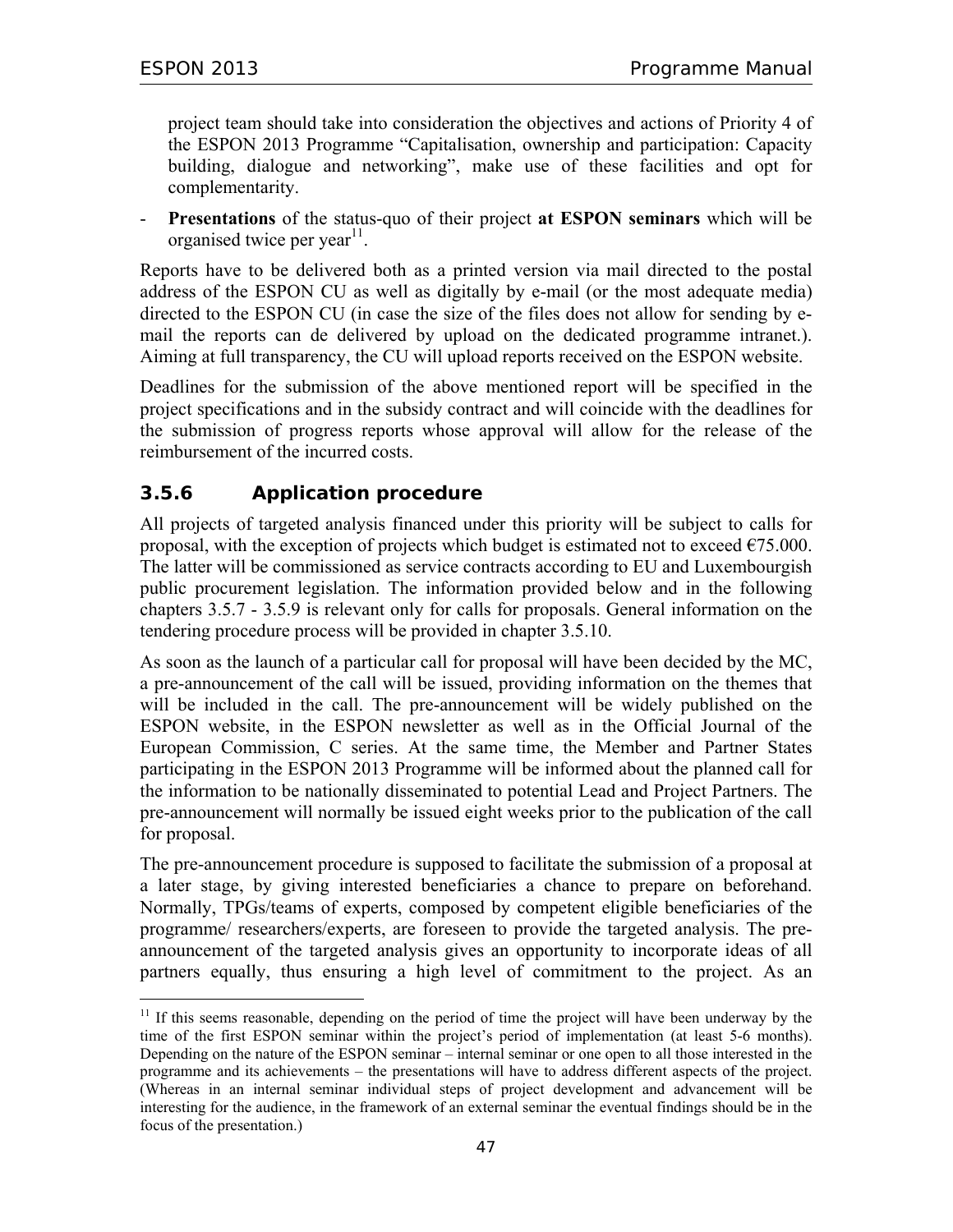project team should take into consideration the objectives and actions of Priority 4 of the ESPON 2013 Programme "Capitalisation, ownership and participation: Capacity building, dialogue and networking", make use of these facilities and opt for complementarity.

- **Presentations** of the status-quo of their project **at ESPON seminars** which will be organised twice per year[11].

Reports have to be delivered both as a printed version via mail directed to the postal address of the ESPON CU as well as digitally by e-mail (or the most adequate media) directed to the ESPON CU (in case the size of the files does not allow for sending by e-mail the reports can de delivered by upload on the dedicated programme intranet.). Aiming at full transparency, the CU will upload reports received on the ESPON website.

Deadlines for the submission of the above mentioned report will be specified in the project specifications and in the subsidy contract and will coincide with the deadlines for the submission of progress reports whose approval will allow for the release of the reimbursement of the incurred costs.

### 3.5.6 Application procedure

All projects of targeted analysis financed under this priority will be subject to calls for proposal, with the exception of projects which budget is estimated not to exceed €75.000. The latter will be commissioned as service contracts according to EU and Luxembourgish public procurement legislation. The information provided below and in the following chapters 3.5.7 - 3.5.9 is relevant only for calls for proposals. General information on the tendering procedure process will be provided in chapter 3.5.10.

As soon as the launch of a particular call for proposal will have been decided by the MC, a pre-announcement of the call will be issued, providing information on the themes that will be included in the call. The pre-announcement will be widely published on the ESPON website, in the ESPON newsletter as well as in the Official Journal of the European Commission, C series. At the same time, the Member and Partner States participating in the ESPON 2013 Programme will be informed about the planned call for the information to be nationally disseminated to potential Lead and Project Partners. The pre-announcement will normally be issued eight weeks prior to the publication of the call for proposal.

The pre-announcement procedure is supposed to facilitate the submission of a proposal at a later stage, by giving interested beneficiaries a chance to prepare on beforehand. Normally, TPGs/teams of experts, composed by competent eligible beneficiaries of the programme/ researchers/experts, are foreseen to provide the targeted analysis. The pre-announcement of the targeted analysis gives an opportunity to incorporate ideas of all partners equally, thus ensuring a high level of commitment to the project. As an

---

[11] If this seems reasonable, depending on the period of time the project will have been underway by the time of the first ESPON seminar within the project's period of implementation (at least 5-6 months). Depending on the nature of the ESPON seminar – internal seminar or one open to all those interested in the programme and its achievements – the presentations will have to address different aspects of the project. (Whereas in an internal seminar individual steps of project development and advancement will be interesting for the audience, in the framework of an external seminar the eventual findings should be in the focus of the presentation.)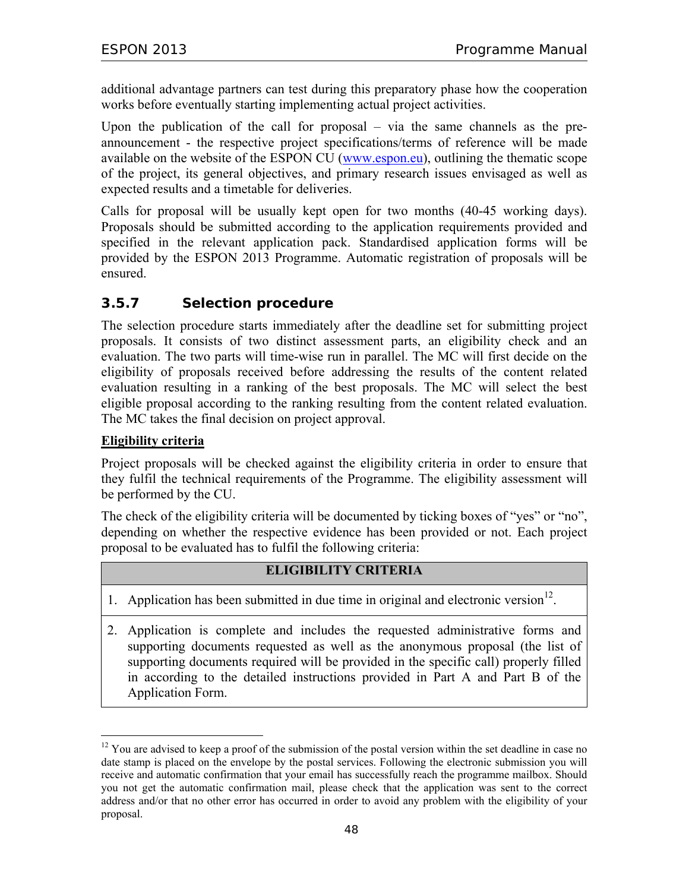additional advantage partners can test during this preparatory phase how the cooperation works before eventually starting implementing actual project activities.

Upon the publication of the call for proposal – via the same channels as the pre-announcement - the respective project specifications/terms of reference will be made available on the website of the ESPON CU (www.espon.eu), outlining the thematic scope of the project, its general objectives, and primary research issues envisaged as well as expected results and a timetable for deliveries.

Calls for proposal will be usually kept open for two months (40-45 working days). Proposals should be submitted according to the application requirements provided and specified in the relevant application pack. Standardised application forms will be provided by the ESPON 2013 Programme. Automatic registration of proposals will be ensured.

### 3.5.7 Selection procedure

The selection procedure starts immediately after the deadline set for submitting project proposals. It consists of two distinct assessment parts, an eligibility check and an evaluation. The two parts will time-wise run in parallel. The MC will first decide on the eligibility of proposals received before addressing the results of the content related evaluation resulting in a ranking of the best proposals. The MC will select the best eligible proposal according to the ranking resulting from the content related evaluation. The MC takes the final decision on project approval.

**Eligibility criteria**

Project proposals will be checked against the eligibility criteria in order to ensure that they fulfil the technical requirements of the Programme. The eligibility assessment will be performed by the CU.

The check of the eligibility criteria will be documented by ticking boxes of "yes" or "no", depending on whether the respective evidence has been provided or not. Each project proposal to be evaluated has to fulfil the following criteria:

| ELIGIBILITY CRITERIA |
| --- |
| 1. Application has been submitted in due time in original and electronic version[12]. |
| 2. Application is complete and includes the requested administrative forms and supporting documents requested as well as the anonymous proposal (the list of supporting documents required will be provided in the specific call) properly filled in according to the detailed instructions provided in Part A and Part B of the Application Form. |

[12] You are advised to keep a proof of the submission of the postal version within the set deadline in case no date stamp is placed on the envelope by the postal services. Following the electronic submission you will receive and automatic confirmation that your email has successfully reach the programme mailbox. Should you not get the automatic confirmation mail, please check that the application was sent to the correct address and/or that no other error has occurred in order to avoid any problem with the eligibility of your proposal.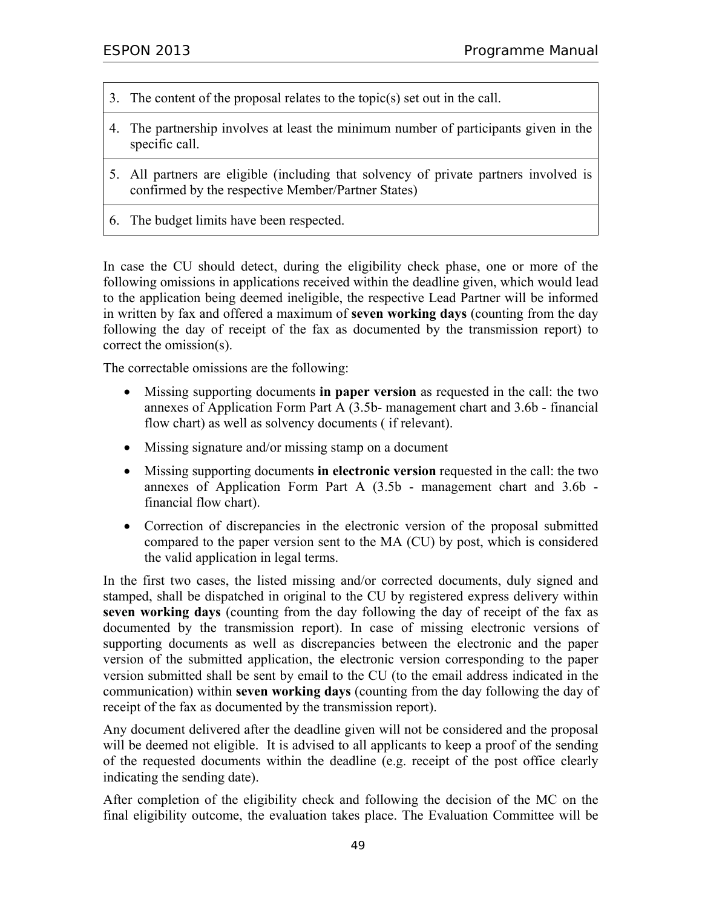| |
|---|
| 3. The content of the proposal relates to the topic(s) set out in the call. |
| 4. The partnership involves at least the minimum number of participants given in the specific call. |
| 5. All partners are eligible (including that solvency of private partners involved is confirmed by the respective Member/Partner States) |
| 6. The budget limits have been respected. |

In case the CU should detect, during the eligibility check phase, one or more of the following omissions in applications received within the deadline given, which would lead to the application being deemed ineligible, the respective Lead Partner will be informed in written by fax and offered a maximum of **seven working days** (counting from the day following the day of receipt of the fax as documented by the transmission report) to correct the omission(s).

The correctable omissions are the following:

- Missing supporting documents **in paper version** as requested in the call: the two annexes of Application Form Part A (3.5b- management chart and 3.6b - financial flow chart) as well as solvency documents ( if relevant).
- Missing signature and/or missing stamp on a document
- Missing supporting documents **in electronic version** requested in the call: the two annexes of Application Form Part A (3.5b - management chart and 3.6b - financial flow chart).
- Correction of discrepancies in the electronic version of the proposal submitted compared to the paper version sent to the MA (CU) by post, which is considered the valid application in legal terms.

In the first two cases, the listed missing and/or corrected documents, duly signed and stamped, shall be dispatched in original to the CU by registered express delivery within **seven working days** (counting from the day following the day of receipt of the fax as documented by the transmission report). In case of missing electronic versions of supporting documents as well as discrepancies between the electronic and the paper version of the submitted application, the electronic version corresponding to the paper version submitted shall be sent by email to the CU (to the email address indicated in the communication) within **seven working days** (counting from the day following the day of receipt of the fax as documented by the transmission report).

Any document delivered after the deadline given will not be considered and the proposal will be deemed not eligible. It is advised to all applicants to keep a proof of the sending of the requested documents within the deadline (e.g. receipt of the post office clearly indicating the sending date).

After completion of the eligibility check and following the decision of the MC on the final eligibility outcome, the evaluation takes place. The Evaluation Committee will be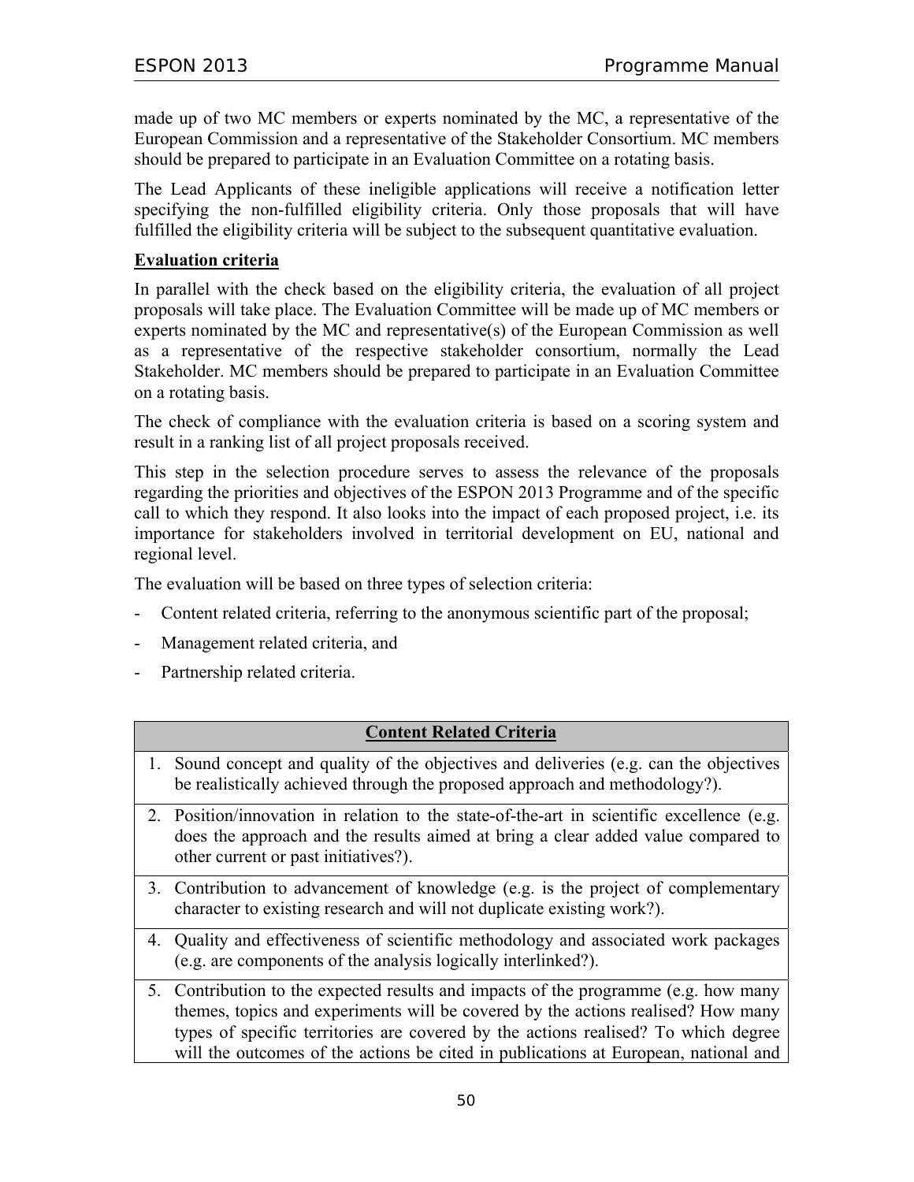made up of two MC members or experts nominated by the MC, a representative of the European Commission and a representative of the Stakeholder Consortium. MC members should be prepared to participate in an Evaluation Committee on a rotating basis.

The Lead Applicants of these ineligible applications will receive a notification letter specifying the non-fulfilled eligibility criteria. Only those proposals that will have fulfilled the eligibility criteria will be subject to the subsequent quantitative evaluation.

**Evaluation criteria**

In parallel with the check based on the eligibility criteria, the evaluation of all project proposals will take place. The Evaluation Committee will be made up of MC members or experts nominated by the MC and representative(s) of the European Commission as well as a representative of the respective stakeholder consortium, normally the Lead Stakeholder. MC members should be prepared to participate in an Evaluation Committee on a rotating basis.

The check of compliance with the evaluation criteria is based on a scoring system and result in a ranking list of all project proposals received.

This step in the selection procedure serves to assess the relevance of the proposals regarding the priorities and objectives of the ESPON 2013 Programme and of the specific call to which they respond. It also looks into the impact of each proposed project, i.e. its importance for stakeholders involved in territorial development on EU, national and regional level.

The evaluation will be based on three types of selection criteria:

- Content related criteria, referring to the anonymous scientific part of the proposal;
- Management related criteria, and
- Partnership related criteria.

| **Content Related Criteria** |
|---|
| 1. Sound concept and quality of the objectives and deliveries (e.g. can the objectives be realistically achieved through the proposed approach and methodology?). |
| 2. Position/innovation in relation to the state-of-the-art in scientific excellence (e.g. does the approach and the results aimed at bring a clear added value compared to other current or past initiatives?). |
| 3. Contribution to advancement of knowledge (e.g. is the project of complementary character to existing research and will not duplicate existing work?). |
| 4. Quality and effectiveness of scientific methodology and associated work packages (e.g. are components of the analysis logically interlinked?). |
| 5. Contribution to the expected results and impacts of the programme (e.g. how many themes, topics and experiments will be covered by the actions realised? How many types of specific territories are covered by the actions realised? To which degree will the outcomes of the actions be cited in publications at European, national and |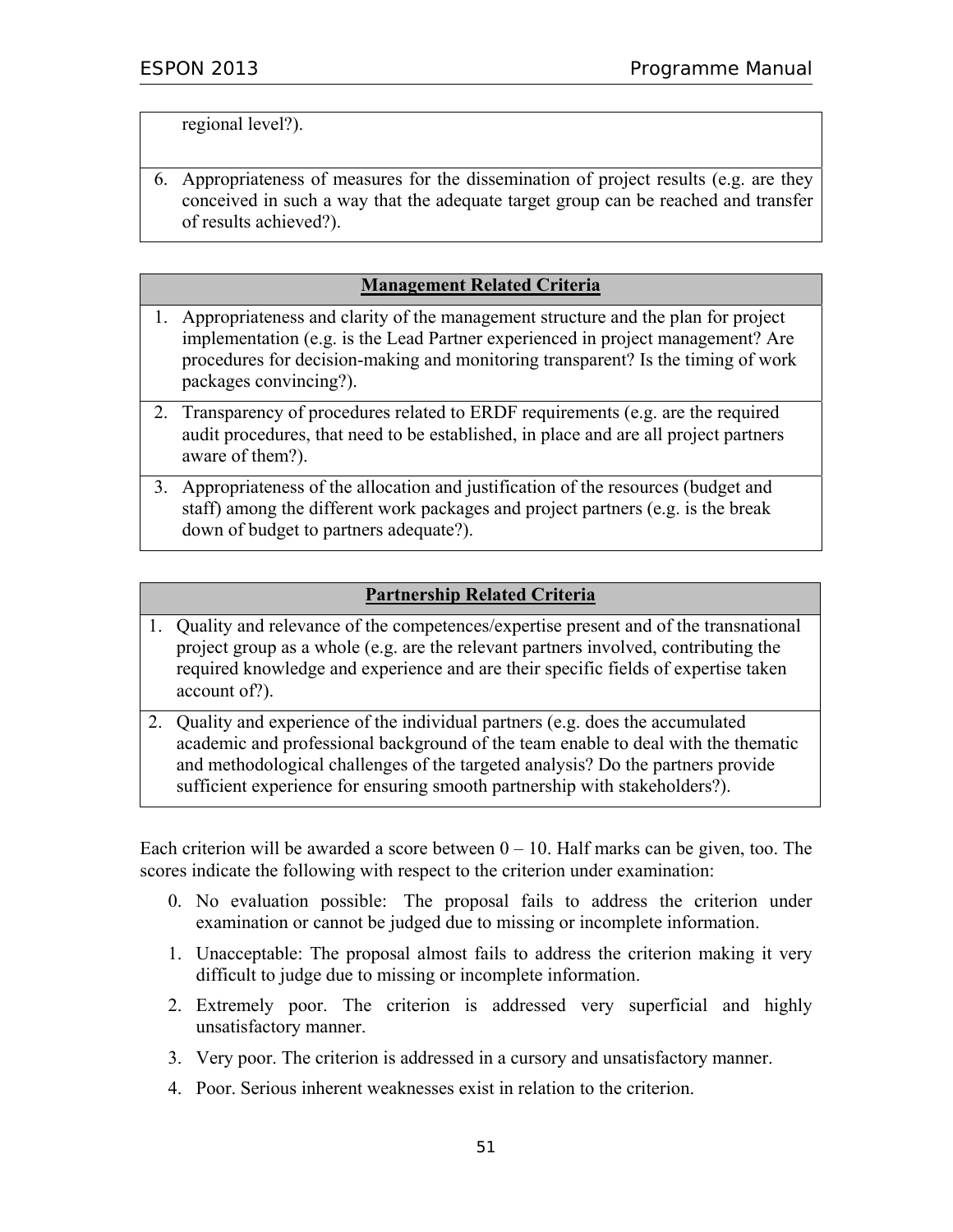| |
|---|
| regional level?). |
| 6. Appropriateness of measures for the dissemination of project results (e.g. are they conceived in such a way that the adequate target group can be reached and transfer of results achieved?). |

| **Management Related Criteria** |
|---|
| 1. Appropriateness and clarity of the management structure and the plan for project implementation (e.g. is the Lead Partner experienced in project management? Are procedures for decision-making and monitoring transparent? Is the timing of work packages convincing?). |
| 2. Transparency of procedures related to ERDF requirements (e.g. are the required audit procedures, that need to be established, in place and are all project partners aware of them?). |
| 3. Appropriateness of the allocation and justification of the resources (budget and staff) among the different work packages and project partners (e.g. is the break down of budget to partners adequate?). |

| **Partnership Related Criteria** |
|---|
| 1. Quality and relevance of the competences/expertise present and of the transnational project group as a whole (e.g. are the relevant partners involved, contributing the required knowledge and experience and are their specific fields of expertise taken account of?). |
| 2. Quality and experience of the individual partners (e.g. does the accumulated academic and professional background of the team enable to deal with the thematic and methodological challenges of the targeted analysis? Do the partners provide sufficient experience for ensuring smooth partnership with stakeholders?). |

Each criterion will be awarded a score between 0 – 10. Half marks can be given, too. The scores indicate the following with respect to the criterion under examination:

0. No evaluation possible: The proposal fails to address the criterion under examination or cannot be judged due to missing or incomplete information.
1. Unacceptable: The proposal almost fails to address the criterion making it very difficult to judge due to missing or incomplete information.
2. Extremely poor. The criterion is addressed very superficial and highly unsatisfactory manner.
3. Very poor. The criterion is addressed in a cursory and unsatisfactory manner.
4. Poor. Serious inherent weaknesses exist in relation to the criterion.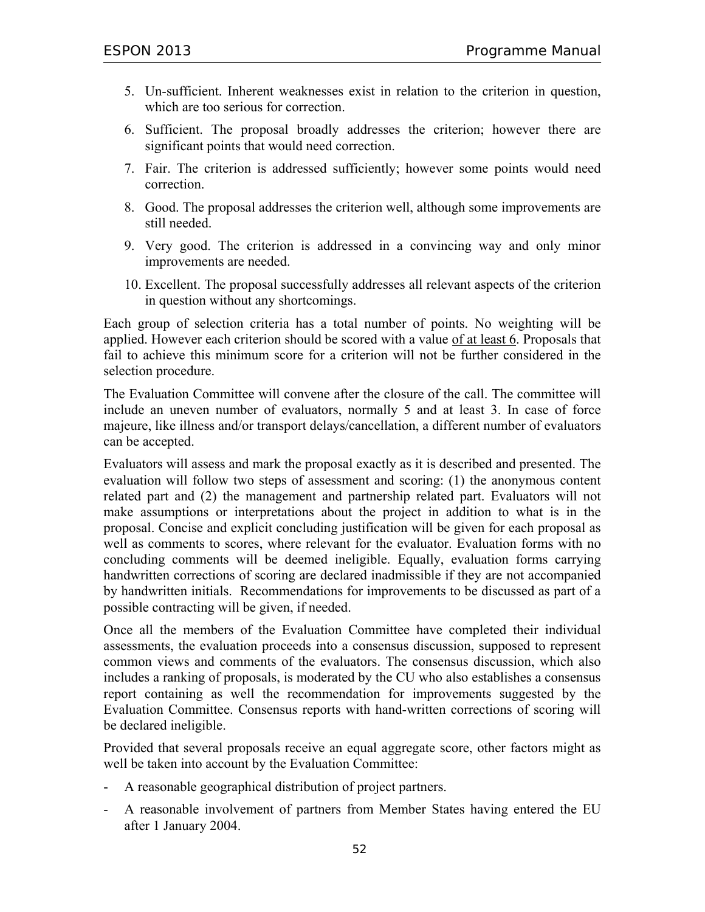5. Un-sufficient. Inherent weaknesses exist in relation to the criterion in question, which are too serious for correction.
6. Sufficient. The proposal broadly addresses the criterion; however there are significant points that would need correction.
7. Fair. The criterion is addressed sufficiently; however some points would need correction.
8. Good. The proposal addresses the criterion well, although some improvements are still needed.
9. Very good. The criterion is addressed in a convincing way and only minor improvements are needed.
10. Excellent. The proposal successfully addresses all relevant aspects of the criterion in question without any shortcomings.

Each group of selection criteria has a total number of points. No weighting will be applied. However each criterion should be scored with a value <u>of at least 6</u>. Proposals that fail to achieve this minimum score for a criterion will not be further considered in the selection procedure.

The Evaluation Committee will convene after the closure of the call. The committee will include an uneven number of evaluators, normally 5 and at least 3. In case of force majeure, like illness and/or transport delays/cancellation, a different number of evaluators can be accepted.

Evaluators will assess and mark the proposal exactly as it is described and presented. The evaluation will follow two steps of assessment and scoring: (1) the anonymous content related part and (2) the management and partnership related part. Evaluators will not make assumptions or interpretations about the project in addition to what is in the proposal. Concise and explicit concluding justification will be given for each proposal as well as comments to scores, where relevant for the evaluator. Evaluation forms with no concluding comments will be deemed ineligible. Equally, evaluation forms carrying handwritten corrections of scoring are declared inadmissible if they are not accompanied by handwritten initials. Recommendations for improvements to be discussed as part of a possible contracting will be given, if needed.

Once all the members of the Evaluation Committee have completed their individual assessments, the evaluation proceeds into a consensus discussion, supposed to represent common views and comments of the evaluators. The consensus discussion, which also includes a ranking of proposals, is moderated by the CU who also establishes a consensus report containing as well the recommendation for improvements suggested by the Evaluation Committee. Consensus reports with hand-written corrections of scoring will be declared ineligible.

Provided that several proposals receive an equal aggregate score, other factors might as well be taken into account by the Evaluation Committee:

- A reasonable geographical distribution of project partners.
- A reasonable involvement of partners from Member States having entered the EU after 1 January 2004.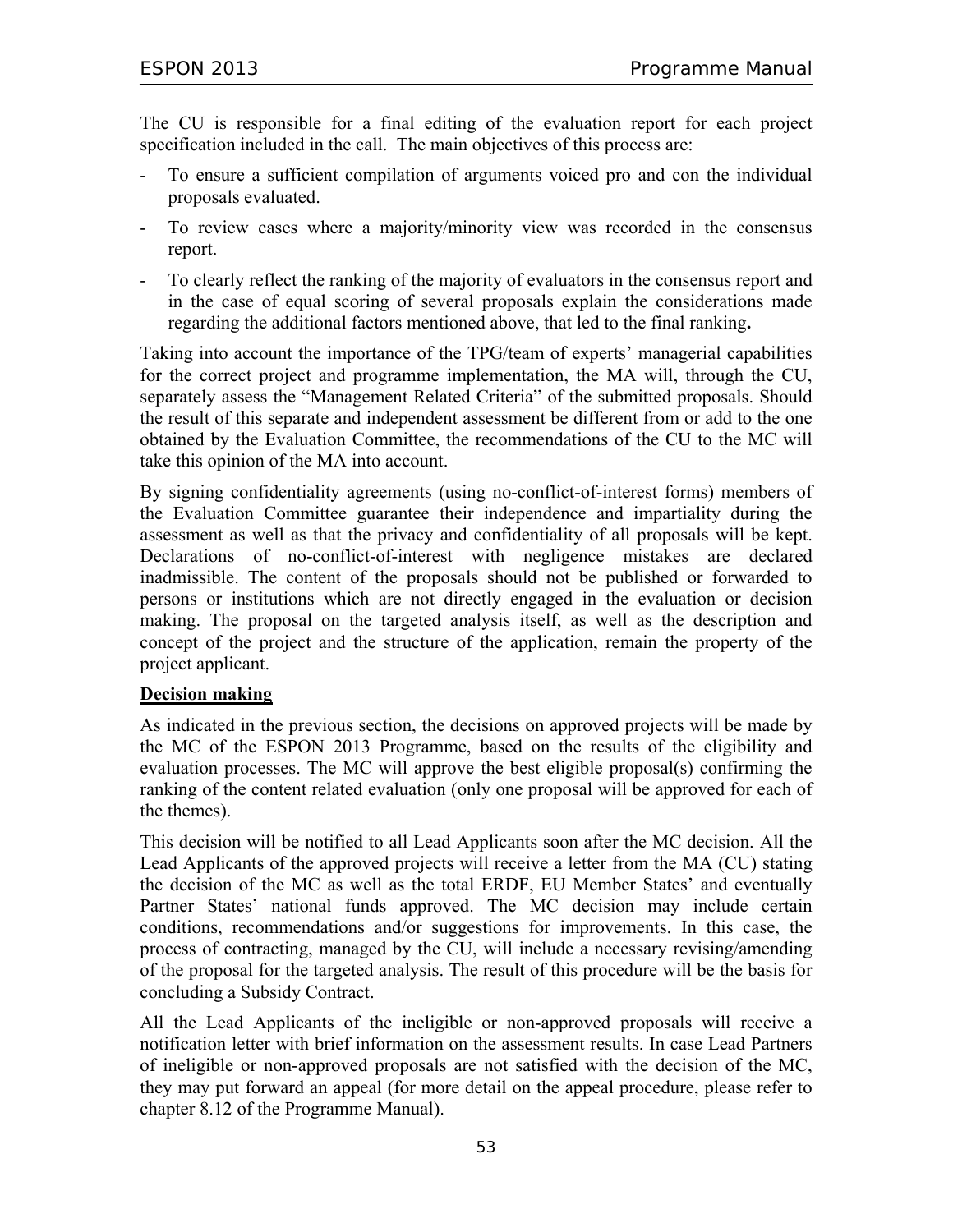The CU is responsible for a final editing of the evaluation report for each project specification included in the call. The main objectives of this process are:

- To ensure a sufficient compilation of arguments voiced pro and con the individual proposals evaluated.
- To review cases where a majority/minority view was recorded in the consensus report.
- To clearly reflect the ranking of the majority of evaluators in the consensus report and in the case of equal scoring of several proposals explain the considerations made regarding the additional factors mentioned above, that led to the final ranking**.**

Taking into account the importance of the TPG/team of experts' managerial capabilities for the correct project and programme implementation, the MA will, through the CU, separately assess the "Management Related Criteria" of the submitted proposals. Should the result of this separate and independent assessment be different from or add to the one obtained by the Evaluation Committee, the recommendations of the CU to the MC will take this opinion of the MA into account.

By signing confidentiality agreements (using no-conflict-of-interest forms) members of the Evaluation Committee guarantee their independence and impartiality during the assessment as well as that the privacy and confidentiality of all proposals will be kept. Declarations of no-conflict-of-interest with negligence mistakes are declared inadmissible. The content of the proposals should not be published or forwarded to persons or institutions which are not directly engaged in the evaluation or decision making. The proposal on the targeted analysis itself, as well as the description and concept of the project and the structure of the application, remain the property of the project applicant.

**Decision making**

As indicated in the previous section, the decisions on approved projects will be made by the MC of the ESPON 2013 Programme, based on the results of the eligibility and evaluation processes. The MC will approve the best eligible proposal(s) confirming the ranking of the content related evaluation (only one proposal will be approved for each of the themes).

This decision will be notified to all Lead Applicants soon after the MC decision. All the Lead Applicants of the approved projects will receive a letter from the MA (CU) stating the decision of the MC as well as the total ERDF, EU Member States' and eventually Partner States' national funds approved. The MC decision may include certain conditions, recommendations and/or suggestions for improvements. In this case, the process of contracting, managed by the CU, will include a necessary revising/amending of the proposal for the targeted analysis. The result of this procedure will be the basis for concluding a Subsidy Contract.

All the Lead Applicants of the ineligible or non-approved proposals will receive a notification letter with brief information on the assessment results. In case Lead Partners of ineligible or non-approved proposals are not satisfied with the decision of the MC, they may put forward an appeal (for more detail on the appeal procedure, please refer to chapter 8.12 of the Programme Manual).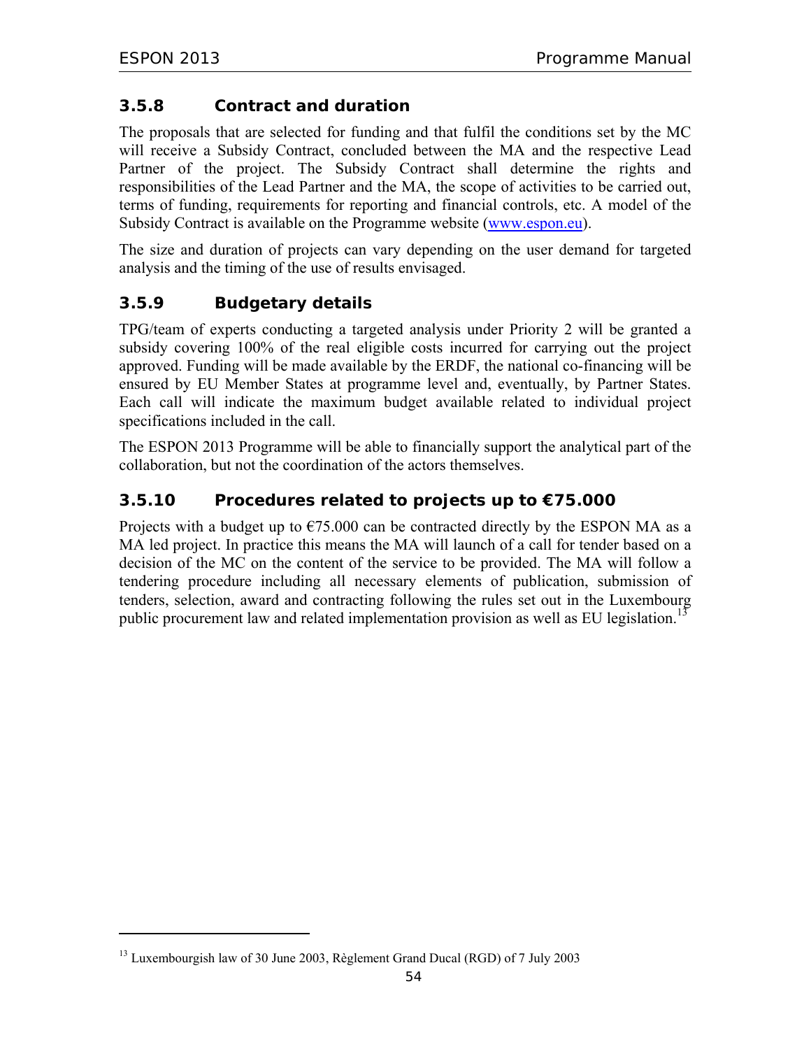### 3.5.8 Contract and duration

The proposals that are selected for funding and that fulfil the conditions set by the MC will receive a Subsidy Contract, concluded between the MA and the respective Lead Partner of the project. The Subsidy Contract shall determine the rights and responsibilities of the Lead Partner and the MA, the scope of activities to be carried out, terms of funding, requirements for reporting and financial controls, etc. A model of the Subsidy Contract is available on the Programme website (www.espon.eu).

The size and duration of projects can vary depending on the user demand for targeted analysis and the timing of the use of results envisaged.

### 3.5.9 Budgetary details

TPG/team of experts conducting a targeted analysis under Priority 2 will be granted a subsidy covering 100% of the real eligible costs incurred for carrying out the project approved. Funding will be made available by the ERDF, the national co-financing will be ensured by EU Member States at programme level and, eventually, by Partner States. Each call will indicate the maximum budget available related to individual project specifications included in the call.

The ESPON 2013 Programme will be able to financially support the analytical part of the collaboration, but not the coordination of the actors themselves.

### 3.5.10 Procedures related to projects up to €75.000

Projects with a budget up to €75.000 can be contracted directly by the ESPON MA as a MA led project. In practice this means the MA will launch of a call for tender based on a decision of the MC on the content of the service to be provided. The MA will follow a tendering procedure including all necessary elements of publication, submission of tenders, selection, award and contracting following the rules set out in the Luxembourg public procurement law and related implementation provision as well as EU legislation.[13]

---

[13] Luxembourgish law of 30 June 2003, Règlement Grand Ducal (RGD) of 7 July 2003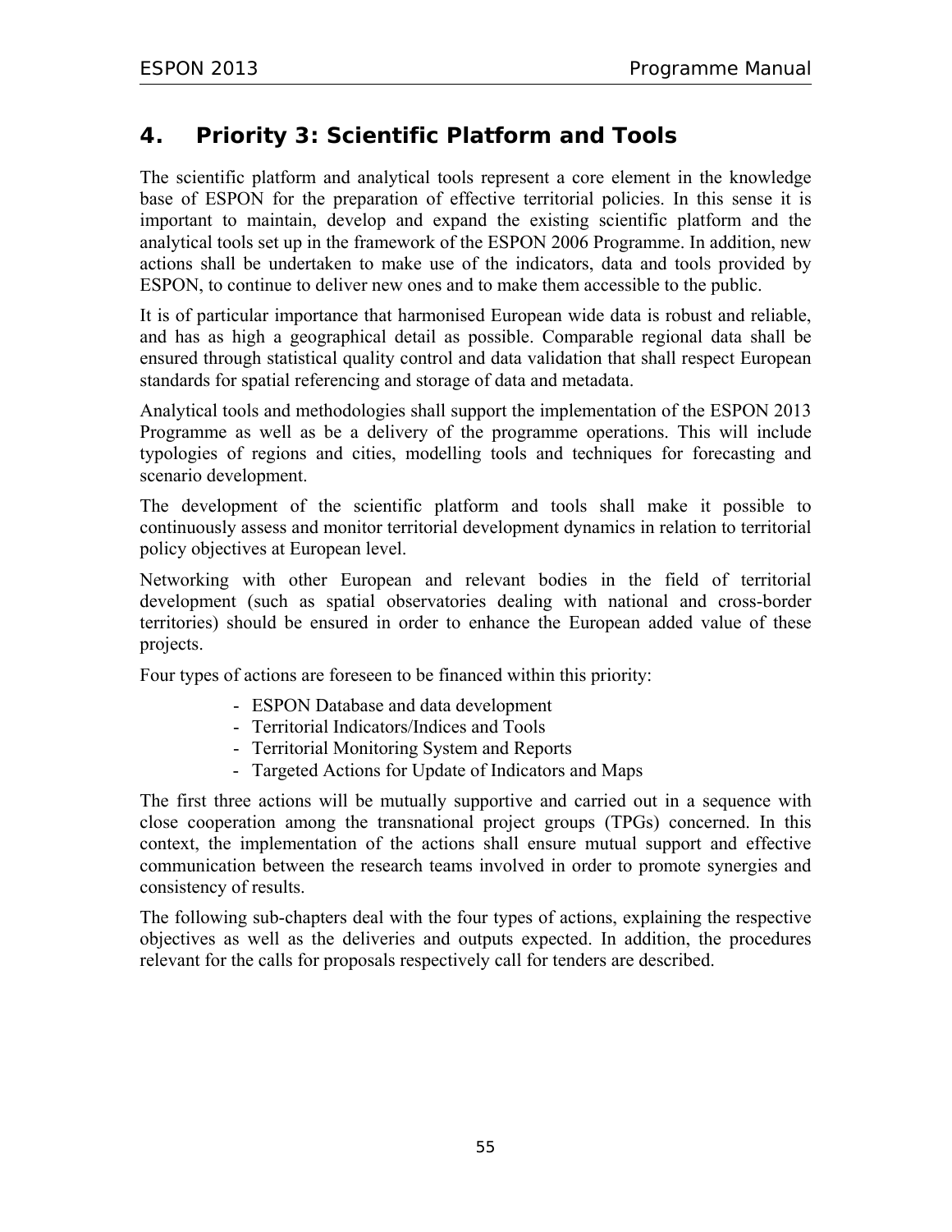# 4. Priority 3: Scientific Platform and Tools

The scientific platform and analytical tools represent a core element in the knowledge base of ESPON for the preparation of effective territorial policies. In this sense it is important to maintain, develop and expand the existing scientific platform and the analytical tools set up in the framework of the ESPON 2006 Programme. In addition, new actions shall be undertaken to make use of the indicators, data and tools provided by ESPON, to continue to deliver new ones and to make them accessible to the public.

It is of particular importance that harmonised European wide data is robust and reliable, and has as high a geographical detail as possible. Comparable regional data shall be ensured through statistical quality control and data validation that shall respect European standards for spatial referencing and storage of data and metadata.

Analytical tools and methodologies shall support the implementation of the ESPON 2013 Programme as well as be a delivery of the programme operations. This will include typologies of regions and cities, modelling tools and techniques for forecasting and scenario development.

The development of the scientific platform and tools shall make it possible to continuously assess and monitor territorial development dynamics in relation to territorial policy objectives at European level.

Networking with other European and relevant bodies in the field of territorial development (such as spatial observatories dealing with national and cross-border territories) should be ensured in order to enhance the European added value of these projects.

Four types of actions are foreseen to be financed within this priority:

- ESPON Database and data development
- Territorial Indicators/Indices and Tools
- Territorial Monitoring System and Reports
- Targeted Actions for Update of Indicators and Maps

The first three actions will be mutually supportive and carried out in a sequence with close cooperation among the transnational project groups (TPGs) concerned. In this context, the implementation of the actions shall ensure mutual support and effective communication between the research teams involved in order to promote synergies and consistency of results.

The following sub-chapters deal with the four types of actions, explaining the respective objectives as well as the deliveries and outputs expected. In addition, the procedures relevant for the calls for proposals respectively call for tenders are described.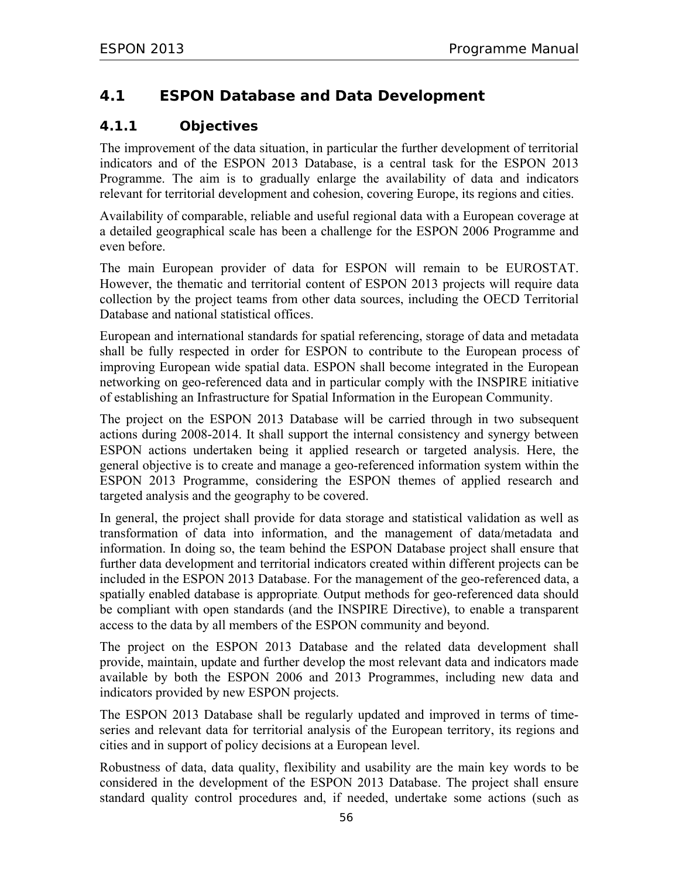## 4.1 ESPON Database and Data Development

### 4.1.1 Objectives

The improvement of the data situation, in particular the further development of territorial indicators and of the ESPON 2013 Database, is a central task for the ESPON 2013 Programme. The aim is to gradually enlarge the availability of data and indicators relevant for territorial development and cohesion, covering Europe, its regions and cities.

Availability of comparable, reliable and useful regional data with a European coverage at a detailed geographical scale has been a challenge for the ESPON 2006 Programme and even before.

The main European provider of data for ESPON will remain to be EUROSTAT. However, the thematic and territorial content of ESPON 2013 projects will require data collection by the project teams from other data sources, including the OECD Territorial Database and national statistical offices.

European and international standards for spatial referencing, storage of data and metadata shall be fully respected in order for ESPON to contribute to the European process of improving European wide spatial data. ESPON shall become integrated in the European networking on geo-referenced data and in particular comply with the INSPIRE initiative of establishing an Infrastructure for Spatial Information in the European Community.

The project on the ESPON 2013 Database will be carried through in two subsequent actions during 2008-2014. It shall support the internal consistency and synergy between ESPON actions undertaken being it applied research or targeted analysis. Here, the general objective is to create and manage a geo-referenced information system within the ESPON 2013 Programme, considering the ESPON themes of applied research and targeted analysis and the geography to be covered.

In general, the project shall provide for data storage and statistical validation as well as transformation of data into information, and the management of data/metadata and information. In doing so, the team behind the ESPON Database project shall ensure that further data development and territorial indicators created within different projects can be included in the ESPON 2013 Database. For the management of the geo-referenced data, a spatially enabled database is appropriate. Output methods for geo-referenced data should be compliant with open standards (and the INSPIRE Directive), to enable a transparent access to the data by all members of the ESPON community and beyond.

The project on the ESPON 2013 Database and the related data development shall provide, maintain, update and further develop the most relevant data and indicators made available by both the ESPON 2006 and 2013 Programmes, including new data and indicators provided by new ESPON projects.

The ESPON 2013 Database shall be regularly updated and improved in terms of time-series and relevant data for territorial analysis of the European territory, its regions and cities and in support of policy decisions at a European level.

Robustness of data, data quality, flexibility and usability are the main key words to be considered in the development of the ESPON 2013 Database. The project shall ensure standard quality control procedures and, if needed, undertake some actions (such as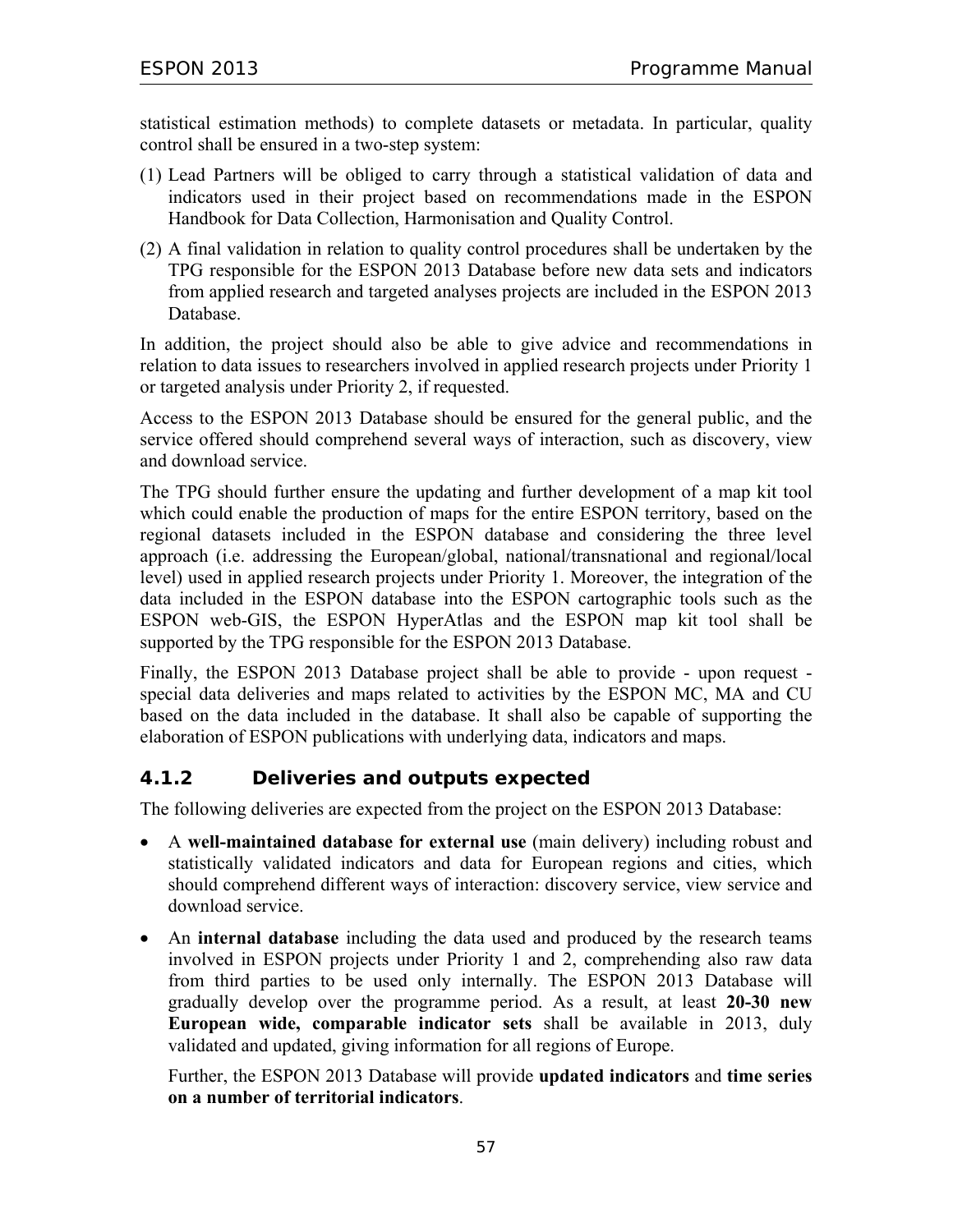statistical estimation methods) to complete datasets or metadata. In particular, quality control shall be ensured in a two-step system:

(1) Lead Partners will be obliged to carry through a statistical validation of data and indicators used in their project based on recommendations made in the ESPON Handbook for Data Collection, Harmonisation and Quality Control.

(2) A final validation in relation to quality control procedures shall be undertaken by the TPG responsible for the ESPON 2013 Database before new data sets and indicators from applied research and targeted analyses projects are included in the ESPON 2013 Database.

In addition, the project should also be able to give advice and recommendations in relation to data issues to researchers involved in applied research projects under Priority 1 or targeted analysis under Priority 2, if requested.

Access to the ESPON 2013 Database should be ensured for the general public, and the service offered should comprehend several ways of interaction, such as discovery, view and download service.

The TPG should further ensure the updating and further development of a map kit tool which could enable the production of maps for the entire ESPON territory, based on the regional datasets included in the ESPON database and considering the three level approach (i.e. addressing the European/global, national/transnational and regional/local level) used in applied research projects under Priority 1. Moreover, the integration of the data included in the ESPON database into the ESPON cartographic tools such as the ESPON web-GIS, the ESPON HyperAtlas and the ESPON map kit tool shall be supported by the TPG responsible for the ESPON 2013 Database.

Finally, the ESPON 2013 Database project shall be able to provide - upon request - special data deliveries and maps related to activities by the ESPON MC, MA and CU based on the data included in the database. It shall also be capable of supporting the elaboration of ESPON publications with underlying data, indicators and maps.

### 4.1.2 Deliveries and outputs expected

The following deliveries are expected from the project on the ESPON 2013 Database:

- A **well-maintained database for external use** (main delivery) including robust and statistically validated indicators and data for European regions and cities, which should comprehend different ways of interaction: discovery service, view service and download service.
- An **internal database** including the data used and produced by the research teams involved in ESPON projects under Priority 1 and 2, comprehending also raw data from third parties to be used only internally. The ESPON 2013 Database will gradually develop over the programme period. As a result, at least **20-30 new European wide, comparable indicator sets** shall be available in 2013, duly validated and updated, giving information for all regions of Europe.

  Further, the ESPON 2013 Database will provide **updated indicators** and **time series on a number of territorial indicators**.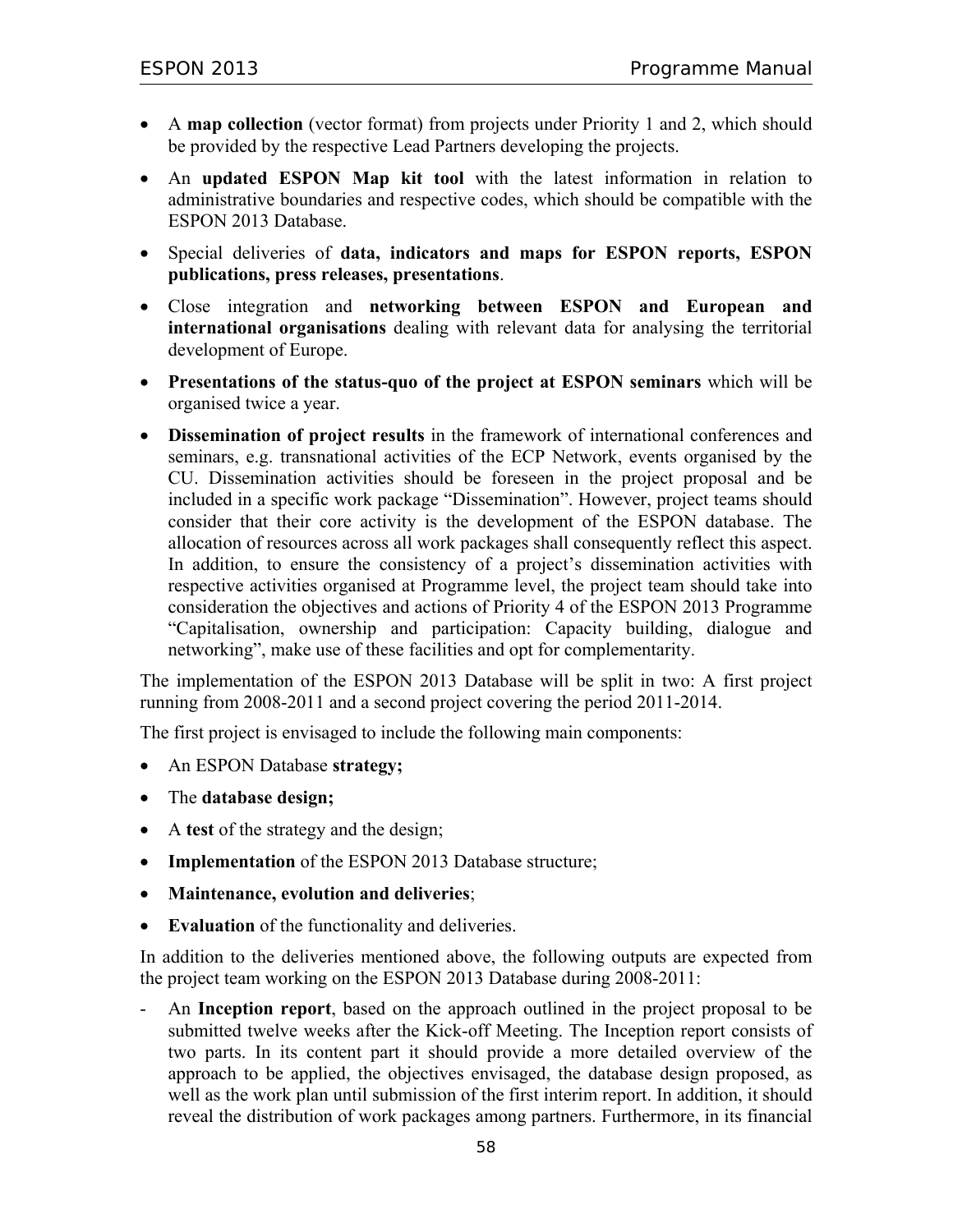- A **map collection** (vector format) from projects under Priority 1 and 2, which should be provided by the respective Lead Partners developing the projects.
- An **updated ESPON Map kit tool** with the latest information in relation to administrative boundaries and respective codes, which should be compatible with the ESPON 2013 Database.
- Special deliveries of **data, indicators and maps for ESPON reports, ESPON publications, press releases, presentations**.
- Close integration and **networking between ESPON and European and international organisations** dealing with relevant data for analysing the territorial development of Europe.
- **Presentations of the status-quo of the project at ESPON seminars** which will be organised twice a year.
- **Dissemination of project results** in the framework of international conferences and seminars, e.g. transnational activities of the ECP Network, events organised by the CU. Dissemination activities should be foreseen in the project proposal and be included in a specific work package "Dissemination". However, project teams should consider that their core activity is the development of the ESPON database. The allocation of resources across all work packages shall consequently reflect this aspect. In addition, to ensure the consistency of a project's dissemination activities with respective activities organised at Programme level, the project team should take into consideration the objectives and actions of Priority 4 of the ESPON 2013 Programme "Capitalisation, ownership and participation: Capacity building, dialogue and networking", make use of these facilities and opt for complementarity.

The implementation of the ESPON 2013 Database will be split in two: A first project running from 2008-2011 and a second project covering the period 2011-2014.

The first project is envisaged to include the following main components:

- An ESPON Database **strategy;**
- The **database design;**
- A **test** of the strategy and the design;
- **Implementation** of the ESPON 2013 Database structure;
- **Maintenance, evolution and deliveries**;
- **Evaluation** of the functionality and deliveries.

In addition to the deliveries mentioned above, the following outputs are expected from the project team working on the ESPON 2013 Database during 2008-2011:

- An **Inception report**, based on the approach outlined in the project proposal to be submitted twelve weeks after the Kick-off Meeting. The Inception report consists of two parts. In its content part it should provide a more detailed overview of the approach to be applied, the objectives envisaged, the database design proposed, as well as the work plan until submission of the first interim report. In addition, it should reveal the distribution of work packages among partners. Furthermore, in its financial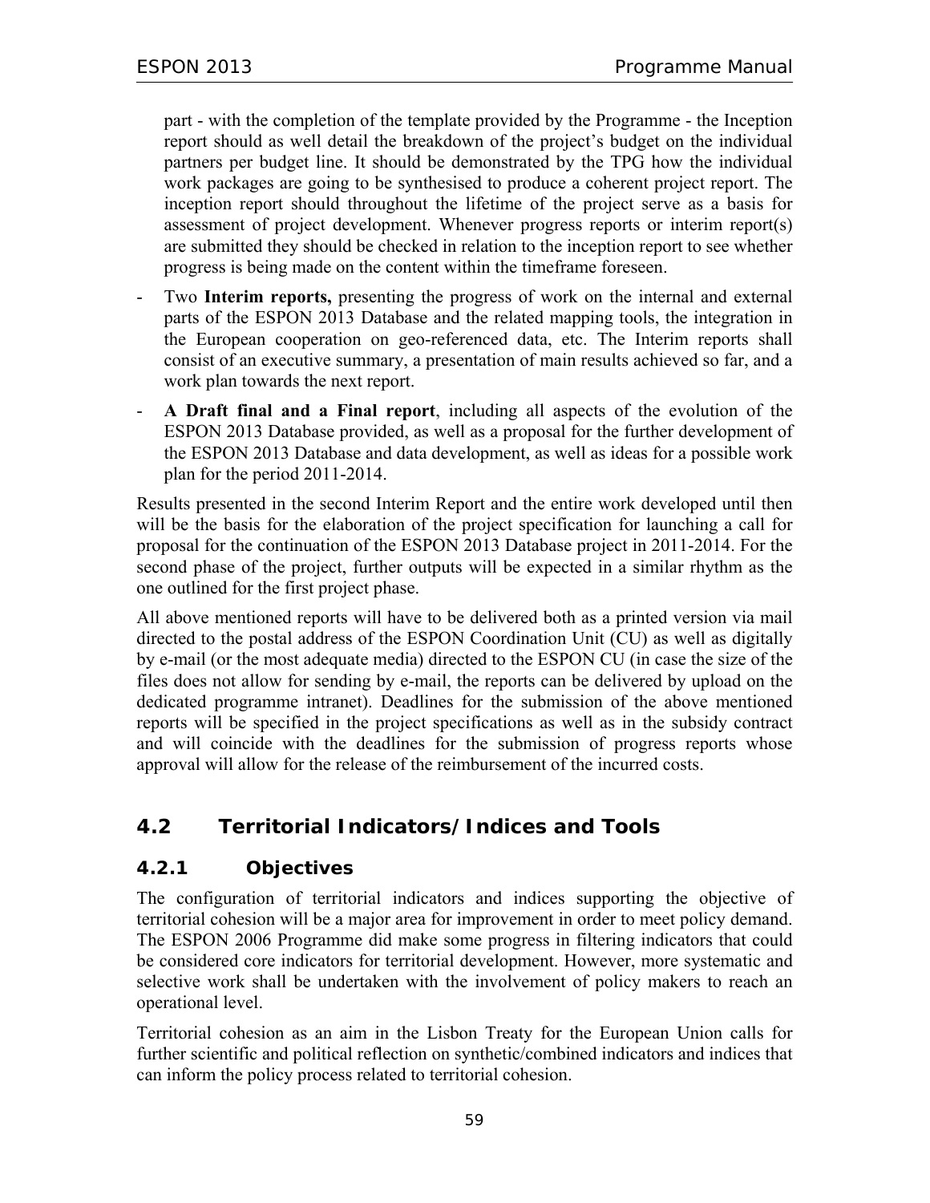part - with the completion of the template provided by the Programme - the Inception report should as well detail the breakdown of the project's budget on the individual partners per budget line. It should be demonstrated by the TPG how the individual work packages are going to be synthesised to produce a coherent project report. The inception report should throughout the lifetime of the project serve as a basis for assessment of project development. Whenever progress reports or interim report(s) are submitted they should be checked in relation to the inception report to see whether progress is being made on the content within the timeframe foreseen.

- Two **Interim reports,** presenting the progress of work on the internal and external parts of the ESPON 2013 Database and the related mapping tools, the integration in the European cooperation on geo-referenced data, etc. The Interim reports shall consist of an executive summary, a presentation of main results achieved so far, and a work plan towards the next report.
- **A Draft final and a Final report**, including all aspects of the evolution of the ESPON 2013 Database provided, as well as a proposal for the further development of the ESPON 2013 Database and data development, as well as ideas for a possible work plan for the period 2011-2014.

Results presented in the second Interim Report and the entire work developed until then will be the basis for the elaboration of the project specification for launching a call for proposal for the continuation of the ESPON 2013 Database project in 2011-2014. For the second phase of the project, further outputs will be expected in a similar rhythm as the one outlined for the first project phase.

All above mentioned reports will have to be delivered both as a printed version via mail directed to the postal address of the ESPON Coordination Unit (CU) as well as digitally by e-mail (or the most adequate media) directed to the ESPON CU (in case the size of the files does not allow for sending by e-mail, the reports can be delivered by upload on the dedicated programme intranet). Deadlines for the submission of the above mentioned reports will be specified in the project specifications as well as in the subsidy contract and will coincide with the deadlines for the submission of progress reports whose approval will allow for the release of the reimbursement of the incurred costs.

## 4.2 Territorial Indicators/Indices and Tools

### 4.2.1 Objectives

The configuration of territorial indicators and indices supporting the objective of territorial cohesion will be a major area for improvement in order to meet policy demand. The ESPON 2006 Programme did make some progress in filtering indicators that could be considered core indicators for territorial development. However, more systematic and selective work shall be undertaken with the involvement of policy makers to reach an operational level.

Territorial cohesion as an aim in the Lisbon Treaty for the European Union calls for further scientific and political reflection on synthetic/combined indicators and indices that can inform the policy process related to territorial cohesion.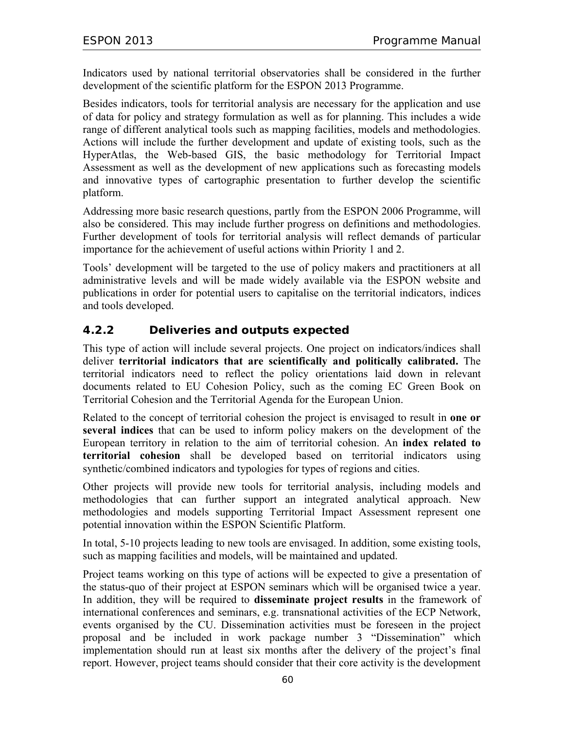Indicators used by national territorial observatories shall be considered in the further development of the scientific platform for the ESPON 2013 Programme.

Besides indicators, tools for territorial analysis are necessary for the application and use of data for policy and strategy formulation as well as for planning. This includes a wide range of different analytical tools such as mapping facilities, models and methodologies. Actions will include the further development and update of existing tools, such as the HyperAtlas, the Web-based GIS, the basic methodology for Territorial Impact Assessment as well as the development of new applications such as forecasting models and innovative types of cartographic presentation to further develop the scientific platform.

Addressing more basic research questions, partly from the ESPON 2006 Programme, will also be considered. This may include further progress on definitions and methodologies. Further development of tools for territorial analysis will reflect demands of particular importance for the achievement of useful actions within Priority 1 and 2.

Tools' development will be targeted to the use of policy makers and practitioners at all administrative levels and will be made widely available via the ESPON website and publications in order for potential users to capitalise on the territorial indicators, indices and tools developed.

### 4.2.2 Deliveries and outputs expected

This type of action will include several projects. One project on indicators/indices shall deliver **territorial indicators that are scientifically and politically calibrated.** The territorial indicators need to reflect the policy orientations laid down in relevant documents related to EU Cohesion Policy, such as the coming EC Green Book on Territorial Cohesion and the Territorial Agenda for the European Union.

Related to the concept of territorial cohesion the project is envisaged to result in **one or several indices** that can be used to inform policy makers on the development of the European territory in relation to the aim of territorial cohesion. An **index related to territorial cohesion** shall be developed based on territorial indicators using synthetic/combined indicators and typologies for types of regions and cities.

Other projects will provide new tools for territorial analysis, including models and methodologies that can further support an integrated analytical approach. New methodologies and models supporting Territorial Impact Assessment represent one potential innovation within the ESPON Scientific Platform.

In total, 5-10 projects leading to new tools are envisaged. In addition, some existing tools, such as mapping facilities and models, will be maintained and updated.

Project teams working on this type of actions will be expected to give a presentation of the status-quo of their project at ESPON seminars which will be organised twice a year. In addition, they will be required to **disseminate project results** in the framework of international conferences and seminars, e.g. transnational activities of the ECP Network, events organised by the CU. Dissemination activities must be foreseen in the project proposal and be included in work package number 3 "Dissemination" which implementation should run at least six months after the delivery of the project's final report. However, project teams should consider that their core activity is the development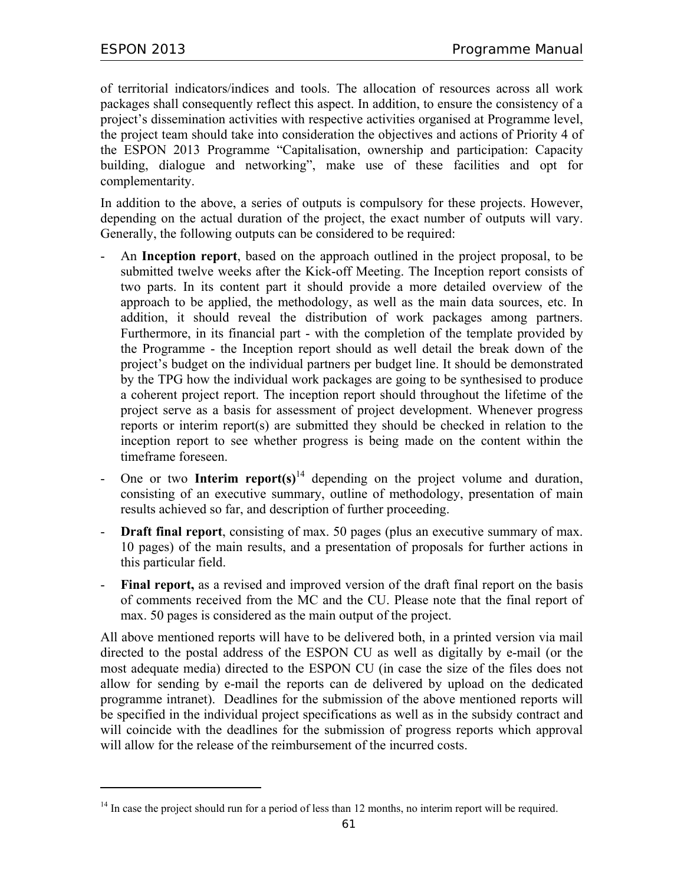of territorial indicators/indices and tools. The allocation of resources across all work packages shall consequently reflect this aspect. In addition, to ensure the consistency of a project's dissemination activities with respective activities organised at Programme level, the project team should take into consideration the objectives and actions of Priority 4 of the ESPON 2013 Programme "Capitalisation, ownership and participation: Capacity building, dialogue and networking", make use of these facilities and opt for complementarity.

In addition to the above, a series of outputs is compulsory for these projects. However, depending on the actual duration of the project, the exact number of outputs will vary. Generally, the following outputs can be considered to be required:

- An **Inception report**, based on the approach outlined in the project proposal, to be submitted twelve weeks after the Kick-off Meeting. The Inception report consists of two parts. In its content part it should provide a more detailed overview of the approach to be applied, the methodology, as well as the main data sources, etc. In addition, it should reveal the distribution of work packages among partners. Furthermore, in its financial part - with the completion of the template provided by the Programme - the Inception report should as well detail the break down of the project's budget on the individual partners per budget line. It should be demonstrated by the TPG how the individual work packages are going to be synthesised to produce a coherent project report. The inception report should throughout the lifetime of the project serve as a basis for assessment of project development. Whenever progress reports or interim report(s) are submitted they should be checked in relation to the inception report to see whether progress is being made on the content within the timeframe foreseen.
- One or two **Interim report(s)**[14] depending on the project volume and duration, consisting of an executive summary, outline of methodology, presentation of main results achieved so far, and description of further proceeding.
- **Draft final report**, consisting of max. 50 pages (plus an executive summary of max. 10 pages) of the main results, and a presentation of proposals for further actions in this particular field.
- **Final report,** as a revised and improved version of the draft final report on the basis of comments received from the MC and the CU. Please note that the final report of max. 50 pages is considered as the main output of the project.

All above mentioned reports will have to be delivered both, in a printed version via mail directed to the postal address of the ESPON CU as well as digitally by e-mail (or the most adequate media) directed to the ESPON CU (in case the size of the files does not allow for sending by e-mail the reports can de delivered by upload on the dedicated programme intranet). Deadlines for the submission of the above mentioned reports will be specified in the individual project specifications as well as in the subsidy contract and will coincide with the deadlines for the submission of progress reports which approval will allow for the release of the reimbursement of the incurred costs.

[14] In case the project should run for a period of less than 12 months, no interim report will be required.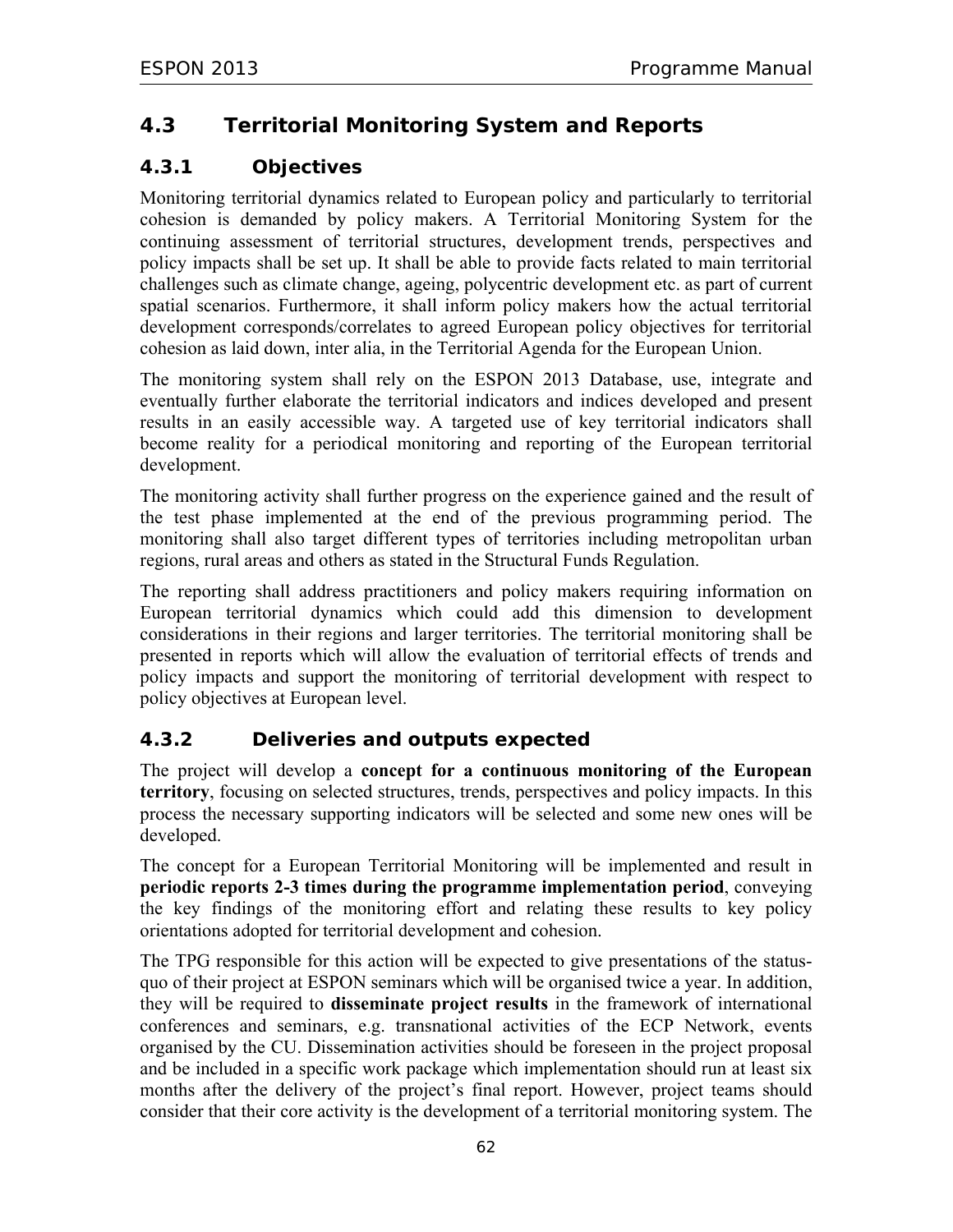## 4.3 Territorial Monitoring System and Reports

### 4.3.1 Objectives

Monitoring territorial dynamics related to European policy and particularly to territorial cohesion is demanded by policy makers. A Territorial Monitoring System for the continuing assessment of territorial structures, development trends, perspectives and policy impacts shall be set up. It shall be able to provide facts related to main territorial challenges such as climate change, ageing, polycentric development etc. as part of current spatial scenarios. Furthermore, it shall inform policy makers how the actual territorial development corresponds/correlates to agreed European policy objectives for territorial cohesion as laid down, inter alia, in the Territorial Agenda for the European Union.

The monitoring system shall rely on the ESPON 2013 Database, use, integrate and eventually further elaborate the territorial indicators and indices developed and present results in an easily accessible way. A targeted use of key territorial indicators shall become reality for a periodical monitoring and reporting of the European territorial development.

The monitoring activity shall further progress on the experience gained and the result of the test phase implemented at the end of the previous programming period. The monitoring shall also target different types of territories including metropolitan urban regions, rural areas and others as stated in the Structural Funds Regulation.

The reporting shall address practitioners and policy makers requiring information on European territorial dynamics which could add this dimension to development considerations in their regions and larger territories. The territorial monitoring shall be presented in reports which will allow the evaluation of territorial effects of trends and policy impacts and support the monitoring of territorial development with respect to policy objectives at European level.

### 4.3.2 Deliveries and outputs expected

The project will develop a **concept for a continuous monitoring of the European territory**, focusing on selected structures, trends, perspectives and policy impacts. In this process the necessary supporting indicators will be selected and some new ones will be developed.

The concept for a European Territorial Monitoring will be implemented and result in **periodic reports 2-3 times during the programme implementation period**, conveying the key findings of the monitoring effort and relating these results to key policy orientations adopted for territorial development and cohesion.

The TPG responsible for this action will be expected to give presentations of the status-quo of their project at ESPON seminars which will be organised twice a year. In addition, they will be required to **disseminate project results** in the framework of international conferences and seminars, e.g. transnational activities of the ECP Network, events organised by the CU. Dissemination activities should be foreseen in the project proposal and be included in a specific work package which implementation should run at least six months after the delivery of the project's final report. However, project teams should consider that their core activity is the development of a territorial monitoring system. The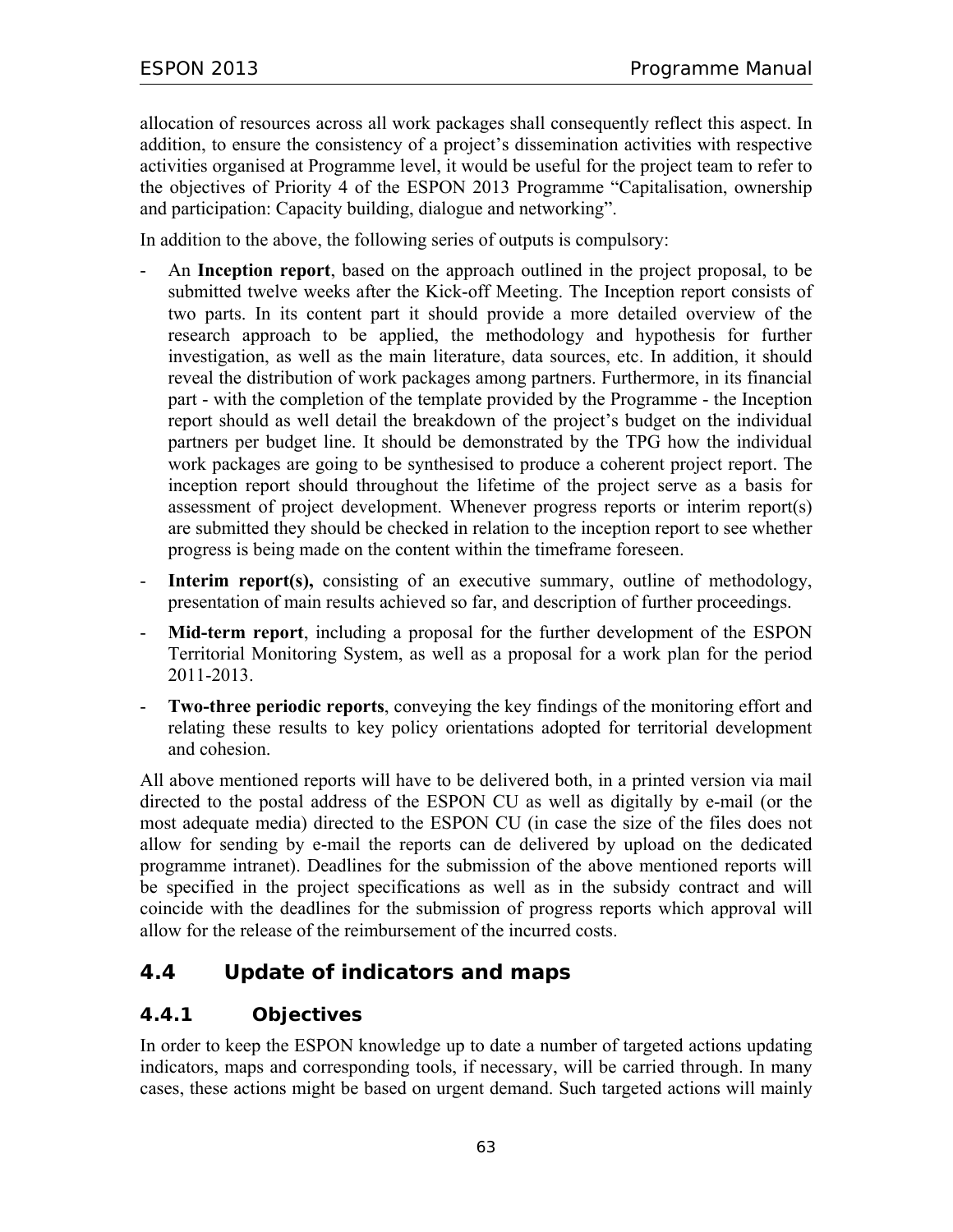allocation of resources across all work packages shall consequently reflect this aspect. In addition, to ensure the consistency of a project's dissemination activities with respective activities organised at Programme level, it would be useful for the project team to refer to the objectives of Priority 4 of the ESPON 2013 Programme "Capitalisation, ownership and participation: Capacity building, dialogue and networking".

In addition to the above, the following series of outputs is compulsory:

- An **Inception report**, based on the approach outlined in the project proposal, to be submitted twelve weeks after the Kick-off Meeting. The Inception report consists of two parts. In its content part it should provide a more detailed overview of the research approach to be applied, the methodology and hypothesis for further investigation, as well as the main literature, data sources, etc. In addition, it should reveal the distribution of work packages among partners. Furthermore, in its financial part - with the completion of the template provided by the Programme - the Inception report should as well detail the breakdown of the project's budget on the individual partners per budget line. It should be demonstrated by the TPG how the individual work packages are going to be synthesised to produce a coherent project report. The inception report should throughout the lifetime of the project serve as a basis for assessment of project development. Whenever progress reports or interim report(s) are submitted they should be checked in relation to the inception report to see whether progress is being made on the content within the timeframe foreseen.
- **Interim report(s),** consisting of an executive summary, outline of methodology, presentation of main results achieved so far, and description of further proceedings.
- **Mid-term report**, including a proposal for the further development of the ESPON Territorial Monitoring System, as well as a proposal for a work plan for the period 2011-2013.
- **Two-three periodic reports**, conveying the key findings of the monitoring effort and relating these results to key policy orientations adopted for territorial development and cohesion.

All above mentioned reports will have to be delivered both, in a printed version via mail directed to the postal address of the ESPON CU as well as digitally by e-mail (or the most adequate media) directed to the ESPON CU (in case the size of the files does not allow for sending by e-mail the reports can de delivered by upload on the dedicated programme intranet). Deadlines for the submission of the above mentioned reports will be specified in the project specifications as well as in the subsidy contract and will coincide with the deadlines for the submission of progress reports which approval will allow for the release of the reimbursement of the incurred costs.

## 4.4 Update of indicators and maps

### 4.4.1 Objectives

In order to keep the ESPON knowledge up to date a number of targeted actions updating indicators, maps and corresponding tools, if necessary, will be carried through. In many cases, these actions might be based on urgent demand. Such targeted actions will mainly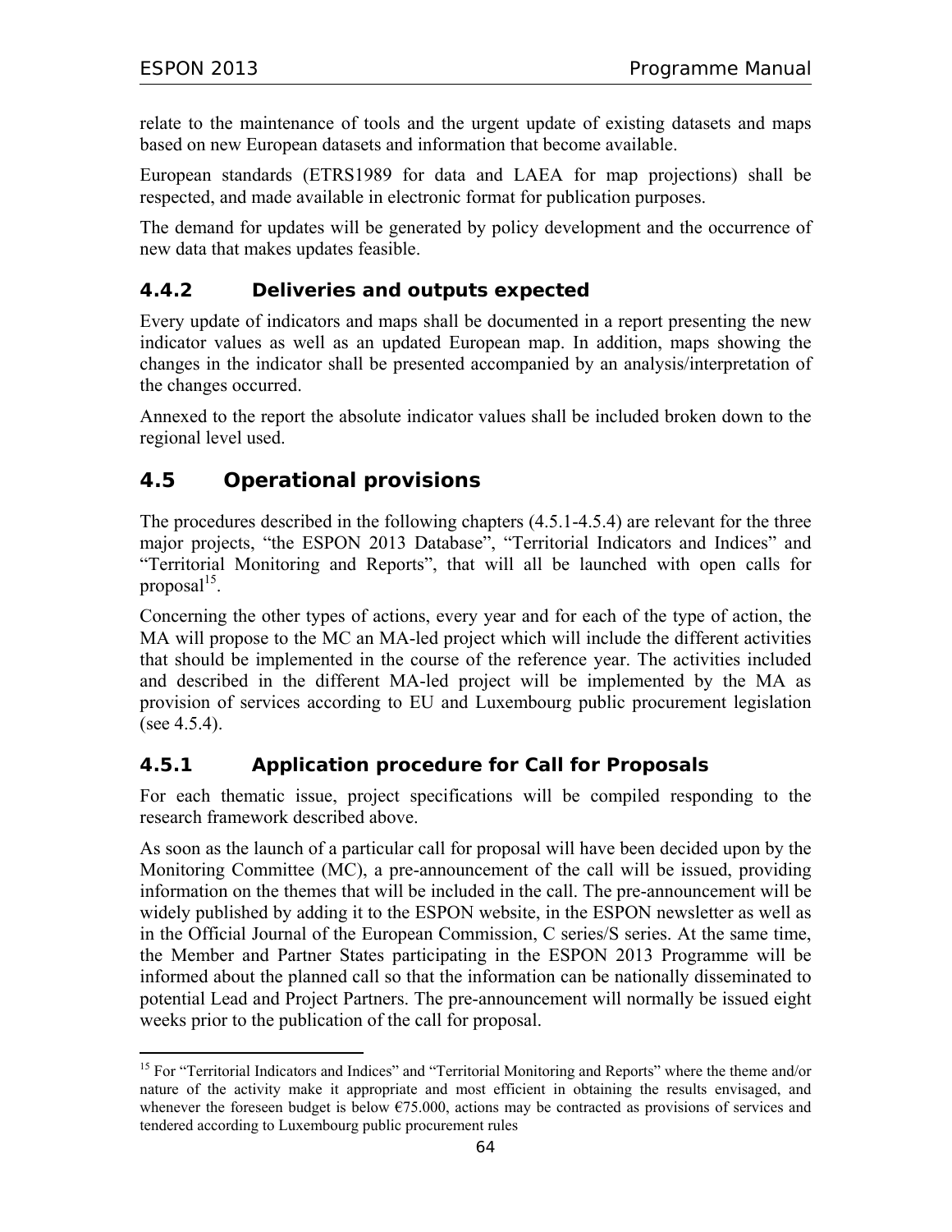relate to the maintenance of tools and the urgent update of existing datasets and maps based on new European datasets and information that become available.

European standards (ETRS1989 for data and LAEA for map projections) shall be respected, and made available in electronic format for publication purposes.

The demand for updates will be generated by policy development and the occurrence of new data that makes updates feasible.

### 4.4.2 Deliveries and outputs expected

Every update of indicators and maps shall be documented in a report presenting the new indicator values as well as an updated European map. In addition, maps showing the changes in the indicator shall be presented accompanied by an analysis/interpretation of the changes occurred.

Annexed to the report the absolute indicator values shall be included broken down to the regional level used.

## 4.5 Operational provisions

The procedures described in the following chapters (4.5.1-4.5.4) are relevant for the three major projects, "the ESPON 2013 Database", "Territorial Indicators and Indices" and "Territorial Monitoring and Reports", that will all be launched with open calls for proposal[15].

Concerning the other types of actions, every year and for each of the type of action, the MA will propose to the MC an MA-led project which will include the different activities that should be implemented in the course of the reference year. The activities included and described in the different MA-led project will be implemented by the MA as provision of services according to EU and Luxembourg public procurement legislation (see 4.5.4).

### 4.5.1 Application procedure for Call for Proposals

For each thematic issue, project specifications will be compiled responding to the research framework described above.

As soon as the launch of a particular call for proposal will have been decided upon by the Monitoring Committee (MC), a pre-announcement of the call will be issued, providing information on the themes that will be included in the call. The pre-announcement will be widely published by adding it to the ESPON website, in the ESPON newsletter as well as in the Official Journal of the European Commission, C series/S series. At the same time, the Member and Partner States participating in the ESPON 2013 Programme will be informed about the planned call so that the information can be nationally disseminated to potential Lead and Project Partners. The pre-announcement will normally be issued eight weeks prior to the publication of the call for proposal.

---

[15] For "Territorial Indicators and Indices" and "Territorial Monitoring and Reports" where the theme and/or nature of the activity make it appropriate and most efficient in obtaining the results envisaged, and whenever the foreseen budget is below €75.000, actions may be contracted as provisions of services and tendered according to Luxembourg public procurement rules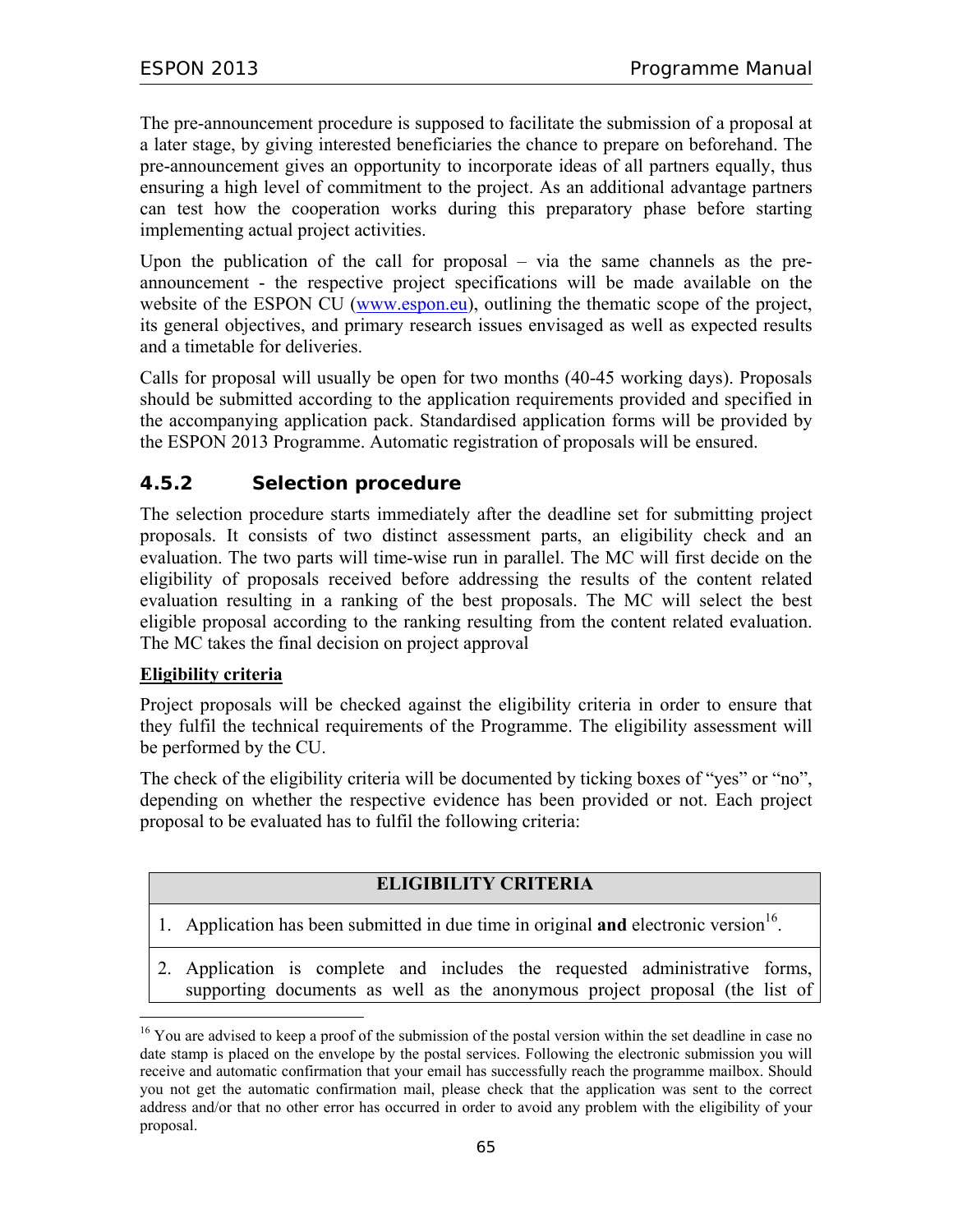The pre-announcement procedure is supposed to facilitate the submission of a proposal at a later stage, by giving interested beneficiaries the chance to prepare on beforehand. The pre-announcement gives an opportunity to incorporate ideas of all partners equally, thus ensuring a high level of commitment to the project. As an additional advantage partners can test how the cooperation works during this preparatory phase before starting implementing actual project activities.

Upon the publication of the call for proposal – via the same channels as the pre-announcement - the respective project specifications will be made available on the website of the ESPON CU (www.espon.eu), outlining the thematic scope of the project, its general objectives, and primary research issues envisaged as well as expected results and a timetable for deliveries.

Calls for proposal will usually be open for two months (40-45 working days). Proposals should be submitted according to the application requirements provided and specified in the accompanying application pack. Standardised application forms will be provided by the ESPON 2013 Programme. Automatic registration of proposals will be ensured.

### 4.5.2 Selection procedure

The selection procedure starts immediately after the deadline set for submitting project proposals. It consists of two distinct assessment parts, an eligibility check and an evaluation. The two parts will time-wise run in parallel. The MC will first decide on the eligibility of proposals received before addressing the results of the content related evaluation resulting in a ranking of the best proposals. The MC will select the best eligible proposal according to the ranking resulting from the content related evaluation. The MC takes the final decision on project approval

**Eligibility criteria**

Project proposals will be checked against the eligibility criteria in order to ensure that they fulfil the technical requirements of the Programme. The eligibility assessment will be performed by the CU.

The check of the eligibility criteria will be documented by ticking boxes of "yes" or "no", depending on whether the respective evidence has been provided or not. Each project proposal to be evaluated has to fulfil the following criteria:

| ELIGIBILITY CRITERIA |
| --- |
| 1. Application has been submitted in due time in original **and** electronic version[16]. |
| 2. Application is complete and includes the requested administrative forms, supporting documents as well as the anonymous project proposal (the list of |

[16] You are advised to keep a proof of the submission of the postal version within the set deadline in case no date stamp is placed on the envelope by the postal services. Following the electronic submission you will receive and automatic confirmation that your email has successfully reach the programme mailbox. Should you not get the automatic confirmation mail, please check that the application was sent to the correct address and/or that no other error has occurred in order to avoid any problem with the eligibility of your proposal.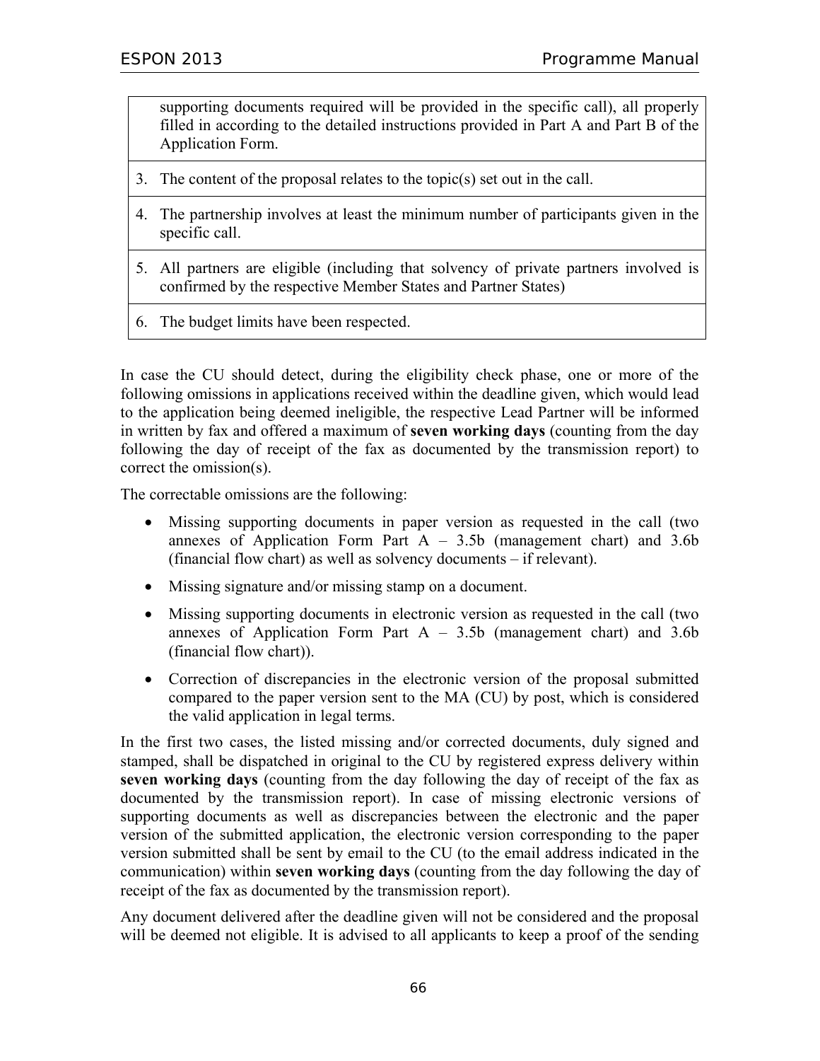| |
|---|
| supporting documents required will be provided in the specific call), all properly filled in according to the detailed instructions provided in Part A and Part B of the Application Form. |
| 3. The content of the proposal relates to the topic(s) set out in the call. |
| 4. The partnership involves at least the minimum number of participants given in the specific call. |
| 5. All partners are eligible (including that solvency of private partners involved is confirmed by the respective Member States and Partner States) |
| 6. The budget limits have been respected. |

In case the CU should detect, during the eligibility check phase, one or more of the following omissions in applications received within the deadline given, which would lead to the application being deemed ineligible, the respective Lead Partner will be informed in written by fax and offered a maximum of **seven working days** (counting from the day following the day of receipt of the fax as documented by the transmission report) to correct the omission(s).

The correctable omissions are the following:

- Missing supporting documents in paper version as requested in the call (two annexes of Application Form Part A – 3.5b (management chart) and 3.6b (financial flow chart) as well as solvency documents – if relevant).
- Missing signature and/or missing stamp on a document.
- Missing supporting documents in electronic version as requested in the call (two annexes of Application Form Part A – 3.5b (management chart) and 3.6b (financial flow chart)).
- Correction of discrepancies in the electronic version of the proposal submitted compared to the paper version sent to the MA (CU) by post, which is considered the valid application in legal terms.

In the first two cases, the listed missing and/or corrected documents, duly signed and stamped, shall be dispatched in original to the CU by registered express delivery within **seven working days** (counting from the day following the day of receipt of the fax as documented by the transmission report). In case of missing electronic versions of supporting documents as well as discrepancies between the electronic and the paper version of the submitted application, the electronic version corresponding to the paper version submitted shall be sent by email to the CU (to the email address indicated in the communication) within **seven working days** (counting from the day following the day of receipt of the fax as documented by the transmission report).

Any document delivered after the deadline given will not be considered and the proposal will be deemed not eligible. It is advised to all applicants to keep a proof of the sending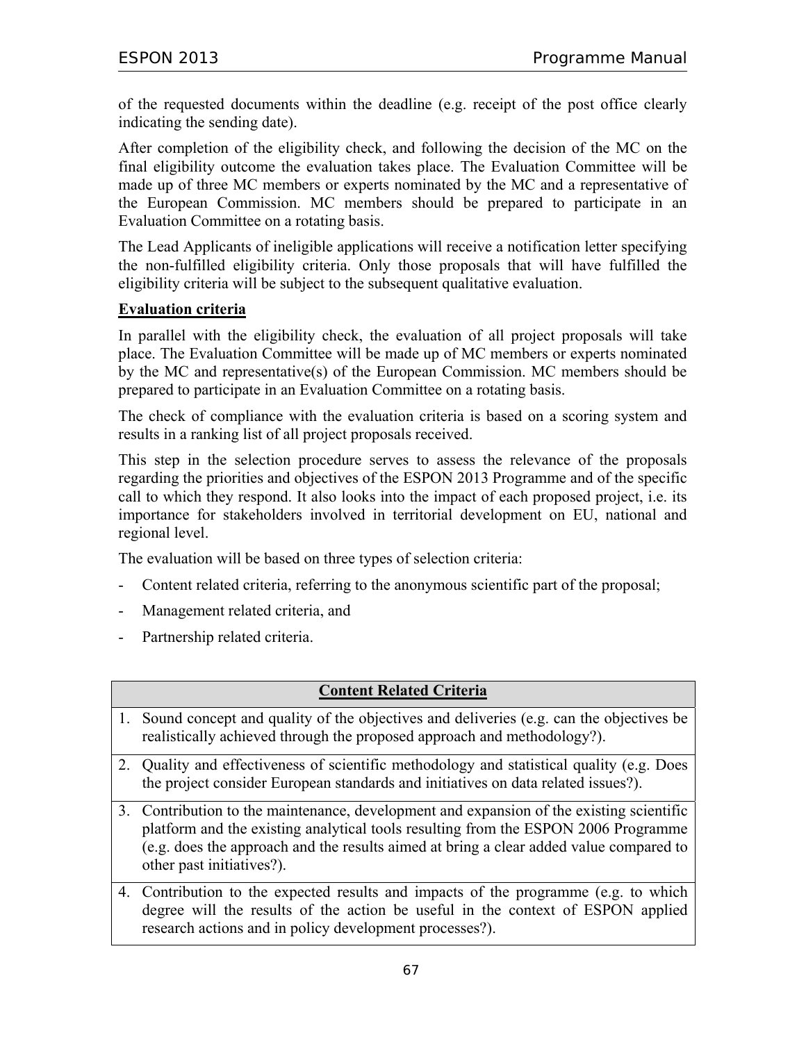of the requested documents within the deadline (e.g. receipt of the post office clearly indicating the sending date).

After completion of the eligibility check, and following the decision of the MC on the final eligibility outcome the evaluation takes place. The Evaluation Committee will be made up of three MC members or experts nominated by the MC and a representative of the European Commission. MC members should be prepared to participate in an Evaluation Committee on a rotating basis.

The Lead Applicants of ineligible applications will receive a notification letter specifying the non-fulfilled eligibility criteria. Only those proposals that will have fulfilled the eligibility criteria will be subject to the subsequent qualitative evaluation.

**Evaluation criteria**

In parallel with the eligibility check, the evaluation of all project proposals will take place. The Evaluation Committee will be made up of MC members or experts nominated by the MC and representative(s) of the European Commission. MC members should be prepared to participate in an Evaluation Committee on a rotating basis.

The check of compliance with the evaluation criteria is based on a scoring system and results in a ranking list of all project proposals received.

This step in the selection procedure serves to assess the relevance of the proposals regarding the priorities and objectives of the ESPON 2013 Programme and of the specific call to which they respond. It also looks into the impact of each proposed project, i.e. its importance for stakeholders involved in territorial development on EU, national and regional level.

The evaluation will be based on three types of selection criteria:

- Content related criteria, referring to the anonymous scientific part of the proposal;
- Management related criteria, and
- Partnership related criteria.

| **Content Related Criteria** |
|---|
| 1. Sound concept and quality of the objectives and deliveries (e.g. can the objectives be realistically achieved through the proposed approach and methodology?). |
| 2. Quality and effectiveness of scientific methodology and statistical quality (e.g. Does the project consider European standards and initiatives on data related issues?). |
| 3. Contribution to the maintenance, development and expansion of the existing scientific platform and the existing analytical tools resulting from the ESPON 2006 Programme (e.g. does the approach and the results aimed at bring a clear added value compared to other past initiatives?). |
| 4. Contribution to the expected results and impacts of the programme (e.g. to which degree will the results of the action be useful in the context of ESPON applied research actions and in policy development processes?). |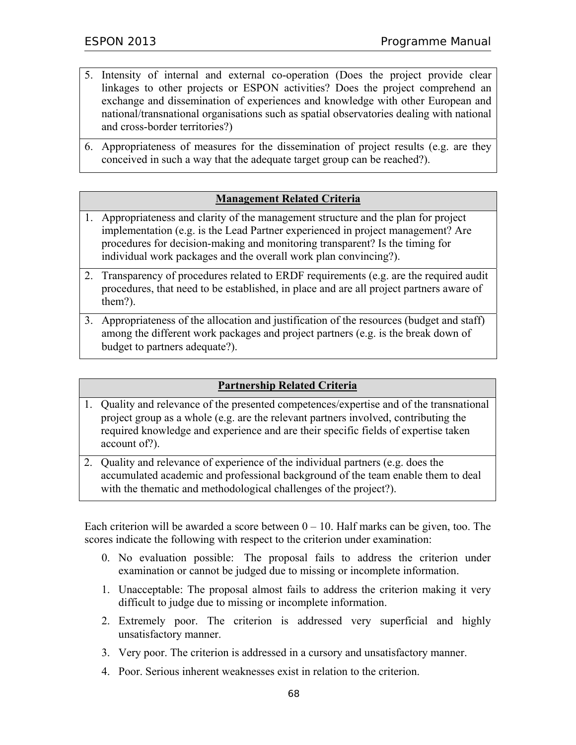| |
|---|
| 5. Intensity of internal and external co-operation (Does the project provide clear linkages to other projects or ESPON activities? Does the project comprehend an exchange and dissemination of experiences and knowledge with other European and national/transnational organisations such as spatial observatories dealing with national and cross-border territories?) |
| 6. Appropriateness of measures for the dissemination of project results (e.g. are they conceived in such a way that the adequate target group can be reached?). |

| **Management Related Criteria** |
|---|
| 1. Appropriateness and clarity of the management structure and the plan for project implementation (e.g. is the Lead Partner experienced in project management? Are procedures for decision-making and monitoring transparent? Is the timing for individual work packages and the overall work plan convincing?). |
| 2. Transparency of procedures related to ERDF requirements (e.g. are the required audit procedures, that need to be established, in place and are all project partners aware of them?). |
| 3. Appropriateness of the allocation and justification of the resources (budget and staff) among the different work packages and project partners (e.g. is the break down of budget to partners adequate?). |

| **Partnership Related Criteria** |
|---|
| 1. Quality and relevance of the presented competences/expertise and of the transnational project group as a whole (e.g. are the relevant partners involved, contributing the required knowledge and experience and are their specific fields of expertise taken account of?). |
| 2. Quality and relevance of experience of the individual partners (e.g. does the accumulated academic and professional background of the team enable them to deal with the thematic and methodological challenges of the project?). |

Each criterion will be awarded a score between 0 – 10. Half marks can be given, too. The scores indicate the following with respect to the criterion under examination:

0. No evaluation possible: The proposal fails to address the criterion under examination or cannot be judged due to missing or incomplete information.
1. Unacceptable: The proposal almost fails to address the criterion making it very difficult to judge due to missing or incomplete information.
2. Extremely poor. The criterion is addressed very superficial and highly unsatisfactory manner.
3. Very poor. The criterion is addressed in a cursory and unsatisfactory manner.
4. Poor. Serious inherent weaknesses exist in relation to the criterion.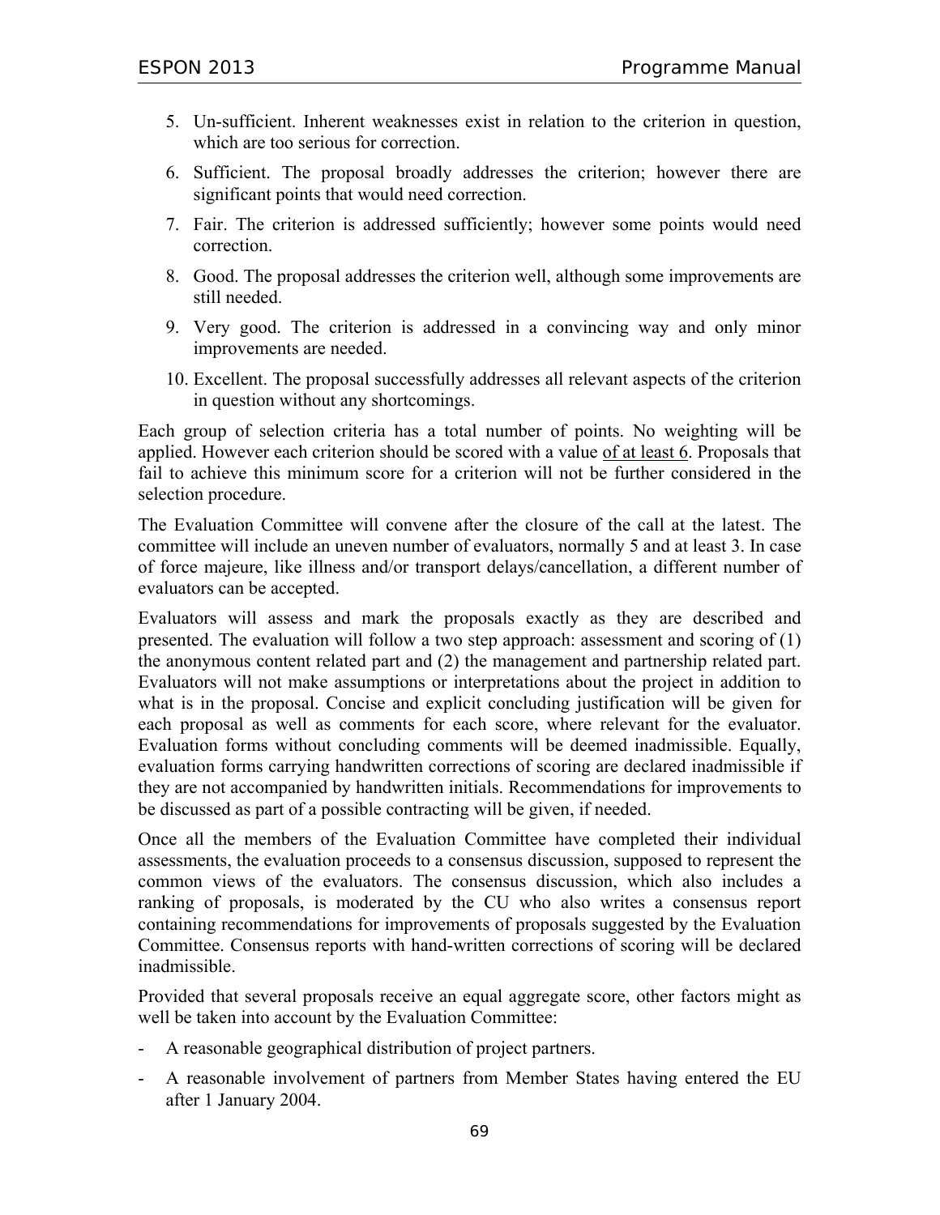5. Un-sufficient. Inherent weaknesses exist in relation to the criterion in question, which are too serious for correction.
6. Sufficient. The proposal broadly addresses the criterion; however there are significant points that would need correction.
7. Fair. The criterion is addressed sufficiently; however some points would need correction.
8. Good. The proposal addresses the criterion well, although some improvements are still needed.
9. Very good. The criterion is addressed in a convincing way and only minor improvements are needed.
10. Excellent. The proposal successfully addresses all relevant aspects of the criterion in question without any shortcomings.

Each group of selection criteria has a total number of points. No weighting will be applied. However each criterion should be scored with a value of at least 6. Proposals that fail to achieve this minimum score for a criterion will not be further considered in the selection procedure.

The Evaluation Committee will convene after the closure of the call at the latest. The committee will include an uneven number of evaluators, normally 5 and at least 3. In case of force majeure, like illness and/or transport delays/cancellation, a different number of evaluators can be accepted.

Evaluators will assess and mark the proposals exactly as they are described and presented. The evaluation will follow a two step approach: assessment and scoring of (1) the anonymous content related part and (2) the management and partnership related part. Evaluators will not make assumptions or interpretations about the project in addition to what is in the proposal. Concise and explicit concluding justification will be given for each proposal as well as comments for each score, where relevant for the evaluator. Evaluation forms without concluding comments will be deemed inadmissible. Equally, evaluation forms carrying handwritten corrections of scoring are declared inadmissible if they are not accompanied by handwritten initials. Recommendations for improvements to be discussed as part of a possible contracting will be given, if needed.

Once all the members of the Evaluation Committee have completed their individual assessments, the evaluation proceeds to a consensus discussion, supposed to represent the common views of the evaluators. The consensus discussion, which also includes a ranking of proposals, is moderated by the CU who also writes a consensus report containing recommendations for improvements of proposals suggested by the Evaluation Committee. Consensus reports with hand-written corrections of scoring will be declared inadmissible.

Provided that several proposals receive an equal aggregate score, other factors might as well be taken into account by the Evaluation Committee:

- A reasonable geographical distribution of project partners.
- A reasonable involvement of partners from Member States having entered the EU after 1 January 2004.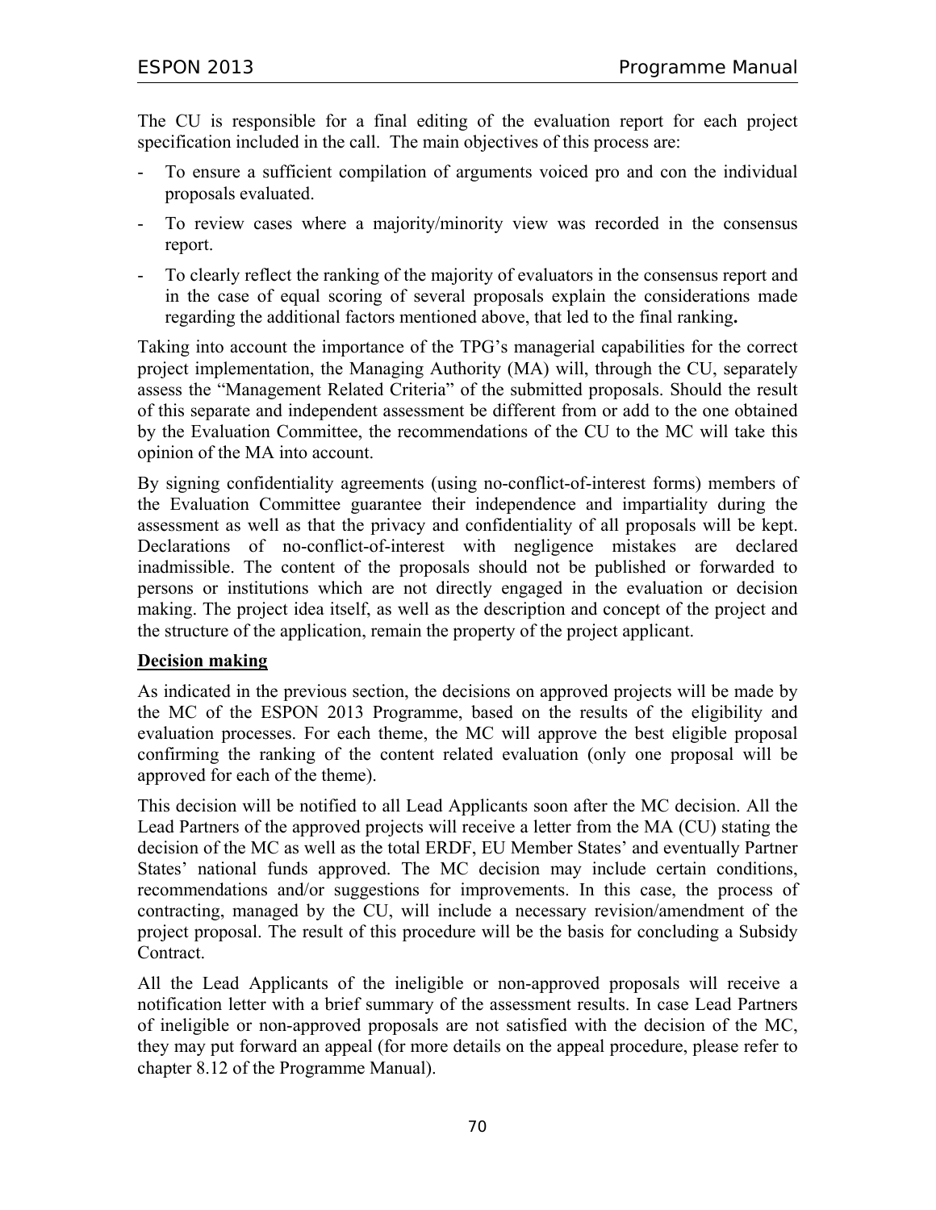The CU is responsible for a final editing of the evaluation report for each project specification included in the call. The main objectives of this process are:

- To ensure a sufficient compilation of arguments voiced pro and con the individual proposals evaluated.
- To review cases where a majority/minority view was recorded in the consensus report.
- To clearly reflect the ranking of the majority of evaluators in the consensus report and in the case of equal scoring of several proposals explain the considerations made regarding the additional factors mentioned above, that led to the final ranking**.**

Taking into account the importance of the TPG's managerial capabilities for the correct project implementation, the Managing Authority (MA) will, through the CU, separately assess the "Management Related Criteria" of the submitted proposals. Should the result of this separate and independent assessment be different from or add to the one obtained by the Evaluation Committee, the recommendations of the CU to the MC will take this opinion of the MA into account.

By signing confidentiality agreements (using no-conflict-of-interest forms) members of the Evaluation Committee guarantee their independence and impartiality during the assessment as well as that the privacy and confidentiality of all proposals will be kept. Declarations of no-conflict-of-interest with negligence mistakes are declared inadmissible. The content of the proposals should not be published or forwarded to persons or institutions which are not directly engaged in the evaluation or decision making. The project idea itself, as well as the description and concept of the project and the structure of the application, remain the property of the project applicant.

**Decision making**

As indicated in the previous section, the decisions on approved projects will be made by the MC of the ESPON 2013 Programme, based on the results of the eligibility and evaluation processes. For each theme, the MC will approve the best eligible proposal confirming the ranking of the content related evaluation (only one proposal will be approved for each of the theme).

This decision will be notified to all Lead Applicants soon after the MC decision. All the Lead Partners of the approved projects will receive a letter from the MA (CU) stating the decision of the MC as well as the total ERDF, EU Member States' and eventually Partner States' national funds approved. The MC decision may include certain conditions, recommendations and/or suggestions for improvements. In this case, the process of contracting, managed by the CU, will include a necessary revision/amendment of the project proposal. The result of this procedure will be the basis for concluding a Subsidy Contract.

All the Lead Applicants of the ineligible or non-approved proposals will receive a notification letter with a brief summary of the assessment results. In case Lead Partners of ineligible or non-approved proposals are not satisfied with the decision of the MC, they may put forward an appeal (for more details on the appeal procedure, please refer to chapter 8.12 of the Programme Manual).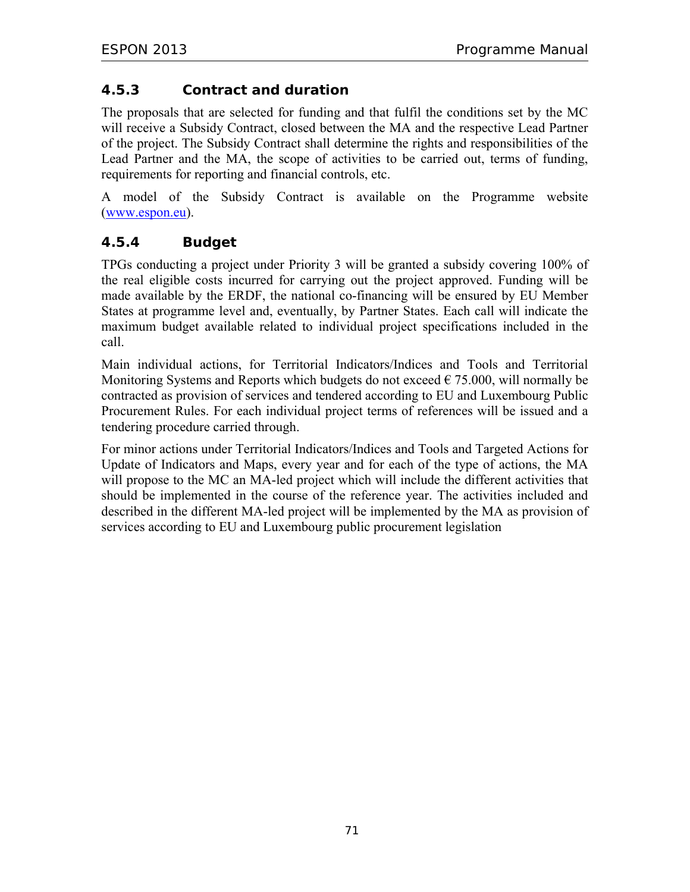### 4.5.3 Contract and duration

The proposals that are selected for funding and that fulfil the conditions set by the MC will receive a Subsidy Contract, closed between the MA and the respective Lead Partner of the project. The Subsidy Contract shall determine the rights and responsibilities of the Lead Partner and the MA, the scope of activities to be carried out, terms of funding, requirements for reporting and financial controls, etc.

A model of the Subsidy Contract is available on the Programme website (www.espon.eu).

### 4.5.4 Budget

TPGs conducting a project under Priority 3 will be granted a subsidy covering 100% of the real eligible costs incurred for carrying out the project approved. Funding will be made available by the ERDF, the national co-financing will be ensured by EU Member States at programme level and, eventually, by Partner States. Each call will indicate the maximum budget available related to individual project specifications included in the call.

Main individual actions, for Territorial Indicators/Indices and Tools and Territorial Monitoring Systems and Reports which budgets do not exceed € 75.000, will normally be contracted as provision of services and tendered according to EU and Luxembourg Public Procurement Rules. For each individual project terms of references will be issued and a tendering procedure carried through.

For minor actions under Territorial Indicators/Indices and Tools and Targeted Actions for Update of Indicators and Maps, every year and for each of the type of actions, the MA will propose to the MC an MA-led project which will include the different activities that should be implemented in the course of the reference year. The activities included and described in the different MA-led project will be implemented by the MA as provision of services according to EU and Luxembourg public procurement legislation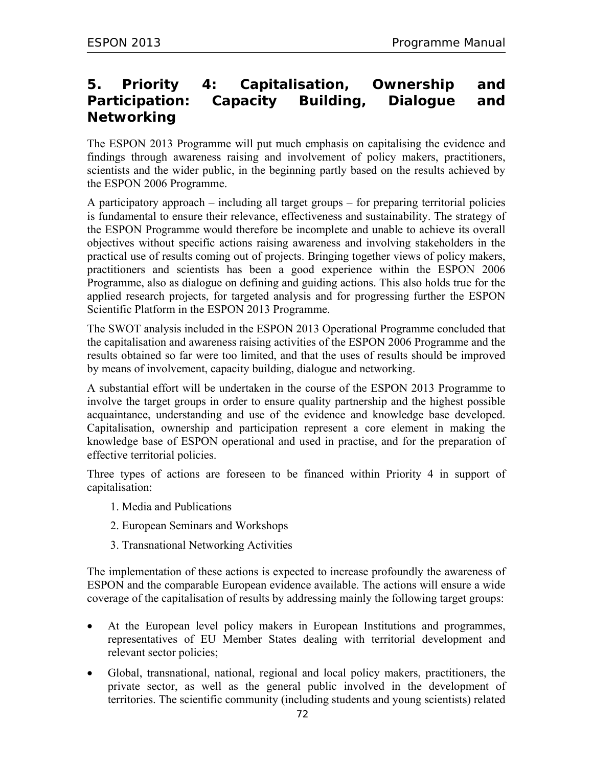# 5. Priority 4: Capitalisation, Ownership and Participation: Capacity Building, Dialogue and Networking

The ESPON 2013 Programme will put much emphasis on capitalising the evidence and findings through awareness raising and involvement of policy makers, practitioners, scientists and the wider public, in the beginning partly based on the results achieved by the ESPON 2006 Programme.

A participatory approach – including all target groups – for preparing territorial policies is fundamental to ensure their relevance, effectiveness and sustainability. The strategy of the ESPON Programme would therefore be incomplete and unable to achieve its overall objectives without specific actions raising awareness and involving stakeholders in the practical use of results coming out of projects. Bringing together views of policy makers, practitioners and scientists has been a good experience within the ESPON 2006 Programme, also as dialogue on defining and guiding actions. This also holds true for the applied research projects, for targeted analysis and for progressing further the ESPON Scientific Platform in the ESPON 2013 Programme.

The SWOT analysis included in the ESPON 2013 Operational Programme concluded that the capitalisation and awareness raising activities of the ESPON 2006 Programme and the results obtained so far were too limited, and that the uses of results should be improved by means of involvement, capacity building, dialogue and networking.

A substantial effort will be undertaken in the course of the ESPON 2013 Programme to involve the target groups in order to ensure quality partnership and the highest possible acquaintance, understanding and use of the evidence and knowledge base developed. Capitalisation, ownership and participation represent a core element in making the knowledge base of ESPON operational and used in practise, and for the preparation of effective territorial policies.

Three types of actions are foreseen to be financed within Priority 4 in support of capitalisation:

1. Media and Publications
2. European Seminars and Workshops
3. Transnational Networking Activities

The implementation of these actions is expected to increase profoundly the awareness of ESPON and the comparable European evidence available. The actions will ensure a wide coverage of the capitalisation of results by addressing mainly the following target groups:

- At the European level policy makers in European Institutions and programmes, representatives of EU Member States dealing with territorial development and relevant sector policies;
- Global, transnational, national, regional and local policy makers, practitioners, the private sector, as well as the general public involved in the development of territories. The scientific community (including students and young scientists) related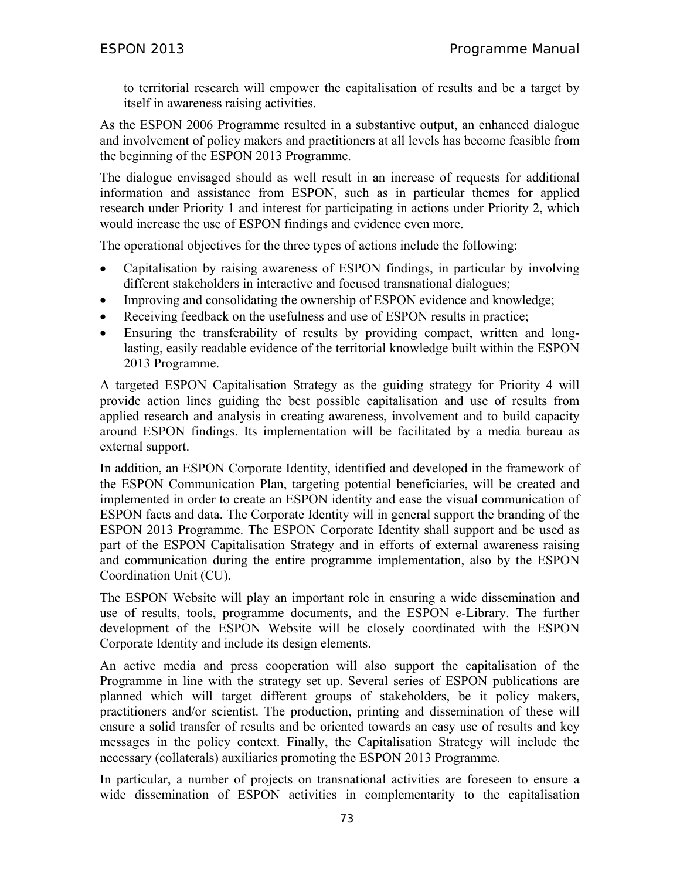to territorial research will empower the capitalisation of results and be a target by itself in awareness raising activities.

As the ESPON 2006 Programme resulted in a substantive output, an enhanced dialogue and involvement of policy makers and practitioners at all levels has become feasible from the beginning of the ESPON 2013 Programme.

The dialogue envisaged should as well result in an increase of requests for additional information and assistance from ESPON, such as in particular themes for applied research under Priority 1 and interest for participating in actions under Priority 2, which would increase the use of ESPON findings and evidence even more.

The operational objectives for the three types of actions include the following:

- Capitalisation by raising awareness of ESPON findings, in particular by involving different stakeholders in interactive and focused transnational dialogues;
- Improving and consolidating the ownership of ESPON evidence and knowledge;
- Receiving feedback on the usefulness and use of ESPON results in practice;
- Ensuring the transferability of results by providing compact, written and long-lasting, easily readable evidence of the territorial knowledge built within the ESPON 2013 Programme.

A targeted ESPON Capitalisation Strategy as the guiding strategy for Priority 4 will provide action lines guiding the best possible capitalisation and use of results from applied research and analysis in creating awareness, involvement and to build capacity around ESPON findings. Its implementation will be facilitated by a media bureau as external support.

In addition, an ESPON Corporate Identity, identified and developed in the framework of the ESPON Communication Plan, targeting potential beneficiaries, will be created and implemented in order to create an ESPON identity and ease the visual communication of ESPON facts and data. The Corporate Identity will in general support the branding of the ESPON 2013 Programme. The ESPON Corporate Identity shall support and be used as part of the ESPON Capitalisation Strategy and in efforts of external awareness raising and communication during the entire programme implementation, also by the ESPON Coordination Unit (CU).

The ESPON Website will play an important role in ensuring a wide dissemination and use of results, tools, programme documents, and the ESPON e-Library. The further development of the ESPON Website will be closely coordinated with the ESPON Corporate Identity and include its design elements.

An active media and press cooperation will also support the capitalisation of the Programme in line with the strategy set up. Several series of ESPON publications are planned which will target different groups of stakeholders, be it policy makers, practitioners and/or scientist. The production, printing and dissemination of these will ensure a solid transfer of results and be oriented towards an easy use of results and key messages in the policy context. Finally, the Capitalisation Strategy will include the necessary (collaterals) auxiliaries promoting the ESPON 2013 Programme.

In particular, a number of projects on transnational activities are foreseen to ensure a wide dissemination of ESPON activities in complementarity to the capitalisation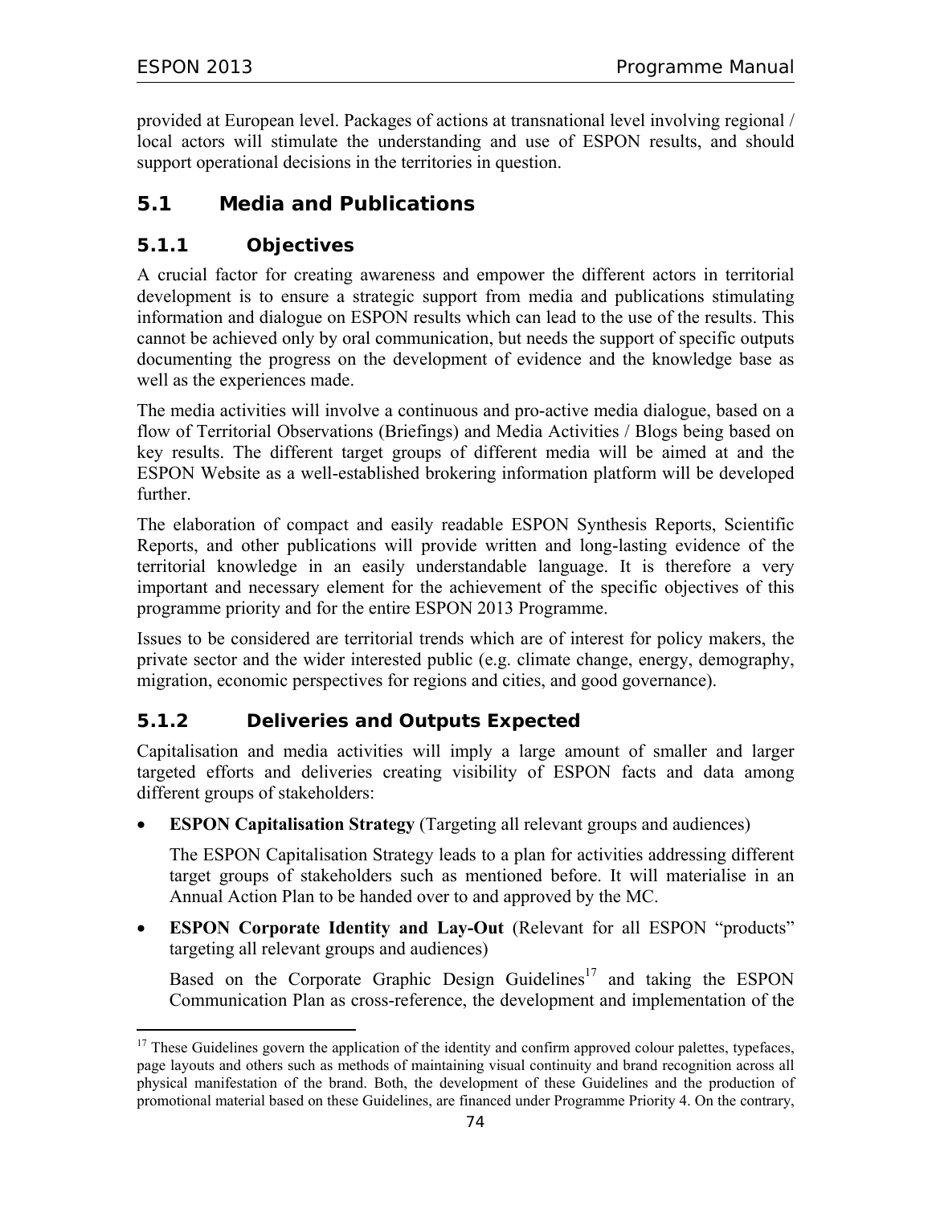provided at European level. Packages of actions at transnational level involving regional / local actors will stimulate the understanding and use of ESPON results, and should support operational decisions in the territories in question.

## 5.1 Media and Publications

### 5.1.1 Objectives

A crucial factor for creating awareness and empower the different actors in territorial development is to ensure a strategic support from media and publications stimulating information and dialogue on ESPON results which can lead to the use of the results. This cannot be achieved only by oral communication, but needs the support of specific outputs documenting the progress on the development of evidence and the knowledge base as well as the experiences made.

The media activities will involve a continuous and pro-active media dialogue, based on a flow of Territorial Observations (Briefings) and Media Activities / Blogs being based on key results. The different target groups of different media will be aimed at and the ESPON Website as a well-established brokering information platform will be developed further.

The elaboration of compact and easily readable ESPON Synthesis Reports, Scientific Reports, and other publications will provide written and long-lasting evidence of the territorial knowledge in an easily understandable language. It is therefore a very important and necessary element for the achievement of the specific objectives of this programme priority and for the entire ESPON 2013 Programme.

Issues to be considered are territorial trends which are of interest for policy makers, the private sector and the wider interested public (e.g. climate change, energy, demography, migration, economic perspectives for regions and cities, and good governance).

### 5.1.2 Deliveries and Outputs Expected

Capitalisation and media activities will imply a large amount of smaller and larger targeted efforts and deliveries creating visibility of ESPON facts and data among different groups of stakeholders:

- **ESPON Capitalisation Strategy** (Targeting all relevant groups and audiences)

  The ESPON Capitalisation Strategy leads to a plan for activities addressing different target groups of stakeholders such as mentioned before. It will materialise in an Annual Action Plan to be handed over to and approved by the MC.

- **ESPON Corporate Identity and Lay-Out** (Relevant for all ESPON "products" targeting all relevant groups and audiences)

  Based on the Corporate Graphic Design Guidelines[17] and taking the ESPON Communication Plan as cross-reference, the development and implementation of the

[17] These Guidelines govern the application of the identity and confirm approved colour palettes, typefaces, page layouts and others such as methods of maintaining visual continuity and brand recognition across all physical manifestation of the brand. Both, the development of these Guidelines and the production of promotional material based on these Guidelines, are financed under Programme Priority 4. On the contrary,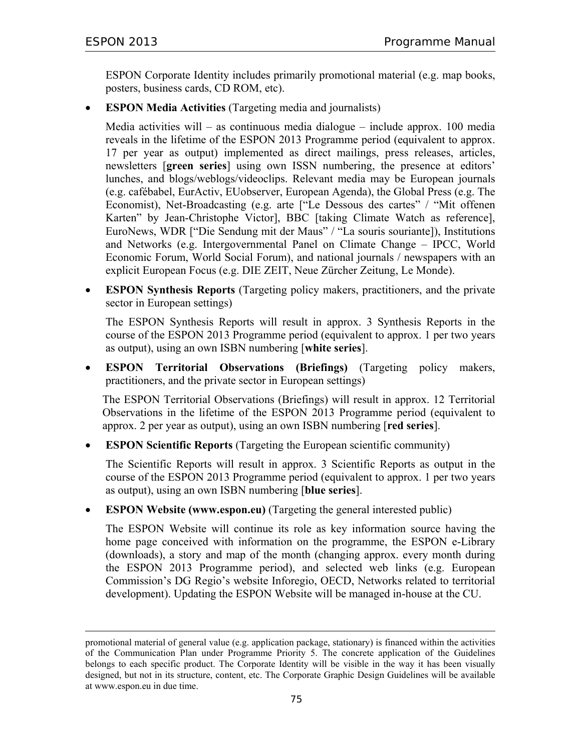ESPON Corporate Identity includes primarily promotional material (e.g. map books, posters, business cards, CD ROM, etc).

- **ESPON Media Activities** (Targeting media and journalists)

  Media activities will – as continuous media dialogue – include approx. 100 media reveals in the lifetime of the ESPON 2013 Programme period (equivalent to approx. 17 per year as output) implemented as direct mailings, press releases, articles, newsletters [**green series**] using own ISSN numbering, the presence at editors' lunches, and blogs/weblogs/videoclips. Relevant media may be European journals (e.g. cafébabel, EurActiv, EUobserver, European Agenda), the Global Press (e.g. The Economist), Net-Broadcasting (e.g. arte ["Le Dessous des cartes" / "Mit offenen Karten" by Jean-Christophe Victor], BBC [taking Climate Watch as reference], EuroNews, WDR ["Die Sendung mit der Maus" / "La souris souriante]), Institutions and Networks (e.g. Intergovernmental Panel on Climate Change – IPCC, World Economic Forum, World Social Forum), and national journals / newspapers with an explicit European Focus (e.g. DIE ZEIT, Neue Zürcher Zeitung, Le Monde).

- **ESPON Synthesis Reports** (Targeting policy makers, practitioners, and the private sector in European settings)

  The ESPON Synthesis Reports will result in approx. 3 Synthesis Reports in the course of the ESPON 2013 Programme period (equivalent to approx. 1 per two years as output), using an own ISBN numbering [**white series**].

- **ESPON Territorial Observations (Briefings)** (Targeting policy makers, practitioners, and the private sector in European settings)

  The ESPON Territorial Observations (Briefings) will result in approx. 12 Territorial Observations in the lifetime of the ESPON 2013 Programme period (equivalent to approx. 2 per year as output), using an own ISBN numbering [**red series**].

- **ESPON Scientific Reports** (Targeting the European scientific community)

  The Scientific Reports will result in approx. 3 Scientific Reports as output in the course of the ESPON 2013 Programme period (equivalent to approx. 1 per two years as output), using an own ISBN numbering [**blue series**].

- **ESPON Website (www.espon.eu)** (Targeting the general interested public)

  The ESPON Website will continue its role as key information source having the home page conceived with information on the programme, the ESPON e-Library (downloads), a story and map of the month (changing approx. every month during the ESPON 2013 Programme period), and selected web links (e.g. European Commission's DG Regio's website Inforegio, OECD, Networks related to territorial development). Updating the ESPON Website will be managed in-house at the CU.

---

promotional material of general value (e.g. application package, stationary) is financed within the activities of the Communication Plan under Programme Priority 5. The concrete application of the Guidelines belongs to each specific product. The Corporate Identity will be visible in the way it has been visually designed, but not in its structure, content, etc. The Corporate Graphic Design Guidelines will be available at www.espon.eu in due time.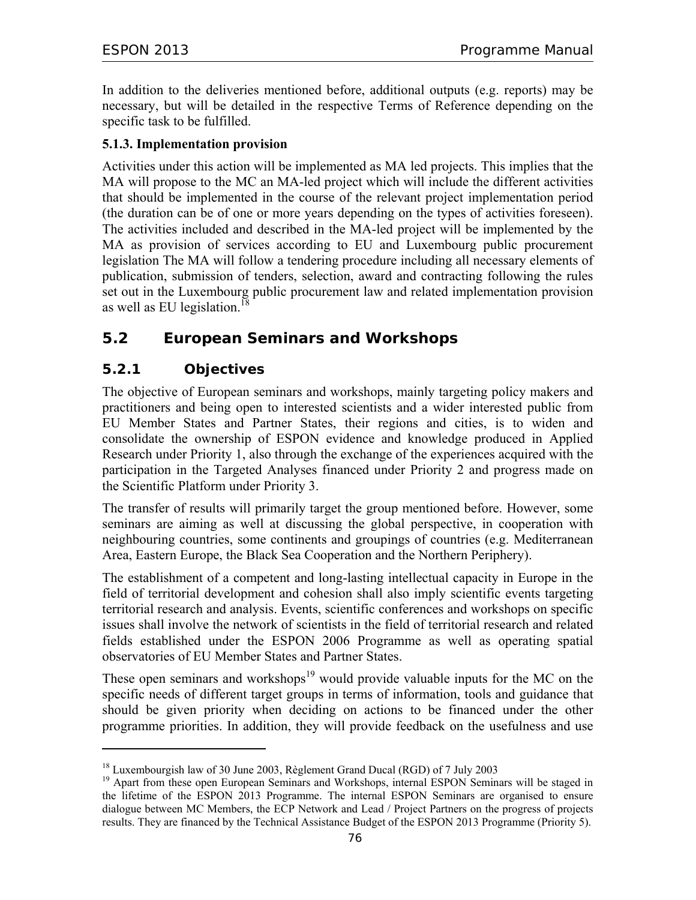In addition to the deliveries mentioned before, additional outputs (e.g. reports) may be necessary, but will be detailed in the respective Terms of Reference depending on the specific task to be fulfilled.

**5.1.3. Implementation provision**

Activities under this action will be implemented as MA led projects. This implies that the MA will propose to the MC an MA-led project which will include the different activities that should be implemented in the course of the relevant project implementation period (the duration can be of one or more years depending on the types of activities foreseen). The activities included and described in the MA-led project will be implemented by the MA as provision of services according to EU and Luxembourg public procurement legislation The MA will follow a tendering procedure including all necessary elements of publication, submission of tenders, selection, award and contracting following the rules set out in the Luxembourg public procurement law and related implementation provision as well as EU legislation.[18]

## 5.2 European Seminars and Workshops

### 5.2.1 Objectives

The objective of European seminars and workshops, mainly targeting policy makers and practitioners and being open to interested scientists and a wider interested public from EU Member States and Partner States, their regions and cities, is to widen and consolidate the ownership of ESPON evidence and knowledge produced in Applied Research under Priority 1, also through the exchange of the experiences acquired with the participation in the Targeted Analyses financed under Priority 2 and progress made on the Scientific Platform under Priority 3.

The transfer of results will primarily target the group mentioned before. However, some seminars are aiming as well at discussing the global perspective, in cooperation with neighbouring countries, some continents and groupings of countries (e.g. Mediterranean Area, Eastern Europe, the Black Sea Cooperation and the Northern Periphery).

The establishment of a competent and long-lasting intellectual capacity in Europe in the field of territorial development and cohesion shall also imply scientific events targeting territorial research and analysis. Events, scientific conferences and workshops on specific issues shall involve the network of scientists in the field of territorial research and related fields established under the ESPON 2006 Programme as well as operating spatial observatories of EU Member States and Partner States.

These open seminars and workshops[19] would provide valuable inputs for the MC on the specific needs of different target groups in terms of information, tools and guidance that should be given priority when deciding on actions to be financed under the other programme priorities. In addition, they will provide feedback on the usefulness and use

---

[18] Luxembourgish law of 30 June 2003, Règlement Grand Ducal (RGD) of 7 July 2003

[19] Apart from these open European Seminars and Workshops, internal ESPON Seminars will be staged in the lifetime of the ESPON 2013 Programme. The internal ESPON Seminars are organised to ensure dialogue between MC Members, the ECP Network and Lead / Project Partners on the progress of projects results. They are financed by the Technical Assistance Budget of the ESPON 2013 Programme (Priority 5).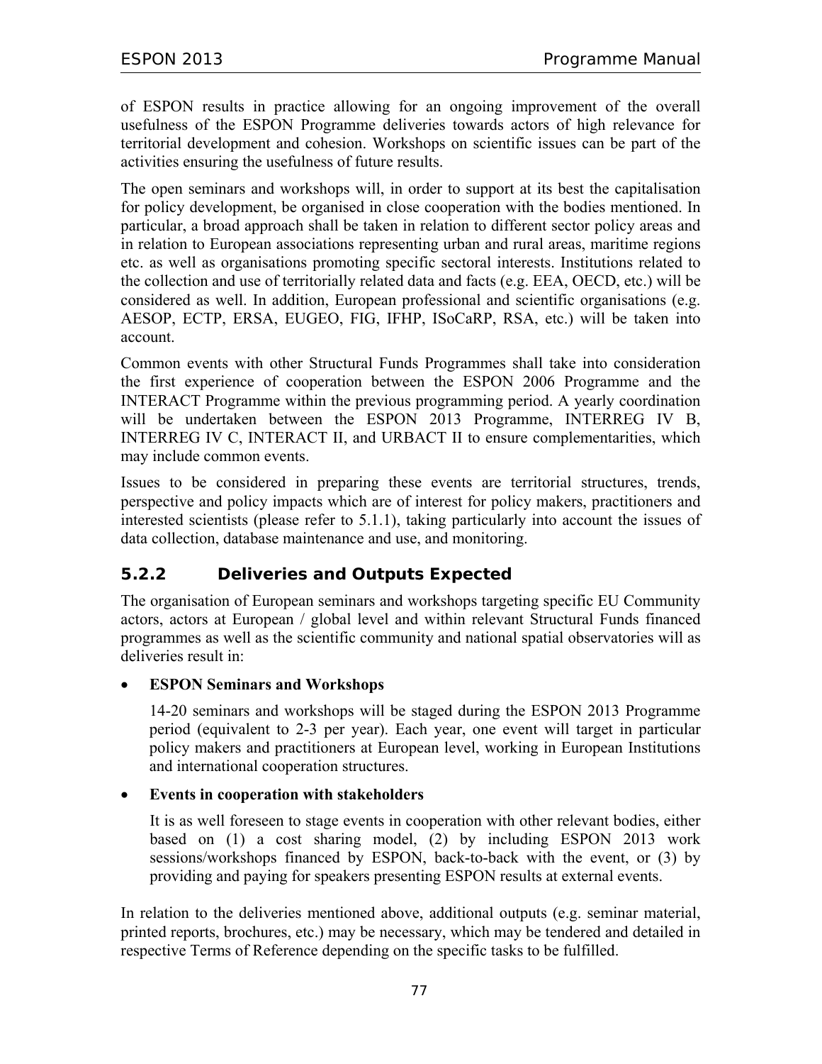of ESPON results in practice allowing for an ongoing improvement of the overall usefulness of the ESPON Programme deliveries towards actors of high relevance for territorial development and cohesion. Workshops on scientific issues can be part of the activities ensuring the usefulness of future results.

The open seminars and workshops will, in order to support at its best the capitalisation for policy development, be organised in close cooperation with the bodies mentioned. In particular, a broad approach shall be taken in relation to different sector policy areas and in relation to European associations representing urban and rural areas, maritime regions etc. as well as organisations promoting specific sectoral interests. Institutions related to the collection and use of territorially related data and facts (e.g. EEA, OECD, etc.) will be considered as well. In addition, European professional and scientific organisations (e.g. AESOP, ECTP, ERSA, EUGEO, FIG, IFHP, ISoCaRP, RSA, etc.) will be taken into account.

Common events with other Structural Funds Programmes shall take into consideration the first experience of cooperation between the ESPON 2006 Programme and the INTERACT Programme within the previous programming period. A yearly coordination will be undertaken between the ESPON 2013 Programme, INTERREG IV B, INTERREG IV C, INTERACT II, and URBACT II to ensure complementarities, which may include common events.

Issues to be considered in preparing these events are territorial structures, trends, perspective and policy impacts which are of interest for policy makers, practitioners and interested scientists (please refer to 5.1.1), taking particularly into account the issues of data collection, database maintenance and use, and monitoring.

### 5.2.2 Deliveries and Outputs Expected

The organisation of European seminars and workshops targeting specific EU Community actors, actors at European / global level and within relevant Structural Funds financed programmes as well as the scientific community and national spatial observatories will as deliveries result in:

- **ESPON Seminars and Workshops**

  14-20 seminars and workshops will be staged during the ESPON 2013 Programme period (equivalent to 2-3 per year). Each year, one event will target in particular policy makers and practitioners at European level, working in European Institutions and international cooperation structures.

- **Events in cooperation with stakeholders**

  It is as well foreseen to stage events in cooperation with other relevant bodies, either based on (1) a cost sharing model, (2) by including ESPON 2013 work sessions/workshops financed by ESPON, back-to-back with the event, or (3) by providing and paying for speakers presenting ESPON results at external events.

In relation to the deliveries mentioned above, additional outputs (e.g. seminar material, printed reports, brochures, etc.) may be necessary, which may be tendered and detailed in respective Terms of Reference depending on the specific tasks to be fulfilled.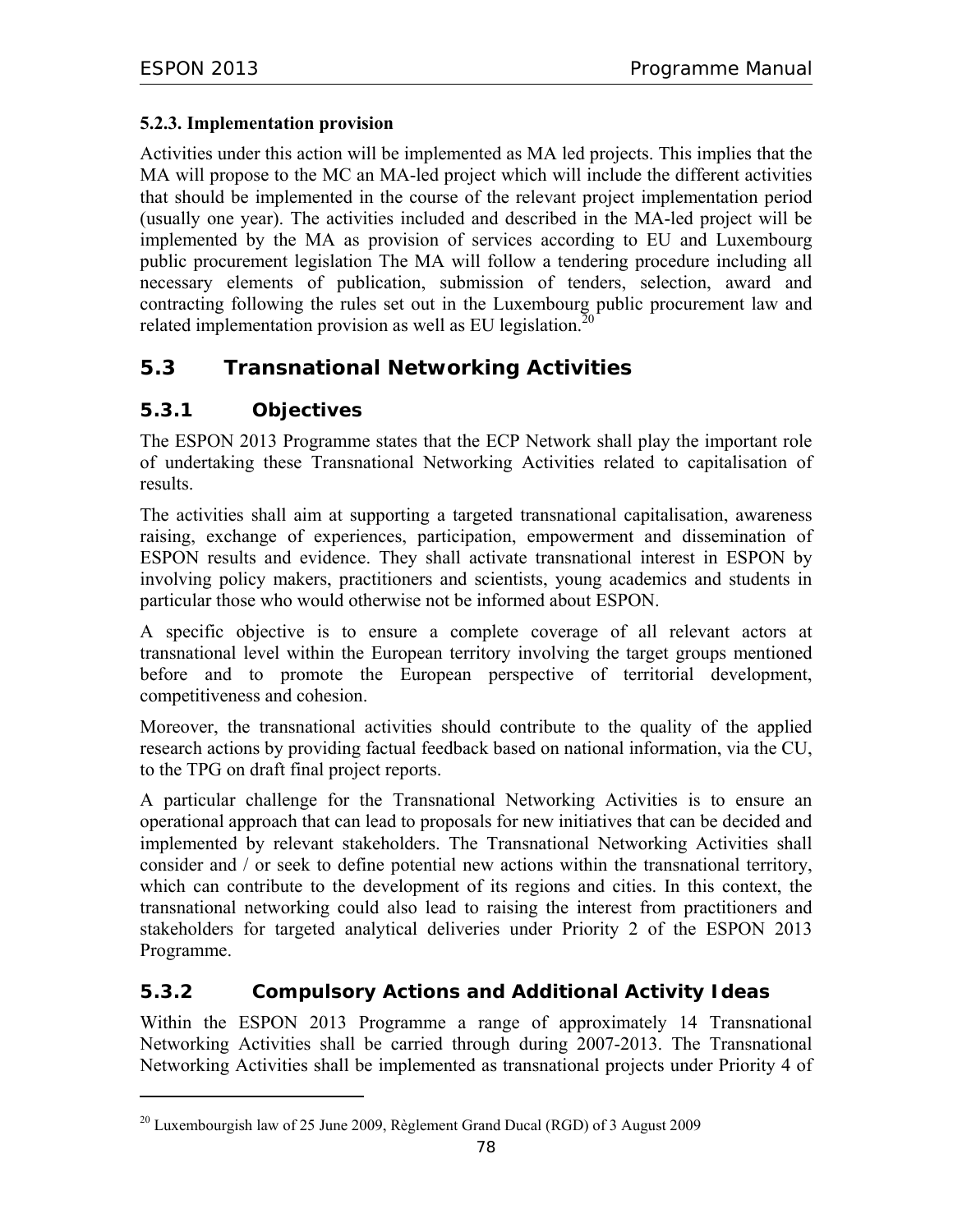### 5.2.3. Implementation provision

Activities under this action will be implemented as MA led projects. This implies that the MA will propose to the MC an MA-led project which will include the different activities that should be implemented in the course of the relevant project implementation period (usually one year). The activities included and described in the MA-led project will be implemented by the MA as provision of services according to EU and Luxembourg public procurement legislation The MA will follow a tendering procedure including all necessary elements of publication, submission of tenders, selection, award and contracting following the rules set out in the Luxembourg public procurement law and related implementation provision as well as EU legislation.[20]

## 5.3 Transnational Networking Activities

### 5.3.1 Objectives

The ESPON 2013 Programme states that the ECP Network shall play the important role of undertaking these Transnational Networking Activities related to capitalisation of results.

The activities shall aim at supporting a targeted transnational capitalisation, awareness raising, exchange of experiences, participation, empowerment and dissemination of ESPON results and evidence. They shall activate transnational interest in ESPON by involving policy makers, practitioners and scientists, young academics and students in particular those who would otherwise not be informed about ESPON.

A specific objective is to ensure a complete coverage of all relevant actors at transnational level within the European territory involving the target groups mentioned before and to promote the European perspective of territorial development, competitiveness and cohesion.

Moreover, the transnational activities should contribute to the quality of the applied research actions by providing factual feedback based on national information, via the CU, to the TPG on draft final project reports.

A particular challenge for the Transnational Networking Activities is to ensure an operational approach that can lead to proposals for new initiatives that can be decided and implemented by relevant stakeholders. The Transnational Networking Activities shall consider and / or seek to define potential new actions within the transnational territory, which can contribute to the development of its regions and cities. In this context, the transnational networking could also lead to raising the interest from practitioners and stakeholders for targeted analytical deliveries under Priority 2 of the ESPON 2013 Programme.

### 5.3.2 Compulsory Actions and Additional Activity Ideas

Within the ESPON 2013 Programme a range of approximately 14 Transnational Networking Activities shall be carried through during 2007-2013. The Transnational Networking Activities shall be implemented as transnational projects under Priority 4 of

---

[20] Luxembourgish law of 25 June 2009, Règlement Grand Ducal (RGD) of 3 August 2009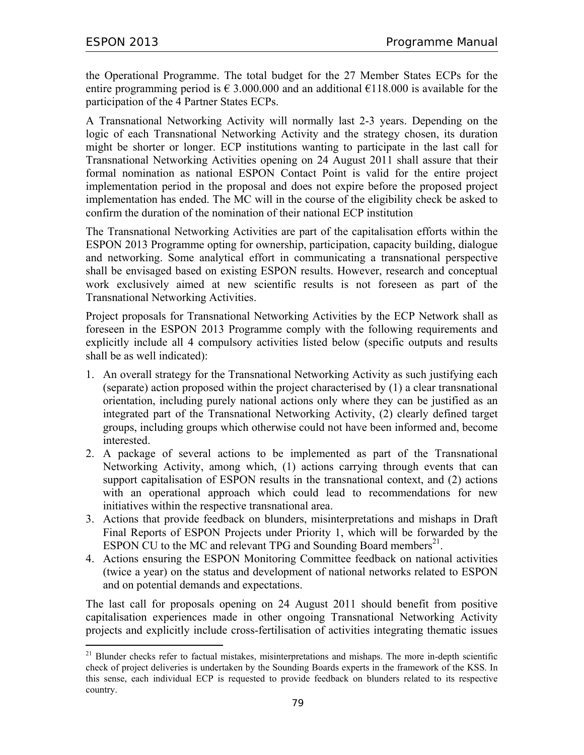the Operational Programme. The total budget for the 27 Member States ECPs for the entire programming period is € 3.000.000 and an additional €118.000 is available for the participation of the 4 Partner States ECPs.

A Transnational Networking Activity will normally last 2-3 years. Depending on the logic of each Transnational Networking Activity and the strategy chosen, its duration might be shorter or longer. ECP institutions wanting to participate in the last call for Transnational Networking Activities opening on 24 August 2011 shall assure that their formal nomination as national ESPON Contact Point is valid for the entire project implementation period in the proposal and does not expire before the proposed project implementation has ended. The MC will in the course of the eligibility check be asked to confirm the duration of the nomination of their national ECP institution

The Transnational Networking Activities are part of the capitalisation efforts within the ESPON 2013 Programme opting for ownership, participation, capacity building, dialogue and networking. Some analytical effort in communicating a transnational perspective shall be envisaged based on existing ESPON results. However, research and conceptual work exclusively aimed at new scientific results is not foreseen as part of the Transnational Networking Activities.

Project proposals for Transnational Networking Activities by the ECP Network shall as foreseen in the ESPON 2013 Programme comply with the following requirements and explicitly include all 4 compulsory activities listed below (specific outputs and results shall be as well indicated):

1. An overall strategy for the Transnational Networking Activity as such justifying each (separate) action proposed within the project characterised by (1) a clear transnational orientation, including purely national actions only where they can be justified as an integrated part of the Transnational Networking Activity, (2) clearly defined target groups, including groups which otherwise could not have been informed and, become interested.
2. A package of several actions to be implemented as part of the Transnational Networking Activity, among which, (1) actions carrying through events that can support capitalisation of ESPON results in the transnational context, and (2) actions with an operational approach which could lead to recommendations for new initiatives within the respective transnational area.
3. Actions that provide feedback on blunders, misinterpretations and mishaps in Draft Final Reports of ESPON Projects under Priority 1, which will be forwarded by the ESPON CU to the MC and relevant TPG and Sounding Board members[21].
4. Actions ensuring the ESPON Monitoring Committee feedback on national activities (twice a year) on the status and development of national networks related to ESPON and on potential demands and expectations.

The last call for proposals opening on 24 August 2011 should benefit from positive capitalisation experiences made in other ongoing Transnational Networking Activity projects and explicitly include cross-fertilisation of activities integrating thematic issues

[21] Blunder checks refer to factual mistakes, misinterpretations and mishaps. The more in-depth scientific check of project deliveries is undertaken by the Sounding Boards experts in the framework of the KSS. In this sense, each individual ECP is requested to provide feedback on blunders related to its respective country.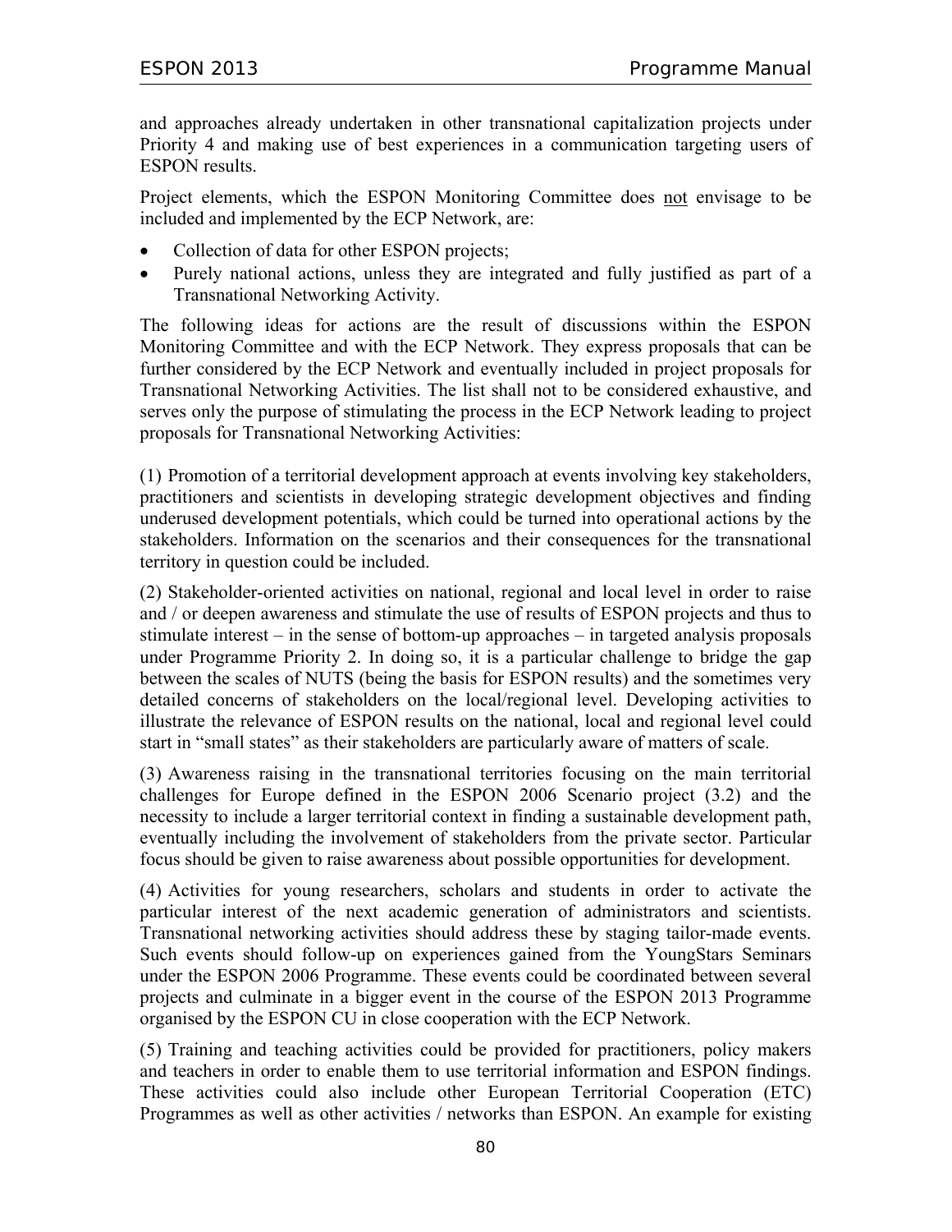and approaches already undertaken in other transnational capitalization projects under Priority 4 and making use of best experiences in a communication targeting users of ESPON results.

Project elements, which the ESPON Monitoring Committee does not envisage to be included and implemented by the ECP Network, are:

- Collection of data for other ESPON projects;
- Purely national actions, unless they are integrated and fully justified as part of a Transnational Networking Activity.

The following ideas for actions are the result of discussions within the ESPON Monitoring Committee and with the ECP Network. They express proposals that can be further considered by the ECP Network and eventually included in project proposals for Transnational Networking Activities. The list shall not to be considered exhaustive, and serves only the purpose of stimulating the process in the ECP Network leading to project proposals for Transnational Networking Activities:

(1) Promotion of a territorial development approach at events involving key stakeholders, practitioners and scientists in developing strategic development objectives and finding underused development potentials, which could be turned into operational actions by the stakeholders. Information on the scenarios and their consequences for the transnational territory in question could be included.

(2) Stakeholder-oriented activities on national, regional and local level in order to raise and / or deepen awareness and stimulate the use of results of ESPON projects and thus to stimulate interest – in the sense of bottom-up approaches – in targeted analysis proposals under Programme Priority 2. In doing so, it is a particular challenge to bridge the gap between the scales of NUTS (being the basis for ESPON results) and the sometimes very detailed concerns of stakeholders on the local/regional level. Developing activities to illustrate the relevance of ESPON results on the national, local and regional level could start in "small states" as their stakeholders are particularly aware of matters of scale.

(3) Awareness raising in the transnational territories focusing on the main territorial challenges for Europe defined in the ESPON 2006 Scenario project (3.2) and the necessity to include a larger territorial context in finding a sustainable development path, eventually including the involvement of stakeholders from the private sector. Particular focus should be given to raise awareness about possible opportunities for development.

(4) Activities for young researchers, scholars and students in order to activate the particular interest of the next academic generation of administrators and scientists. Transnational networking activities should address these by staging tailor-made events. Such events should follow-up on experiences gained from the YoungStars Seminars under the ESPON 2006 Programme. These events could be coordinated between several projects and culminate in a bigger event in the course of the ESPON 2013 Programme organised by the ESPON CU in close cooperation with the ECP Network.

(5) Training and teaching activities could be provided for practitioners, policy makers and teachers in order to enable them to use territorial information and ESPON findings. These activities could also include other European Territorial Cooperation (ETC) Programmes as well as other activities / networks than ESPON. An example for existing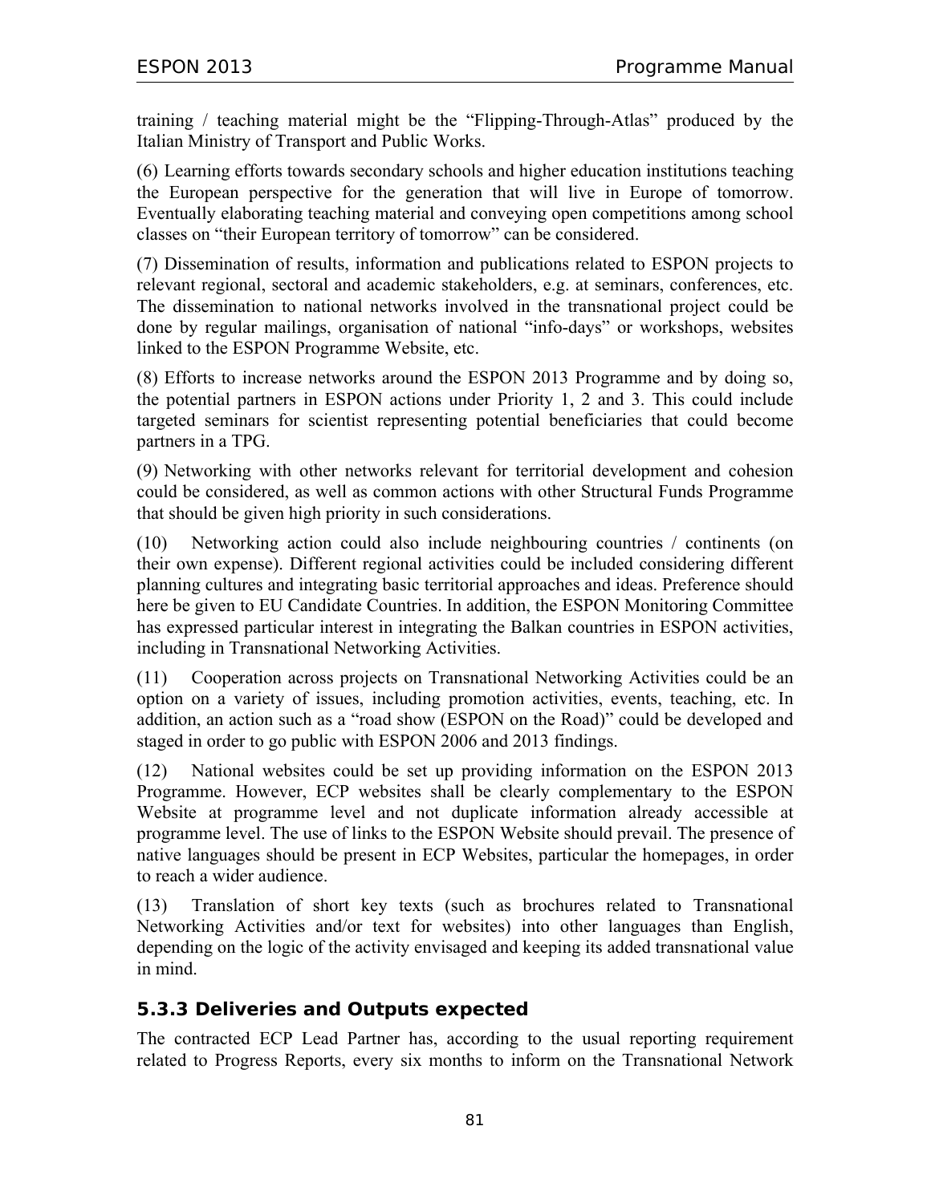training / teaching material might be the "Flipping-Through-Atlas" produced by the Italian Ministry of Transport and Public Works.

(6) Learning efforts towards secondary schools and higher education institutions teaching the European perspective for the generation that will live in Europe of tomorrow. Eventually elaborating teaching material and conveying open competitions among school classes on "their European territory of tomorrow" can be considered.

(7) Dissemination of results, information and publications related to ESPON projects to relevant regional, sectoral and academic stakeholders, e.g. at seminars, conferences, etc. The dissemination to national networks involved in the transnational project could be done by regular mailings, organisation of national "info-days" or workshops, websites linked to the ESPON Programme Website, etc.

(8) Efforts to increase networks around the ESPON 2013 Programme and by doing so, the potential partners in ESPON actions under Priority 1, 2 and 3. This could include targeted seminars for scientist representing potential beneficiaries that could become partners in a TPG.

(9) Networking with other networks relevant for territorial development and cohesion could be considered, as well as common actions with other Structural Funds Programme that should be given high priority in such considerations.

(10) Networking action could also include neighbouring countries / continents (on their own expense). Different regional activities could be included considering different planning cultures and integrating basic territorial approaches and ideas. Preference should here be given to EU Candidate Countries. In addition, the ESPON Monitoring Committee has expressed particular interest in integrating the Balkan countries in ESPON activities, including in Transnational Networking Activities.

(11) Cooperation across projects on Transnational Networking Activities could be an option on a variety of issues, including promotion activities, events, teaching, etc. In addition, an action such as a "road show (ESPON on the Road)" could be developed and staged in order to go public with ESPON 2006 and 2013 findings.

(12) National websites could be set up providing information on the ESPON 2013 Programme. However, ECP websites shall be clearly complementary to the ESPON Website at programme level and not duplicate information already accessible at programme level. The use of links to the ESPON Website should prevail. The presence of native languages should be present in ECP Websites, particular the homepages, in order to reach a wider audience.

(13) Translation of short key texts (such as brochures related to Transnational Networking Activities and/or text for websites) into other languages than English, depending on the logic of the activity envisaged and keeping its added transnational value in mind.

### 5.3.3 Deliveries and Outputs expected

The contracted ECP Lead Partner has, according to the usual reporting requirement related to Progress Reports, every six months to inform on the Transnational Network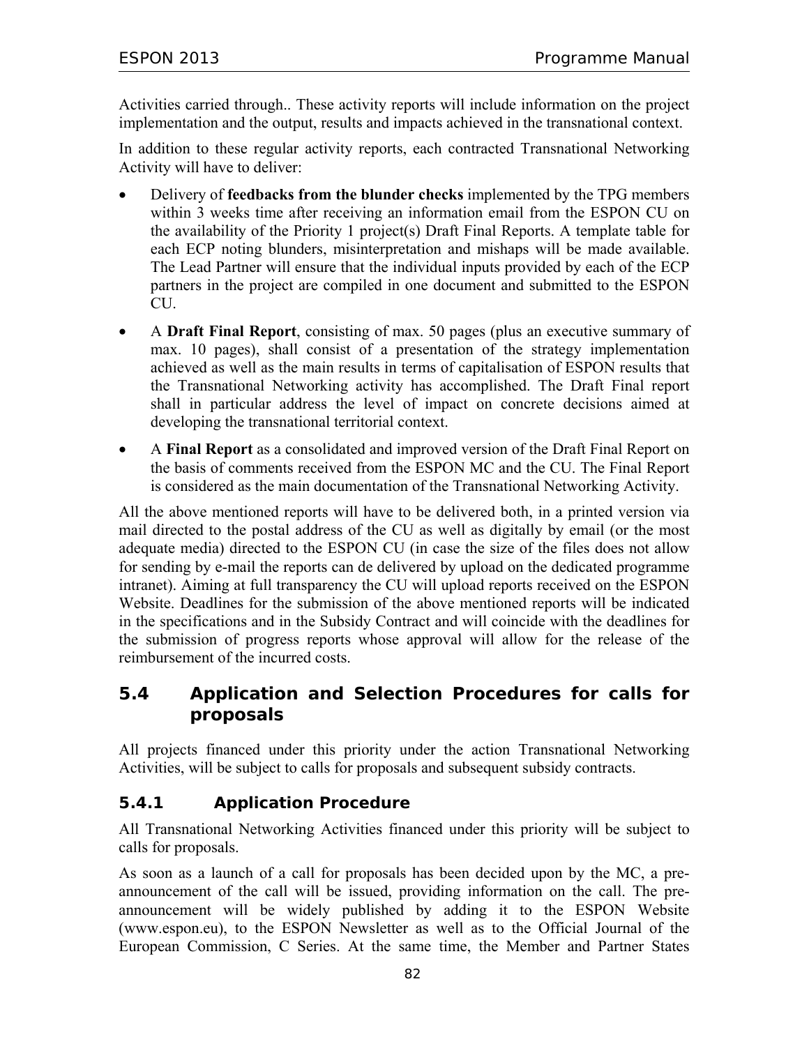Activities carried through.. These activity reports will include information on the project implementation and the output, results and impacts achieved in the transnational context.

In addition to these regular activity reports, each contracted Transnational Networking Activity will have to deliver:

- Delivery of **feedbacks from the blunder checks** implemented by the TPG members within 3 weeks time after receiving an information email from the ESPON CU on the availability of the Priority 1 project(s) Draft Final Reports. A template table for each ECP noting blunders, misinterpretation and mishaps will be made available. The Lead Partner will ensure that the individual inputs provided by each of the ECP partners in the project are compiled in one document and submitted to the ESPON CU.
- A **Draft Final Report**, consisting of max. 50 pages (plus an executive summary of max. 10 pages), shall consist of a presentation of the strategy implementation achieved as well as the main results in terms of capitalisation of ESPON results that the Transnational Networking activity has accomplished. The Draft Final report shall in particular address the level of impact on concrete decisions aimed at developing the transnational territorial context.
- A **Final Report** as a consolidated and improved version of the Draft Final Report on the basis of comments received from the ESPON MC and the CU. The Final Report is considered as the main documentation of the Transnational Networking Activity.

All the above mentioned reports will have to be delivered both, in a printed version via mail directed to the postal address of the CU as well as digitally by email (or the most adequate media) directed to the ESPON CU (in case the size of the files does not allow for sending by e-mail the reports can de delivered by upload on the dedicated programme intranet). Aiming at full transparency the CU will upload reports received on the ESPON Website. Deadlines for the submission of the above mentioned reports will be indicated in the specifications and in the Subsidy Contract and will coincide with the deadlines for the submission of progress reports whose approval will allow for the release of the reimbursement of the incurred costs.

## 5.4 Application and Selection Procedures for calls for proposals

All projects financed under this priority under the action Transnational Networking Activities, will be subject to calls for proposals and subsequent subsidy contracts.

### 5.4.1 Application Procedure

All Transnational Networking Activities financed under this priority will be subject to calls for proposals.

As soon as a launch of a call for proposals has been decided upon by the MC, a pre-announcement of the call will be issued, providing information on the call. The pre-announcement will be widely published by adding it to the ESPON Website (www.espon.eu), to the ESPON Newsletter as well as to the Official Journal of the European Commission, C Series. At the same time, the Member and Partner States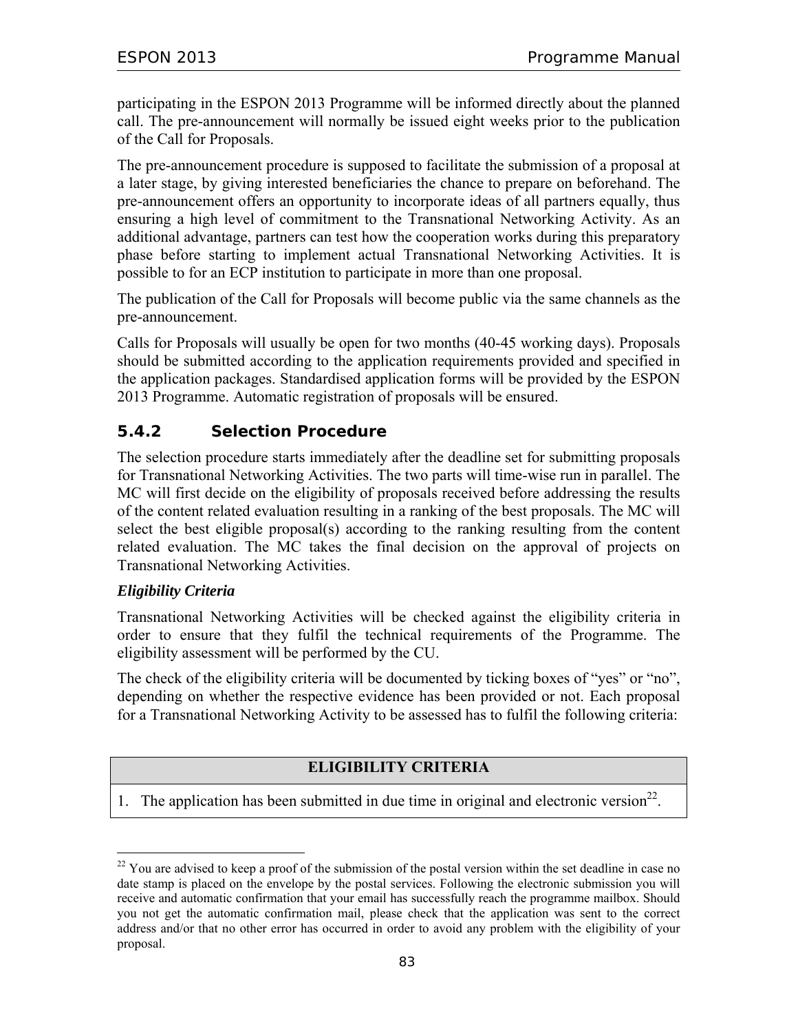participating in the ESPON 2013 Programme will be informed directly about the planned call. The pre-announcement will normally be issued eight weeks prior to the publication of the Call for Proposals.

The pre-announcement procedure is supposed to facilitate the submission of a proposal at a later stage, by giving interested beneficiaries the chance to prepare on beforehand. The pre-announcement offers an opportunity to incorporate ideas of all partners equally, thus ensuring a high level of commitment to the Transnational Networking Activity. As an additional advantage, partners can test how the cooperation works during this preparatory phase before starting to implement actual Transnational Networking Activities. It is possible to for an ECP institution to participate in more than one proposal.

The publication of the Call for Proposals will become public via the same channels as the pre-announcement.

Calls for Proposals will usually be open for two months (40-45 working days). Proposals should be submitted according to the application requirements provided and specified in the application packages. Standardised application forms will be provided by the ESPON 2013 Programme. Automatic registration of proposals will be ensured.

### 5.4.2 Selection Procedure

The selection procedure starts immediately after the deadline set for submitting proposals for Transnational Networking Activities. The two parts will time-wise run in parallel. The MC will first decide on the eligibility of proposals received before addressing the results of the content related evaluation resulting in a ranking of the best proposals. The MC will select the best eligible proposal(s) according to the ranking resulting from the content related evaluation. The MC takes the final decision on the approval of projects on Transnational Networking Activities.

***Eligibility Criteria***

Transnational Networking Activities will be checked against the eligibility criteria in order to ensure that they fulfil the technical requirements of the Programme. The eligibility assessment will be performed by the CU.

The check of the eligibility criteria will be documented by ticking boxes of "yes" or "no", depending on whether the respective evidence has been provided or not. Each proposal for a Transnational Networking Activity to be assessed has to fulfil the following criteria:

| ELIGIBILITY CRITERIA |
| --- |
| 1. The application has been submitted in due time in original and electronic version[22]. |

[22] You are advised to keep a proof of the submission of the postal version within the set deadline in case no date stamp is placed on the envelope by the postal services. Following the electronic submission you will receive and automatic confirmation that your email has successfully reach the programme mailbox. Should you not get the automatic confirmation mail, please check that the application was sent to the correct address and/or that no other error has occurred in order to avoid any problem with the eligibility of your proposal.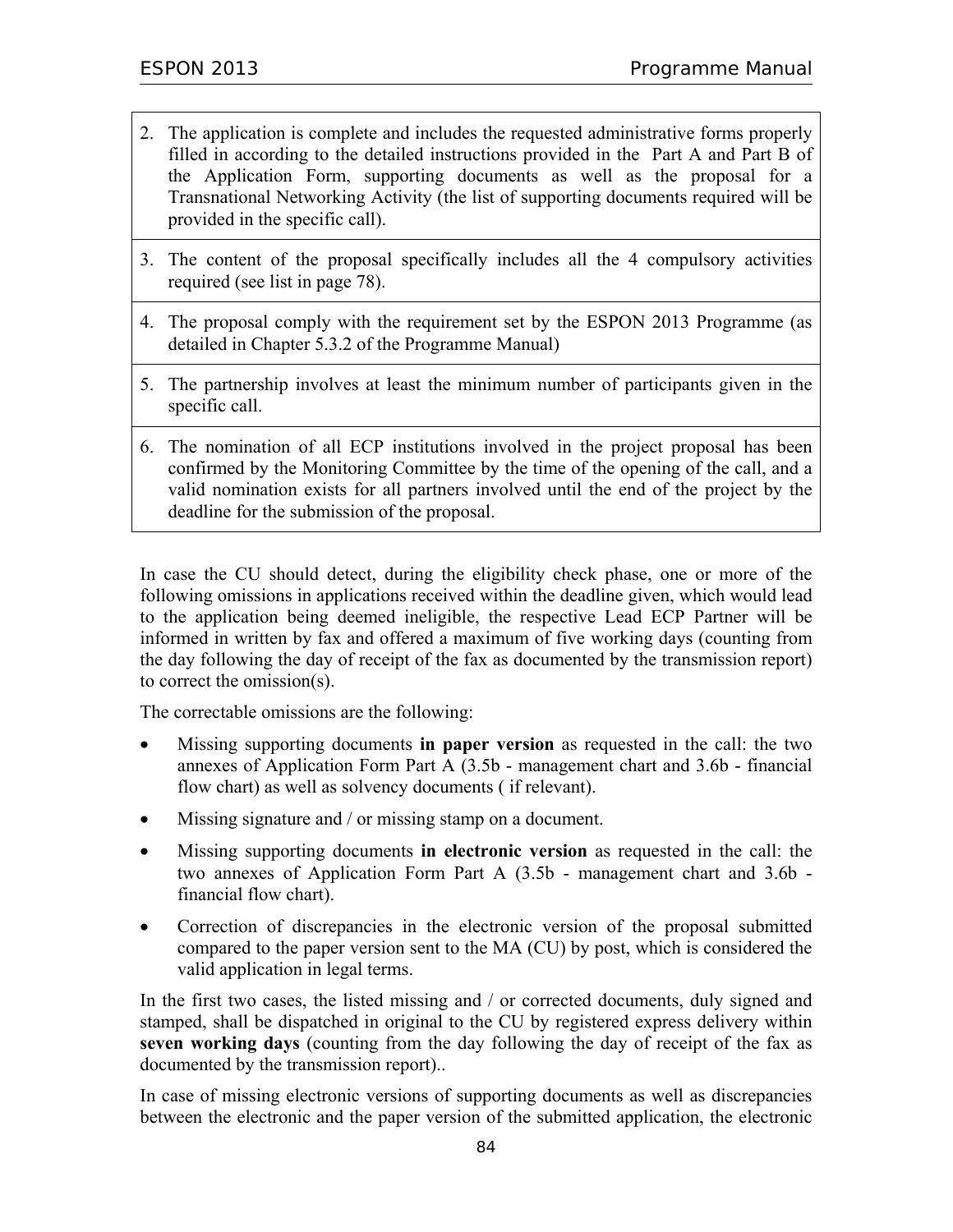| |
|---|
| 2. The application is complete and includes the requested administrative forms properly filled in according to the detailed instructions provided in the Part A and Part B of the Application Form, supporting documents as well as the proposal for a Transnational Networking Activity (the list of supporting documents required will be provided in the specific call). |
| 3. The content of the proposal specifically includes all the 4 compulsory activities required (see list in page 78). |
| 4. The proposal comply with the requirement set by the ESPON 2013 Programme (as detailed in Chapter 5.3.2 of the Programme Manual) |
| 5. The partnership involves at least the minimum number of participants given in the specific call. |
| 6. The nomination of all ECP institutions involved in the project proposal has been confirmed by the Monitoring Committee by the time of the opening of the call, and a valid nomination exists for all partners involved until the end of the project by the deadline for the submission of the proposal. |

In case the CU should detect, during the eligibility check phase, one or more of the following omissions in applications received within the deadline given, which would lead to the application being deemed ineligible, the respective Lead ECP Partner will be informed in written by fax and offered a maximum of five working days (counting from the day following the day of receipt of the fax as documented by the transmission report) to correct the omission(s).

The correctable omissions are the following:

- Missing supporting documents **in paper version** as requested in the call: the two annexes of Application Form Part A (3.5b - management chart and 3.6b - financial flow chart) as well as solvency documents ( if relevant).
- Missing signature and / or missing stamp on a document.
- Missing supporting documents **in electronic version** as requested in the call: the two annexes of Application Form Part A (3.5b - management chart and 3.6b - financial flow chart).
- Correction of discrepancies in the electronic version of the proposal submitted compared to the paper version sent to the MA (CU) by post, which is considered the valid application in legal terms.

In the first two cases, the listed missing and / or corrected documents, duly signed and stamped, shall be dispatched in original to the CU by registered express delivery within **seven working days** (counting from the day following the day of receipt of the fax as documented by the transmission report)..

In case of missing electronic versions of supporting documents as well as discrepancies between the electronic and the paper version of the submitted application, the electronic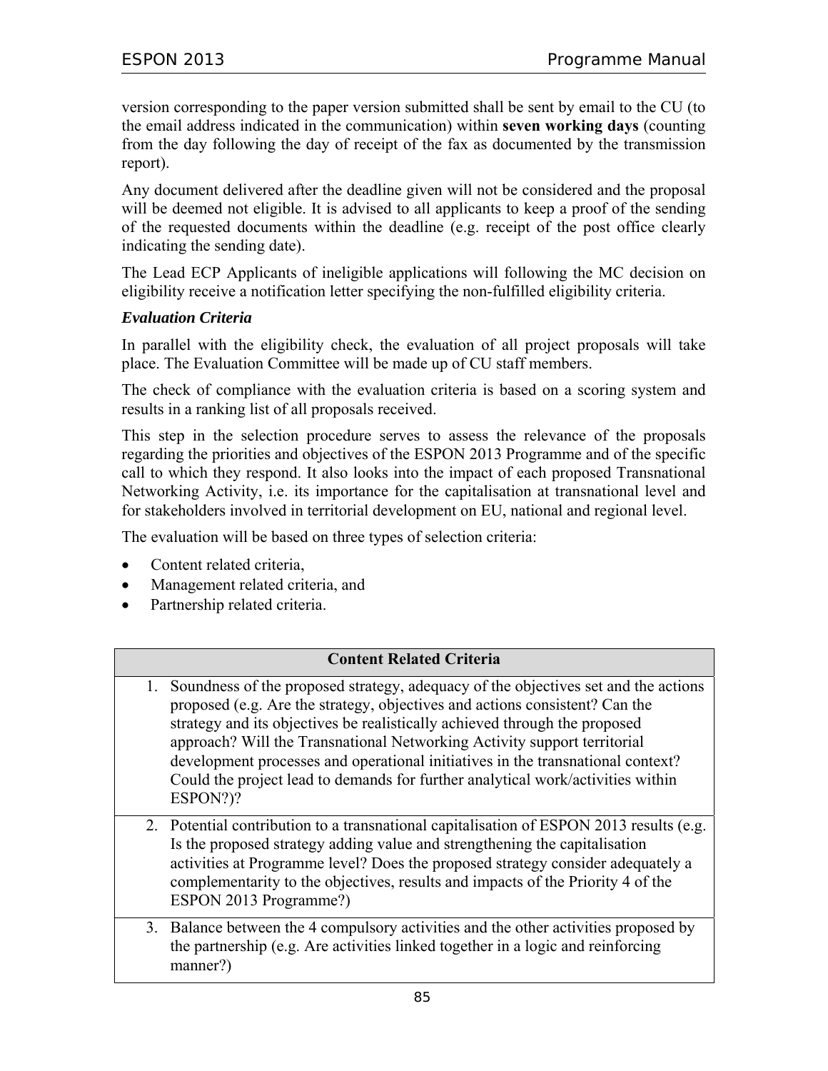version corresponding to the paper version submitted shall be sent by email to the CU (to the email address indicated in the communication) within **seven working days** (counting from the day following the day of receipt of the fax as documented by the transmission report).

Any document delivered after the deadline given will not be considered and the proposal will be deemed not eligible. It is advised to all applicants to keep a proof of the sending of the requested documents within the deadline (e.g. receipt of the post office clearly indicating the sending date).

The Lead ECP Applicants of ineligible applications will following the MC decision on eligibility receive a notification letter specifying the non-fulfilled eligibility criteria.

***Evaluation Criteria***

In parallel with the eligibility check, the evaluation of all project proposals will take place. The Evaluation Committee will be made up of CU staff members.

The check of compliance with the evaluation criteria is based on a scoring system and results in a ranking list of all proposals received.

This step in the selection procedure serves to assess the relevance of the proposals regarding the priorities and objectives of the ESPON 2013 Programme and of the specific call to which they respond. It also looks into the impact of each proposed Transnational Networking Activity, i.e. its importance for the capitalisation at transnational level and for stakeholders involved in territorial development on EU, national and regional level.

The evaluation will be based on three types of selection criteria:

- Content related criteria,
- Management related criteria, and
- Partnership related criteria.

| Content Related Criteria |
|---|
| 1. Soundness of the proposed strategy, adequacy of the objectives set and the actions proposed (e.g. Are the strategy, objectives and actions consistent? Can the strategy and its objectives be realistically achieved through the proposed approach? Will the Transnational Networking Activity support territorial development processes and operational initiatives in the transnational context? Could the project lead to demands for further analytical work/activities within ESPON?)? |
| 2. Potential contribution to a transnational capitalisation of ESPON 2013 results (e.g. Is the proposed strategy adding value and strengthening the capitalisation activities at Programme level? Does the proposed strategy consider adequately a complementarity to the objectives, results and impacts of the Priority 4 of the ESPON 2013 Programme?) |
| 3. Balance between the 4 compulsory activities and the other activities proposed by the partnership (e.g. Are activities linked together in a logic and reinforcing manner?) |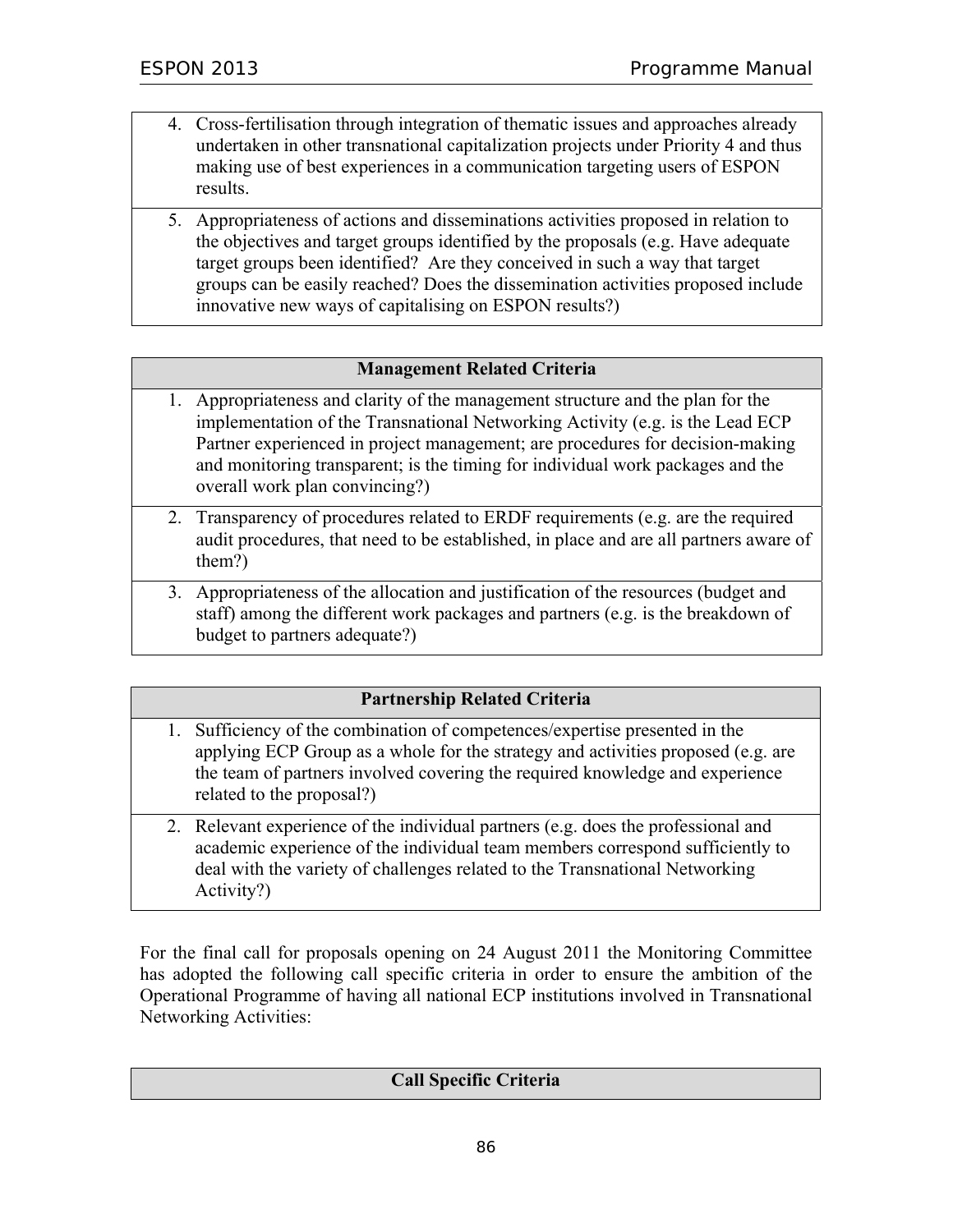| |
|---|
| 4. Cross-fertilisation through integration of thematic issues and approaches already undertaken in other transnational capitalization projects under Priority 4 and thus making use of best experiences in a communication targeting users of ESPON results. |
| 5. Appropriateness of actions and disseminations activities proposed in relation to the objectives and target groups identified by the proposals (e.g. Have adequate target groups been identified? Are they conceived in such a way that target groups can be easily reached? Does the dissemination activities proposed include innovative new ways of capitalising on ESPON results?) |

| **Management Related Criteria** |
|---|
| 1. Appropriateness and clarity of the management structure and the plan for the implementation of the Transnational Networking Activity (e.g. is the Lead ECP Partner experienced in project management; are procedures for decision-making and monitoring transparent; is the timing for individual work packages and the overall work plan convincing?) |
| 2. Transparency of procedures related to ERDF requirements (e.g. are the required audit procedures, that need to be established, in place and are all partners aware of them?) |
| 3. Appropriateness of the allocation and justification of the resources (budget and staff) among the different work packages and partners (e.g. is the breakdown of budget to partners adequate?) |

| **Partnership Related Criteria** |
|---|
| 1. Sufficiency of the combination of competences/expertise presented in the applying ECP Group as a whole for the strategy and activities proposed (e.g. are the team of partners involved covering the required knowledge and experience related to the proposal?) |
| 2. Relevant experience of the individual partners (e.g. does the professional and academic experience of the individual team members correspond sufficiently to deal with the variety of challenges related to the Transnational Networking Activity?) |

For the final call for proposals opening on 24 August 2011 the Monitoring Committee has adopted the following call specific criteria in order to ensure the ambition of the Operational Programme of having all national ECP institutions involved in Transnational Networking Activities:

| **Call Specific Criteria** |
|---|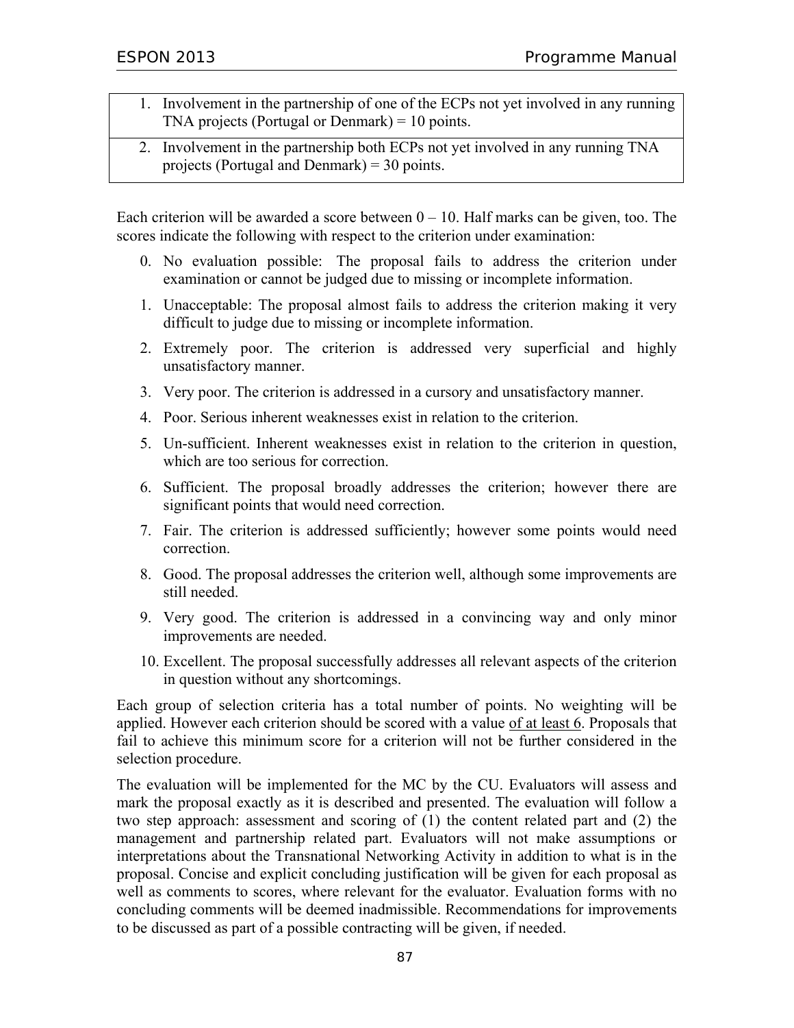| |
|---|
| 1. Involvement in the partnership of one of the ECPs not yet involved in any running TNA projects (Portugal or Denmark) = 10 points. |
| 2. Involvement in the partnership both ECPs not yet involved in any running TNA projects (Portugal and Denmark) = 30 points. |

Each criterion will be awarded a score between 0 – 10. Half marks can be given, too. The scores indicate the following with respect to the criterion under examination:

0. No evaluation possible: The proposal fails to address the criterion under examination or cannot be judged due to missing or incomplete information.
1. Unacceptable: The proposal almost fails to address the criterion making it very difficult to judge due to missing or incomplete information.
2. Extremely poor. The criterion is addressed very superficial and highly unsatisfactory manner.
3. Very poor. The criterion is addressed in a cursory and unsatisfactory manner.
4. Poor. Serious inherent weaknesses exist in relation to the criterion.
5. Un-sufficient. Inherent weaknesses exist in relation to the criterion in question, which are too serious for correction.
6. Sufficient. The proposal broadly addresses the criterion; however there are significant points that would need correction.
7. Fair. The criterion is addressed sufficiently; however some points would need correction.
8. Good. The proposal addresses the criterion well, although some improvements are still needed.
9. Very good. The criterion is addressed in a convincing way and only minor improvements are needed.
10. Excellent. The proposal successfully addresses all relevant aspects of the criterion in question without any shortcomings.

Each group of selection criteria has a total number of points. No weighting will be applied. However each criterion should be scored with a value of at least 6. Proposals that fail to achieve this minimum score for a criterion will not be further considered in the selection procedure.

The evaluation will be implemented for the MC by the CU. Evaluators will assess and mark the proposal exactly as it is described and presented. The evaluation will follow a two step approach: assessment and scoring of (1) the content related part and (2) the management and partnership related part. Evaluators will not make assumptions or interpretations about the Transnational Networking Activity in addition to what is in the proposal. Concise and explicit concluding justification will be given for each proposal as well as comments to scores, where relevant for the evaluator. Evaluation forms with no concluding comments will be deemed inadmissible. Recommendations for improvements to be discussed as part of a possible contracting will be given, if needed.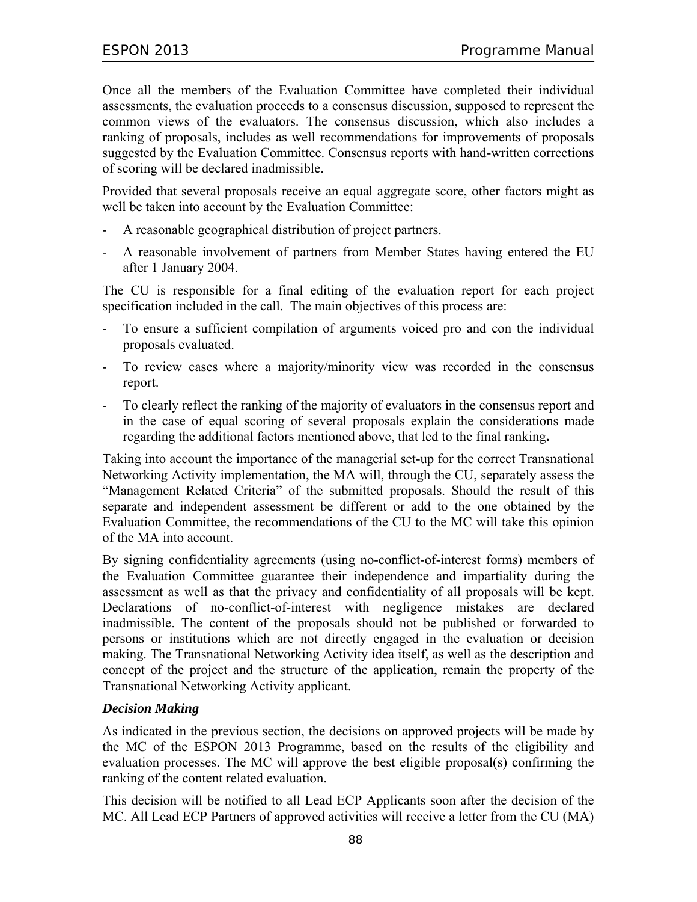Once all the members of the Evaluation Committee have completed their individual assessments, the evaluation proceeds to a consensus discussion, supposed to represent the common views of the evaluators. The consensus discussion, which also includes a ranking of proposals, includes as well recommendations for improvements of proposals suggested by the Evaluation Committee. Consensus reports with hand-written corrections of scoring will be declared inadmissible.

Provided that several proposals receive an equal aggregate score, other factors might as well be taken into account by the Evaluation Committee:

- A reasonable geographical distribution of project partners.
- A reasonable involvement of partners from Member States having entered the EU after 1 January 2004.

The CU is responsible for a final editing of the evaluation report for each project specification included in the call. The main objectives of this process are:

- To ensure a sufficient compilation of arguments voiced pro and con the individual proposals evaluated.
- To review cases where a majority/minority view was recorded in the consensus report.
- To clearly reflect the ranking of the majority of evaluators in the consensus report and in the case of equal scoring of several proposals explain the considerations made regarding the additional factors mentioned above, that led to the final ranking**.**

Taking into account the importance of the managerial set-up for the correct Transnational Networking Activity implementation, the MA will, through the CU, separately assess the "Management Related Criteria" of the submitted proposals. Should the result of this separate and independent assessment be different or add to the one obtained by the Evaluation Committee, the recommendations of the CU to the MC will take this opinion of the MA into account.

By signing confidentiality agreements (using no-conflict-of-interest forms) members of the Evaluation Committee guarantee their independence and impartiality during the assessment as well as that the privacy and confidentiality of all proposals will be kept. Declarations of no-conflict-of-interest with negligence mistakes are declared inadmissible. The content of the proposals should not be published or forwarded to persons or institutions which are not directly engaged in the evaluation or decision making. The Transnational Networking Activity idea itself, as well as the description and concept of the project and the structure of the application, remain the property of the Transnational Networking Activity applicant.

***Decision Making***

As indicated in the previous section, the decisions on approved projects will be made by the MC of the ESPON 2013 Programme, based on the results of the eligibility and evaluation processes. The MC will approve the best eligible proposal(s) confirming the ranking of the content related evaluation.

This decision will be notified to all Lead ECP Applicants soon after the decision of the MC. All Lead ECP Partners of approved activities will receive a letter from the CU (MA)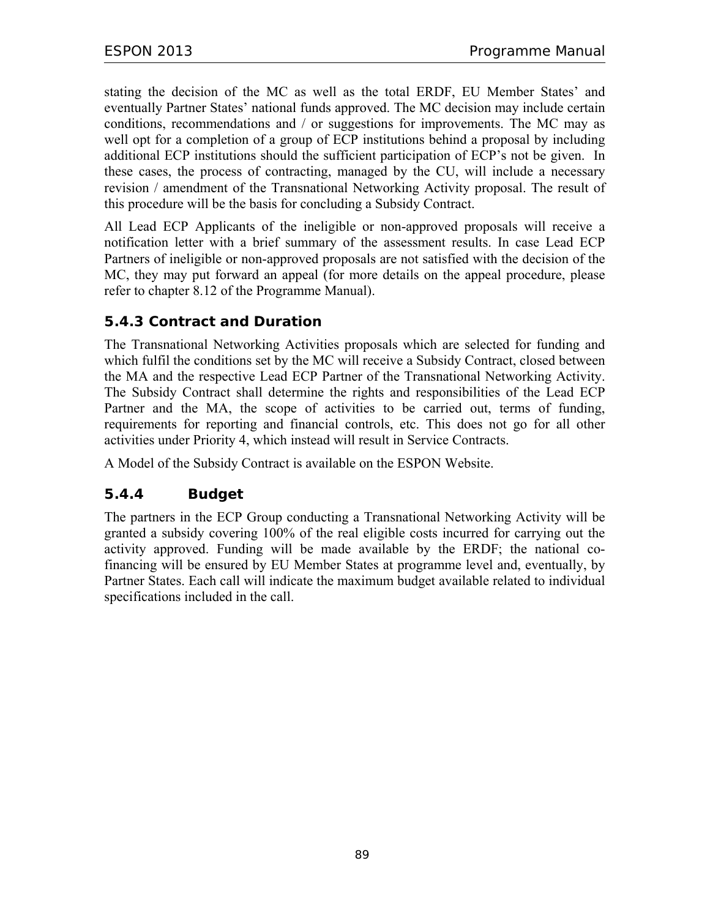stating the decision of the MC as well as the total ERDF, EU Member States' and eventually Partner States' national funds approved. The MC decision may include certain conditions, recommendations and / or suggestions for improvements. The MC may as well opt for a completion of a group of ECP institutions behind a proposal by including additional ECP institutions should the sufficient participation of ECP's not be given. In these cases, the process of contracting, managed by the CU, will include a necessary revision / amendment of the Transnational Networking Activity proposal. The result of this procedure will be the basis for concluding a Subsidy Contract.

All Lead ECP Applicants of the ineligible or non-approved proposals will receive a notification letter with a brief summary of the assessment results. In case Lead ECP Partners of ineligible or non-approved proposals are not satisfied with the decision of the MC, they may put forward an appeal (for more details on the appeal procedure, please refer to chapter 8.12 of the Programme Manual).

### 5.4.3 Contract and Duration

The Transnational Networking Activities proposals which are selected for funding and which fulfil the conditions set by the MC will receive a Subsidy Contract, closed between the MA and the respective Lead ECP Partner of the Transnational Networking Activity. The Subsidy Contract shall determine the rights and responsibilities of the Lead ECP Partner and the MA, the scope of activities to be carried out, terms of funding, requirements for reporting and financial controls, etc. This does not go for all other activities under Priority 4, which instead will result in Service Contracts.

A Model of the Subsidy Contract is available on the ESPON Website.

### 5.4.4 Budget

The partners in the ECP Group conducting a Transnational Networking Activity will be granted a subsidy covering 100% of the real eligible costs incurred for carrying out the activity approved. Funding will be made available by the ERDF; the national co-financing will be ensured by EU Member States at programme level and, eventually, by Partner States. Each call will indicate the maximum budget available related to individual specifications included in the call.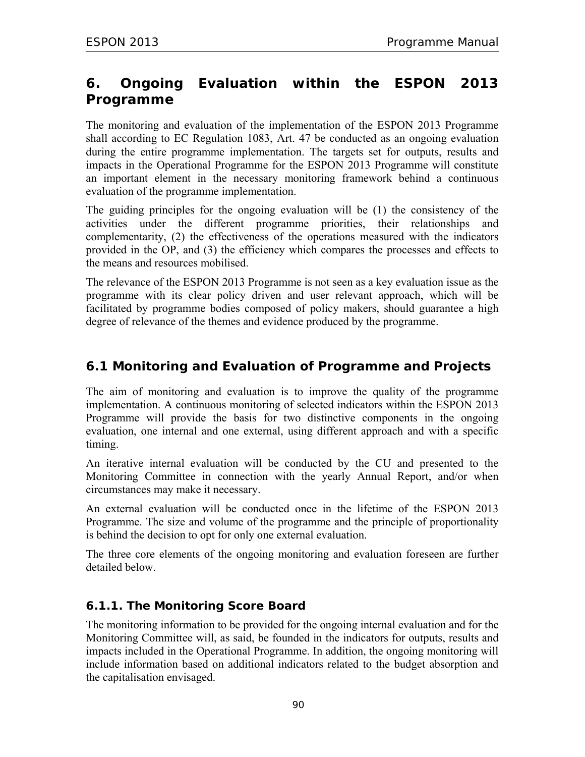# 6. Ongoing Evaluation within the ESPON 2013 Programme

The monitoring and evaluation of the implementation of the ESPON 2013 Programme shall according to EC Regulation 1083, Art. 47 be conducted as an ongoing evaluation during the entire programme implementation. The targets set for outputs, results and impacts in the Operational Programme for the ESPON 2013 Programme will constitute an important element in the necessary monitoring framework behind a continuous evaluation of the programme implementation.

The guiding principles for the ongoing evaluation will be (1) the consistency of the activities under the different programme priorities, their relationships and complementarity, (2) the effectiveness of the operations measured with the indicators provided in the OP, and (3) the efficiency which compares the processes and effects to the means and resources mobilised.

The relevance of the ESPON 2013 Programme is not seen as a key evaluation issue as the programme with its clear policy driven and user relevant approach, which will be facilitated by programme bodies composed of policy makers, should guarantee a high degree of relevance of the themes and evidence produced by the programme.

## 6.1 Monitoring and Evaluation of Programme and Projects

The aim of monitoring and evaluation is to improve the quality of the programme implementation. A continuous monitoring of selected indicators within the ESPON 2013 Programme will provide the basis for two distinctive components in the ongoing evaluation, one internal and one external, using different approach and with a specific timing.

An iterative internal evaluation will be conducted by the CU and presented to the Monitoring Committee in connection with the yearly Annual Report, and/or when circumstances may make it necessary.

An external evaluation will be conducted once in the lifetime of the ESPON 2013 Programme. The size and volume of the programme and the principle of proportionality is behind the decision to opt for only one external evaluation.

The three core elements of the ongoing monitoring and evaluation foreseen are further detailed below.

### 6.1.1. The Monitoring Score Board

The monitoring information to be provided for the ongoing internal evaluation and for the Monitoring Committee will, as said, be founded in the indicators for outputs, results and impacts included in the Operational Programme. In addition, the ongoing monitoring will include information based on additional indicators related to the budget absorption and the capitalisation envisaged.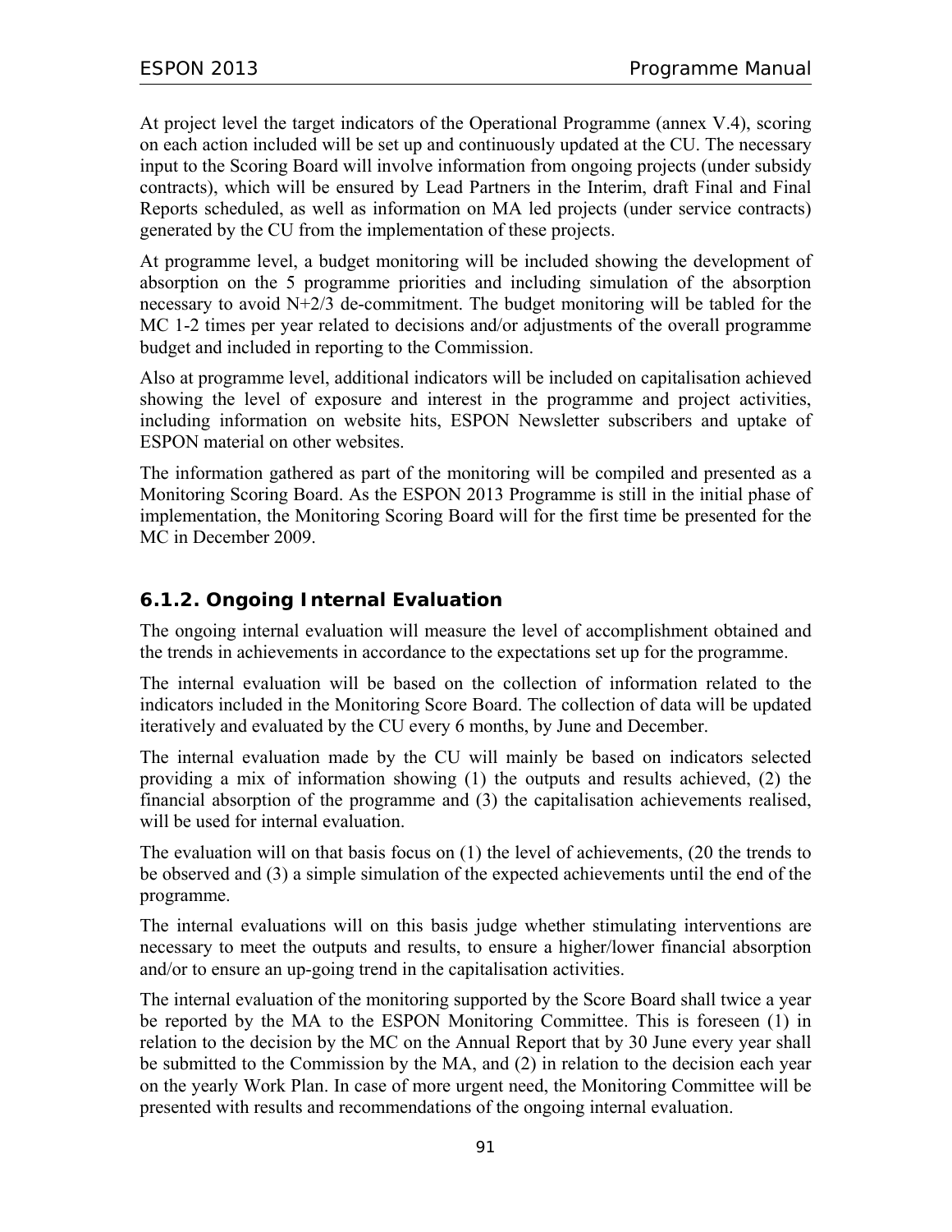At project level the target indicators of the Operational Programme (annex V.4), scoring on each action included will be set up and continuously updated at the CU. The necessary input to the Scoring Board will involve information from ongoing projects (under subsidy contracts), which will be ensured by Lead Partners in the Interim, draft Final and Final Reports scheduled, as well as information on MA led projects (under service contracts) generated by the CU from the implementation of these projects.

At programme level, a budget monitoring will be included showing the development of absorption on the 5 programme priorities and including simulation of the absorption necessary to avoid N+2/3 de-commitment. The budget monitoring will be tabled for the MC 1-2 times per year related to decisions and/or adjustments of the overall programme budget and included in reporting to the Commission.

Also at programme level, additional indicators will be included on capitalisation achieved showing the level of exposure and interest in the programme and project activities, including information on website hits, ESPON Newsletter subscribers and uptake of ESPON material on other websites.

The information gathered as part of the monitoring will be compiled and presented as a Monitoring Scoring Board. As the ESPON 2013 Programme is still in the initial phase of implementation, the Monitoring Scoring Board will for the first time be presented for the MC in December 2009.

### 6.1.2. Ongoing Internal Evaluation

The ongoing internal evaluation will measure the level of accomplishment obtained and the trends in achievements in accordance to the expectations set up for the programme.

The internal evaluation will be based on the collection of information related to the indicators included in the Monitoring Score Board. The collection of data will be updated iteratively and evaluated by the CU every 6 months, by June and December.

The internal evaluation made by the CU will mainly be based on indicators selected providing a mix of information showing (1) the outputs and results achieved, (2) the financial absorption of the programme and (3) the capitalisation achievements realised, will be used for internal evaluation.

The evaluation will on that basis focus on (1) the level of achievements, (20 the trends to be observed and (3) a simple simulation of the expected achievements until the end of the programme.

The internal evaluations will on this basis judge whether stimulating interventions are necessary to meet the outputs and results, to ensure a higher/lower financial absorption and/or to ensure an up-going trend in the capitalisation activities.

The internal evaluation of the monitoring supported by the Score Board shall twice a year be reported by the MA to the ESPON Monitoring Committee. This is foreseen (1) in relation to the decision by the MC on the Annual Report that by 30 June every year shall be submitted to the Commission by the MA, and (2) in relation to the decision each year on the yearly Work Plan. In case of more urgent need, the Monitoring Committee will be presented with results and recommendations of the ongoing internal evaluation.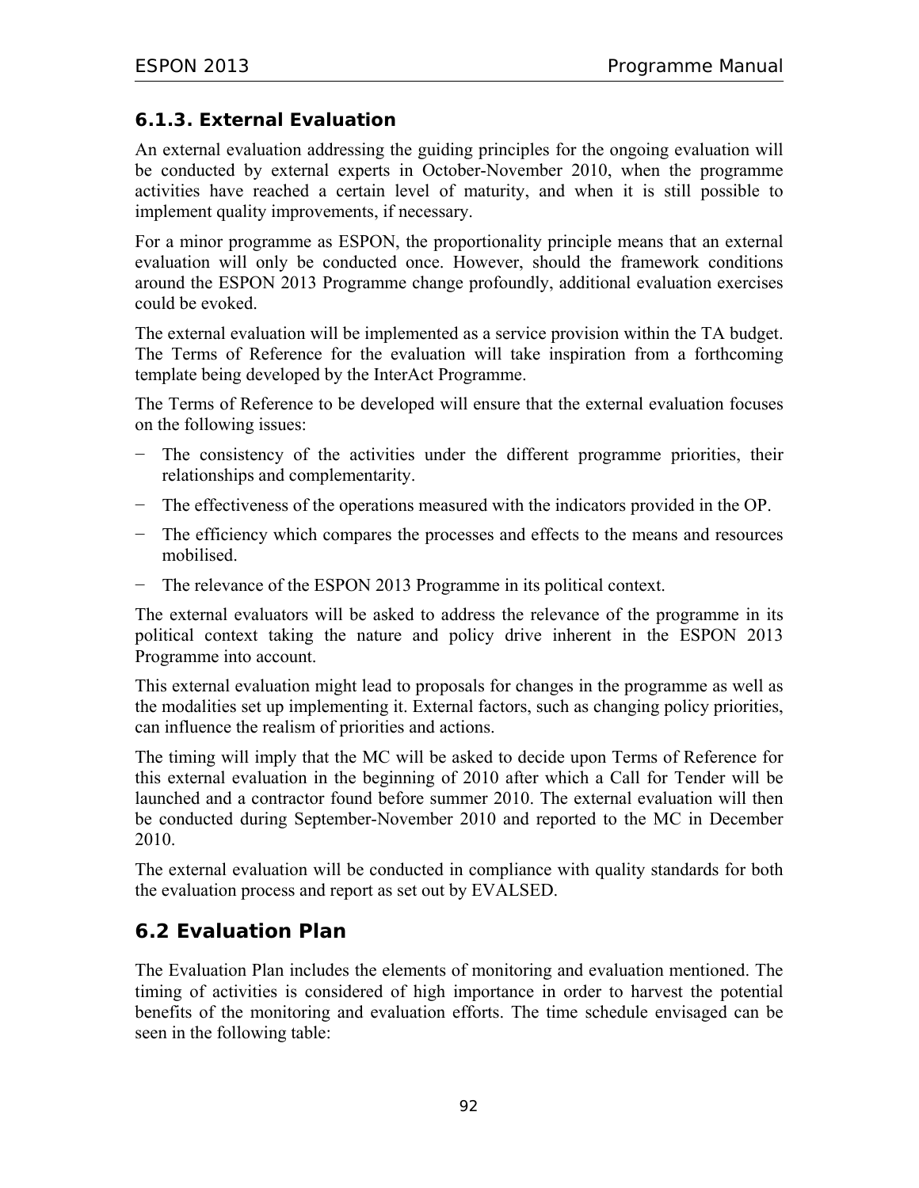### 6.1.3. External Evaluation

An external evaluation addressing the guiding principles for the ongoing evaluation will be conducted by external experts in October-November 2010, when the programme activities have reached a certain level of maturity, and when it is still possible to implement quality improvements, if necessary.

For a minor programme as ESPON, the proportionality principle means that an external evaluation will only be conducted once. However, should the framework conditions around the ESPON 2013 Programme change profoundly, additional evaluation exercises could be evoked.

The external evaluation will be implemented as a service provision within the TA budget. The Terms of Reference for the evaluation will take inspiration from a forthcoming template being developed by the InterAct Programme.

The Terms of Reference to be developed will ensure that the external evaluation focuses on the following issues:

- The consistency of the activities under the different programme priorities, their relationships and complementarity.
- The effectiveness of the operations measured with the indicators provided in the OP.
- The efficiency which compares the processes and effects to the means and resources mobilised.
- The relevance of the ESPON 2013 Programme in its political context.

The external evaluators will be asked to address the relevance of the programme in its political context taking the nature and policy drive inherent in the ESPON 2013 Programme into account.

This external evaluation might lead to proposals for changes in the programme as well as the modalities set up implementing it. External factors, such as changing policy priorities, can influence the realism of priorities and actions.

The timing will imply that the MC will be asked to decide upon Terms of Reference for this external evaluation in the beginning of 2010 after which a Call for Tender will be launched and a contractor found before summer 2010. The external evaluation will then be conducted during September-November 2010 and reported to the MC in December 2010.

The external evaluation will be conducted in compliance with quality standards for both the evaluation process and report as set out by EVALSED.

## 6.2 Evaluation Plan

The Evaluation Plan includes the elements of monitoring and evaluation mentioned. The timing of activities is considered of high importance in order to harvest the potential benefits of the monitoring and evaluation efforts. The time schedule envisaged can be seen in the following table: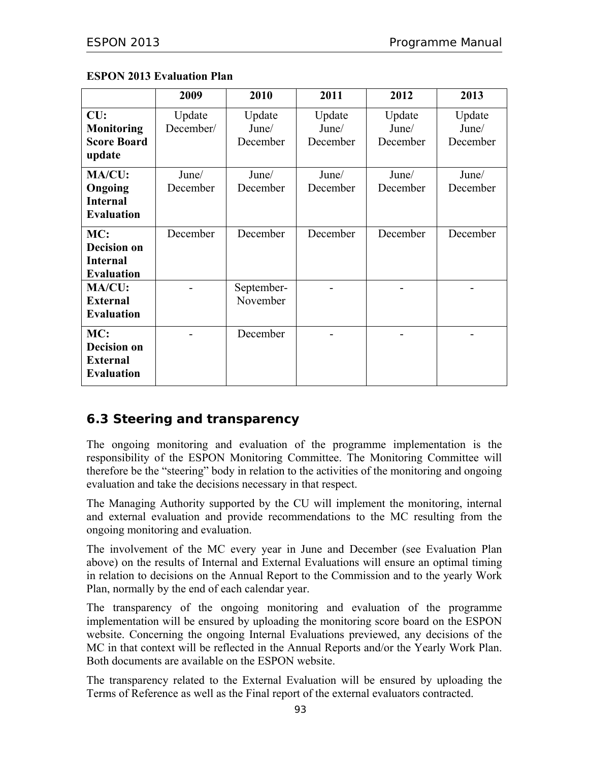**ESPON 2013 Evaluation Plan**

| | 2009 | 2010 | 2011 | 2012 | 2013 |
|---|---|---|---|---|---|
| **CU: Monitoring Score Board update** | Update December/ | Update June/ December | Update June/ December | Update June/ December | Update June/ December |
| **MA/CU: Ongoing Internal Evaluation** | June/ December | June/ December | June/ December | June/ December | June/ December |
| **MC: Decision on Internal Evaluation** | December | December | December | December | December |
| **MA/CU: External Evaluation** | - | September-November | - | - | - |
| **MC: Decision on External Evaluation** | - | December | - | - | - |

## 6.3 Steering and transparency

The ongoing monitoring and evaluation of the programme implementation is the responsibility of the ESPON Monitoring Committee. The Monitoring Committee will therefore be the "steering" body in relation to the activities of the monitoring and ongoing evaluation and take the decisions necessary in that respect.

The Managing Authority supported by the CU will implement the monitoring, internal and external evaluation and provide recommendations to the MC resulting from the ongoing monitoring and evaluation.

The involvement of the MC every year in June and December (see Evaluation Plan above) on the results of Internal and External Evaluations will ensure an optimal timing in relation to decisions on the Annual Report to the Commission and to the yearly Work Plan, normally by the end of each calendar year.

The transparency of the ongoing monitoring and evaluation of the programme implementation will be ensured by uploading the monitoring score board on the ESPON website. Concerning the ongoing Internal Evaluations previewed, any decisions of the MC in that context will be reflected in the Annual Reports and/or the Yearly Work Plan. Both documents are available on the ESPON website.

The transparency related to the External Evaluation will be ensured by uploading the Terms of Reference as well as the Final report of the external evaluators contracted.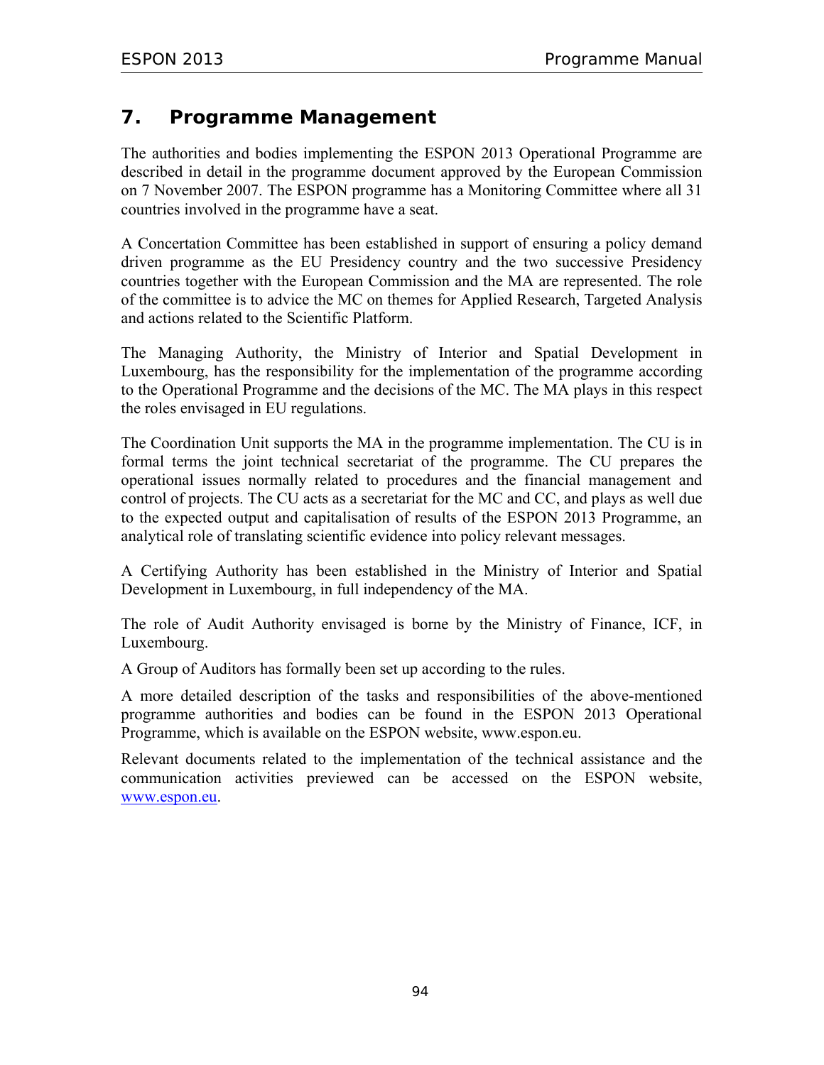# 7. Programme Management

The authorities and bodies implementing the ESPON 2013 Operational Programme are described in detail in the programme document approved by the European Commission on 7 November 2007. The ESPON programme has a Monitoring Committee where all 31 countries involved in the programme have a seat.

A Concertation Committee has been established in support of ensuring a policy demand driven programme as the EU Presidency country and the two successive Presidency countries together with the European Commission and the MA are represented. The role of the committee is to advice the MC on themes for Applied Research, Targeted Analysis and actions related to the Scientific Platform.

The Managing Authority, the Ministry of Interior and Spatial Development in Luxembourg, has the responsibility for the implementation of the programme according to the Operational Programme and the decisions of the MC. The MA plays in this respect the roles envisaged in EU regulations.

The Coordination Unit supports the MA in the programme implementation. The CU is in formal terms the joint technical secretariat of the programme. The CU prepares the operational issues normally related to procedures and the financial management and control of projects. The CU acts as a secretariat for the MC and CC, and plays as well due to the expected output and capitalisation of results of the ESPON 2013 Programme, an analytical role of translating scientific evidence into policy relevant messages.

A Certifying Authority has been established in the Ministry of Interior and Spatial Development in Luxembourg, in full independency of the MA.

The role of Audit Authority envisaged is borne by the Ministry of Finance, ICF, in Luxembourg.

A Group of Auditors has formally been set up according to the rules.

A more detailed description of the tasks and responsibilities of the above-mentioned programme authorities and bodies can be found in the ESPON 2013 Operational Programme, which is available on the ESPON website, www.espon.eu.

Relevant documents related to the implementation of the technical assistance and the communication activities previewed can be accessed on the ESPON website, www.espon.eu.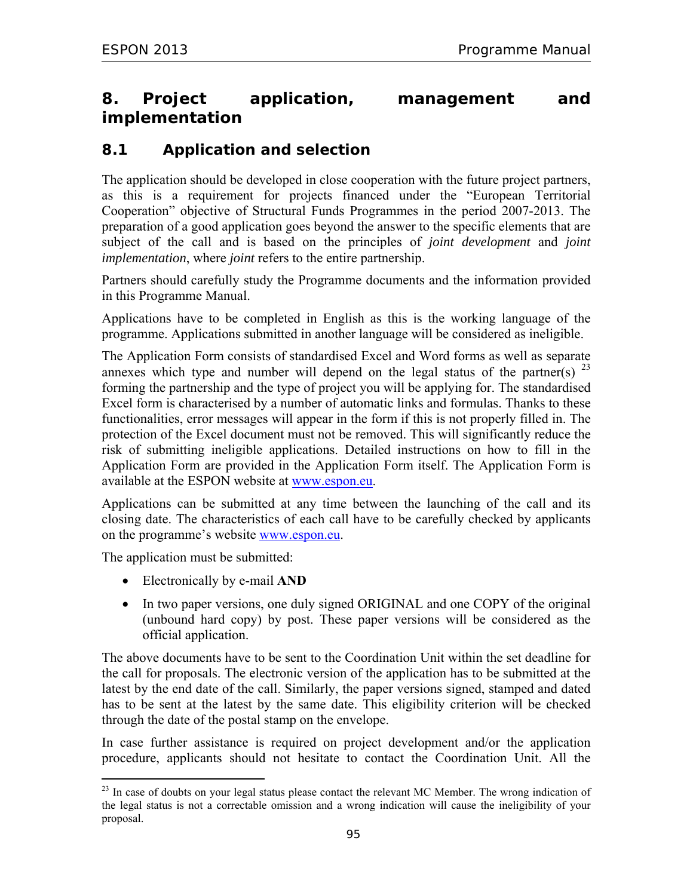# 8. Project application, management and implementation

## 8.1 Application and selection

The application should be developed in close cooperation with the future project partners, as this is a requirement for projects financed under the "European Territorial Cooperation" objective of Structural Funds Programmes in the period 2007-2013. The preparation of a good application goes beyond the answer to the specific elements that are subject of the call and is based on the principles of *joint development* and *joint implementation*, where *joint* refers to the entire partnership.

Partners should carefully study the Programme documents and the information provided in this Programme Manual.

Applications have to be completed in English as this is the working language of the programme. Applications submitted in another language will be considered as ineligible.

The Application Form consists of standardised Excel and Word forms as well as separate annexes which type and number will depend on the legal status of the partner(s) [23] forming the partnership and the type of project you will be applying for. The standardised Excel form is characterised by a number of automatic links and formulas. Thanks to these functionalities, error messages will appear in the form if this is not properly filled in. The protection of the Excel document must not be removed. This will significantly reduce the risk of submitting ineligible applications. Detailed instructions on how to fill in the Application Form are provided in the Application Form itself. The Application Form is available at the ESPON website at www.espon.eu.

Applications can be submitted at any time between the launching of the call and its closing date. The characteristics of each call have to be carefully checked by applicants on the programme's website www.espon.eu.

The application must be submitted:

- Electronically by e-mail **AND**
- In two paper versions, one duly signed ORIGINAL and one COPY of the original (unbound hard copy) by post. These paper versions will be considered as the official application.

The above documents have to be sent to the Coordination Unit within the set deadline for the call for proposals. The electronic version of the application has to be submitted at the latest by the end date of the call. Similarly, the paper versions signed, stamped and dated has to be sent at the latest by the same date. This eligibility criterion will be checked through the date of the postal stamp on the envelope.

In case further assistance is required on project development and/or the application procedure, applicants should not hesitate to contact the Coordination Unit. All the

[23] In case of doubts on your legal status please contact the relevant MC Member. The wrong indication of the legal status is not a correctable omission and a wrong indication will cause the ineligibility of your proposal.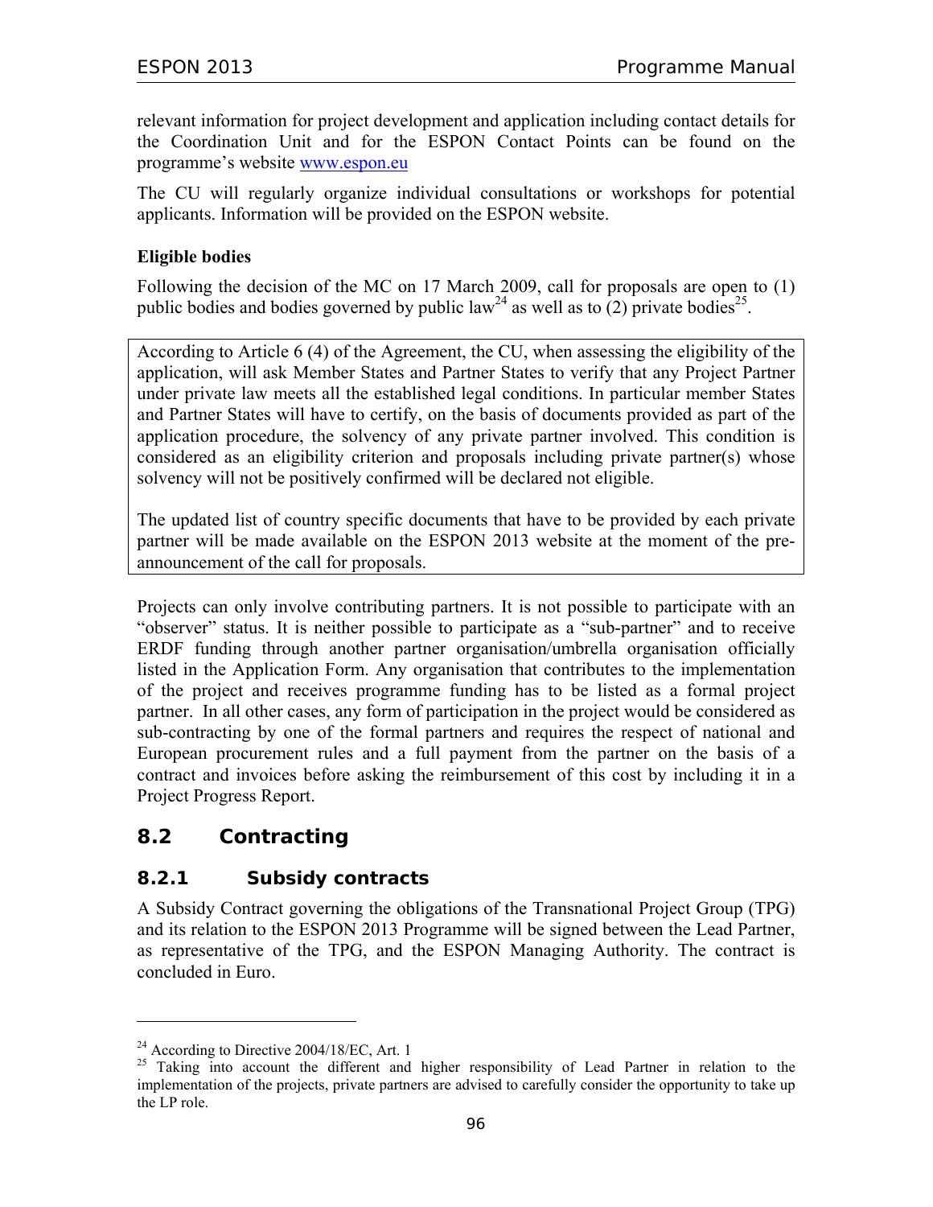relevant information for project development and application including contact details for the Coordination Unit and for the ESPON Contact Points can be found on the programme's website www.espon.eu

The CU will regularly organize individual consultations or workshops for potential applicants. Information will be provided on the ESPON website.

**Eligible bodies**

Following the decision of the MC on 17 March 2009, call for proposals are open to (1) public bodies and bodies governed by public law[24] as well as to (2) private bodies[25].

According to Article 6 (4) of the Agreement, the CU, when assessing the eligibility of the application, will ask Member States and Partner States to verify that any Project Partner under private law meets all the established legal conditions. In particular member States and Partner States will have to certify, on the basis of documents provided as part of the application procedure, the solvency of any private partner involved. This condition is considered as an eligibility criterion and proposals including private partner(s) whose solvency will not be positively confirmed will be declared not eligible.

The updated list of country specific documents that have to be provided by each private partner will be made available on the ESPON 2013 website at the moment of the pre-announcement of the call for proposals.

Projects can only involve contributing partners. It is not possible to participate with an "observer" status. It is neither possible to participate as a "sub-partner" and to receive ERDF funding through another partner organisation/umbrella organisation officially listed in the Application Form. Any organisation that contributes to the implementation of the project and receives programme funding has to be listed as a formal project partner. In all other cases, any form of participation in the project would be considered as sub-contracting by one of the formal partners and requires the respect of national and European procurement rules and a full payment from the partner on the basis of a contract and invoices before asking the reimbursement of this cost by including it in a Project Progress Report.

## 8.2 Contracting

### 8.2.1 Subsidy contracts

A Subsidy Contract governing the obligations of the Transnational Project Group (TPG) and its relation to the ESPON 2013 Programme will be signed between the Lead Partner, as representative of the TPG, and the ESPON Managing Authority. The contract is concluded in Euro.

---

[24] According to Directive 2004/18/EC, Art. 1

[25] Taking into account the different and higher responsibility of Lead Partner in relation to the implementation of the projects, private partners are advised to carefully consider the opportunity to take up the LP role.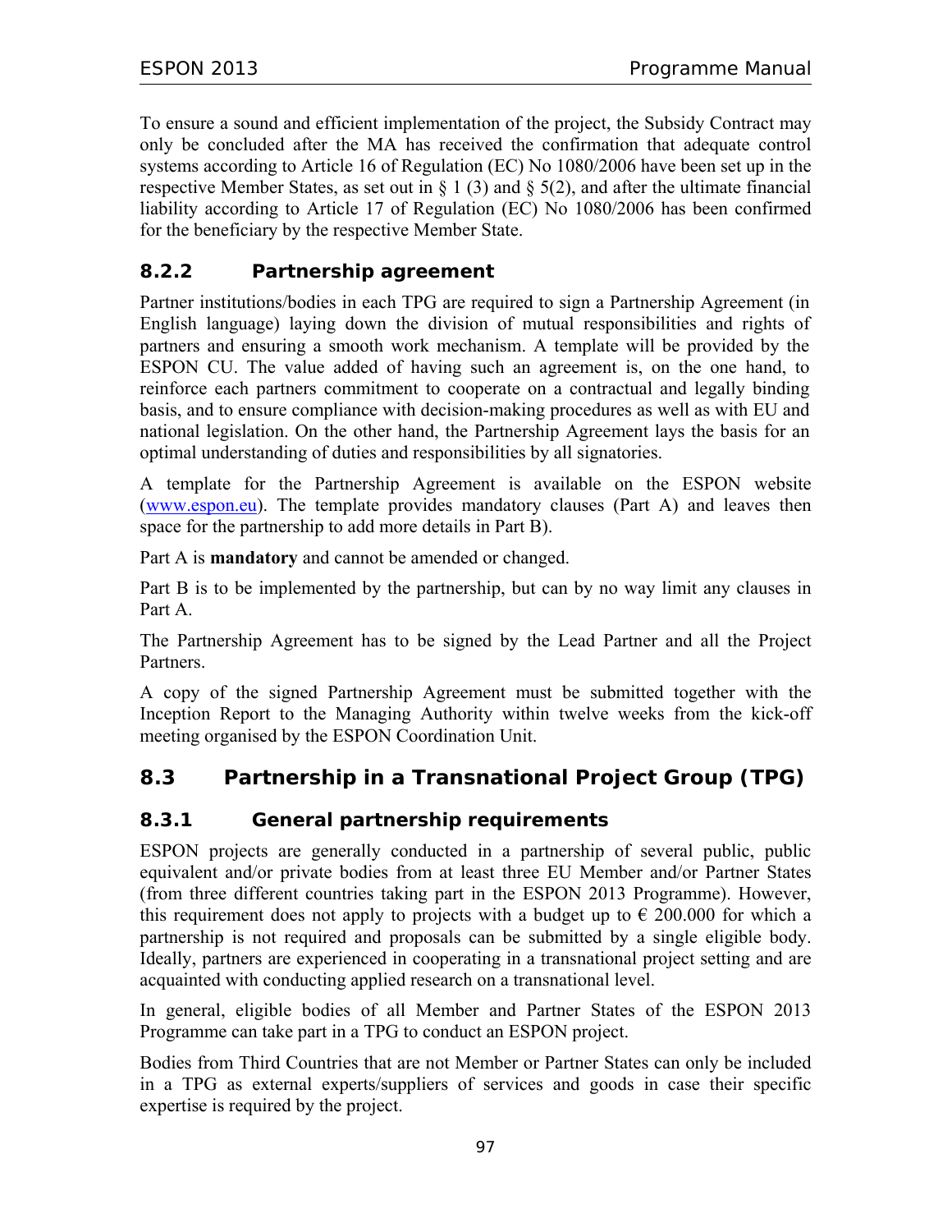To ensure a sound and efficient implementation of the project, the Subsidy Contract may only be concluded after the MA has received the confirmation that adequate control systems according to Article 16 of Regulation (EC) No 1080/2006 have been set up in the respective Member States, as set out in § 1 (3) and § 5(2), and after the ultimate financial liability according to Article 17 of Regulation (EC) No 1080/2006 has been confirmed for the beneficiary by the respective Member State.

### 8.2.2 Partnership agreement

Partner institutions/bodies in each TPG are required to sign a Partnership Agreement (in English language) laying down the division of mutual responsibilities and rights of partners and ensuring a smooth work mechanism. A template will be provided by the ESPON CU. The value added of having such an agreement is, on the one hand, to reinforce each partners commitment to cooperate on a contractual and legally binding basis, and to ensure compliance with decision-making procedures as well as with EU and national legislation. On the other hand, the Partnership Agreement lays the basis for an optimal understanding of duties and responsibilities by all signatories.

A template for the Partnership Agreement is available on the ESPON website (www.espon.eu). The template provides mandatory clauses (Part A) and leaves then space for the partnership to add more details in Part B).

Part A is **mandatory** and cannot be amended or changed.

Part B is to be implemented by the partnership, but can by no way limit any clauses in Part A.

The Partnership Agreement has to be signed by the Lead Partner and all the Project Partners.

A copy of the signed Partnership Agreement must be submitted together with the Inception Report to the Managing Authority within twelve weeks from the kick-off meeting organised by the ESPON Coordination Unit.

## 8.3 Partnership in a Transnational Project Group (TPG)

### 8.3.1 General partnership requirements

ESPON projects are generally conducted in a partnership of several public, public equivalent and/or private bodies from at least three EU Member and/or Partner States (from three different countries taking part in the ESPON 2013 Programme). However, this requirement does not apply to projects with a budget up to € 200.000 for which a partnership is not required and proposals can be submitted by a single eligible body. Ideally, partners are experienced in cooperating in a transnational project setting and are acquainted with conducting applied research on a transnational level.

In general, eligible bodies of all Member and Partner States of the ESPON 2013 Programme can take part in a TPG to conduct an ESPON project.

Bodies from Third Countries that are not Member or Partner States can only be included in a TPG as external experts/suppliers of services and goods in case their specific expertise is required by the project.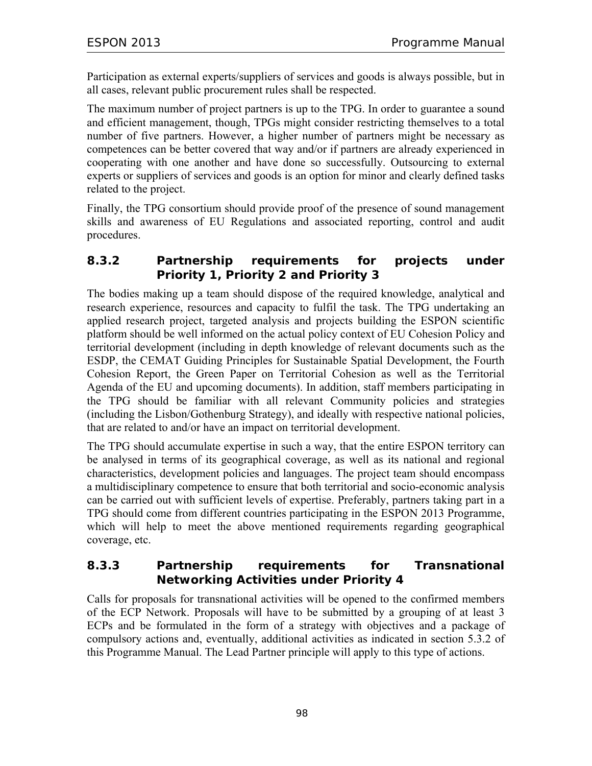Participation as external experts/suppliers of services and goods is always possible, but in all cases, relevant public procurement rules shall be respected.

The maximum number of project partners is up to the TPG. In order to guarantee a sound and efficient management, though, TPGs might consider restricting themselves to a total number of five partners. However, a higher number of partners might be necessary as competences can be better covered that way and/or if partners are already experienced in cooperating with one another and have done so successfully. Outsourcing to external experts or suppliers of services and goods is an option for minor and clearly defined tasks related to the project.

Finally, the TPG consortium should provide proof of the presence of sound management skills and awareness of EU Regulations and associated reporting, control and audit procedures.

### 8.3.2 Partnership requirements for projects under Priority 1, Priority 2 and Priority 3

The bodies making up a team should dispose of the required knowledge, analytical and research experience, resources and capacity to fulfil the task. The TPG undertaking an applied research project, targeted analysis and projects building the ESPON scientific platform should be well informed on the actual policy context of EU Cohesion Policy and territorial development (including in depth knowledge of relevant documents such as the ESDP, the CEMAT Guiding Principles for Sustainable Spatial Development, the Fourth Cohesion Report, the Green Paper on Territorial Cohesion as well as the Territorial Agenda of the EU and upcoming documents). In addition, staff members participating in the TPG should be familiar with all relevant Community policies and strategies (including the Lisbon/Gothenburg Strategy), and ideally with respective national policies, that are related to and/or have an impact on territorial development.

The TPG should accumulate expertise in such a way, that the entire ESPON territory can be analysed in terms of its geographical coverage, as well as its national and regional characteristics, development policies and languages. The project team should encompass a multidisciplinary competence to ensure that both territorial and socio-economic analysis can be carried out with sufficient levels of expertise. Preferably, partners taking part in a TPG should come from different countries participating in the ESPON 2013 Programme, which will help to meet the above mentioned requirements regarding geographical coverage, etc.

### 8.3.3 Partnership requirements for Transnational Networking Activities under Priority 4

Calls for proposals for transnational activities will be opened to the confirmed members of the ECP Network. Proposals will have to be submitted by a grouping of at least 3 ECPs and be formulated in the form of a strategy with objectives and a package of compulsory actions and, eventually, additional activities as indicated in section 5.3.2 of this Programme Manual. The Lead Partner principle will apply to this type of actions.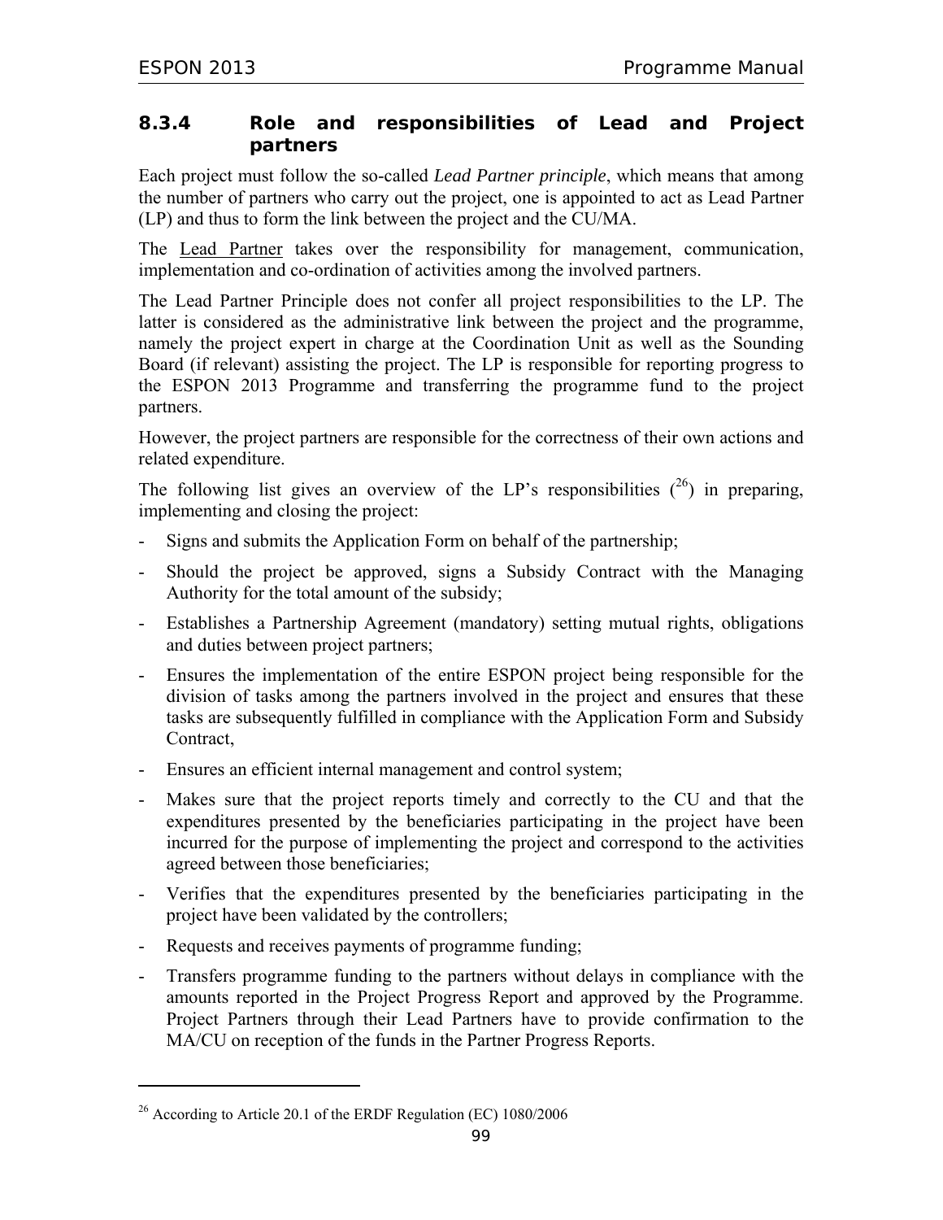### 8.3.4 Role and responsibilities of Lead and Project partners

Each project must follow the so-called *Lead Partner principle*, which means that among the number of partners who carry out the project, one is appointed to act as Lead Partner (LP) and thus to form the link between the project and the CU/MA.

The Lead Partner takes over the responsibility for management, communication, implementation and co-ordination of activities among the involved partners.

The Lead Partner Principle does not confer all project responsibilities to the LP. The latter is considered as the administrative link between the project and the programme, namely the project expert in charge at the Coordination Unit as well as the Sounding Board (if relevant) assisting the project. The LP is responsible for reporting progress to the ESPON 2013 Programme and transferring the programme fund to the project partners.

However, the project partners are responsible for the correctness of their own actions and related expenditure.

The following list gives an overview of the LP's responsibilities ([26]) in preparing, implementing and closing the project:

- Signs and submits the Application Form on behalf of the partnership;
- Should the project be approved, signs a Subsidy Contract with the Managing Authority for the total amount of the subsidy;
- Establishes a Partnership Agreement (mandatory) setting mutual rights, obligations and duties between project partners;
- Ensures the implementation of the entire ESPON project being responsible for the division of tasks among the partners involved in the project and ensures that these tasks are subsequently fulfilled in compliance with the Application Form and Subsidy Contract,
- Ensures an efficient internal management and control system;
- Makes sure that the project reports timely and correctly to the CU and that the expenditures presented by the beneficiaries participating in the project have been incurred for the purpose of implementing the project and correspond to the activities agreed between those beneficiaries;
- Verifies that the expenditures presented by the beneficiaries participating in the project have been validated by the controllers;
- Requests and receives payments of programme funding;
- Transfers programme funding to the partners without delays in compliance with the amounts reported in the Project Progress Report and approved by the Programme. Project Partners through their Lead Partners have to provide confirmation to the MA/CU on reception of the funds in the Partner Progress Reports.

[26] According to Article 20.1 of the ERDF Regulation (EC) 1080/2006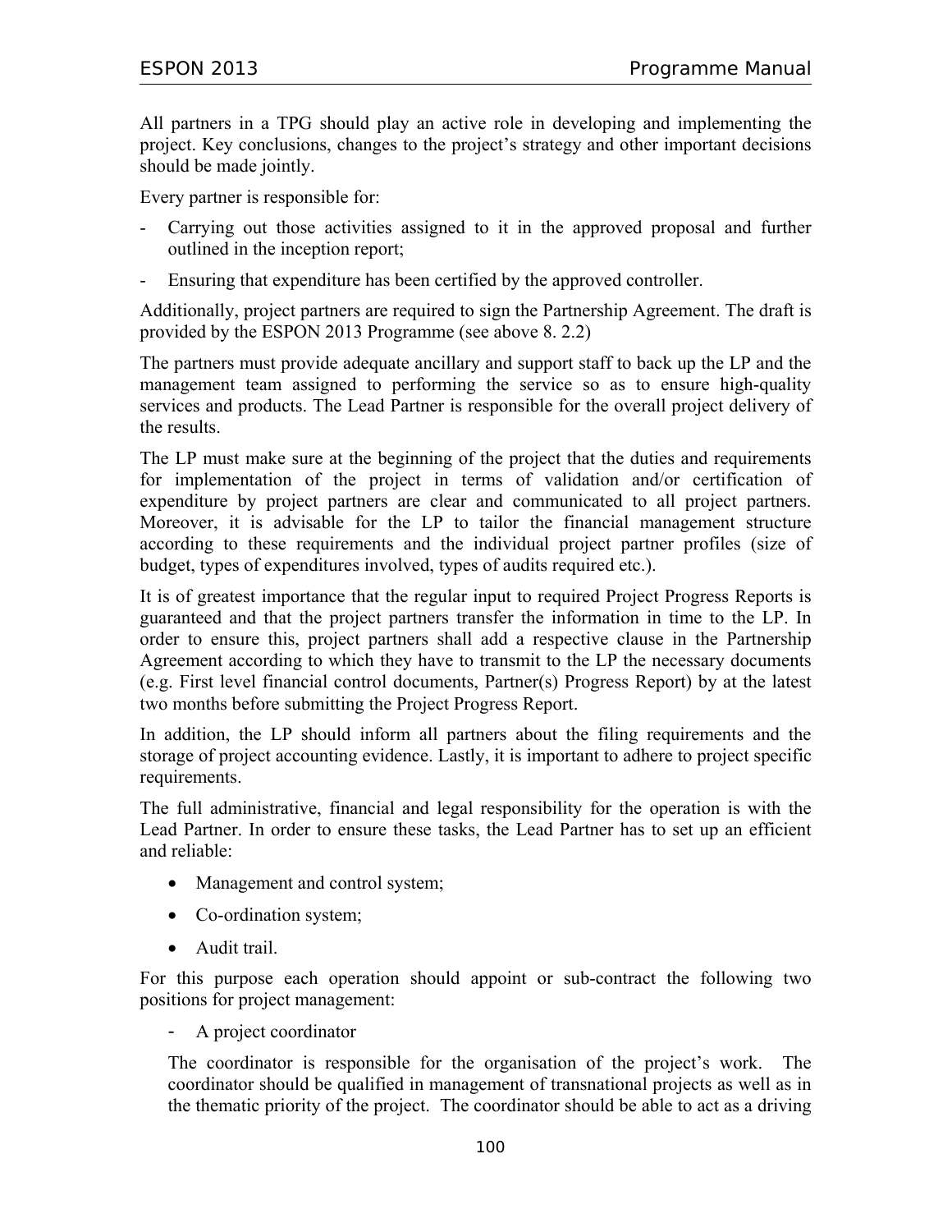All partners in a TPG should play an active role in developing and implementing the project. Key conclusions, changes to the project's strategy and other important decisions should be made jointly.

Every partner is responsible for:

- Carrying out those activities assigned to it in the approved proposal and further outlined in the inception report;
- Ensuring that expenditure has been certified by the approved controller.

Additionally, project partners are required to sign the Partnership Agreement. The draft is provided by the ESPON 2013 Programme (see above 8. 2.2)

The partners must provide adequate ancillary and support staff to back up the LP and the management team assigned to performing the service so as to ensure high-quality services and products. The Lead Partner is responsible for the overall project delivery of the results.

The LP must make sure at the beginning of the project that the duties and requirements for implementation of the project in terms of validation and/or certification of expenditure by project partners are clear and communicated to all project partners. Moreover, it is advisable for the LP to tailor the financial management structure according to these requirements and the individual project partner profiles (size of budget, types of expenditures involved, types of audits required etc.).

It is of greatest importance that the regular input to required Project Progress Reports is guaranteed and that the project partners transfer the information in time to the LP. In order to ensure this, project partners shall add a respective clause in the Partnership Agreement according to which they have to transmit to the LP the necessary documents (e.g. First level financial control documents, Partner(s) Progress Report) by at the latest two months before submitting the Project Progress Report.

In addition, the LP should inform all partners about the filing requirements and the storage of project accounting evidence. Lastly, it is important to adhere to project specific requirements.

The full administrative, financial and legal responsibility for the operation is with the Lead Partner. In order to ensure these tasks, the Lead Partner has to set up an efficient and reliable:

- Management and control system;
- Co-ordination system;
- Audit trail.

For this purpose each operation should appoint or sub-contract the following two positions for project management:

- A project coordinator

  The coordinator is responsible for the organisation of the project's work. The coordinator should be qualified in management of transnational projects as well as in the thematic priority of the project. The coordinator should be able to act as a driving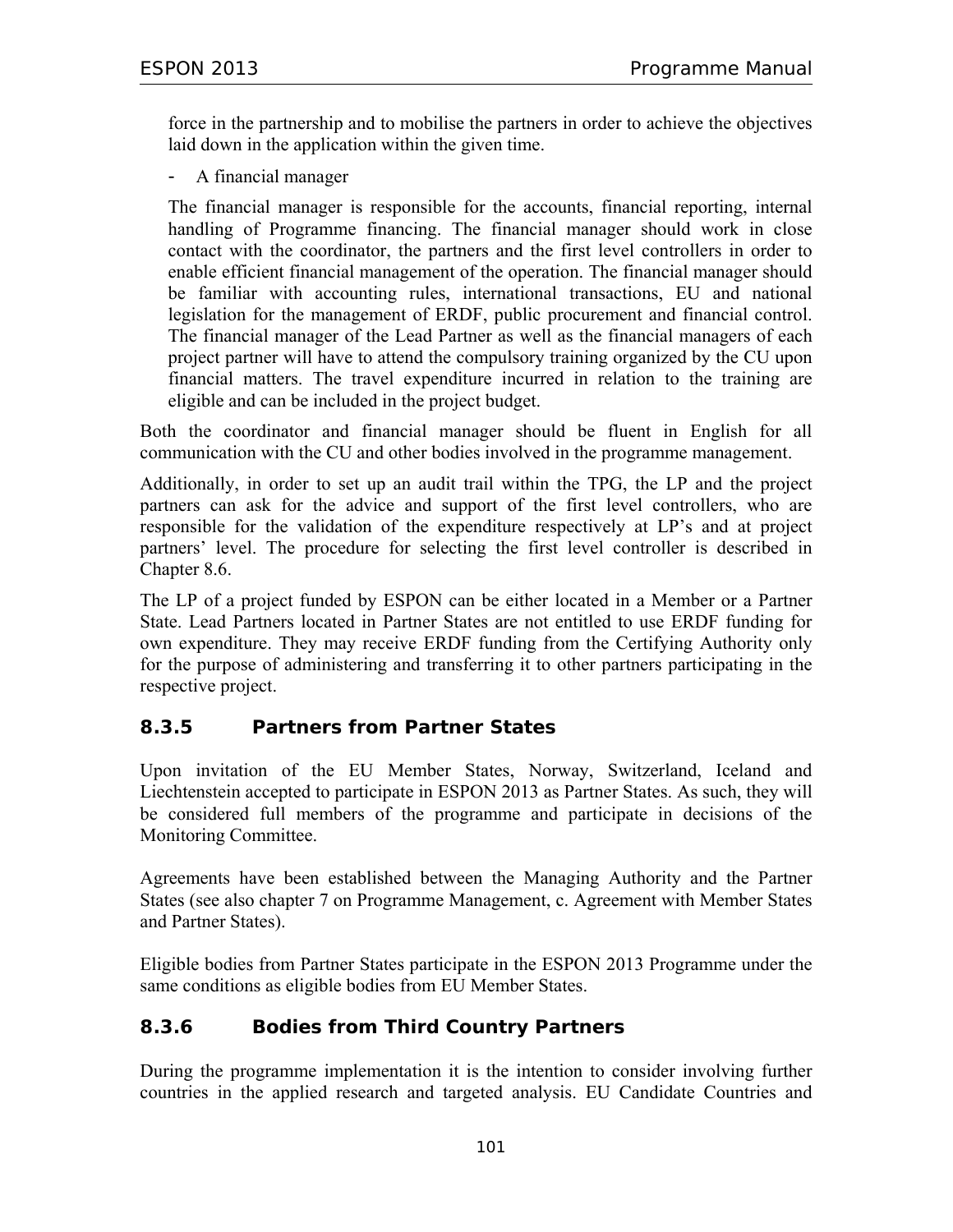force in the partnership and to mobilise the partners in order to achieve the objectives laid down in the application within the given time.

- A financial manager

The financial manager is responsible for the accounts, financial reporting, internal handling of Programme financing. The financial manager should work in close contact with the coordinator, the partners and the first level controllers in order to enable efficient financial management of the operation. The financial manager should be familiar with accounting rules, international transactions, EU and national legislation for the management of ERDF, public procurement and financial control. The financial manager of the Lead Partner as well as the financial managers of each project partner will have to attend the compulsory training organized by the CU upon financial matters. The travel expenditure incurred in relation to the training are eligible and can be included in the project budget.

Both the coordinator and financial manager should be fluent in English for all communication with the CU and other bodies involved in the programme management.

Additionally, in order to set up an audit trail within the TPG, the LP and the project partners can ask for the advice and support of the first level controllers, who are responsible for the validation of the expenditure respectively at LP's and at project partners' level. The procedure for selecting the first level controller is described in Chapter 8.6.

The LP of a project funded by ESPON can be either located in a Member or a Partner State. Lead Partners located in Partner States are not entitled to use ERDF funding for own expenditure. They may receive ERDF funding from the Certifying Authority only for the purpose of administering and transferring it to other partners participating in the respective project.

### 8.3.5 Partners from Partner States

Upon invitation of the EU Member States, Norway, Switzerland, Iceland and Liechtenstein accepted to participate in ESPON 2013 as Partner States. As such, they will be considered full members of the programme and participate in decisions of the Monitoring Committee.

Agreements have been established between the Managing Authority and the Partner States (see also chapter 7 on Programme Management, c. Agreement with Member States and Partner States).

Eligible bodies from Partner States participate in the ESPON 2013 Programme under the same conditions as eligible bodies from EU Member States.

### 8.3.6 Bodies from Third Country Partners

During the programme implementation it is the intention to consider involving further countries in the applied research and targeted analysis. EU Candidate Countries and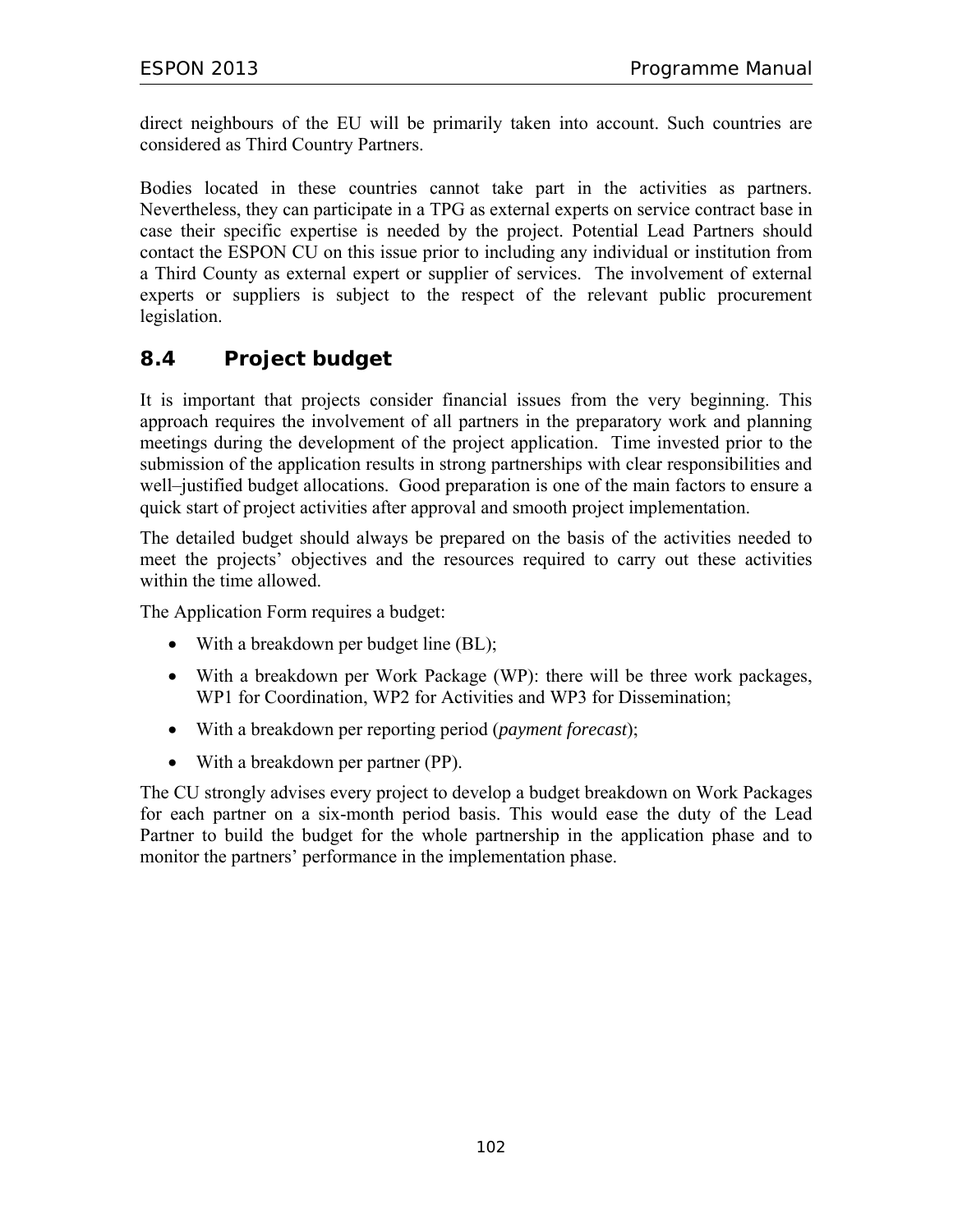direct neighbours of the EU will be primarily taken into account. Such countries are considered as Third Country Partners.

Bodies located in these countries cannot take part in the activities as partners. Nevertheless, they can participate in a TPG as external experts on service contract base in case their specific expertise is needed by the project. Potential Lead Partners should contact the ESPON CU on this issue prior to including any individual or institution from a Third County as external expert or supplier of services. The involvement of external experts or suppliers is subject to the respect of the relevant public procurement legislation.

## 8.4 Project budget

It is important that projects consider financial issues from the very beginning. This approach requires the involvement of all partners in the preparatory work and planning meetings during the development of the project application. Time invested prior to the submission of the application results in strong partnerships with clear responsibilities and well–justified budget allocations. Good preparation is one of the main factors to ensure a quick start of project activities after approval and smooth project implementation.

The detailed budget should always be prepared on the basis of the activities needed to meet the projects' objectives and the resources required to carry out these activities within the time allowed.

The Application Form requires a budget:

- With a breakdown per budget line (BL);
- With a breakdown per Work Package (WP): there will be three work packages, WP1 for Coordination, WP2 for Activities and WP3 for Dissemination;
- With a breakdown per reporting period (*payment forecast*);
- With a breakdown per partner (PP).

The CU strongly advises every project to develop a budget breakdown on Work Packages for each partner on a six-month period basis. This would ease the duty of the Lead Partner to build the budget for the whole partnership in the application phase and to monitor the partners' performance in the implementation phase.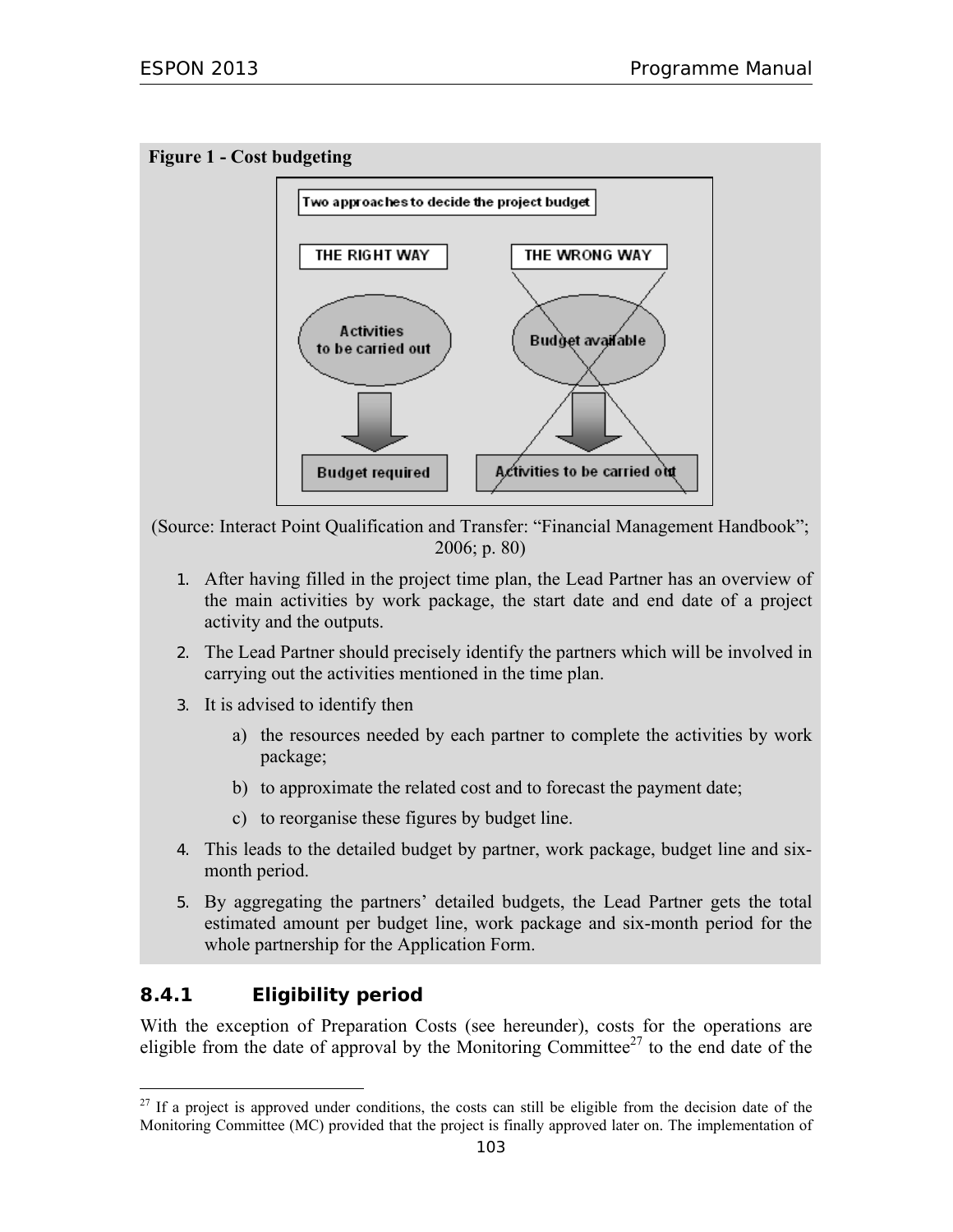**Figure 1 - Cost budgeting**

Two approaches to decide the project budget

THE RIGHT WAY: Activities to be carried out → Budget required

THE WRONG WAY: Budget available → Activities to be carried out

(Source: Interact Point Qualification and Transfer: "Financial Management Handbook"; 2006; p. 80)

1. After having filled in the project time plan, the Lead Partner has an overview of the main activities by work package, the start date and end date of a project activity and the outputs.
2. The Lead Partner should precisely identify the partners which will be involved in carrying out the activities mentioned in the time plan.
3. It is advised to identify then
   a) the resources needed by each partner to complete the activities by work package;
   b) to approximate the related cost and to forecast the payment date;
   c) to reorganise these figures by budget line.
4. This leads to the detailed budget by partner, work package, budget line and six-month period.
5. By aggregating the partners' detailed budgets, the Lead Partner gets the total estimated amount per budget line, work package and six-month period for the whole partnership for the Application Form.

### 8.4.1 Eligibility period

With the exception of Preparation Costs (see hereunder), costs for the operations are eligible from the date of approval by the Monitoring Committee[27] to the end date of the

[27] If a project is approved under conditions, the costs can still be eligible from the decision date of the Monitoring Committee (MC) provided that the project is finally approved later on. The implementation of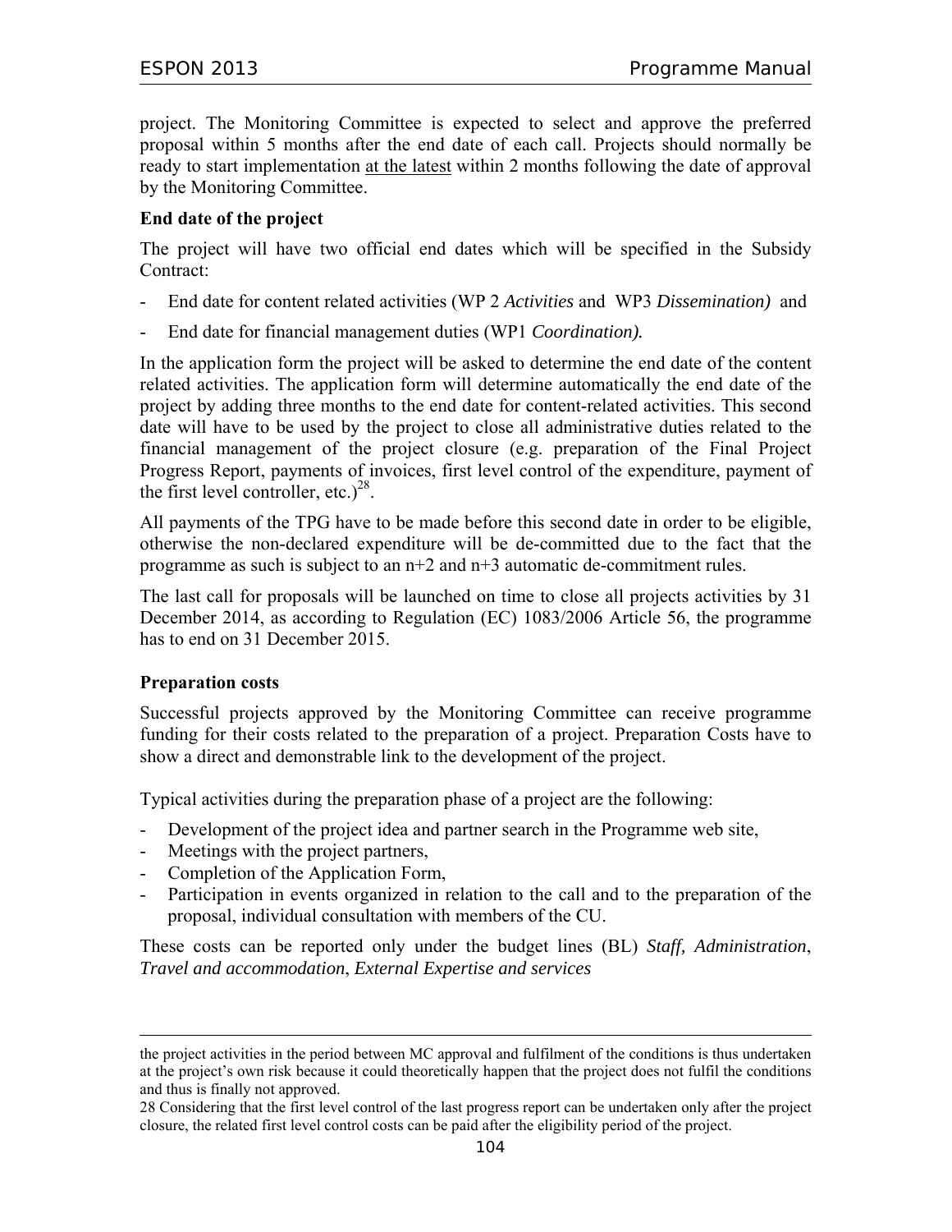project. The Monitoring Committee is expected to select and approve the preferred proposal within 5 months after the end date of each call. Projects should normally be ready to start implementation at the latest within 2 months following the date of approval by the Monitoring Committee.

**End date of the project**

The project will have two official end dates which will be specified in the Subsidy Contract:

- End date for content related activities (WP 2 *Activities* and WP3 *Dissemination)* and
- End date for financial management duties (WP1 *Coordination).*

In the application form the project will be asked to determine the end date of the content related activities. The application form will determine automatically the end date of the project by adding three months to the end date for content-related activities. This second date will have to be used by the project to close all administrative duties related to the financial management of the project closure (e.g. preparation of the Final Project Progress Report, payments of invoices, first level control of the expenditure, payment of the first level controller, etc.)[28].

All payments of the TPG have to be made before this second date in order to be eligible, otherwise the non-declared expenditure will be de-committed due to the fact that the programme as such is subject to an n+2 and n+3 automatic de-commitment rules.

The last call for proposals will be launched on time to close all projects activities by 31 December 2014, as according to Regulation (EC) 1083/2006 Article 56, the programme has to end on 31 December 2015.

**Preparation costs**

Successful projects approved by the Monitoring Committee can receive programme funding for their costs related to the preparation of a project. Preparation Costs have to show a direct and demonstrable link to the development of the project.

Typical activities during the preparation phase of a project are the following:

- Development of the project idea and partner search in the Programme web site,
- Meetings with the project partners,
- Completion of the Application Form,
- Participation in events organized in relation to the call and to the preparation of the proposal, individual consultation with members of the CU.

These costs can be reported only under the budget lines (BL) *Staff, Administration*, *Travel and accommodation*, *External Expertise and services*

---

the project activities in the period between MC approval and fulfilment of the conditions is thus undertaken at the project's own risk because it could theoretically happen that the project does not fulfil the conditions and thus is finally not approved.

28 Considering that the first level control of the last progress report can be undertaken only after the project closure, the related first level control costs can be paid after the eligibility period of the project.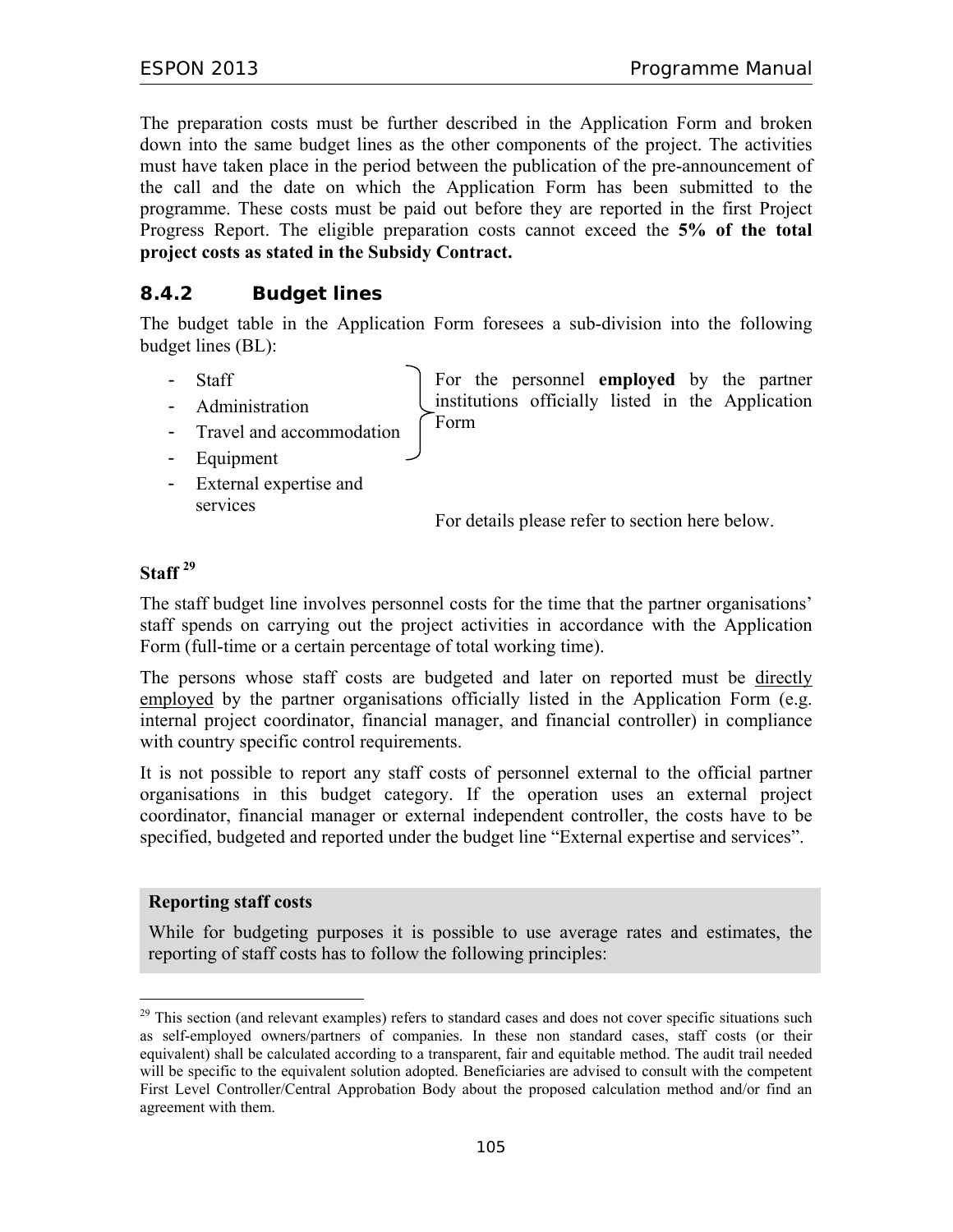The preparation costs must be further described in the Application Form and broken down into the same budget lines as the other components of the project. The activities must have taken place in the period between the publication of the pre-announcement of the call and the date on which the Application Form has been submitted to the programme. These costs must be paid out before they are reported in the first Project Progress Report. The eligible preparation costs cannot exceed the **5% of the total project costs as stated in the Subsidy Contract.**

### 8.4.2 Budget lines

The budget table in the Application Form foresees a sub-division into the following budget lines (BL):

- Staff
- Administration
- Travel and accommodation
- Equipment
- External expertise and services

For the personnel **employed** by the partner institutions officially listed in the Application Form

For details please refer to section here below.

**Staff** [29]

The staff budget line involves personnel costs for the time that the partner organisations' staff spends on carrying out the project activities in accordance with the Application Form (full-time or a certain percentage of total working time).

The persons whose staff costs are budgeted and later on reported must be directly employed by the partner organisations officially listed in the Application Form (e.g. internal project coordinator, financial manager, and financial controller) in compliance with country specific control requirements.

It is not possible to report any staff costs of personnel external to the official partner organisations in this budget category. If the operation uses an external project coordinator, financial manager or external independent controller, the costs have to be specified, budgeted and reported under the budget line "External expertise and services".

**Reporting staff costs**

While for budgeting purposes it is possible to use average rates and estimates, the reporting of staff costs has to follow the following principles:

[29] This section (and relevant examples) refers to standard cases and does not cover specific situations such as self-employed owners/partners of companies. In these non standard cases, staff costs (or their equivalent) shall be calculated according to a transparent, fair and equitable method. The audit trail needed will be specific to the equivalent solution adopted. Beneficiaries are advised to consult with the competent First Level Controller/Central Approbation Body about the proposed calculation method and/or find an agreement with them.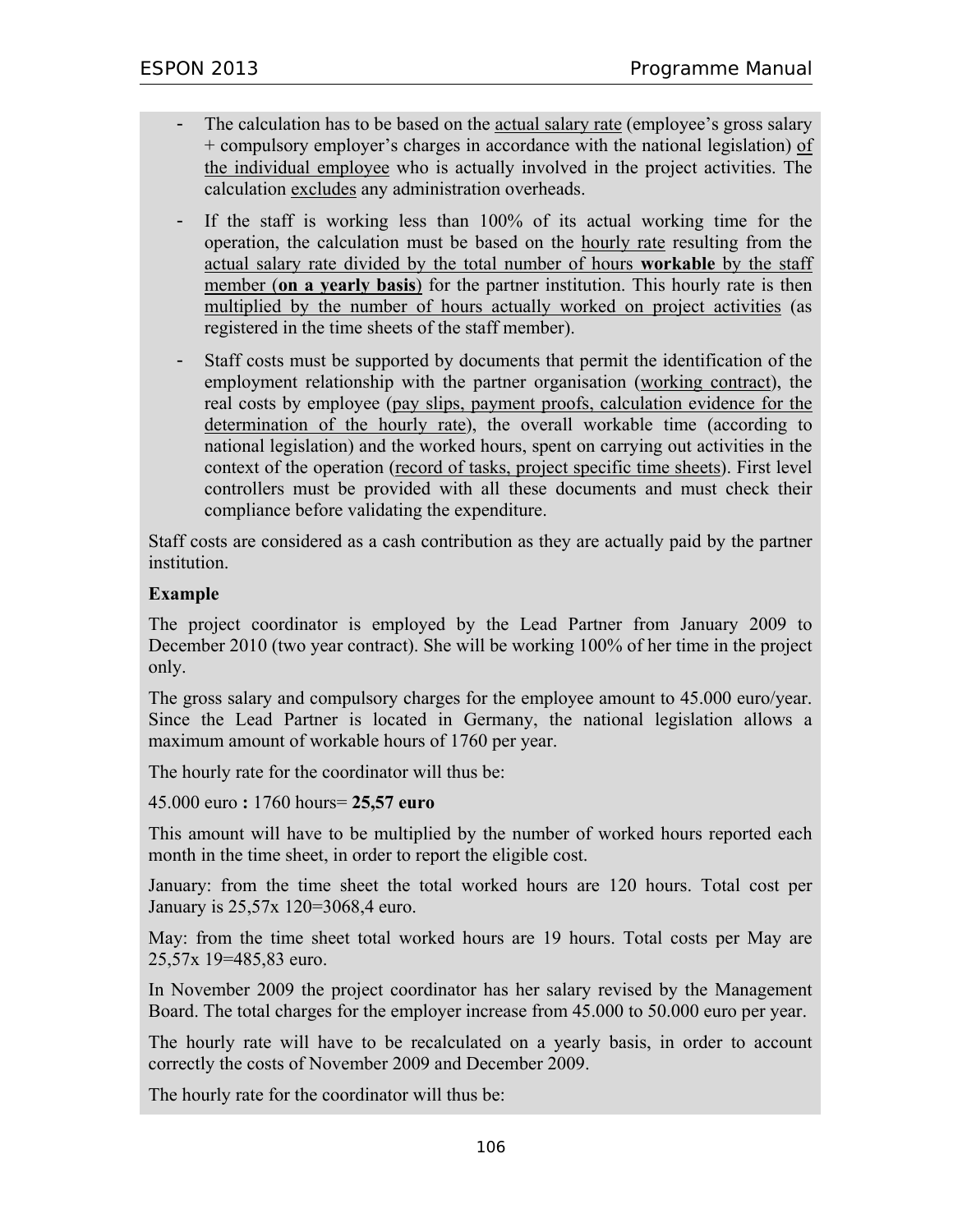- The calculation has to be based on the actual salary rate (employee's gross salary + compulsory employer's charges in accordance with the national legislation) of the individual employee who is actually involved in the project activities. The calculation excludes any administration overheads.
- If the staff is working less than 100% of its actual working time for the operation, the calculation must be based on the hourly rate resulting from the actual salary rate divided by the total number of hours **workable** by the staff member (**on a yearly basis**) for the partner institution. This hourly rate is then multiplied by the number of hours actually worked on project activities (as registered in the time sheets of the staff member).
- Staff costs must be supported by documents that permit the identification of the employment relationship with the partner organisation (working contract), the real costs by employee (pay slips, payment proofs, calculation evidence for the determination of the hourly rate), the overall workable time (according to national legislation) and the worked hours, spent on carrying out activities in the context of the operation (record of tasks, project specific time sheets). First level controllers must be provided with all these documents and must check their compliance before validating the expenditure.

Staff costs are considered as a cash contribution as they are actually paid by the partner institution.

**Example**

The project coordinator is employed by the Lead Partner from January 2009 to December 2010 (two year contract). She will be working 100% of her time in the project only.

The gross salary and compulsory charges for the employee amount to 45.000 euro/year. Since the Lead Partner is located in Germany, the national legislation allows a maximum amount of workable hours of 1760 per year.

The hourly rate for the coordinator will thus be:

45.000 euro **:** 1760 hours= **25,57 euro**

This amount will have to be multiplied by the number of worked hours reported each month in the time sheet, in order to report the eligible cost.

January: from the time sheet the total worked hours are 120 hours. Total cost per January is 25,57x 120=3068,4 euro.

May: from the time sheet total worked hours are 19 hours. Total costs per May are 25,57x 19=485,83 euro.

In November 2009 the project coordinator has her salary revised by the Management Board. The total charges for the employer increase from 45.000 to 50.000 euro per year.

The hourly rate will have to be recalculated on a yearly basis, in order to account correctly the costs of November 2009 and December 2009.

The hourly rate for the coordinator will thus be: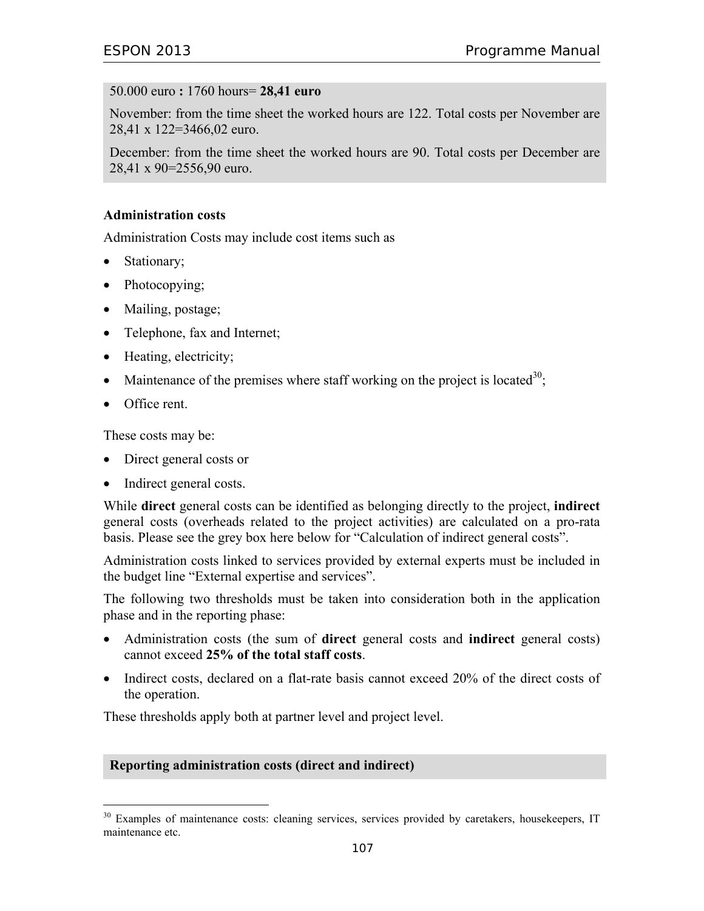50.000 euro **:** 1760 hours= **28,41 euro**

November: from the time sheet the worked hours are 122. Total costs per November are 28,41 x 122=3466,02 euro.

December: from the time sheet the worked hours are 90. Total costs per December are 28,41 x 90=2556,90 euro.

**Administration costs**

Administration Costs may include cost items such as

- Stationary;
- Photocopying;
- Mailing, postage;
- Telephone, fax and Internet;
- Heating, electricity;
- Maintenance of the premises where staff working on the project is located[30];
- Office rent.

These costs may be:

- Direct general costs or
- Indirect general costs.

While **direct** general costs can be identified as belonging directly to the project, **indirect** general costs (overheads related to the project activities) are calculated on a pro-rata basis. Please see the grey box here below for "Calculation of indirect general costs".

Administration costs linked to services provided by external experts must be included in the budget line "External expertise and services".

The following two thresholds must be taken into consideration both in the application phase and in the reporting phase:

- Administration costs (the sum of **direct** general costs and **indirect** general costs) cannot exceed **25% of the total staff costs**.
- Indirect costs, declared on a flat-rate basis cannot exceed 20% of the direct costs of the operation.

These thresholds apply both at partner level and project level.

**Reporting administration costs (direct and indirect)**

[30] Examples of maintenance costs: cleaning services, services provided by caretakers, housekeepers, IT maintenance etc.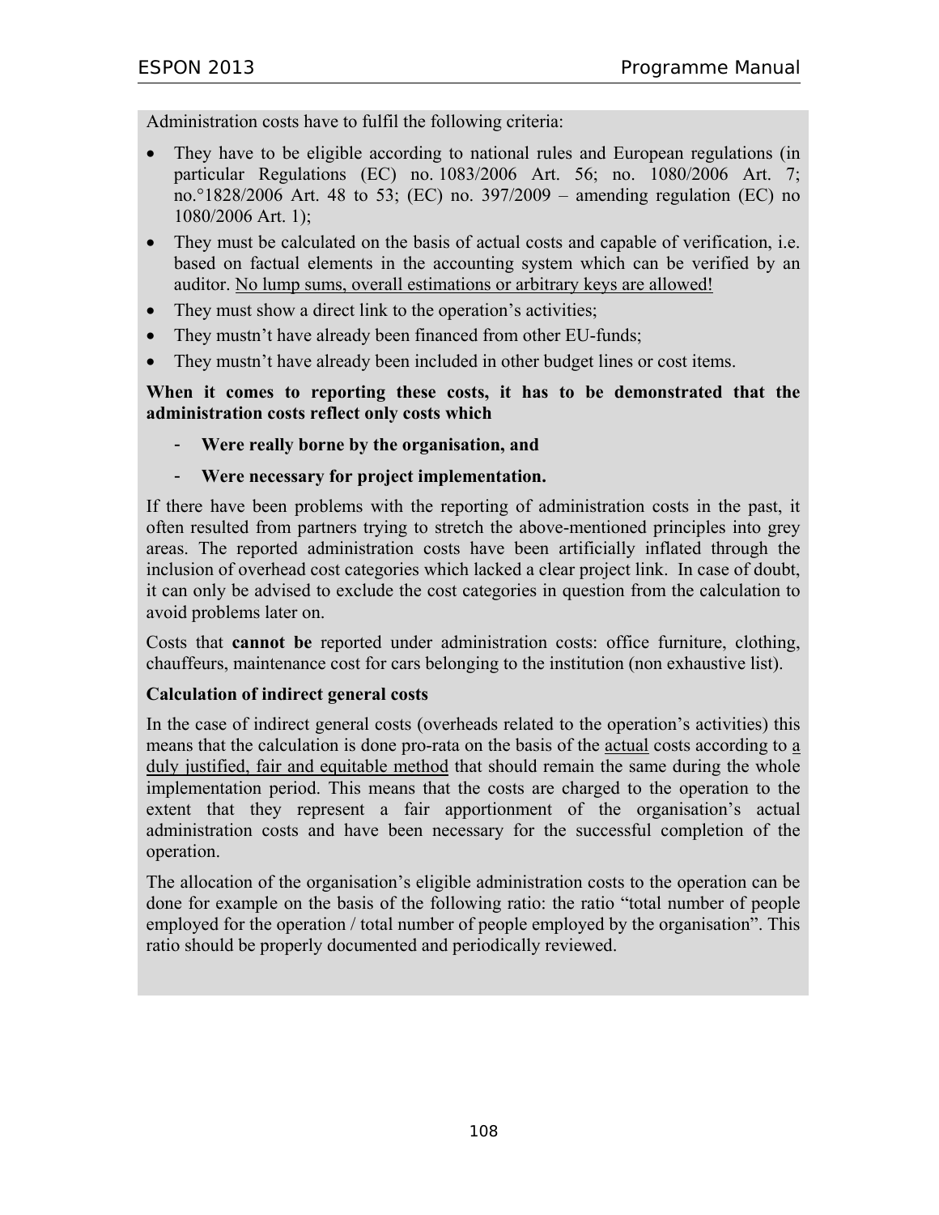Administration costs have to fulfil the following criteria:

- They have to be eligible according to national rules and European regulations (in particular Regulations (EC) no. 1083/2006 Art. 56; no. 1080/2006 Art. 7; no.°1828/2006 Art. 48 to 53; (EC) no. 397/2009 – amending regulation (EC) no 1080/2006 Art. 1);
- They must be calculated on the basis of actual costs and capable of verification, i.e. based on factual elements in the accounting system which can be verified by an auditor. <u>No lump sums, overall estimations or arbitrary keys are allowed!</u>
- They must show a direct link to the operation's activities;
- They mustn't have already been financed from other EU-funds;
- They mustn't have already been included in other budget lines or cost items.

**When it comes to reporting these costs, it has to be demonstrated that the administration costs reflect only costs which**

- **Were really borne by the organisation, and**
- **Were necessary for project implementation.**

If there have been problems with the reporting of administration costs in the past, it often resulted from partners trying to stretch the above-mentioned principles into grey areas. The reported administration costs have been artificially inflated through the inclusion of overhead cost categories which lacked a clear project link. In case of doubt, it can only be advised to exclude the cost categories in question from the calculation to avoid problems later on.

Costs that **cannot be** reported under administration costs: office furniture, clothing, chauffeurs, maintenance cost for cars belonging to the institution (non exhaustive list).

**Calculation of indirect general costs**

In the case of indirect general costs (overheads related to the operation's activities) this means that the calculation is done pro-rata on the basis of the <u>actual</u> costs according to <u>a duly justified, fair and equitable method</u> that should remain the same during the whole implementation period. This means that the costs are charged to the operation to the extent that they represent a fair apportionment of the organisation's actual administration costs and have been necessary for the successful completion of the operation.

The allocation of the organisation's eligible administration costs to the operation can be done for example on the basis of the following ratio: the ratio "total number of people employed for the operation / total number of people employed by the organisation". This ratio should be properly documented and periodically reviewed.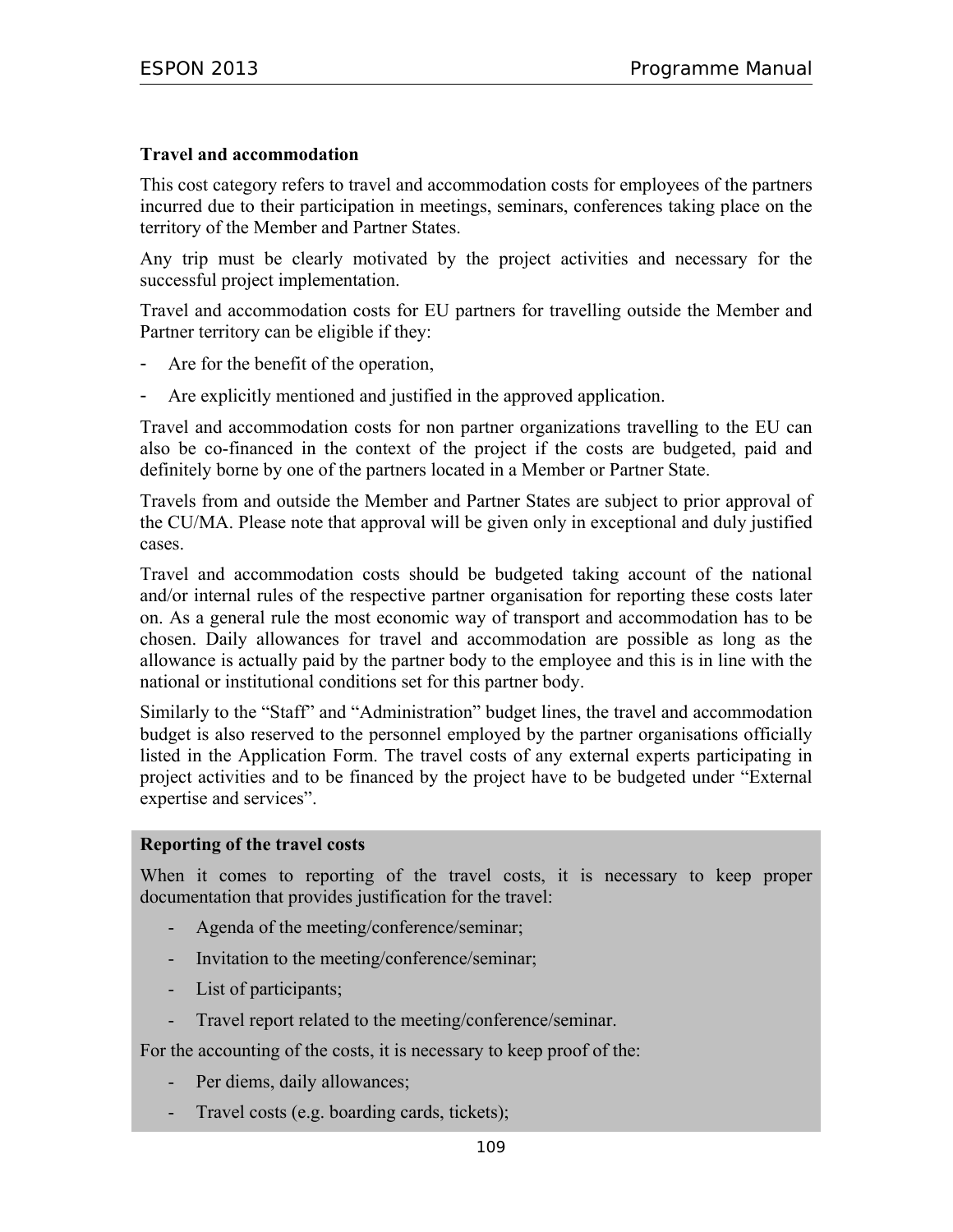**Travel and accommodation**

This cost category refers to travel and accommodation costs for employees of the partners incurred due to their participation in meetings, seminars, conferences taking place on the territory of the Member and Partner States.

Any trip must be clearly motivated by the project activities and necessary for the successful project implementation.

Travel and accommodation costs for EU partners for travelling outside the Member and Partner territory can be eligible if they:

- Are for the benefit of the operation,
- Are explicitly mentioned and justified in the approved application.

Travel and accommodation costs for non partner organizations travelling to the EU can also be co-financed in the context of the project if the costs are budgeted, paid and definitely borne by one of the partners located in a Member or Partner State.

Travels from and outside the Member and Partner States are subject to prior approval of the CU/MA. Please note that approval will be given only in exceptional and duly justified cases.

Travel and accommodation costs should be budgeted taking account of the national and/or internal rules of the respective partner organisation for reporting these costs later on. As a general rule the most economic way of transport and accommodation has to be chosen. Daily allowances for travel and accommodation are possible as long as the allowance is actually paid by the partner body to the employee and this is in line with the national or institutional conditions set for this partner body.

Similarly to the "Staff" and "Administration" budget lines, the travel and accommodation budget is also reserved to the personnel employed by the partner organisations officially listed in the Application Form. The travel costs of any external experts participating in project activities and to be financed by the project have to be budgeted under "External expertise and services".

**Reporting of the travel costs**

When it comes to reporting of the travel costs, it is necessary to keep proper documentation that provides justification for the travel:

- Agenda of the meeting/conference/seminar;
- Invitation to the meeting/conference/seminar;
- List of participants;
- Travel report related to the meeting/conference/seminar.

For the accounting of the costs, it is necessary to keep proof of the:

- Per diems, daily allowances;
- Travel costs (e.g. boarding cards, tickets);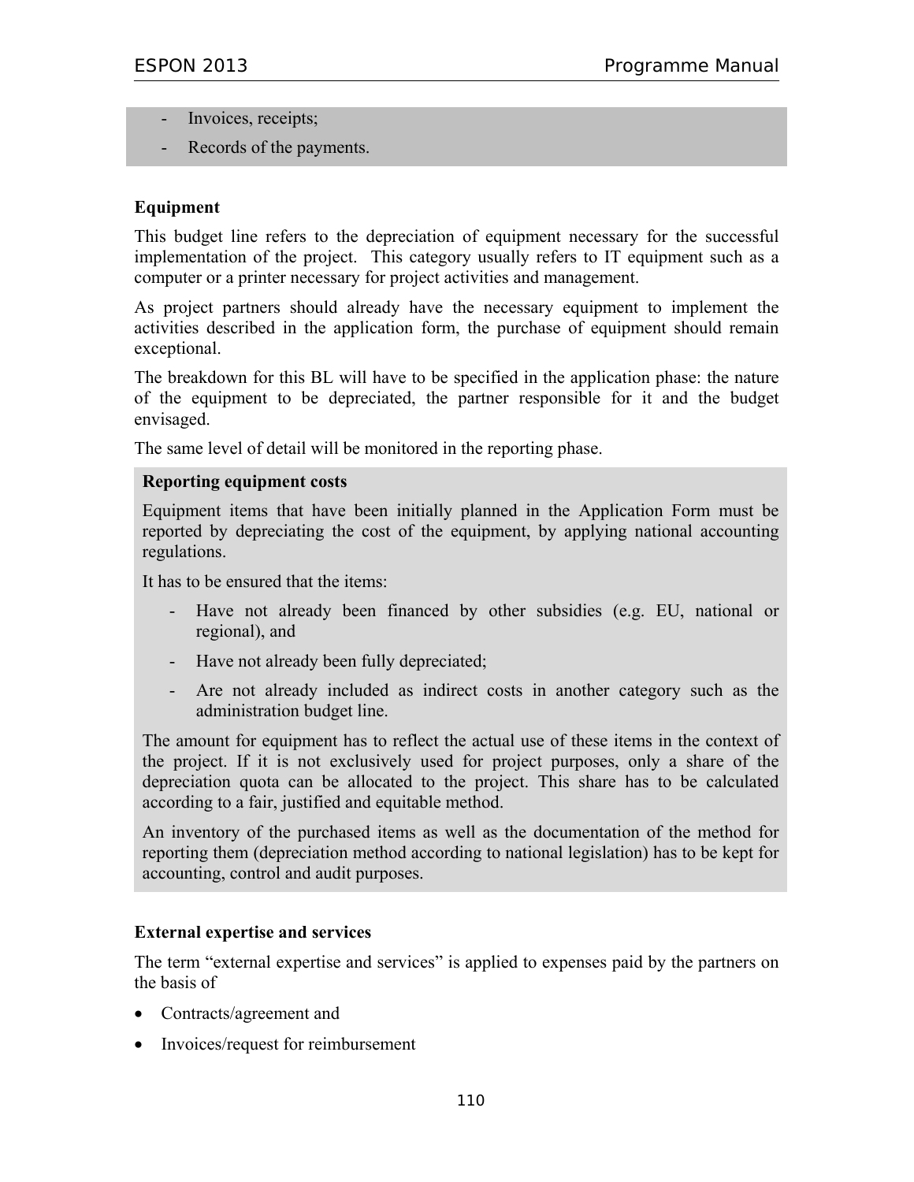- Invoices, receipts;
- Records of the payments.

**Equipment**

This budget line refers to the depreciation of equipment necessary for the successful implementation of the project. This category usually refers to IT equipment such as a computer or a printer necessary for project activities and management.

As project partners should already have the necessary equipment to implement the activities described in the application form, the purchase of equipment should remain exceptional.

The breakdown for this BL will have to be specified in the application phase: the nature of the equipment to be depreciated, the partner responsible for it and the budget envisaged.

The same level of detail will be monitored in the reporting phase.

**Reporting equipment costs**

Equipment items that have been initially planned in the Application Form must be reported by depreciating the cost of the equipment, by applying national accounting regulations.

It has to be ensured that the items:

- Have not already been financed by other subsidies (e.g. EU, national or regional), and
- Have not already been fully depreciated;
- Are not already included as indirect costs in another category such as the administration budget line.

The amount for equipment has to reflect the actual use of these items in the context of the project. If it is not exclusively used for project purposes, only a share of the depreciation quota can be allocated to the project. This share has to be calculated according to a fair, justified and equitable method.

An inventory of the purchased items as well as the documentation of the method for reporting them (depreciation method according to national legislation) has to be kept for accounting, control and audit purposes.

**External expertise and services**

The term "external expertise and services" is applied to expenses paid by the partners on the basis of

- Contracts/agreement and
- Invoices/request for reimbursement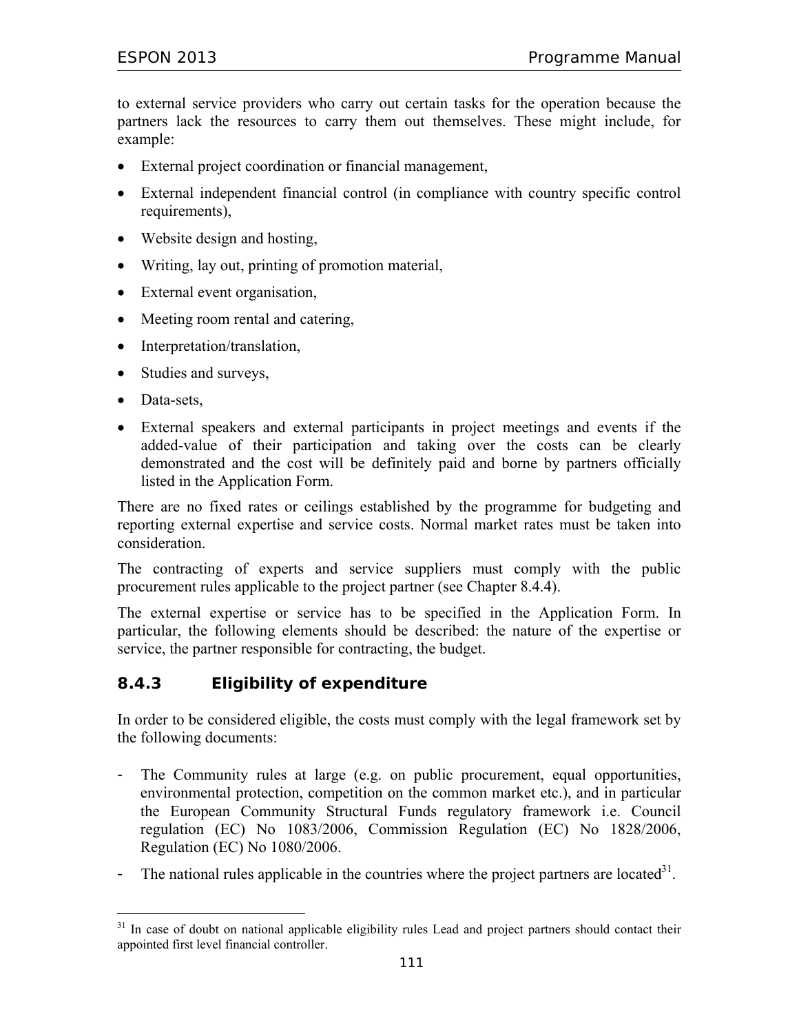to external service providers who carry out certain tasks for the operation because the partners lack the resources to carry them out themselves. These might include, for example:

- External project coordination or financial management,
- External independent financial control (in compliance with country specific control requirements),
- Website design and hosting,
- Writing, lay out, printing of promotion material,
- External event organisation,
- Meeting room rental and catering,
- Interpretation/translation,
- Studies and surveys,
- Data-sets,
- External speakers and external participants in project meetings and events if the added-value of their participation and taking over the costs can be clearly demonstrated and the cost will be definitely paid and borne by partners officially listed in the Application Form.

There are no fixed rates or ceilings established by the programme for budgeting and reporting external expertise and service costs. Normal market rates must be taken into consideration.

The contracting of experts and service suppliers must comply with the public procurement rules applicable to the project partner (see Chapter 8.4.4).

The external expertise or service has to be specified in the Application Form. In particular, the following elements should be described: the nature of the expertise or service, the partner responsible for contracting, the budget.

### 8.4.3 Eligibility of expenditure

In order to be considered eligible, the costs must comply with the legal framework set by the following documents:

- The Community rules at large (e.g. on public procurement, equal opportunities, environmental protection, competition on the common market etc.), and in particular the European Community Structural Funds regulatory framework i.e. Council regulation (EC) No 1083/2006, Commission Regulation (EC) No 1828/2006, Regulation (EC) No 1080/2006.
- The national rules applicable in the countries where the project partners are located[31].

[31] In case of doubt on national applicable eligibility rules Lead and project partners should contact their appointed first level financial controller.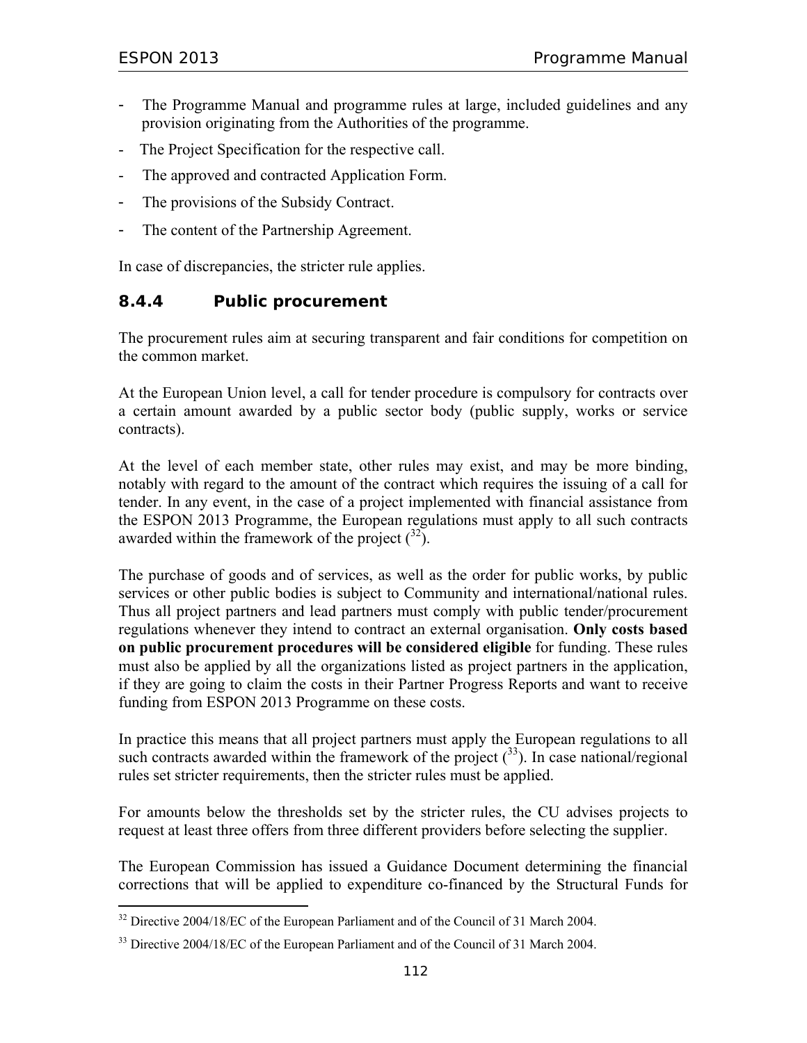- The Programme Manual and programme rules at large, included guidelines and any provision originating from the Authorities of the programme.
- The Project Specification for the respective call.
- The approved and contracted Application Form.
- The provisions of the Subsidy Contract.
- The content of the Partnership Agreement.

In case of discrepancies, the stricter rule applies.

### 8.4.4 Public procurement

The procurement rules aim at securing transparent and fair conditions for competition on the common market.

At the European Union level, a call for tender procedure is compulsory for contracts over a certain amount awarded by a public sector body (public supply, works or service contracts).

At the level of each member state, other rules may exist, and may be more binding, notably with regard to the amount of the contract which requires the issuing of a call for tender. In any event, in the case of a project implemented with financial assistance from the ESPON 2013 Programme, the European regulations must apply to all such contracts awarded within the framework of the project ([32]).

The purchase of goods and of services, as well as the order for public works, by public services or other public bodies is subject to Community and international/national rules. Thus all project partners and lead partners must comply with public tender/procurement regulations whenever they intend to contract an external organisation. **Only costs based on public procurement procedures will be considered eligible** for funding. These rules must also be applied by all the organizations listed as project partners in the application, if they are going to claim the costs in their Partner Progress Reports and want to receive funding from ESPON 2013 Programme on these costs.

In practice this means that all project partners must apply the European regulations to all such contracts awarded within the framework of the project ([33]). In case national/regional rules set stricter requirements, then the stricter rules must be applied.

For amounts below the thresholds set by the stricter rules, the CU advises projects to request at least three offers from three different providers before selecting the supplier.

The European Commission has issued a Guidance Document determining the financial corrections that will be applied to expenditure co-financed by the Structural Funds for

---

[32] Directive 2004/18/EC of the European Parliament and of the Council of 31 March 2004.

[33] Directive 2004/18/EC of the European Parliament and of the Council of 31 March 2004.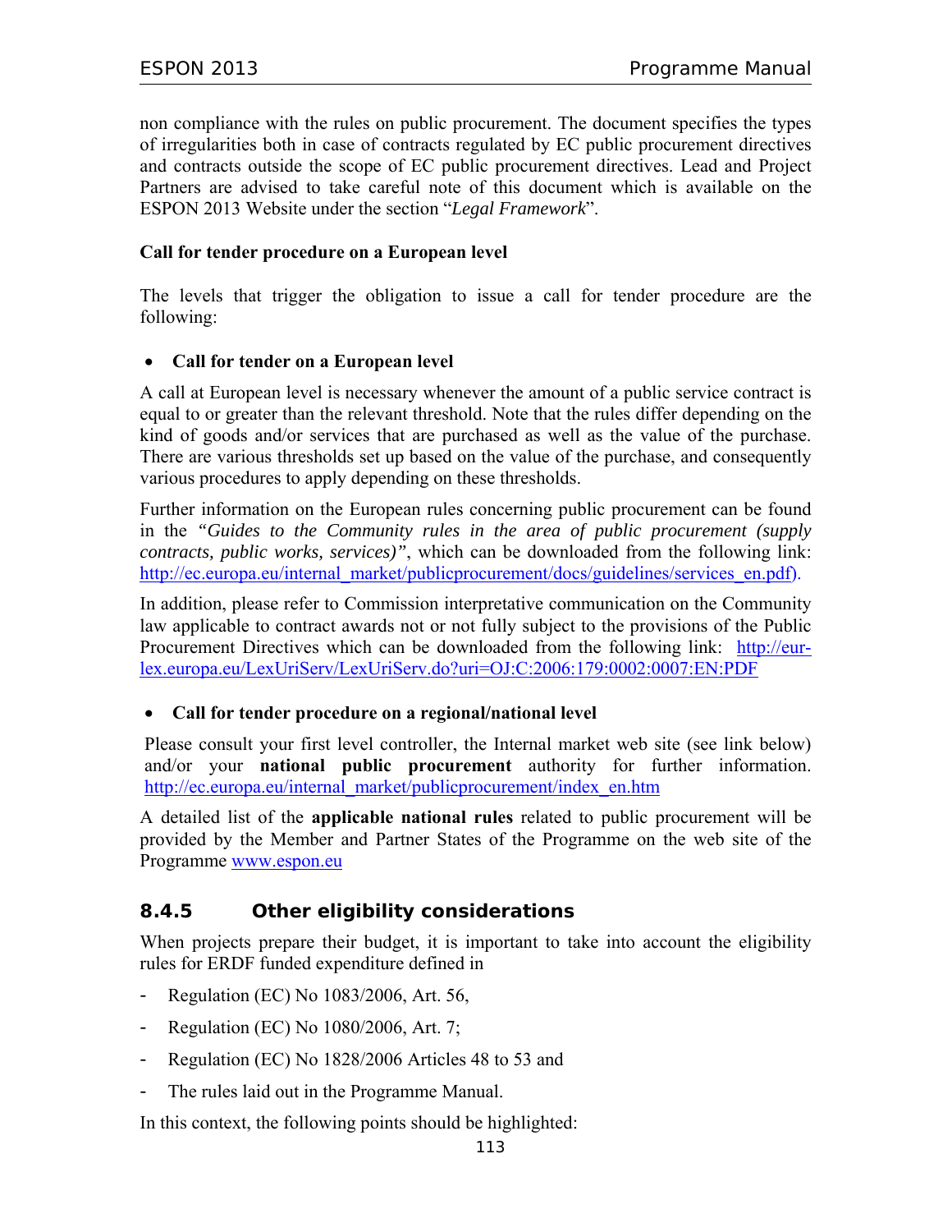non compliance with the rules on public procurement. The document specifies the types of irregularities both in case of contracts regulated by EC public procurement directives and contracts outside the scope of EC public procurement directives. Lead and Project Partners are advised to take careful note of this document which is available on the ESPON 2013 Website under the section "*Legal Framework*".

**Call for tender procedure on a European level**

The levels that trigger the obligation to issue a call for tender procedure are the following:

- **Call for tender on a European level**

A call at European level is necessary whenever the amount of a public service contract is equal to or greater than the relevant threshold. Note that the rules differ depending on the kind of goods and/or services that are purchased as well as the value of the purchase. There are various thresholds set up based on the value of the purchase, and consequently various procedures to apply depending on these thresholds.

Further information on the European rules concerning public procurement can be found in the *"Guides to the Community rules in the area of public procurement (supply contracts, public works, services)"*, which can be downloaded from the following link: http://ec.europa.eu/internal_market/publicprocurement/docs/guidelines/services_en.pdf).

In addition, please refer to Commission interpretative communication on the Community law applicable to contract awards not or not fully subject to the provisions of the Public Procurement Directives which can be downloaded from the following link: http://eur-lex.europa.eu/LexUriServ/LexUriServ.do?uri=OJ:C:2006:179:0002:0007:EN:PDF

- **Call for tender procedure on a regional/national level**

Please consult your first level controller, the Internal market web site (see link below) and/or your **national public procurement** authority for further information. http://ec.europa.eu/internal_market/publicprocurement/index_en.htm

A detailed list of the **applicable national rules** related to public procurement will be provided by the Member and Partner States of the Programme on the web site of the Programme www.espon.eu

### 8.4.5 Other eligibility considerations

When projects prepare their budget, it is important to take into account the eligibility rules for ERDF funded expenditure defined in

- Regulation (EC) No 1083/2006, Art. 56,
- Regulation (EC) No 1080/2006, Art. 7;
- Regulation (EC) No 1828/2006 Articles 48 to 53 and
- The rules laid out in the Programme Manual.

In this context, the following points should be highlighted: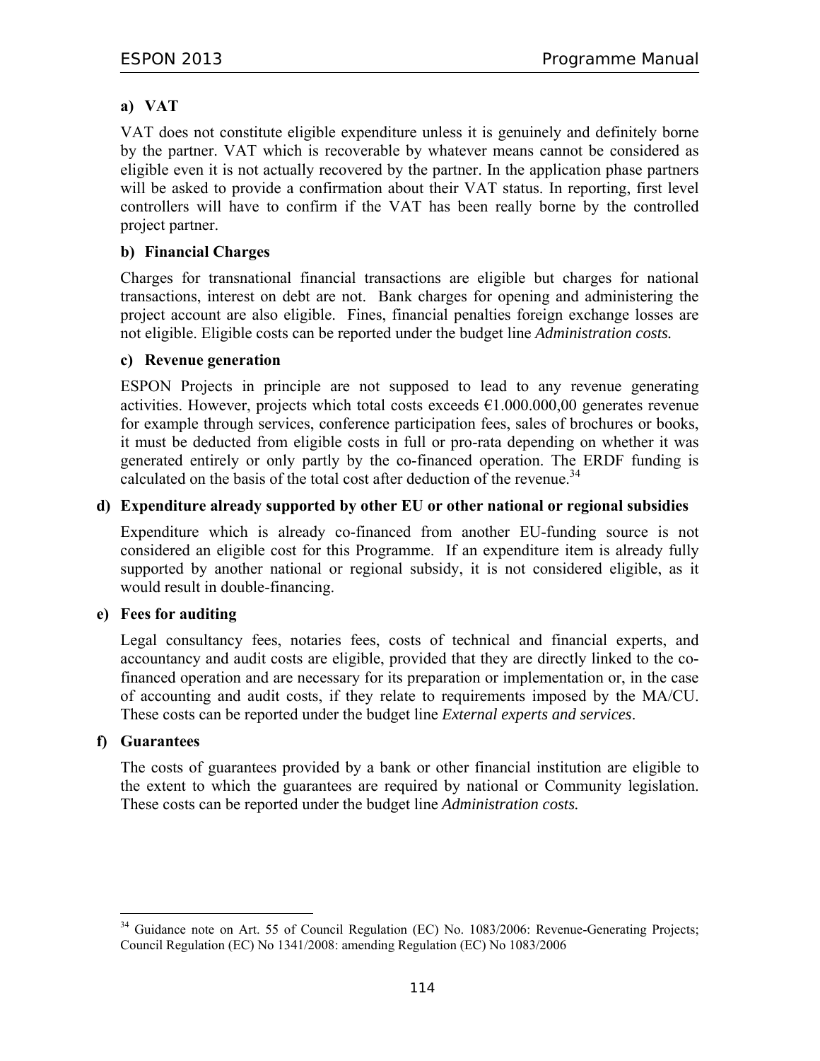**a) VAT**

VAT does not constitute eligible expenditure unless it is genuinely and definitely borne by the partner. VAT which is recoverable by whatever means cannot be considered as eligible even it is not actually recovered by the partner. In the application phase partners will be asked to provide a confirmation about their VAT status. In reporting, first level controllers will have to confirm if the VAT has been really borne by the controlled project partner.

**b) Financial Charges**

Charges for transnational financial transactions are eligible but charges for national transactions, interest on debt are not. Bank charges for opening and administering the project account are also eligible. Fines, financial penalties foreign exchange losses are not eligible. Eligible costs can be reported under the budget line *Administration costs.*

**c) Revenue generation**

ESPON Projects in principle are not supposed to lead to any revenue generating activities. However, projects which total costs exceeds €1.000.000,00 generates revenue for example through services, conference participation fees, sales of brochures or books, it must be deducted from eligible costs in full or pro-rata depending on whether it was generated entirely or only partly by the co-financed operation. The ERDF funding is calculated on the basis of the total cost after deduction of the revenue.[34]

**d) Expenditure already supported by other EU or other national or regional subsidies**

Expenditure which is already co-financed from another EU-funding source is not considered an eligible cost for this Programme. If an expenditure item is already fully supported by another national or regional subsidy, it is not considered eligible, as it would result in double-financing.

**e) Fees for auditing**

Legal consultancy fees, notaries fees, costs of technical and financial experts, and accountancy and audit costs are eligible, provided that they are directly linked to the co-financed operation and are necessary for its preparation or implementation or, in the case of accounting and audit costs, if they relate to requirements imposed by the MA/CU. These costs can be reported under the budget line *External experts and services*.

**f) Guarantees**

The costs of guarantees provided by a bank or other financial institution are eligible to the extent to which the guarantees are required by national or Community legislation. These costs can be reported under the budget line *Administration costs.*

---

[34] Guidance note on Art. 55 of Council Regulation (EC) No. 1083/2006: Revenue-Generating Projects; Council Regulation (EC) No 1341/2008: amending Regulation (EC) No 1083/2006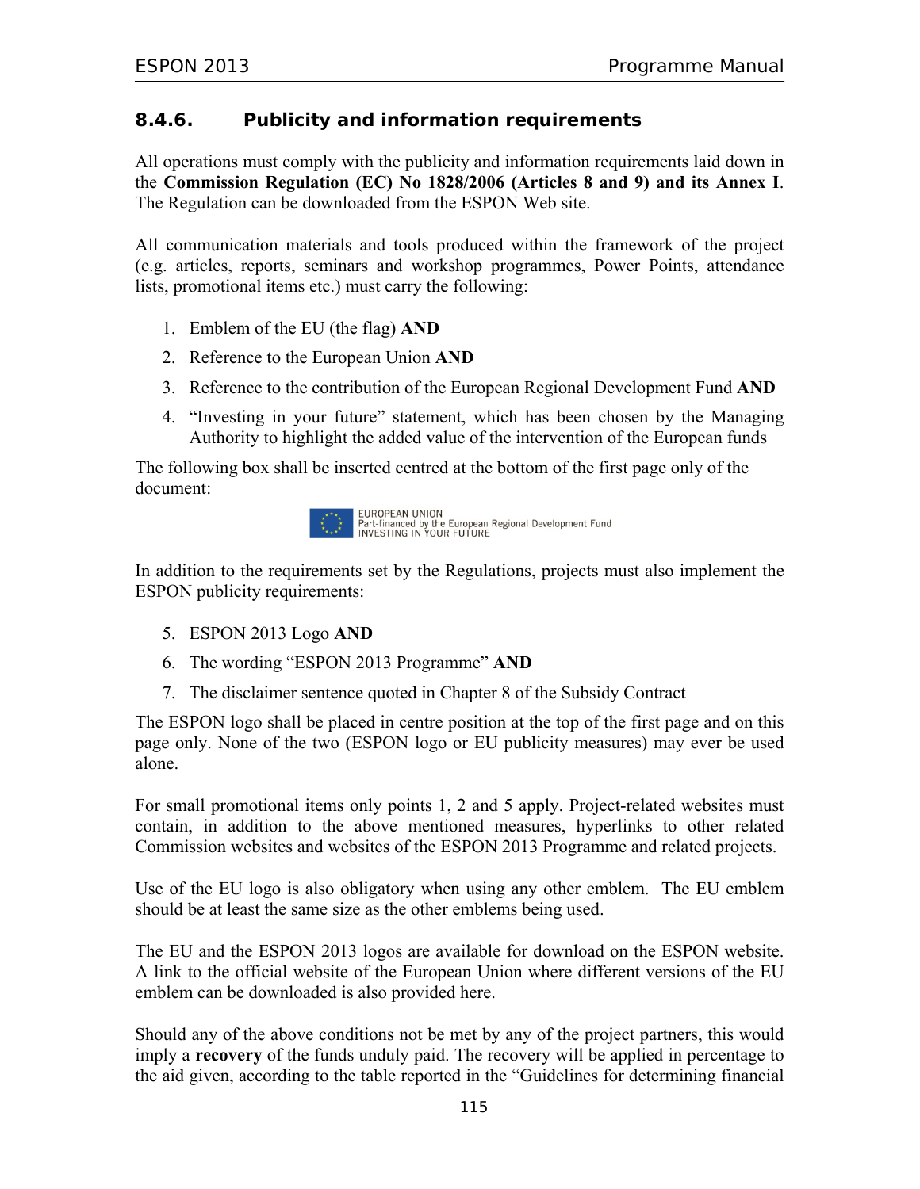### 8.4.6. Publicity and information requirements

All operations must comply with the publicity and information requirements laid down in the **Commission Regulation (EC) No 1828/2006 (Articles 8 and 9) and its Annex I**. The Regulation can be downloaded from the ESPON Web site.

All communication materials and tools produced within the framework of the project (e.g. articles, reports, seminars and workshop programmes, Power Points, attendance lists, promotional items etc.) must carry the following:

1. Emblem of the EU (the flag) **AND**
2. Reference to the European Union **AND**
3. Reference to the contribution of the European Regional Development Fund **AND**
4. "Investing in your future" statement, which has been chosen by the Managing Authority to highlight the added value of the intervention of the European funds

The following box shall be inserted centred at the bottom of the first page only of the document:

EUROPEAN UNION
Part-financed by the European Regional Development Fund
INVESTING IN YOUR FUTURE

In addition to the requirements set by the Regulations, projects must also implement the ESPON publicity requirements:

5. ESPON 2013 Logo **AND**
6. The wording "ESPON 2013 Programme" **AND**
7. The disclaimer sentence quoted in Chapter 8 of the Subsidy Contract

The ESPON logo shall be placed in centre position at the top of the first page and on this page only. None of the two (ESPON logo or EU publicity measures) may ever be used alone.

For small promotional items only points 1, 2 and 5 apply. Project-related websites must contain, in addition to the above mentioned measures, hyperlinks to other related Commission websites and websites of the ESPON 2013 Programme and related projects.

Use of the EU logo is also obligatory when using any other emblem. The EU emblem should be at least the same size as the other emblems being used.

The EU and the ESPON 2013 logos are available for download on the ESPON website. A link to the official website of the European Union where different versions of the EU emblem can be downloaded is also provided here.

Should any of the above conditions not be met by any of the project partners, this would imply a **recovery** of the funds unduly paid. The recovery will be applied in percentage to the aid given, according to the table reported in the "Guidelines for determining financial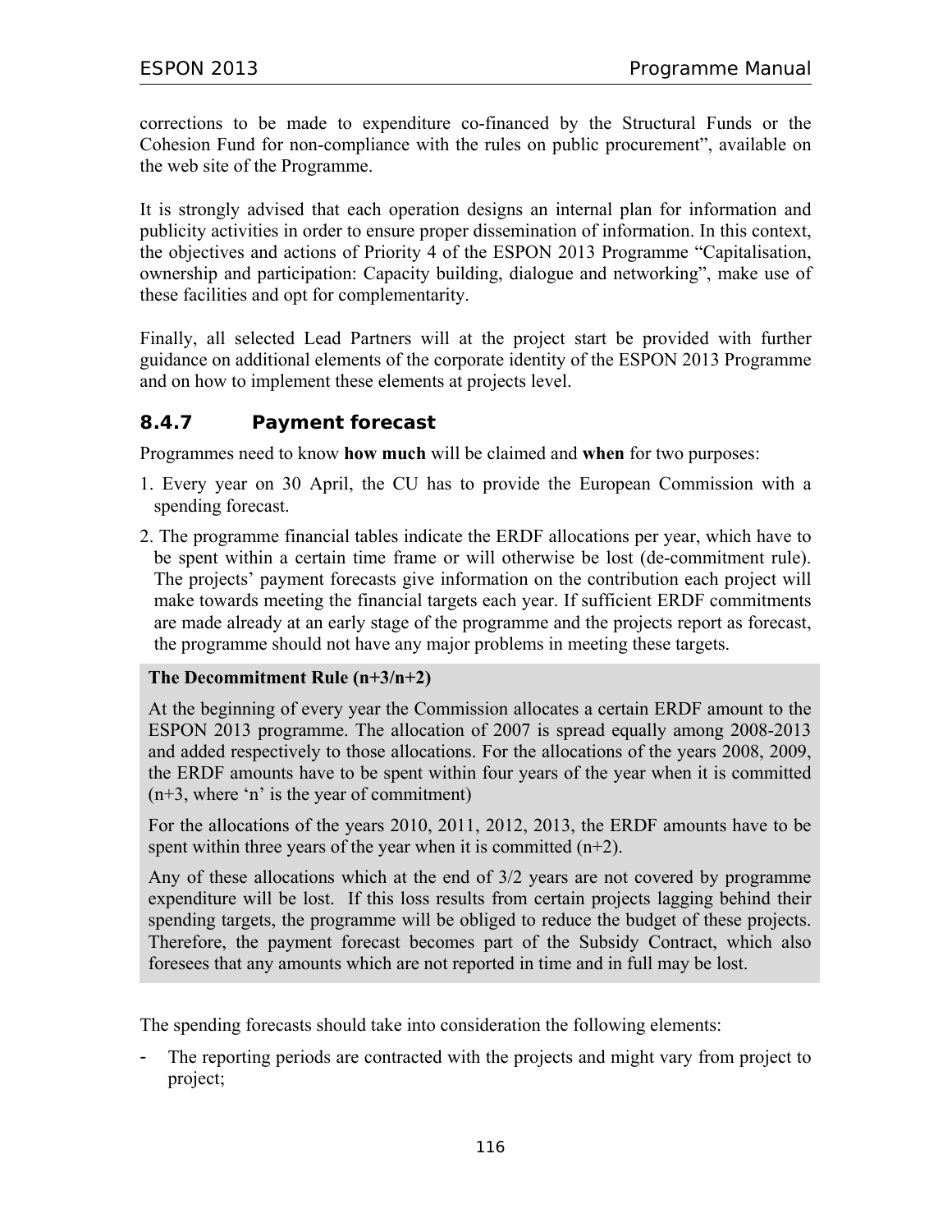corrections to be made to expenditure co-financed by the Structural Funds or the Cohesion Fund for non-compliance with the rules on public procurement", available on the web site of the Programme.

It is strongly advised that each operation designs an internal plan for information and publicity activities in order to ensure proper dissemination of information. In this context, the objectives and actions of Priority 4 of the ESPON 2013 Programme "Capitalisation, ownership and participation: Capacity building, dialogue and networking", make use of these facilities and opt for complementarity.

Finally, all selected Lead Partners will at the project start be provided with further guidance on additional elements of the corporate identity of the ESPON 2013 Programme and on how to implement these elements at projects level.

### 8.4.7 Payment forecast

Programmes need to know **how much** will be claimed and **when** for two purposes:

1. Every year on 30 April, the CU has to provide the European Commission with a spending forecast.
2. The programme financial tables indicate the ERDF allocations per year, which have to be spent within a certain time frame or will otherwise be lost (de-commitment rule). The projects' payment forecasts give information on the contribution each project will make towards meeting the financial targets each year. If sufficient ERDF commitments are made already at an early stage of the programme and the projects report as forecast, the programme should not have any major problems in meeting these targets.

**The Decommitment Rule (n+3/n+2)**

At the beginning of every year the Commission allocates a certain ERDF amount to the ESPON 2013 programme. The allocation of 2007 is spread equally among 2008-2013 and added respectively to those allocations. For the allocations of the years 2008, 2009, the ERDF amounts have to be spent within four years of the year when it is committed (n+3, where 'n' is the year of commitment)

For the allocations of the years 2010, 2011, 2012, 2013, the ERDF amounts have to be spent within three years of the year when it is committed (n+2).

Any of these allocations which at the end of 3/2 years are not covered by programme expenditure will be lost. If this loss results from certain projects lagging behind their spending targets, the programme will be obliged to reduce the budget of these projects. Therefore, the payment forecast becomes part of the Subsidy Contract, which also foresees that any amounts which are not reported in time and in full may be lost.

The spending forecasts should take into consideration the following elements:

- The reporting periods are contracted with the projects and might vary from project to project;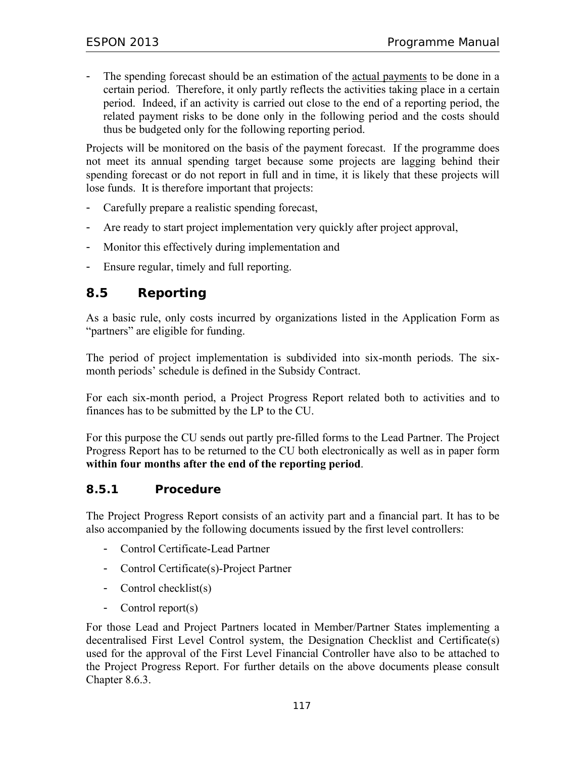- The spending forecast should be an estimation of the actual payments to be done in a certain period. Therefore, it only partly reflects the activities taking place in a certain period. Indeed, if an activity is carried out close to the end of a reporting period, the related payment risks to be done only in the following period and the costs should thus be budgeted only for the following reporting period.

Projects will be monitored on the basis of the payment forecast. If the programme does not meet its annual spending target because some projects are lagging behind their spending forecast or do not report in full and in time, it is likely that these projects will lose funds. It is therefore important that projects:

- Carefully prepare a realistic spending forecast,
- Are ready to start project implementation very quickly after project approval,
- Monitor this effectively during implementation and
- Ensure regular, timely and full reporting.

## 8.5 Reporting

As a basic rule, only costs incurred by organizations listed in the Application Form as "partners" are eligible for funding.

The period of project implementation is subdivided into six-month periods. The six-month periods' schedule is defined in the Subsidy Contract.

For each six-month period, a Project Progress Report related both to activities and to finances has to be submitted by the LP to the CU.

For this purpose the CU sends out partly pre-filled forms to the Lead Partner. The Project Progress Report has to be returned to the CU both electronically as well as in paper form **within four months after the end of the reporting period**.

### 8.5.1 Procedure

The Project Progress Report consists of an activity part and a financial part. It has to be also accompanied by the following documents issued by the first level controllers:

- Control Certificate-Lead Partner
- Control Certificate(s)-Project Partner
- Control checklist(s)
- Control report(s)

For those Lead and Project Partners located in Member/Partner States implementing a decentralised First Level Control system, the Designation Checklist and Certificate(s) used for the approval of the First Level Financial Controller have also to be attached to the Project Progress Report. For further details on the above documents please consult Chapter 8.6.3.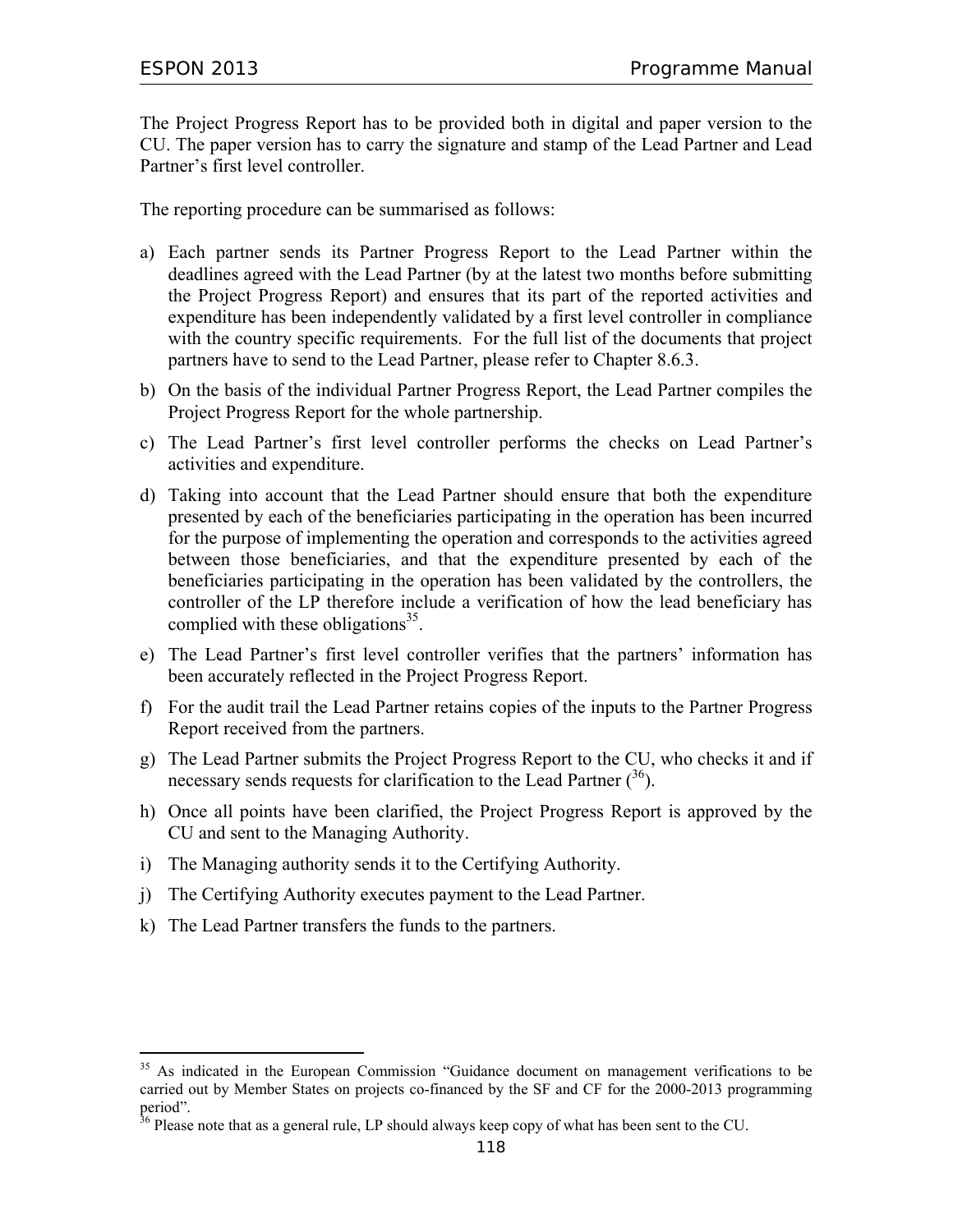The Project Progress Report has to be provided both in digital and paper version to the CU. The paper version has to carry the signature and stamp of the Lead Partner and Lead Partner's first level controller.

The reporting procedure can be summarised as follows:

a) Each partner sends its Partner Progress Report to the Lead Partner within the deadlines agreed with the Lead Partner (by at the latest two months before submitting the Project Progress Report) and ensures that its part of the reported activities and expenditure has been independently validated by a first level controller in compliance with the country specific requirements. For the full list of the documents that project partners have to send to the Lead Partner, please refer to Chapter 8.6.3.

b) On the basis of the individual Partner Progress Report, the Lead Partner compiles the Project Progress Report for the whole partnership.

c) The Lead Partner's first level controller performs the checks on Lead Partner's activities and expenditure.

d) Taking into account that the Lead Partner should ensure that both the expenditure presented by each of the beneficiaries participating in the operation has been incurred for the purpose of implementing the operation and corresponds to the activities agreed between those beneficiaries, and that the expenditure presented by each of the beneficiaries participating in the operation has been validated by the controllers, the controller of the LP therefore include a verification of how the lead beneficiary has complied with these obligations[35].

e) The Lead Partner's first level controller verifies that the partners' information has been accurately reflected in the Project Progress Report.

f) For the audit trail the Lead Partner retains copies of the inputs to the Partner Progress Report received from the partners.

g) The Lead Partner submits the Project Progress Report to the CU, who checks it and if necessary sends requests for clarification to the Lead Partner ([36]).

h) Once all points have been clarified, the Project Progress Report is approved by the CU and sent to the Managing Authority.

i) The Managing authority sends it to the Certifying Authority.

j) The Certifying Authority executes payment to the Lead Partner.

k) The Lead Partner transfers the funds to the partners.

---

[35] As indicated in the European Commission "Guidance document on management verifications to be carried out by Member States on projects co-financed by the SF and CF for the 2000-2013 programming period".

[36] Please note that as a general rule, LP should always keep copy of what has been sent to the CU.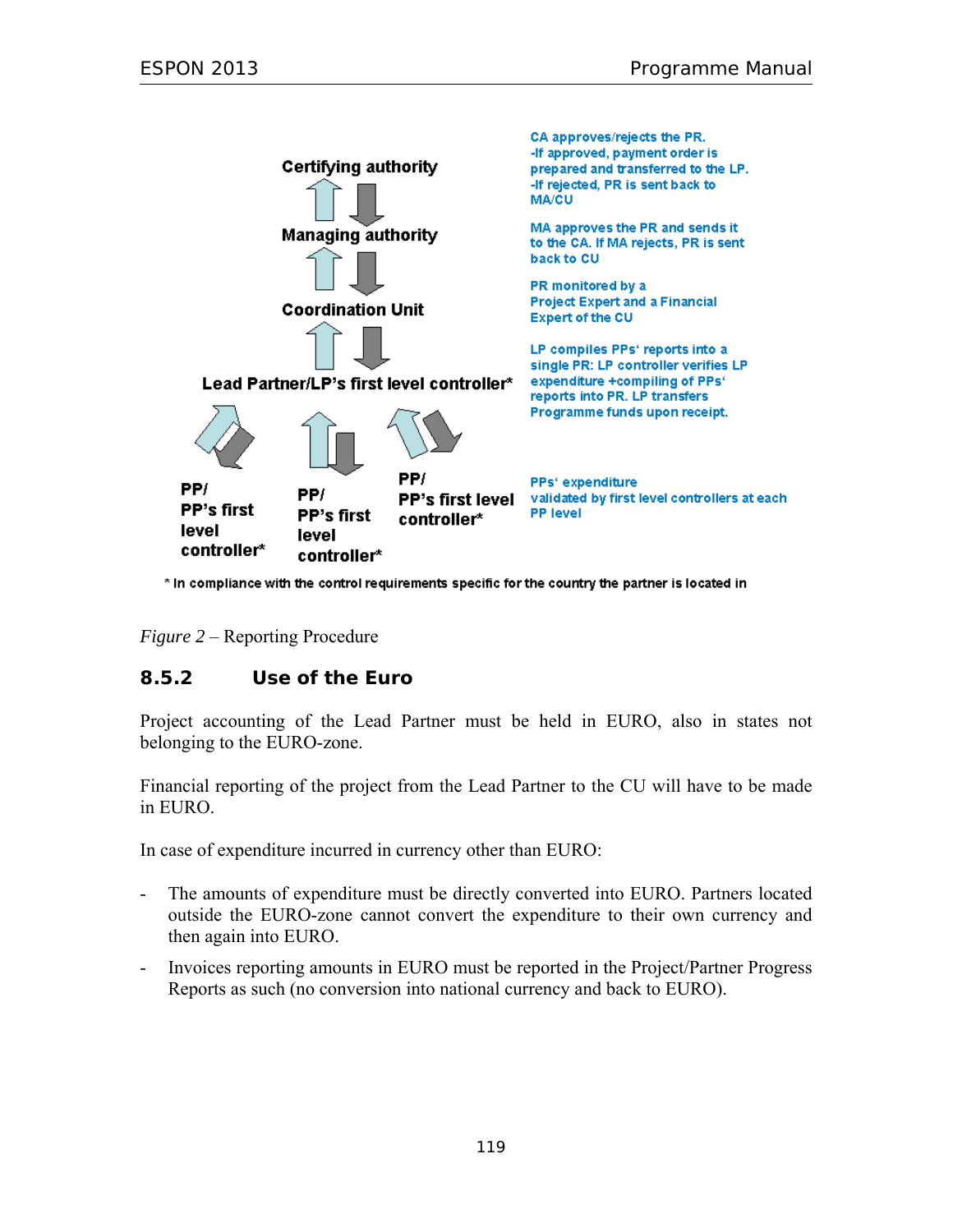Certifying authority

Managing authority

Coordination Unit

Lead Partner/LP's first level controller*

PP/ PP's first level controller*

PP/ PP's first level controller*

PP/ PP's first level controller*

CA approves/rejects the PR.
-If approved, payment order is prepared and transferred to the LP.
-If rejected, PR is sent back to MA/CU

MA approves the PR and sends it to the CA. If MA rejects, PR is sent back to CU

PR monitored by a Project Expert and a Financial Expert of the CU

LP compiles PPs' reports into a single PR: LP controller verifies LP expenditure +compiling of PPs' reports into PR. LP transfers Programme funds upon receipt.

PPs' expenditure validated by first level controllers at each PP level

* In compliance with the control requirements specific for the country the partner is located in

*Figure 2* – Reporting Procedure

### 8.5.2 Use of the Euro

Project accounting of the Lead Partner must be held in EURO, also in states not belonging to the EURO-zone.

Financial reporting of the project from the Lead Partner to the CU will have to be made in EURO.

In case of expenditure incurred in currency other than EURO:

- The amounts of expenditure must be directly converted into EURO. Partners located outside the EURO-zone cannot convert the expenditure to their own currency and then again into EURO.
- Invoices reporting amounts in EURO must be reported in the Project/Partner Progress Reports as such (no conversion into national currency and back to EURO).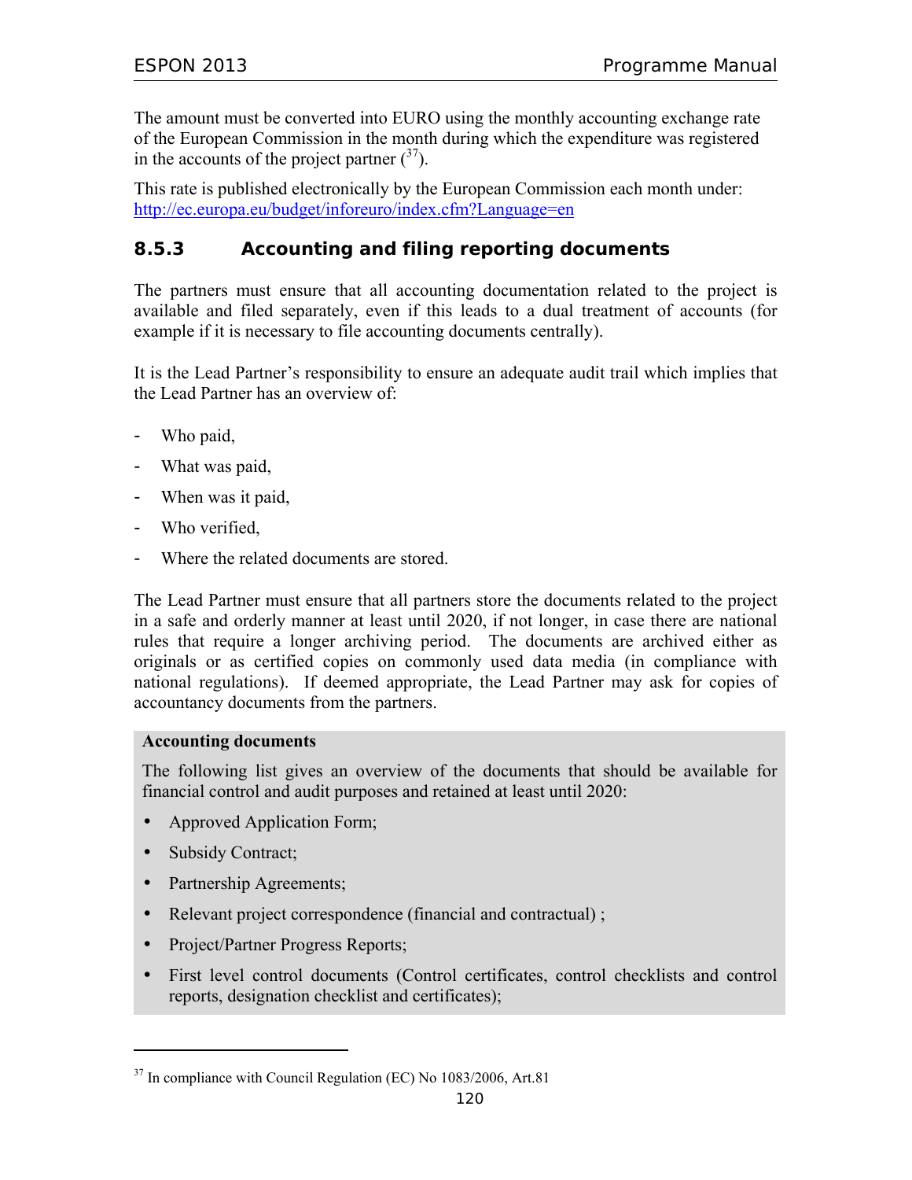The amount must be converted into EURO using the monthly accounting exchange rate of the European Commission in the month during which the expenditure was registered in the accounts of the project partner ([37]).

This rate is published electronically by the European Commission each month under: http://ec.europa.eu/budget/inforeuro/index.cfm?Language=en

### 8.5.3 Accounting and filing reporting documents

The partners must ensure that all accounting documentation related to the project is available and filed separately, even if this leads to a dual treatment of accounts (for example if it is necessary to file accounting documents centrally).

It is the Lead Partner's responsibility to ensure an adequate audit trail which implies that the Lead Partner has an overview of:

- Who paid,
- What was paid,
- When was it paid,
- Who verified,
- Where the related documents are stored.

The Lead Partner must ensure that all partners store the documents related to the project in a safe and orderly manner at least until 2020, if not longer, in case there are national rules that require a longer archiving period. The documents are archived either as originals or as certified copies on commonly used data media (in compliance with national regulations). If deemed appropriate, the Lead Partner may ask for copies of accountancy documents from the partners.

**Accounting documents**

The following list gives an overview of the documents that should be available for financial control and audit purposes and retained at least until 2020:

- Approved Application Form;
- Subsidy Contract;
- Partnership Agreements;
- Relevant project correspondence (financial and contractual) ;
- Project/Partner Progress Reports;
- First level control documents (Control certificates, control checklists and control reports, designation checklist and certificates);

[37] In compliance with Council Regulation (EC) No 1083/2006, Art.81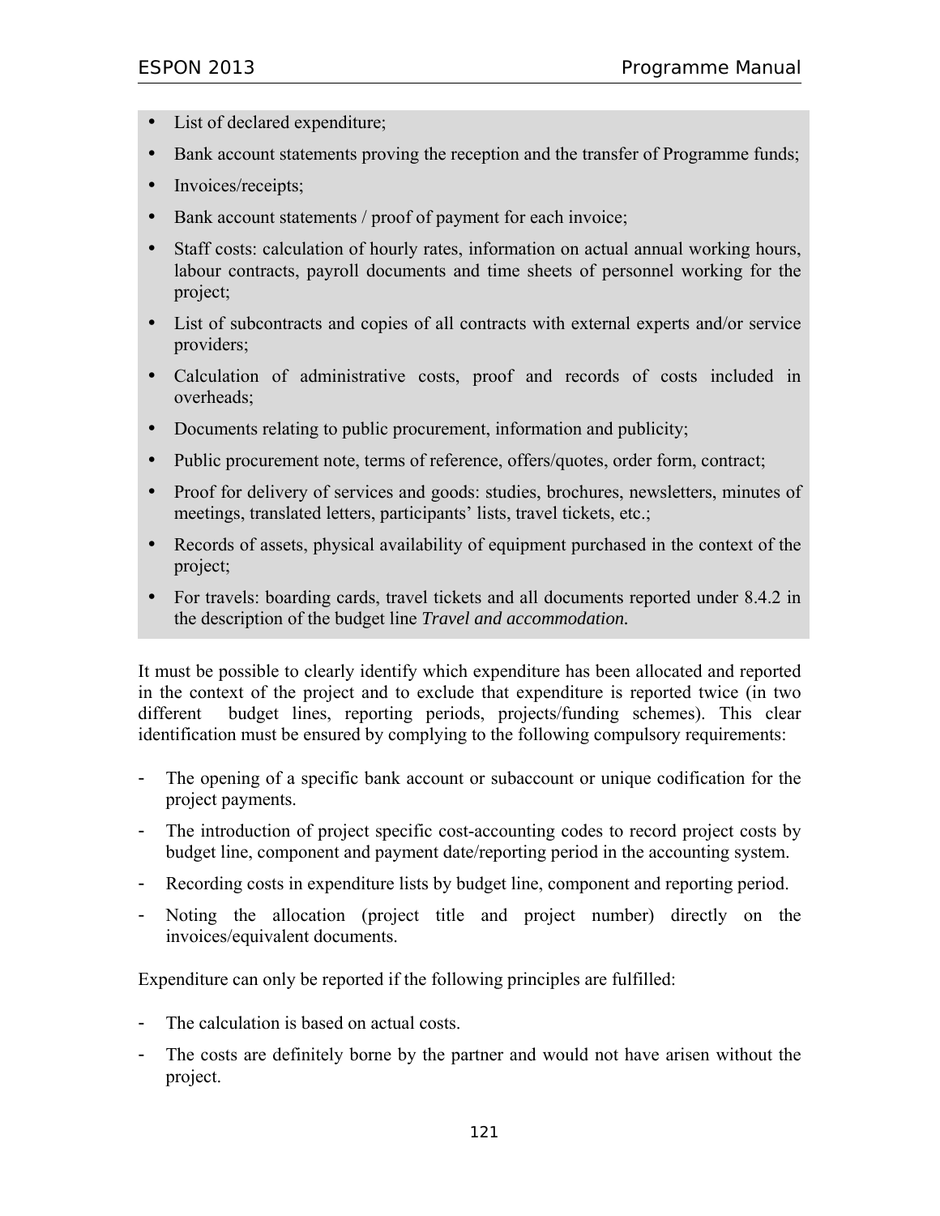- List of declared expenditure;
- Bank account statements proving the reception and the transfer of Programme funds;
- Invoices/receipts;
- Bank account statements / proof of payment for each invoice;
- Staff costs: calculation of hourly rates, information on actual annual working hours, labour contracts, payroll documents and time sheets of personnel working for the project;
- List of subcontracts and copies of all contracts with external experts and/or service providers;
- Calculation of administrative costs, proof and records of costs included in overheads;
- Documents relating to public procurement, information and publicity;
- Public procurement note, terms of reference, offers/quotes, order form, contract;
- Proof for delivery of services and goods: studies, brochures, newsletters, minutes of meetings, translated letters, participants' lists, travel tickets, etc.;
- Records of assets, physical availability of equipment purchased in the context of the project;
- For travels: boarding cards, travel tickets and all documents reported under 8.4.2 in the description of the budget line *Travel and accommodation.*

It must be possible to clearly identify which expenditure has been allocated and reported in the context of the project and to exclude that expenditure is reported twice (in two different budget lines, reporting periods, projects/funding schemes). This clear identification must be ensured by complying to the following compulsory requirements:

- The opening of a specific bank account or subaccount or unique codification for the project payments.
- The introduction of project specific cost-accounting codes to record project costs by budget line, component and payment date/reporting period in the accounting system.
- Recording costs in expenditure lists by budget line, component and reporting period.
- Noting the allocation (project title and project number) directly on the invoices/equivalent documents.

Expenditure can only be reported if the following principles are fulfilled:

- The calculation is based on actual costs.
- The costs are definitely borne by the partner and would not have arisen without the project.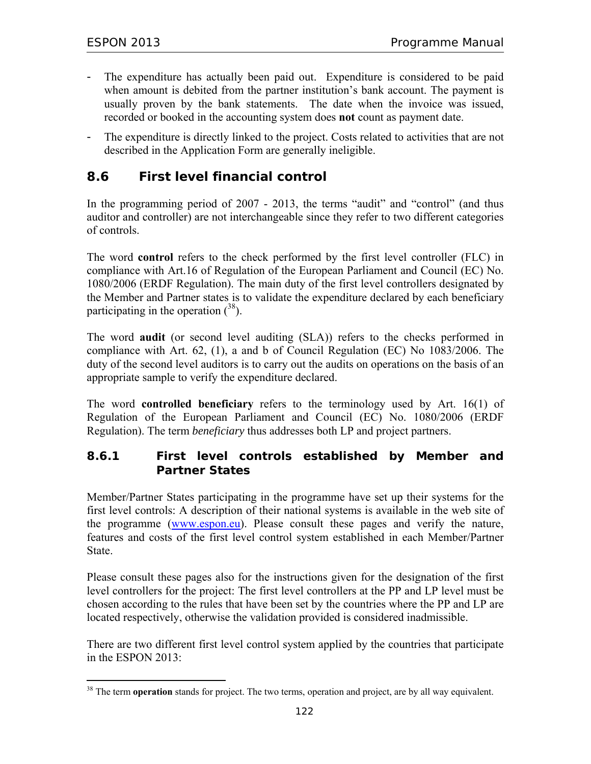- The expenditure has actually been paid out. Expenditure is considered to be paid when amount is debited from the partner institution's bank account. The payment is usually proven by the bank statements. The date when the invoice was issued, recorded or booked in the accounting system does **not** count as payment date.
- The expenditure is directly linked to the project. Costs related to activities that are not described in the Application Form are generally ineligible.

## 8.6 First level financial control

In the programming period of 2007 - 2013, the terms "audit" and "control" (and thus auditor and controller) are not interchangeable since they refer to two different categories of controls.

The word **control** refers to the check performed by the first level controller (FLC) in compliance with Art.16 of Regulation of the European Parliament and Council (EC) No. 1080/2006 (ERDF Regulation). The main duty of the first level controllers designated by the Member and Partner states is to validate the expenditure declared by each beneficiary participating in the operation ([38]).

The word **audit** (or second level auditing (SLA)) refers to the checks performed in compliance with Art. 62, (1), a and b of Council Regulation (EC) No 1083/2006. The duty of the second level auditors is to carry out the audits on operations on the basis of an appropriate sample to verify the expenditure declared.

The word **controlled beneficiary** refers to the terminology used by Art. 16(1) of Regulation of the European Parliament and Council (EC) No. 1080/2006 (ERDF Regulation). The term *beneficiary* thus addresses both LP and project partners.

### 8.6.1 First level controls established by Member and Partner States

Member/Partner States participating in the programme have set up their systems for the first level controls: A description of their national systems is available in the web site of the programme (www.espon.eu). Please consult these pages and verify the nature, features and costs of the first level control system established in each Member/Partner State.

Please consult these pages also for the instructions given for the designation of the first level controllers for the project: The first level controllers at the PP and LP level must be chosen according to the rules that have been set by the countries where the PP and LP are located respectively, otherwise the validation provided is considered inadmissible.

There are two different first level control system applied by the countries that participate in the ESPON 2013:

[38] The term **operation** stands for project. The two terms, operation and project, are by all way equivalent.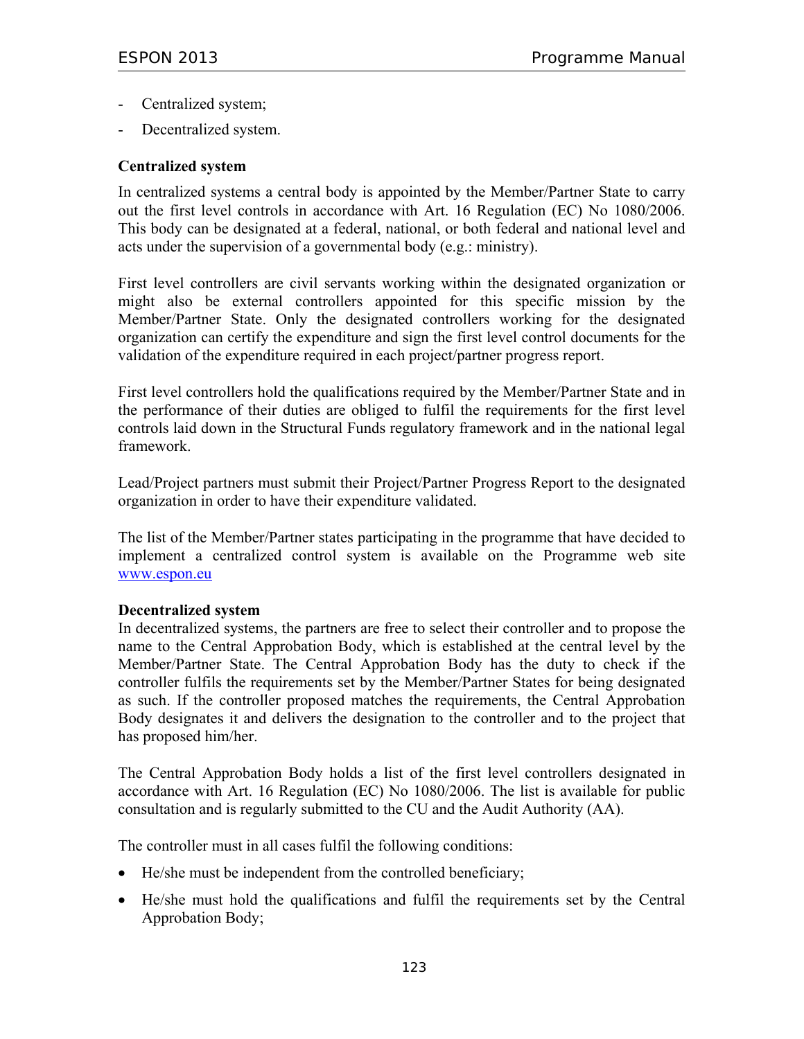- Centralized system;
- Decentralized system.

**Centralized system**

In centralized systems a central body is appointed by the Member/Partner State to carry out the first level controls in accordance with Art. 16 Regulation (EC) No 1080/2006. This body can be designated at a federal, national, or both federal and national level and acts under the supervision of a governmental body (e.g.: ministry).

First level controllers are civil servants working within the designated organization or might also be external controllers appointed for this specific mission by the Member/Partner State. Only the designated controllers working for the designated organization can certify the expenditure and sign the first level control documents for the validation of the expenditure required in each project/partner progress report.

First level controllers hold the qualifications required by the Member/Partner State and in the performance of their duties are obliged to fulfil the requirements for the first level controls laid down in the Structural Funds regulatory framework and in the national legal framework.

Lead/Project partners must submit their Project/Partner Progress Report to the designated organization in order to have their expenditure validated.

The list of the Member/Partner states participating in the programme that have decided to implement a centralized control system is available on the Programme web site www.espon.eu

**Decentralized system**

In decentralized systems, the partners are free to select their controller and to propose the name to the Central Approbation Body, which is established at the central level by the Member/Partner State. The Central Approbation Body has the duty to check if the controller fulfils the requirements set by the Member/Partner States for being designated as such. If the controller proposed matches the requirements, the Central Approbation Body designates it and delivers the designation to the controller and to the project that has proposed him/her.

The Central Approbation Body holds a list of the first level controllers designated in accordance with Art. 16 Regulation (EC) No 1080/2006. The list is available for public consultation and is regularly submitted to the CU and the Audit Authority (AA).

The controller must in all cases fulfil the following conditions:

- He/she must be independent from the controlled beneficiary;
- He/she must hold the qualifications and fulfil the requirements set by the Central Approbation Body;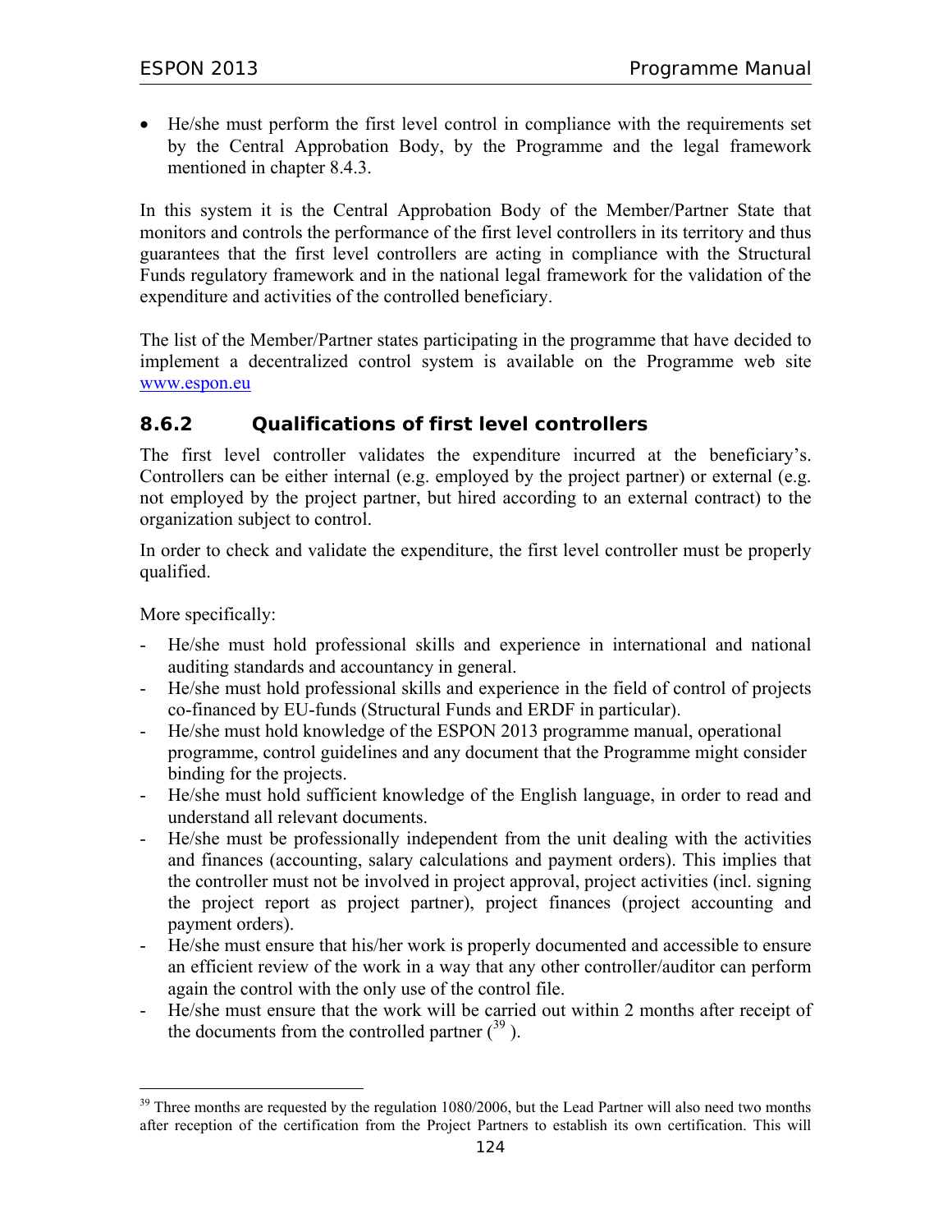- He/she must perform the first level control in compliance with the requirements set by the Central Approbation Body, by the Programme and the legal framework mentioned in chapter 8.4.3.

In this system it is the Central Approbation Body of the Member/Partner State that monitors and controls the performance of the first level controllers in its territory and thus guarantees that the first level controllers are acting in compliance with the Structural Funds regulatory framework and in the national legal framework for the validation of the expenditure and activities of the controlled beneficiary.

The list of the Member/Partner states participating in the programme that have decided to implement a decentralized control system is available on the Programme web site www.espon.eu

### 8.6.2 Qualifications of first level controllers

The first level controller validates the expenditure incurred at the beneficiary's. Controllers can be either internal (e.g. employed by the project partner) or external (e.g. not employed by the project partner, but hired according to an external contract) to the organization subject to control.

In order to check and validate the expenditure, the first level controller must be properly qualified.

More specifically:

- He/she must hold professional skills and experience in international and national auditing standards and accountancy in general.
- He/she must hold professional skills and experience in the field of control of projects co-financed by EU-funds (Structural Funds and ERDF in particular).
- He/she must hold knowledge of the ESPON 2013 programme manual, operational programme, control guidelines and any document that the Programme might consider binding for the projects.
- He/she must hold sufficient knowledge of the English language, in order to read and understand all relevant documents.
- He/she must be professionally independent from the unit dealing with the activities and finances (accounting, salary calculations and payment orders). This implies that the controller must not be involved in project approval, project activities (incl. signing the project report as project partner), project finances (project accounting and payment orders).
- He/she must ensure that his/her work is properly documented and accessible to ensure an efficient review of the work in a way that any other controller/auditor can perform again the control with the only use of the control file.
- He/she must ensure that the work will be carried out within 2 months after receipt of the documents from the controlled partner ([39]).

[39] Three months are requested by the regulation 1080/2006, but the Lead Partner will also need two months after reception of the certification from the Project Partners to establish its own certification. This will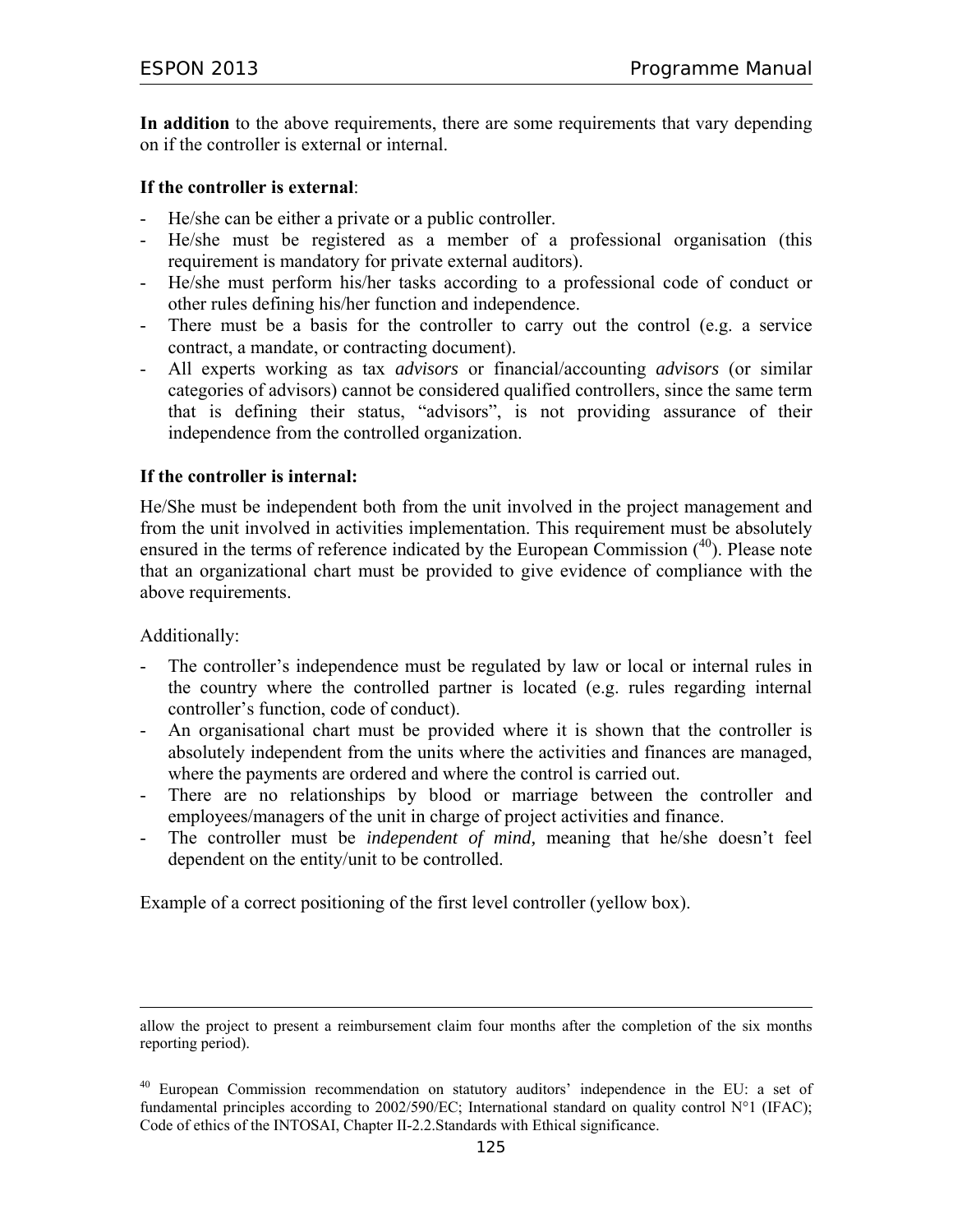**In addition** to the above requirements, there are some requirements that vary depending on if the controller is external or internal.

**If the controller is external**:

- He/she can be either a private or a public controller.
- He/she must be registered as a member of a professional organisation (this requirement is mandatory for private external auditors).
- He/she must perform his/her tasks according to a professional code of conduct or other rules defining his/her function and independence.
- There must be a basis for the controller to carry out the control (e.g. a service contract, a mandate, or contracting document).
- All experts working as tax *advisors* or financial/accounting *advisors* (or similar categories of advisors) cannot be considered qualified controllers, since the same term that is defining their status, "advisors", is not providing assurance of their independence from the controlled organization.

**If the controller is internal:**

He/She must be independent both from the unit involved in the project management and from the unit involved in activities implementation. This requirement must be absolutely ensured in the terms of reference indicated by the European Commission ([40]). Please note that an organizational chart must be provided to give evidence of compliance with the above requirements.

Additionally:

- The controller's independence must be regulated by law or local or internal rules in the country where the controlled partner is located (e.g. rules regarding internal controller's function, code of conduct).
- An organisational chart must be provided where it is shown that the controller is absolutely independent from the units where the activities and finances are managed, where the payments are ordered and where the control is carried out.
- There are no relationships by blood or marriage between the controller and employees/managers of the unit in charge of project activities and finance.
- The controller must be *independent of mind,* meaning that he/she doesn't feel dependent on the entity/unit to be controlled.

Example of a correct positioning of the first level controller (yellow box).

---

allow the project to present a reimbursement claim four months after the completion of the six months reporting period).

[40] European Commission recommendation on statutory auditors' independence in the EU: a set of fundamental principles according to 2002/590/EC; International standard on quality control N°1 (IFAC); Code of ethics of the INTOSAI, Chapter II-2.2.Standards with Ethical significance.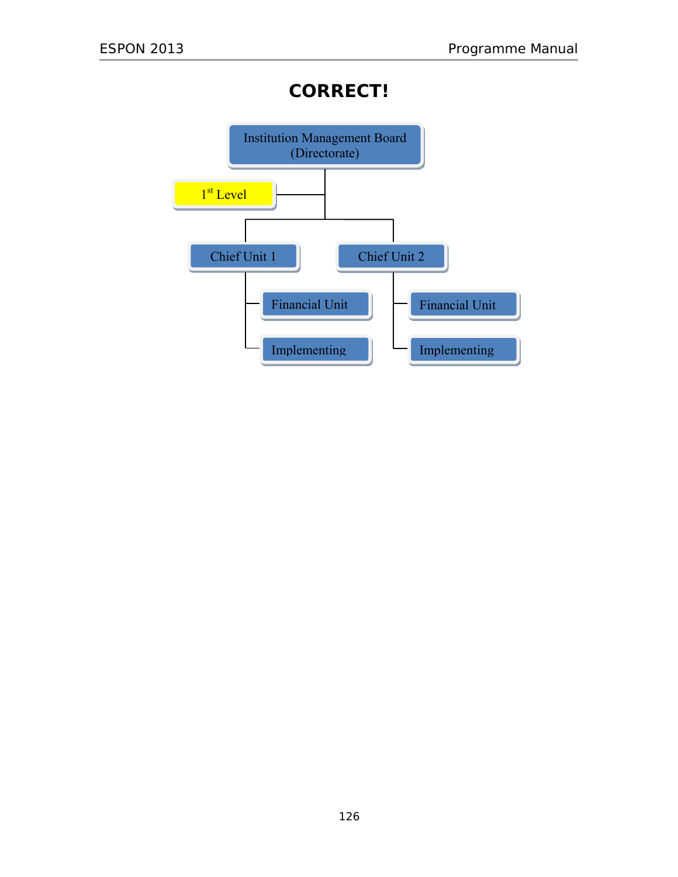# CORRECT!

- Institution Management Board (Directorate)
  - 1st Level
  - Chief Unit 1
    - Financial Unit
    - Implementing
  - Chief Unit 2
    - Financial Unit
    - Implementing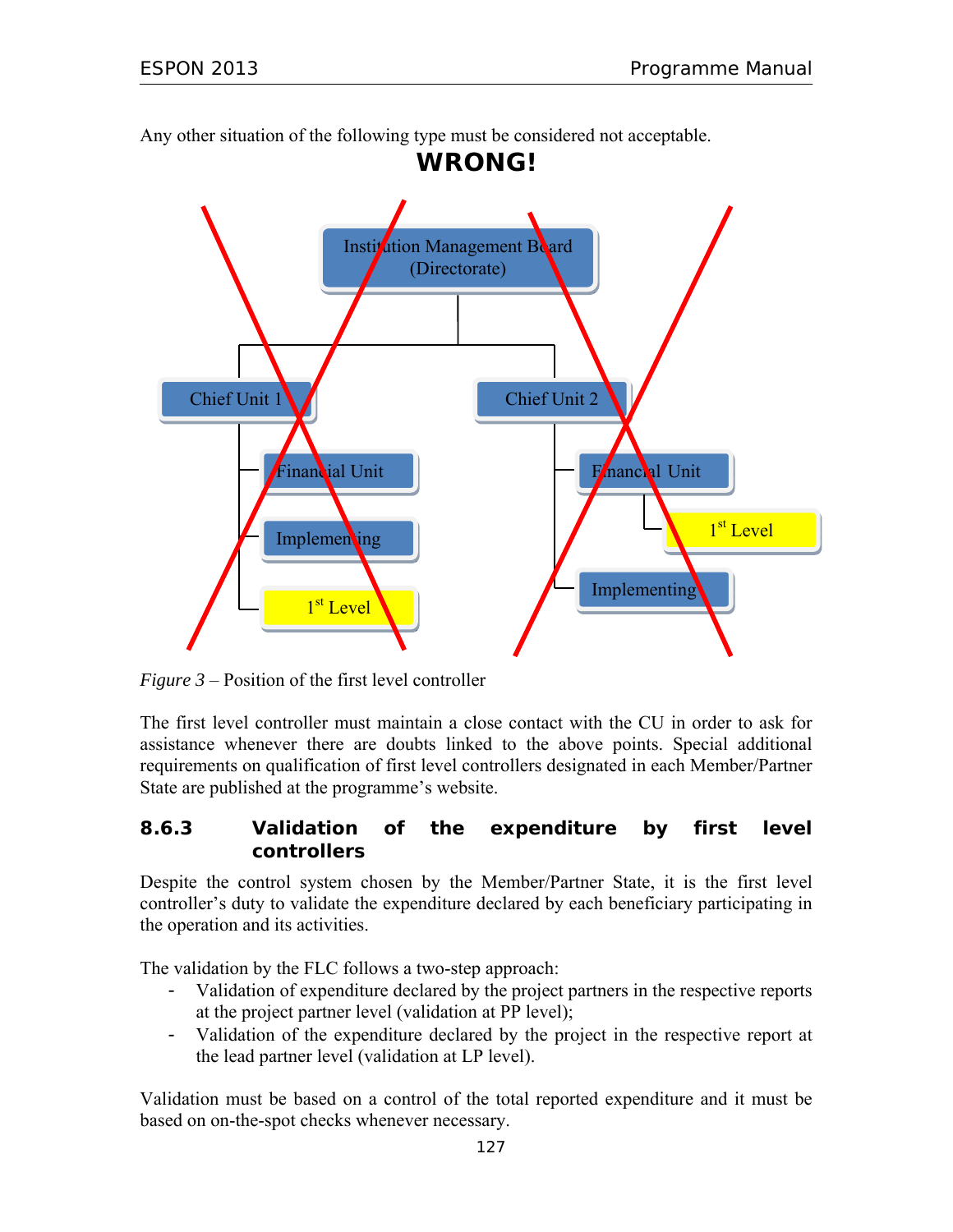Any other situation of the following type must be considered not acceptable.

**WRONG!**

Institution Management Board (Directorate)

Chief Unit 1

Financial Unit

Implementing

1st Level

Chief Unit 2

Financial Unit

1st Level

Implementing

*Figure 3* – Position of the first level controller

The first level controller must maintain a close contact with the CU in order to ask for assistance whenever there are doubts linked to the above points. Special additional requirements on qualification of first level controllers designated in each Member/Partner State are published at the programme's website.

### 8.6.3 Validation of the expenditure by first level controllers

Despite the control system chosen by the Member/Partner State, it is the first level controller's duty to validate the expenditure declared by each beneficiary participating in the operation and its activities.

The validation by the FLC follows a two-step approach:

- Validation of expenditure declared by the project partners in the respective reports at the project partner level (validation at PP level);
- Validation of the expenditure declared by the project in the respective report at the lead partner level (validation at LP level).

Validation must be based on a control of the total reported expenditure and it must be based on on-the-spot checks whenever necessary.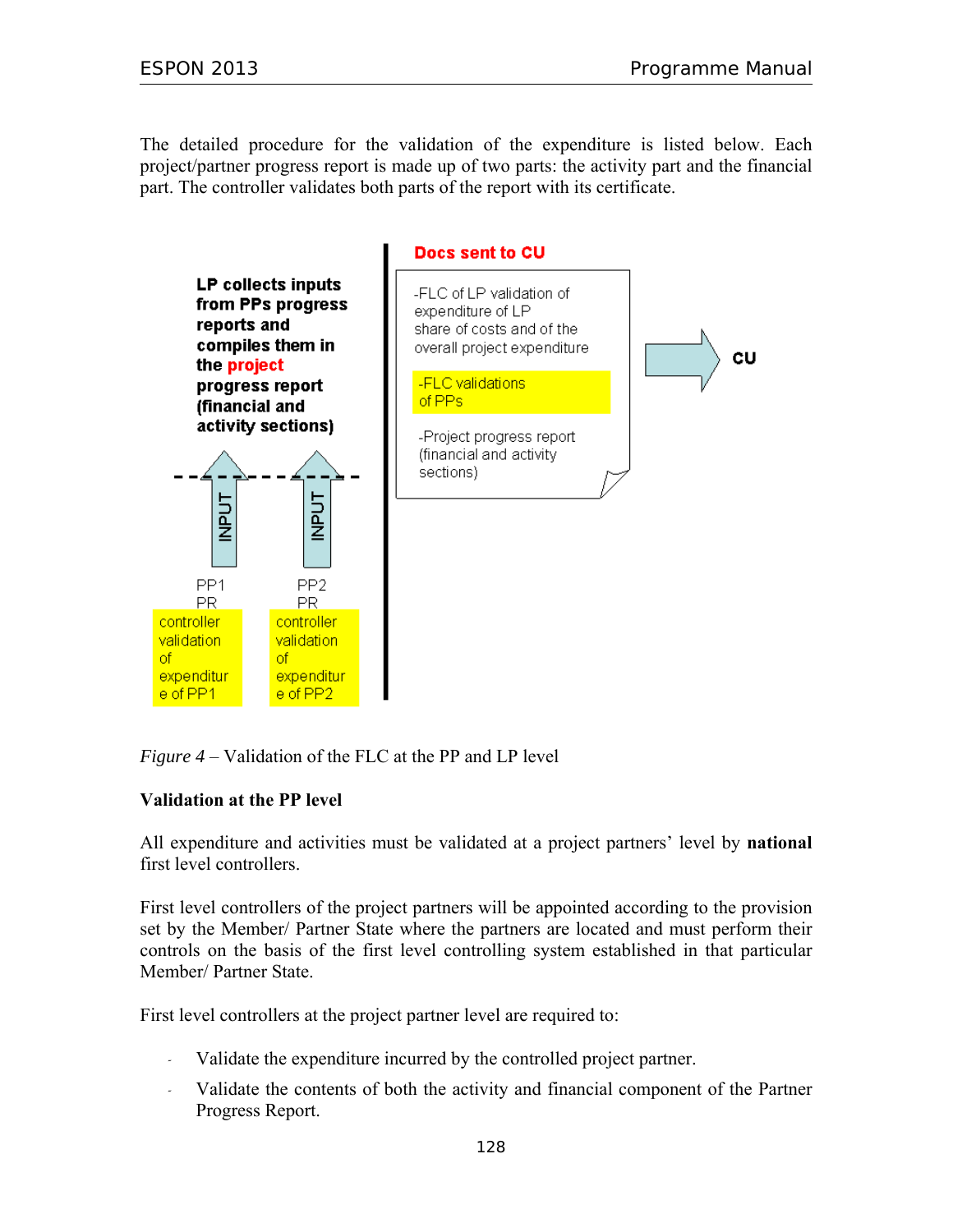The detailed procedure for the validation of the expenditure is listed below. Each project/partner progress report is made up of two parts: the activity part and the financial part. The controller validates both parts of the report with its certificate.

**LP collects inputs from PPs progress reports and compiles them in the project progress report (financial and activity sections)**

INPUT INPUT

PP1 PR controller validation of expenditure of PP1

PP2 PR controller validation of expenditure of PP2

**Docs sent to CU**

- FLC of LP validation of expenditure of LP share of costs and of the overall project expenditure
- FLC validations of PPs
- Project progress report (financial and activity sections)

**CU**

*Figure 4* – Validation of the FLC at the PP and LP level

**Validation at the PP level**

All expenditure and activities must be validated at a project partners' level by **national** first level controllers.

First level controllers of the project partners will be appointed according to the provision set by the Member/ Partner State where the partners are located and must perform their controls on the basis of the first level controlling system established in that particular Member/ Partner State.

First level controllers at the project partner level are required to:

- Validate the expenditure incurred by the controlled project partner.
- Validate the contents of both the activity and financial component of the Partner Progress Report.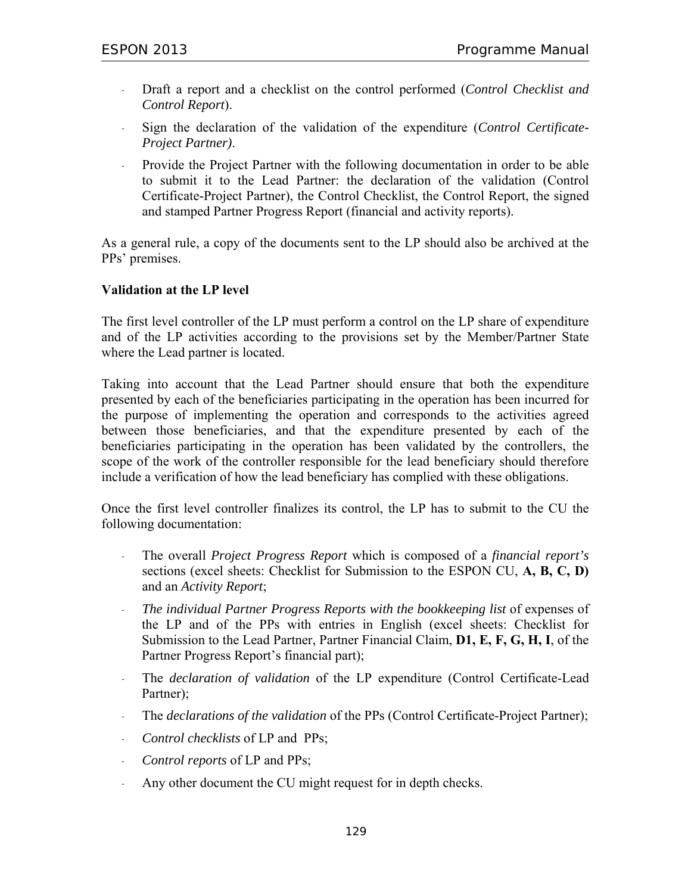- Draft a report and a checklist on the control performed (*Control Checklist and Control Report*).
- Sign the declaration of the validation of the expenditure (*Control Certificate-Project Partner)*.
- Provide the Project Partner with the following documentation in order to be able to submit it to the Lead Partner: the declaration of the validation (Control Certificate-Project Partner), the Control Checklist, the Control Report, the signed and stamped Partner Progress Report (financial and activity reports).

As a general rule, a copy of the documents sent to the LP should also be archived at the PPs' premises.

**Validation at the LP level**

The first level controller of the LP must perform a control on the LP share of expenditure and of the LP activities according to the provisions set by the Member/Partner State where the Lead partner is located.

Taking into account that the Lead Partner should ensure that both the expenditure presented by each of the beneficiaries participating in the operation has been incurred for the purpose of implementing the operation and corresponds to the activities agreed between those beneficiaries, and that the expenditure presented by each of the beneficiaries participating in the operation has been validated by the controllers, the scope of the work of the controller responsible for the lead beneficiary should therefore include a verification of how the lead beneficiary has complied with these obligations.

Once the first level controller finalizes its control, the LP has to submit to the CU the following documentation:

- The overall *Project Progress Report* which is composed of a *financial report's* sections (excel sheets: Checklist for Submission to the ESPON CU, **A, B, C, D)** and an *Activity Report*;
- *The individual Partner Progress Reports with the bookkeeping list* of expenses of the LP and of the PPs with entries in English (excel sheets: Checklist for Submission to the Lead Partner, Partner Financial Claim, **D1, E, F, G, H, I**, of the Partner Progress Report's financial part);
- The *declaration of validation* of the LP expenditure (Control Certificate-Lead Partner);
- The *declarations of the validation* of the PPs (Control Certificate-Project Partner);
- *Control checklists* of LP and PPs;
- *Control reports* of LP and PPs;
- Any other document the CU might request for in depth checks.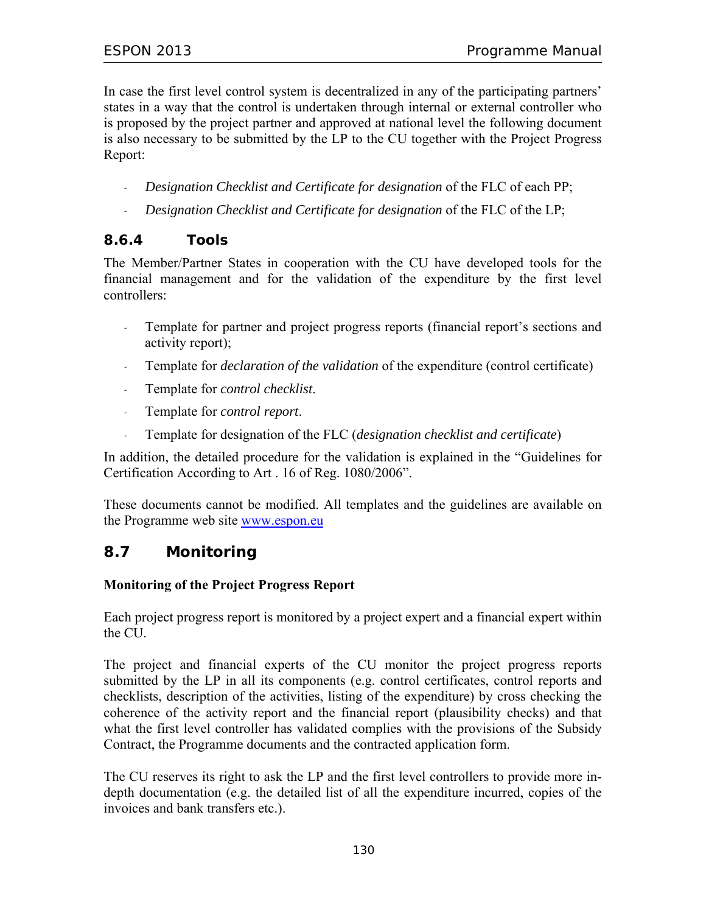In case the first level control system is decentralized in any of the participating partners' states in a way that the control is undertaken through internal or external controller who is proposed by the project partner and approved at national level the following document is also necessary to be submitted by the LP to the CU together with the Project Progress Report:

- *Designation Checklist and Certificate for designation* of the FLC of each PP;
- *Designation Checklist and Certificate for designation* of the FLC of the LP;

### 8.6.4 Tools

The Member/Partner States in cooperation with the CU have developed tools for the financial management and for the validation of the expenditure by the first level controllers:

- Template for partner and project progress reports (financial report's sections and activity report);
- Template for *declaration of the validation* of the expenditure (control certificate)
- Template for *control checklist*.
- Template for *control report*.
- Template for designation of the FLC (*designation checklist and certificate*)

In addition, the detailed procedure for the validation is explained in the "Guidelines for Certification According to Art . 16 of Reg. 1080/2006".

These documents cannot be modified. All templates and the guidelines are available on the Programme web site www.espon.eu

## 8.7 Monitoring

**Monitoring of the Project Progress Report**

Each project progress report is monitored by a project expert and a financial expert within the CU.

The project and financial experts of the CU monitor the project progress reports submitted by the LP in all its components (e.g. control certificates, control reports and checklists, description of the activities, listing of the expenditure) by cross checking the coherence of the activity report and the financial report (plausibility checks) and that what the first level controller has validated complies with the provisions of the Subsidy Contract, the Programme documents and the contracted application form.

The CU reserves its right to ask the LP and the first level controllers to provide more in-depth documentation (e.g. the detailed list of all the expenditure incurred, copies of the invoices and bank transfers etc.).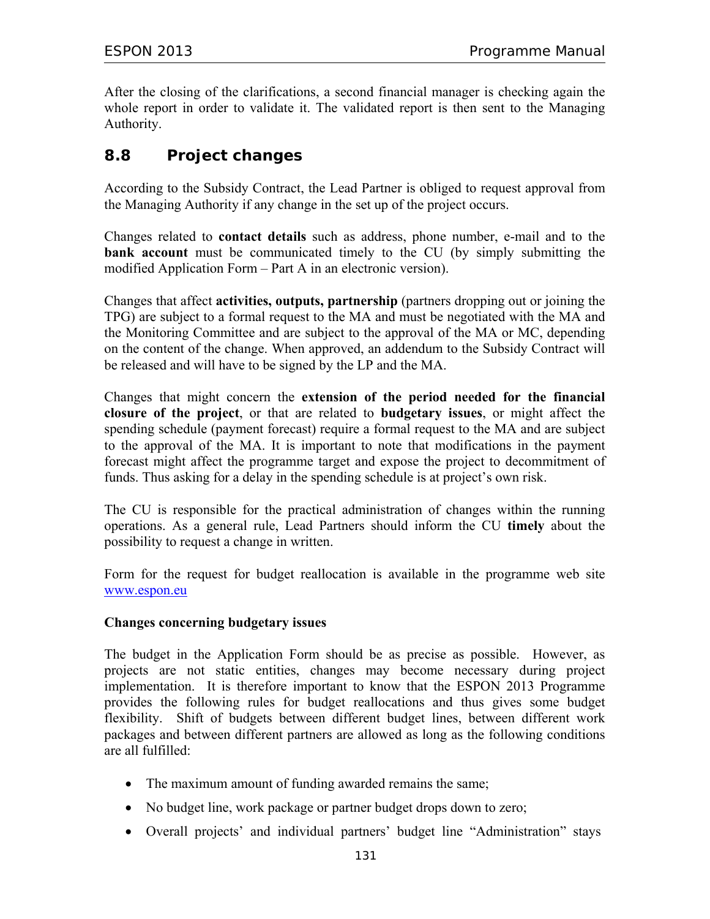After the closing of the clarifications, a second financial manager is checking again the whole report in order to validate it. The validated report is then sent to the Managing Authority.

## 8.8 Project changes

According to the Subsidy Contract, the Lead Partner is obliged to request approval from the Managing Authority if any change in the set up of the project occurs.

Changes related to **contact details** such as address, phone number, e-mail and to the **bank account** must be communicated timely to the CU (by simply submitting the modified Application Form – Part A in an electronic version).

Changes that affect **activities, outputs, partnership** (partners dropping out or joining the TPG) are subject to a formal request to the MA and must be negotiated with the MA and the Monitoring Committee and are subject to the approval of the MA or MC, depending on the content of the change. When approved, an addendum to the Subsidy Contract will be released and will have to be signed by the LP and the MA.

Changes that might concern the **extension of the period needed for the financial closure of the project**, or that are related to **budgetary issues**, or might affect the spending schedule (payment forecast) require a formal request to the MA and are subject to the approval of the MA. It is important to note that modifications in the payment forecast might affect the programme target and expose the project to decommitment of funds. Thus asking for a delay in the spending schedule is at project's own risk.

The CU is responsible for the practical administration of changes within the running operations. As a general rule, Lead Partners should inform the CU **timely** about the possibility to request a change in written.

Form for the request for budget reallocation is available in the programme web site [www.espon.eu](http://www.espon.eu)

**Changes concerning budgetary issues**

The budget in the Application Form should be as precise as possible. However, as projects are not static entities, changes may become necessary during project implementation. It is therefore important to know that the ESPON 2013 Programme provides the following rules for budget reallocations and thus gives some budget flexibility. Shift of budgets between different budget lines, between different work packages and between different partners are allowed as long as the following conditions are all fulfilled:

- The maximum amount of funding awarded remains the same;
- No budget line, work package or partner budget drops down to zero;
- Overall projects' and individual partners' budget line "Administration" stays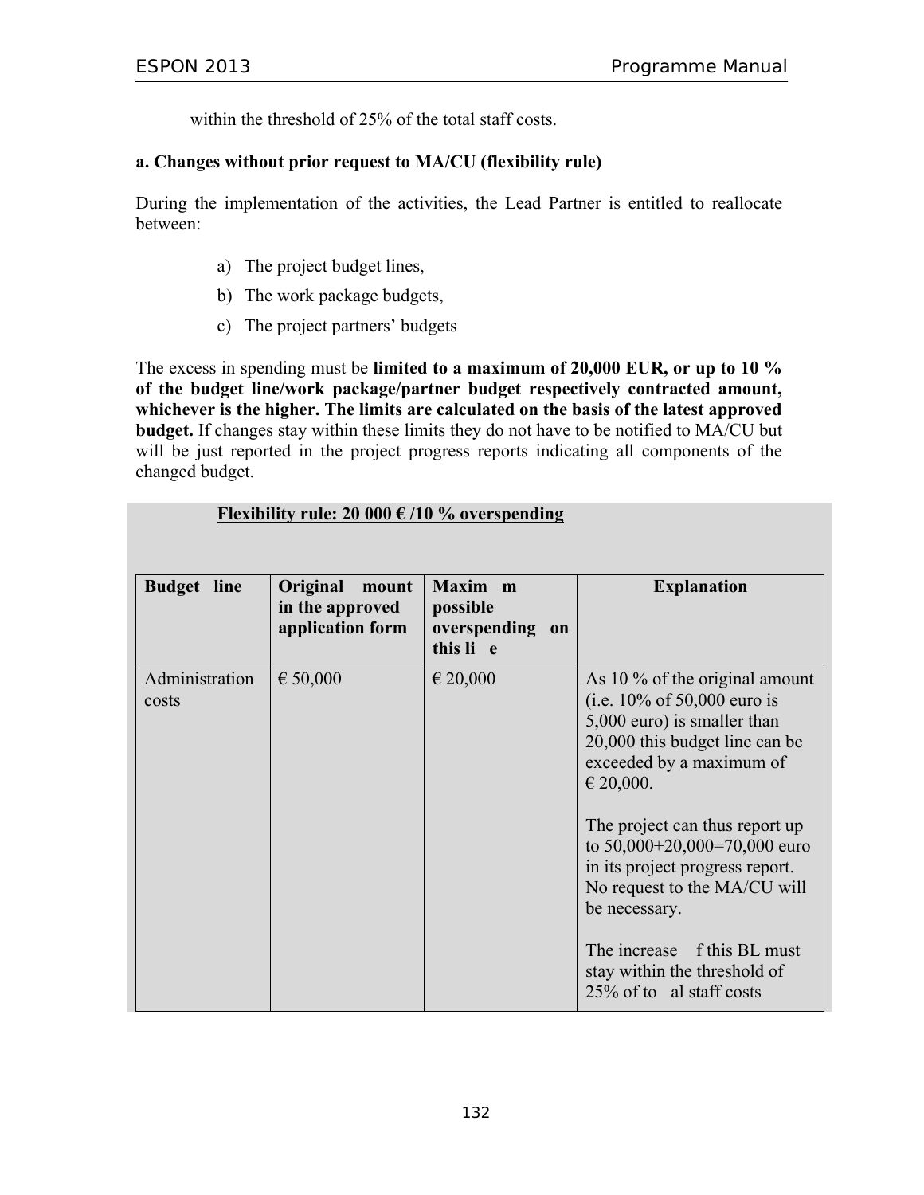within the threshold of 25% of the total staff costs.

**a. Changes without prior request to MA/CU (flexibility rule)**

During the implementation of the activities, the Lead Partner is entitled to reallocate between:

a) The project budget lines,

b) The work package budgets,

c) The project partners' budgets

The excess in spending must be **limited to a maximum of 20,000 EUR, or up to 10 % of the budget line/work package/partner budget respectively contracted amount, whichever is the higher. The limits are calculated on the basis of the latest approved budget.** If changes stay within these limits they do not have to be notified to MA/CU but will be just reported in the project progress reports indicating all components of the changed budget.

**Flexibility rule: 20 000 € /10 % overspending**

| Budget line | Original mount in the approved application form | Maxim m possible overspending on this li e | Explanation |
|---|---|---|---|
| Administration costs | € 50,000 | € 20,000 | As 10 % of the original amount (i.e. 10% of 50,000 euro is 5,000 euro) is smaller than 20,000 this budget line can be exceeded by a maximum of € 20,000.<br><br>The project can thus report up to 50,000+20,000=70,000 euro in its project progress report. No request to the MA/CU will be necessary.<br><br>The increase f this BL must stay within the threshold of 25% of to al staff costs |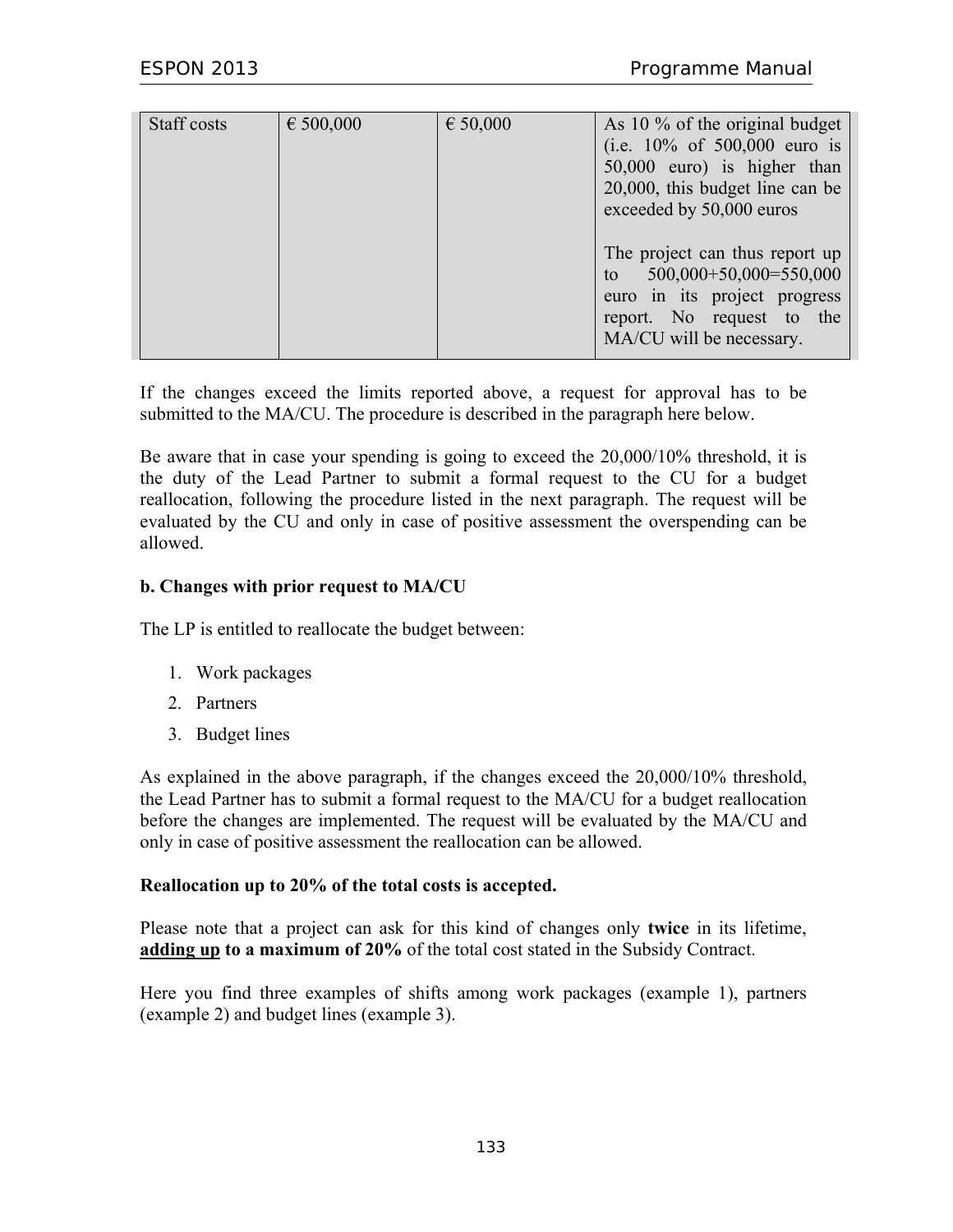| Staff costs | € 500,000 | € 50,000 | As 10 % of the original budget (i.e. 10% of 500,000 euro is 50,000 euro) is higher than 20,000, this budget line can be exceeded by 50,000 euros<br><br>The project can thus report up to 500,000+50,000=550,000 euro in its project progress report. No request to the MA/CU will be necessary. |
|---|---|---|---|

If the changes exceed the limits reported above, a request for approval has to be submitted to the MA/CU. The procedure is described in the paragraph here below.

Be aware that in case your spending is going to exceed the 20,000/10% threshold, it is the duty of the Lead Partner to submit a formal request to the CU for a budget reallocation, following the procedure listed in the next paragraph. The request will be evaluated by the CU and only in case of positive assessment the overspending can be allowed.

**b. Changes with prior request to MA/CU**

The LP is entitled to reallocate the budget between:

1. Work packages
2. Partners
3. Budget lines

As explained in the above paragraph, if the changes exceed the 20,000/10% threshold, the Lead Partner has to submit a formal request to the MA/CU for a budget reallocation before the changes are implemented. The request will be evaluated by the MA/CU and only in case of positive assessment the reallocation can be allowed.

**Reallocation up to 20% of the total costs is accepted.**

Please note that a project can ask for this kind of changes only **twice** in its lifetime, **adding up to a maximum of 20%** of the total cost stated in the Subsidy Contract.

Here you find three examples of shifts among work packages (example 1), partners (example 2) and budget lines (example 3).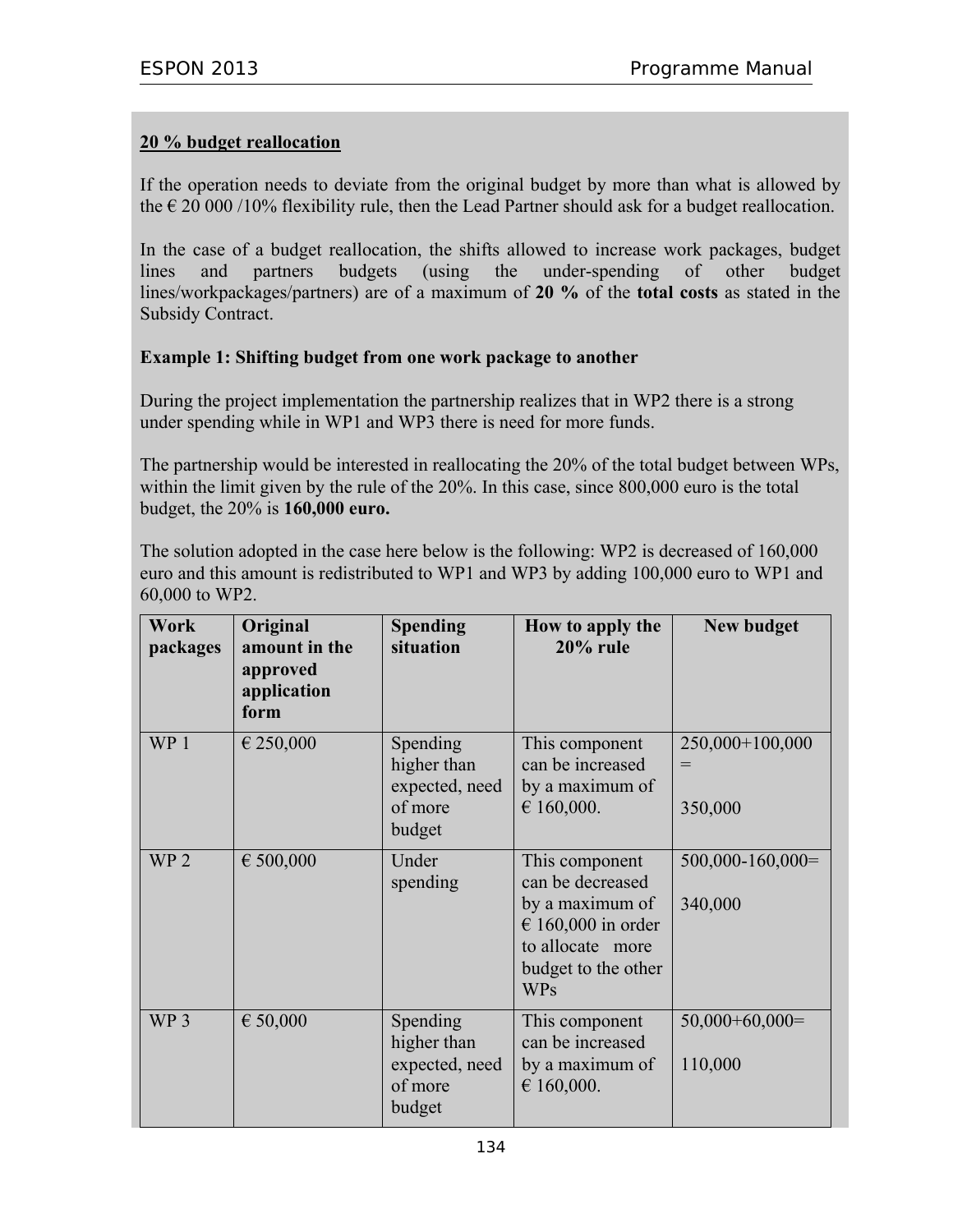**20 % budget reallocation**

If the operation needs to deviate from the original budget by more than what is allowed by the € 20 000 /10% flexibility rule, then the Lead Partner should ask for a budget reallocation.

In the case of a budget reallocation, the shifts allowed to increase work packages, budget lines and partners budgets (using the under-spending of other budget lines/workpackages/partners) are of a maximum of **20 %** of the **total costs** as stated in the Subsidy Contract.

**Example 1: Shifting budget from one work package to another**

During the project implementation the partnership realizes that in WP2 there is a strong under spending while in WP1 and WP3 there is need for more funds.

The partnership would be interested in reallocating the 20% of the total budget between WPs, within the limit given by the rule of the 20%. In this case, since 800,000 euro is the total budget, the 20% is **160,000 euro.**

The solution adopted in the case here below is the following: WP2 is decreased of 160,000 euro and this amount is redistributed to WP1 and WP3 by adding 100,000 euro to WP1 and 60,000 to WP2.

| Work packages | Original amount in the approved application form | Spending situation | How to apply the 20% rule | New budget |
|---|---|---|---|---|
| WP 1 | € 250,000 | Spending higher than expected, need of more budget | This component can be increased by a maximum of € 160,000. | 250,000+100,000 = 350,000 |
| WP 2 | € 500,000 | Under spending | This component can be decreased by a maximum of € 160,000 in order to allocate more budget to the other WPs | 500,000-160,000= 340,000 |
| WP 3 | € 50,000 | Spending higher than expected, need of more budget | This component can be increased by a maximum of € 160,000. | 50,000+60,000= 110,000 |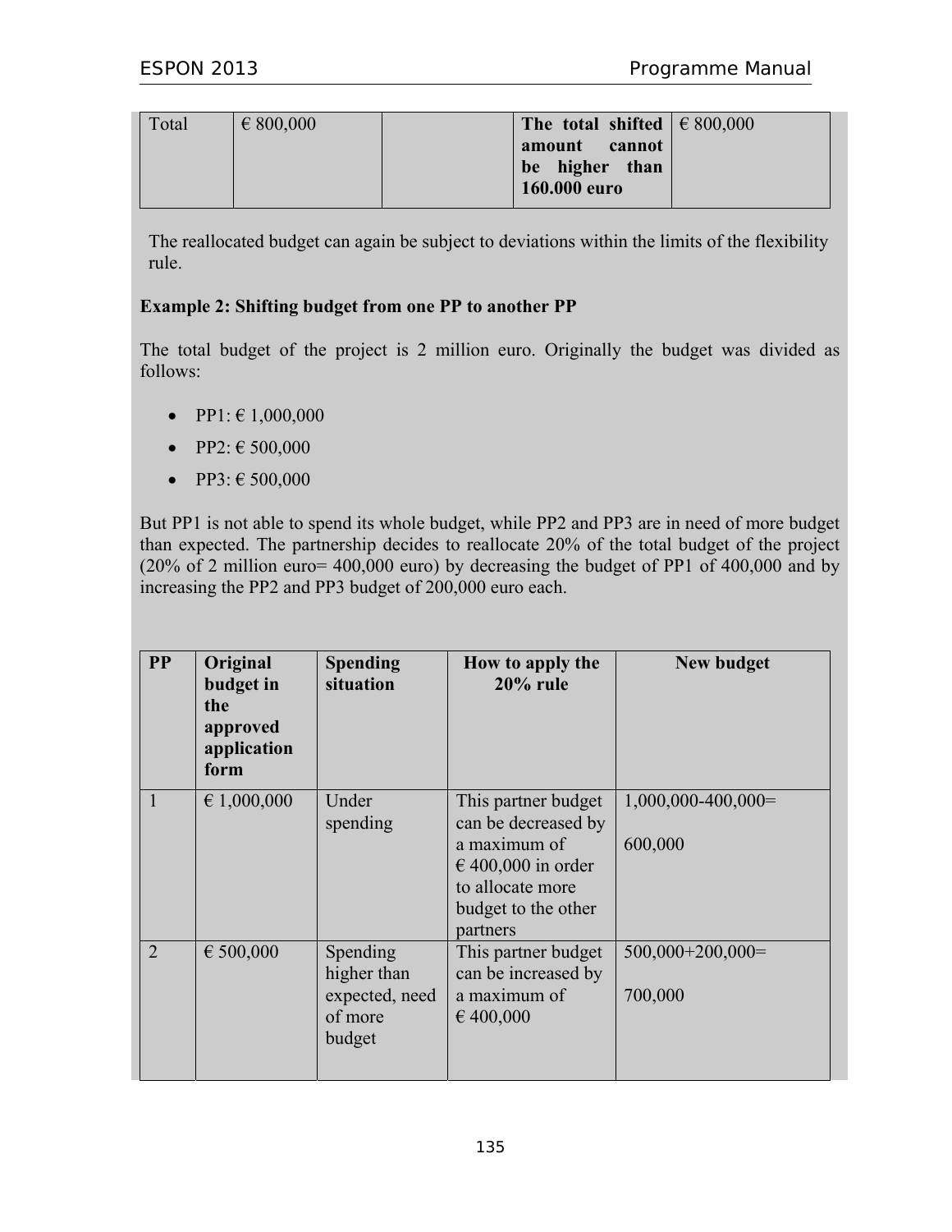| Total | € 800,000 | | **The total shifted amount cannot be higher than 160.000 euro** | € 800,000 |
|---|---|---|---|---|

The reallocated budget can again be subject to deviations within the limits of the flexibility rule.

**Example 2: Shifting budget from one PP to another PP**

The total budget of the project is 2 million euro. Originally the budget was divided as follows:

- PP1: € 1,000,000
- PP2: € 500,000
- PP3: € 500,000

But PP1 is not able to spend its whole budget, while PP2 and PP3 are in need of more budget than expected. The partnership decides to reallocate 20% of the total budget of the project (20% of 2 million euro= 400,000 euro) by decreasing the budget of PP1 of 400,000 and by increasing the PP2 and PP3 budget of 200,000 euro each.

| PP | Original budget in the approved application form | Spending situation | How to apply the 20% rule | New budget |
|---|---|---|---|---|
| 1 | € 1,000,000 | Under spending | This partner budget can be decreased by a maximum of € 400,000 in order to allocate more budget to the other partners | 1,000,000-400,000= 600,000 |
| 2 | € 500,000 | Spending higher than expected, need of more budget | This partner budget can be increased by a maximum of € 400,000 | 500,000+200,000= 700,000 |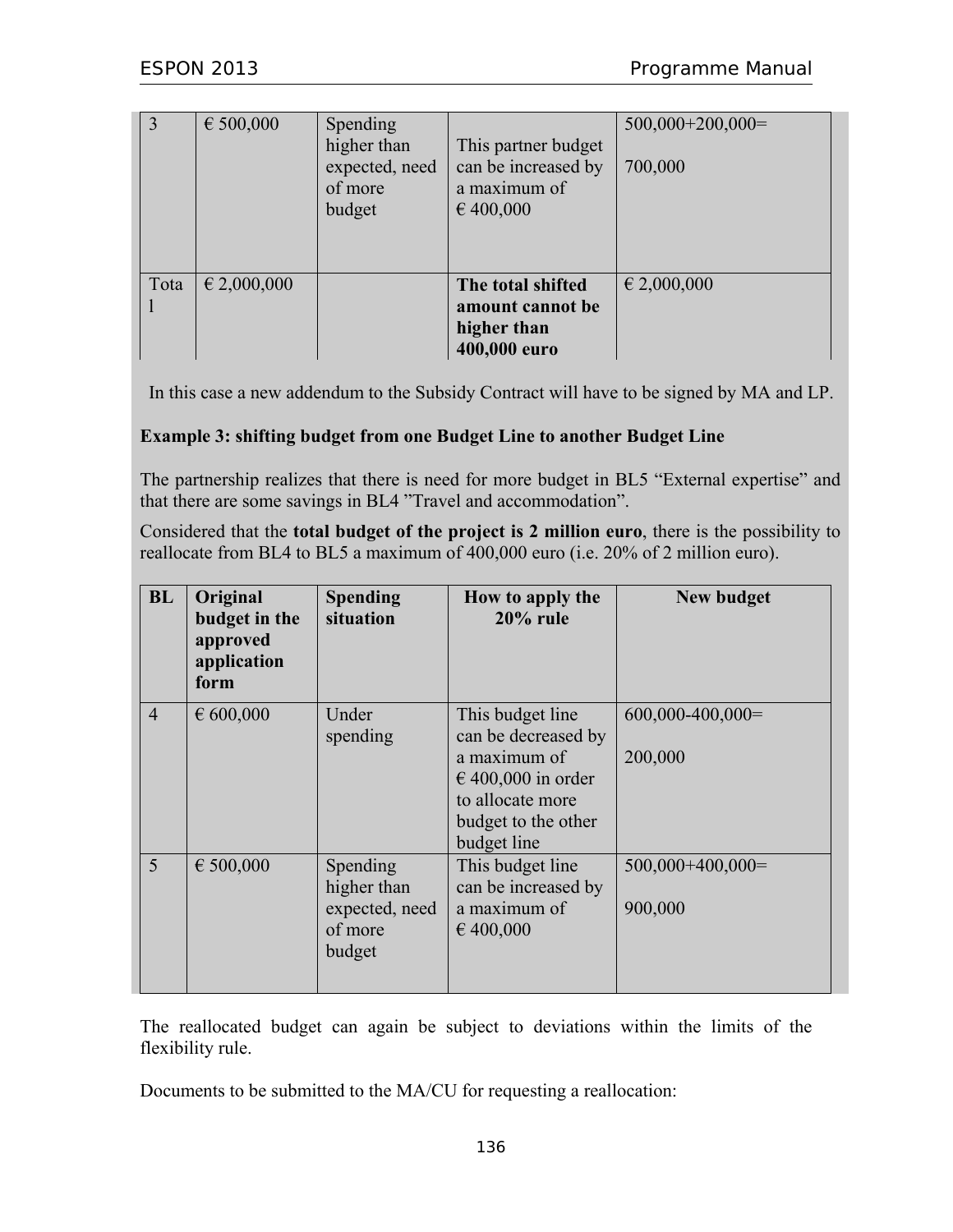| 3 | € 500,000 | Spending higher than expected, need of more budget | This partner budget can be increased by a maximum of € 400,000 | 500,000+200,000=<br><br>700,000 |
|---|---|---|---|---|
| Total | € 2,000,000 | | **The total shifted amount cannot be higher than 400,000 euro** | € 2,000,000 |

In this case a new addendum to the Subsidy Contract will have to be signed by MA and LP.

**Example 3: shifting budget from one Budget Line to another Budget Line**

The partnership realizes that there is need for more budget in BL5 "External expertise" and that there are some savings in BL4 "Travel and accommodation".

Considered that the **total budget of the project is 2 million euro**, there is the possibility to reallocate from BL4 to BL5 a maximum of 400,000 euro (i.e. 20% of 2 million euro).

| BL | Original budget in the approved application form | Spending situation | How to apply the 20% rule | New budget |
|---|---|---|---|---|
| 4 | € 600,000 | Under spending | This budget line can be decreased by a maximum of € 400,000 in order to allocate more budget to the other budget line | 600,000-400,000=<br><br>200,000 |
| 5 | € 500,000 | Spending higher than expected, need of more budget | This budget line can be increased by a maximum of € 400,000 | 500,000+400,000=<br><br>900,000 |

The reallocated budget can again be subject to deviations within the limits of the flexibility rule.

Documents to be submitted to the MA/CU for requesting a reallocation: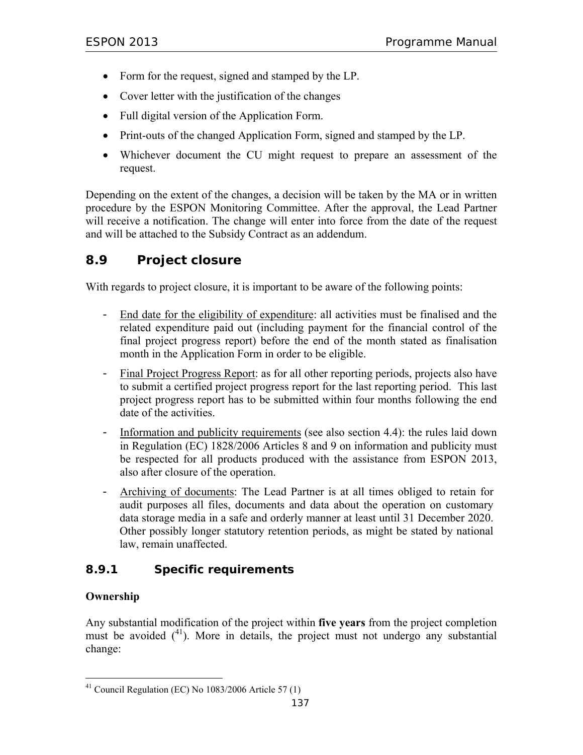- Form for the request, signed and stamped by the LP.
- Cover letter with the justification of the changes
- Full digital version of the Application Form.
- Print-outs of the changed Application Form, signed and stamped by the LP.
- Whichever document the CU might request to prepare an assessment of the request.

Depending on the extent of the changes, a decision will be taken by the MA or in written procedure by the ESPON Monitoring Committee. After the approval, the Lead Partner will receive a notification. The change will enter into force from the date of the request and will be attached to the Subsidy Contract as an addendum.

## 8.9 Project closure

With regards to project closure, it is important to be aware of the following points:

- End date for the eligibility of expenditure: all activities must be finalised and the related expenditure paid out (including payment for the financial control of the final project progress report) before the end of the month stated as finalisation month in the Application Form in order to be eligible.
- Final Project Progress Report: as for all other reporting periods, projects also have to submit a certified project progress report for the last reporting period. This last project progress report has to be submitted within four months following the end date of the activities.
- Information and publicity requirements (see also section 4.4): the rules laid down in Regulation (EC) 1828/2006 Articles 8 and 9 on information and publicity must be respected for all products produced with the assistance from ESPON 2013, also after closure of the operation.
- Archiving of documents: The Lead Partner is at all times obliged to retain for audit purposes all files, documents and data about the operation on customary data storage media in a safe and orderly manner at least until 31 December 2020. Other possibly longer statutory retention periods, as might be stated by national law, remain unaffected.

### 8.9.1 Specific requirements

**Ownership**

Any substantial modification of the project within **five years** from the project completion must be avoided ([41]). More in details, the project must not undergo any substantial change:

[41] Council Regulation (EC) No 1083/2006 Article 57 (1)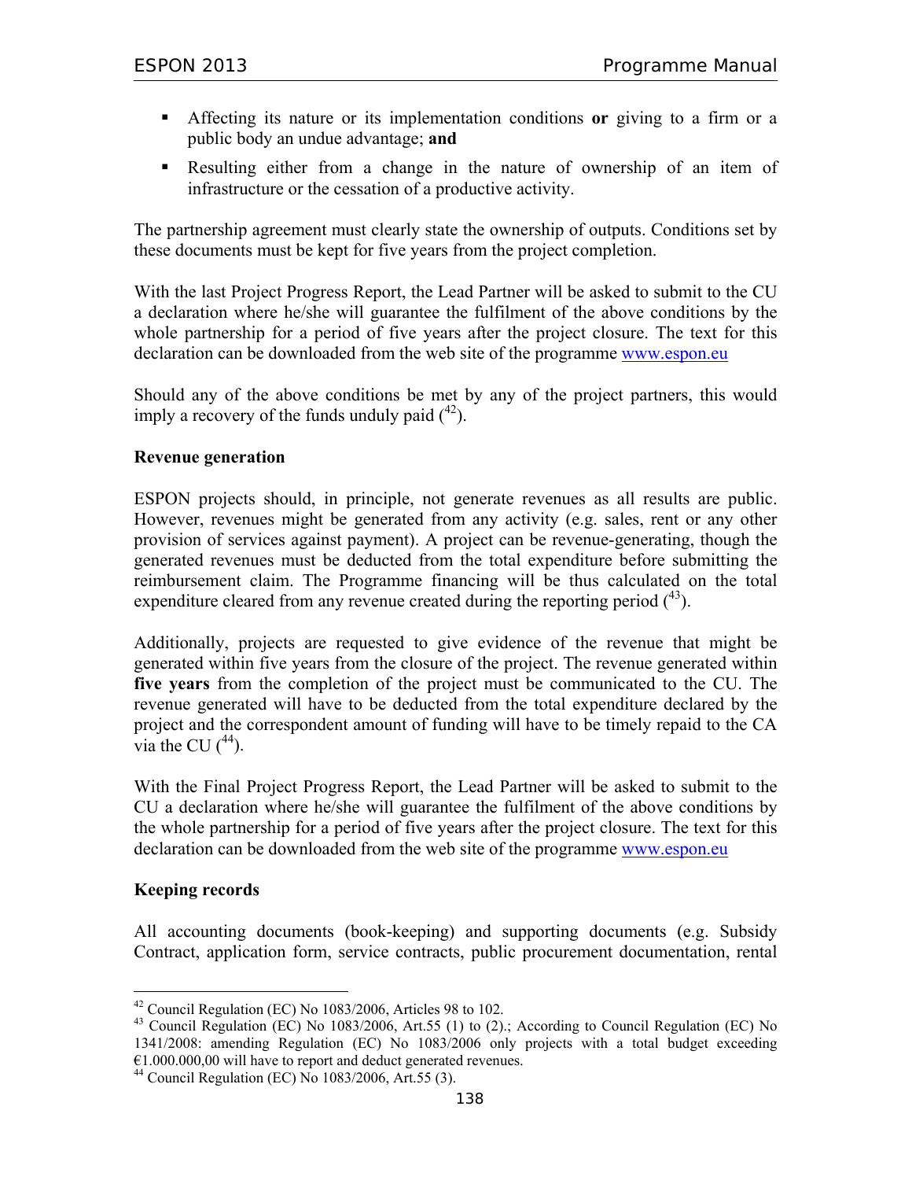- Affecting its nature or its implementation conditions **or** giving to a firm or a public body an undue advantage; **and**
- Resulting either from a change in the nature of ownership of an item of infrastructure or the cessation of a productive activity.

The partnership agreement must clearly state the ownership of outputs. Conditions set by these documents must be kept for five years from the project completion.

With the last Project Progress Report, the Lead Partner will be asked to submit to the CU a declaration where he/she will guarantee the fulfilment of the above conditions by the whole partnership for a period of five years after the project closure. The text for this declaration can be downloaded from the web site of the programme www.espon.eu

Should any of the above conditions be met by any of the project partners, this would imply a recovery of the funds unduly paid ([42]).

**Revenue generation**

ESPON projects should, in principle, not generate revenues as all results are public. However, revenues might be generated from any activity (e.g. sales, rent or any other provision of services against payment). A project can be revenue-generating, though the generated revenues must be deducted from the total expenditure before submitting the reimbursement claim. The Programme financing will be thus calculated on the total expenditure cleared from any revenue created during the reporting period ([43]).

Additionally, projects are requested to give evidence of the revenue that might be generated within five years from the closure of the project. The revenue generated within **five years** from the completion of the project must be communicated to the CU. The revenue generated will have to be deducted from the total expenditure declared by the project and the correspondent amount of funding will have to be timely repaid to the CA via the CU ([44]).

With the Final Project Progress Report, the Lead Partner will be asked to submit to the CU a declaration where he/she will guarantee the fulfilment of the above conditions by the whole partnership for a period of five years after the project closure. The text for this declaration can be downloaded from the web site of the programme www.espon.eu

**Keeping records**

All accounting documents (book-keeping) and supporting documents (e.g. Subsidy Contract, application form, service contracts, public procurement documentation, rental

---

[42] Council Regulation (EC) No 1083/2006, Articles 98 to 102.

[43] Council Regulation (EC) No 1083/2006, Art.55 (1) to (2).; According to Council Regulation (EC) No 1341/2008: amending Regulation (EC) No 1083/2006 only projects with a total budget exceeding €1.000.000,00 will have to report and deduct generated revenues.

[44] Council Regulation (EC) No 1083/2006, Art.55 (3).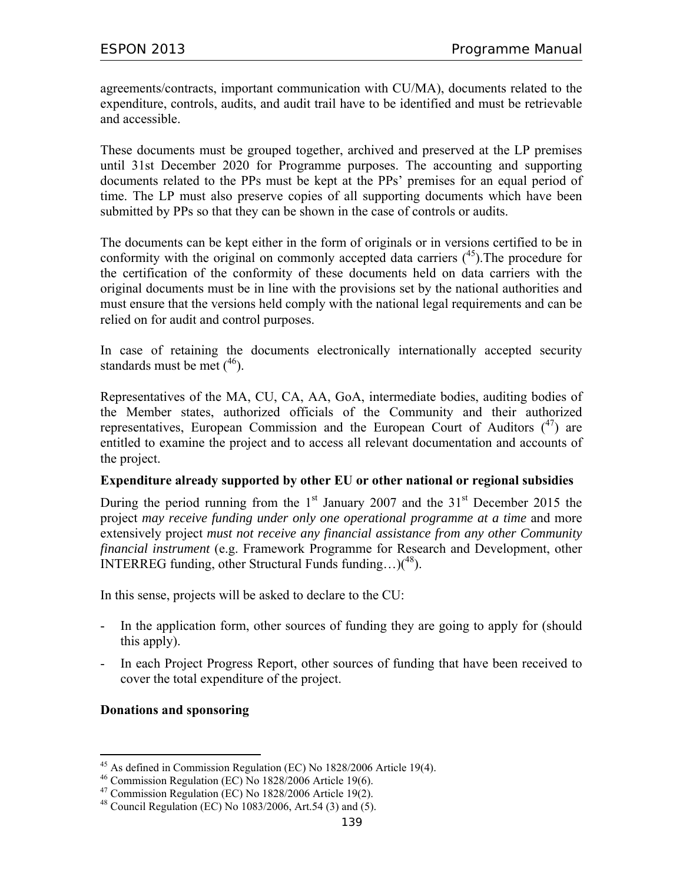agreements/contracts, important communication with CU/MA), documents related to the expenditure, controls, audits, and audit trail have to be identified and must be retrievable and accessible.

These documents must be grouped together, archived and preserved at the LP premises until 31st December 2020 for Programme purposes. The accounting and supporting documents related to the PPs must be kept at the PPs' premises for an equal period of time. The LP must also preserve copies of all supporting documents which have been submitted by PPs so that they can be shown in the case of controls or audits.

The documents can be kept either in the form of originals or in versions certified to be in conformity with the original on commonly accepted data carriers ([45]).The procedure for the certification of the conformity of these documents held on data carriers with the original documents must be in line with the provisions set by the national authorities and must ensure that the versions held comply with the national legal requirements and can be relied on for audit and control purposes.

In case of retaining the documents electronically internationally accepted security standards must be met ([46]).

Representatives of the MA, CU, CA, AA, GoA, intermediate bodies, auditing bodies of the Member states, authorized officials of the Community and their authorized representatives, European Commission and the European Court of Auditors ([47]) are entitled to examine the project and to access all relevant documentation and accounts of the project.

**Expenditure already supported by other EU or other national or regional subsidies**

During the period running from the 1st January 2007 and the 31st December 2015 the project *may receive funding under only one operational programme at a time* and more extensively project *must not receive any financial assistance from any other Community financial instrument* (e.g. Framework Programme for Research and Development, other INTERREG funding, other Structural Funds funding…)([48]).

In this sense, projects will be asked to declare to the CU:

- In the application form, other sources of funding they are going to apply for (should this apply).
- In each Project Progress Report, other sources of funding that have been received to cover the total expenditure of the project.

**Donations and sponsoring**

---

[45] As defined in Commission Regulation (EC) No 1828/2006 Article 19(4).

[46] Commission Regulation (EC) No 1828/2006 Article 19(6).

[47] Commission Regulation (EC) No 1828/2006 Article 19(2).

[48] Council Regulation (EC) No 1083/2006, Art.54 (3) and (5).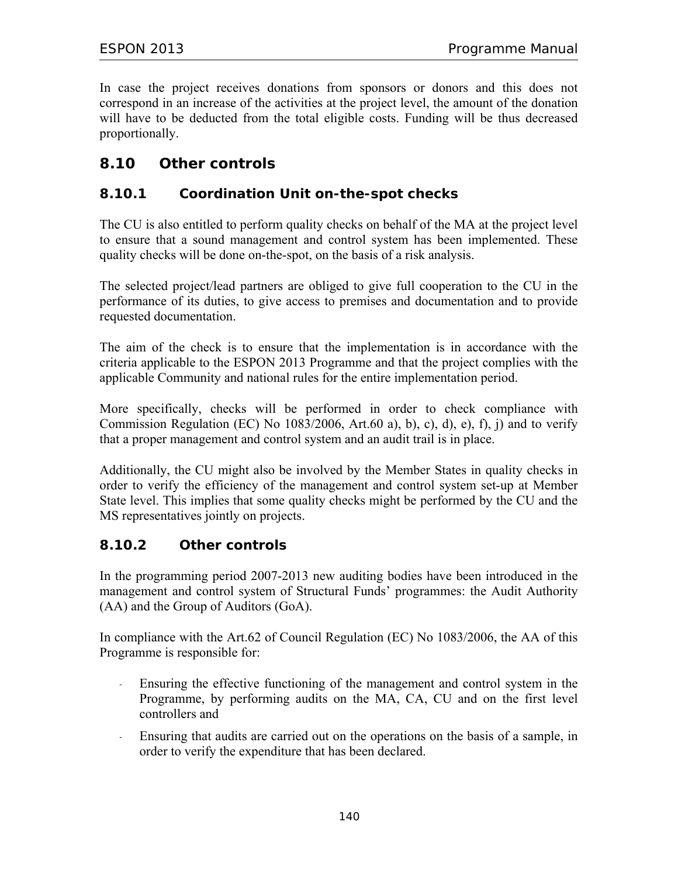In case the project receives donations from sponsors or donors and this does not correspond in an increase of the activities at the project level, the amount of the donation will have to be deducted from the total eligible costs. Funding will be thus decreased proportionally.

## 8.10 Other controls

### 8.10.1 Coordination Unit on-the-spot checks

The CU is also entitled to perform quality checks on behalf of the MA at the project level to ensure that a sound management and control system has been implemented. These quality checks will be done on-the-spot, on the basis of a risk analysis.

The selected project/lead partners are obliged to give full cooperation to the CU in the performance of its duties, to give access to premises and documentation and to provide requested documentation.

The aim of the check is to ensure that the implementation is in accordance with the criteria applicable to the ESPON 2013 Programme and that the project complies with the applicable Community and national rules for the entire implementation period.

More specifically, checks will be performed in order to check compliance with Commission Regulation (EC) No 1083/2006, Art.60 a), b), c), d), e), f), j) and to verify that a proper management and control system and an audit trail is in place.

Additionally, the CU might also be involved by the Member States in quality checks in order to verify the efficiency of the management and control system set-up at Member State level. This implies that some quality checks might be performed by the CU and the MS representatives jointly on projects.

### 8.10.2 Other controls

In the programming period 2007-2013 new auditing bodies have been introduced in the management and control system of Structural Funds' programmes: the Audit Authority (AA) and the Group of Auditors (GoA).

In compliance with the Art.62 of Council Regulation (EC) No 1083/2006, the AA of this Programme is responsible for:

- Ensuring the effective functioning of the management and control system in the Programme, by performing audits on the MA, CA, CU and on the first level controllers and
- Ensuring that audits are carried out on the operations on the basis of a sample, in order to verify the expenditure that has been declared.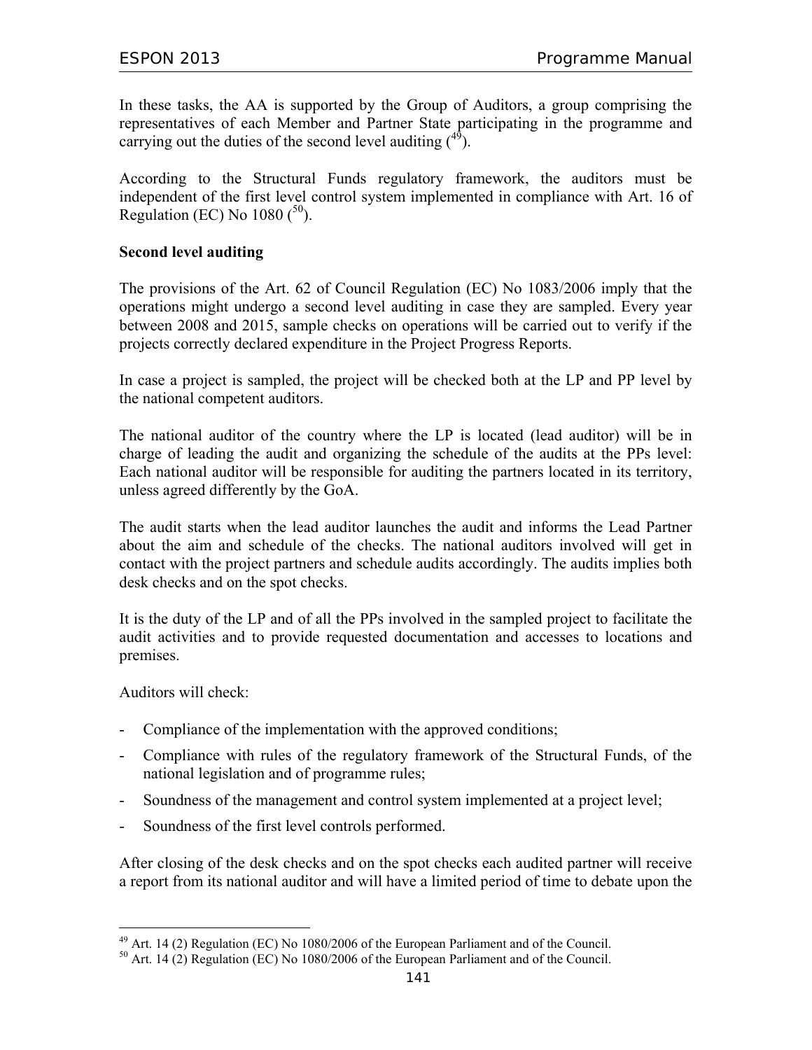In these tasks, the AA is supported by the Group of Auditors, a group comprising the representatives of each Member and Partner State participating in the programme and carrying out the duties of the second level auditing ([49]).

According to the Structural Funds regulatory framework, the auditors must be independent of the first level control system implemented in compliance with Art. 16 of Regulation (EC) No 1080 ([50]).

**Second level auditing**

The provisions of the Art. 62 of Council Regulation (EC) No 1083/2006 imply that the operations might undergo a second level auditing in case they are sampled. Every year between 2008 and 2015, sample checks on operations will be carried out to verify if the projects correctly declared expenditure in the Project Progress Reports.

In case a project is sampled, the project will be checked both at the LP and PP level by the national competent auditors.

The national auditor of the country where the LP is located (lead auditor) will be in charge of leading the audit and organizing the schedule of the audits at the PPs level: Each national auditor will be responsible for auditing the partners located in its territory, unless agreed differently by the GoA.

The audit starts when the lead auditor launches the audit and informs the Lead Partner about the aim and schedule of the checks. The national auditors involved will get in contact with the project partners and schedule audits accordingly. The audits implies both desk checks and on the spot checks.

It is the duty of the LP and of all the PPs involved in the sampled project to facilitate the audit activities and to provide requested documentation and accesses to locations and premises.

Auditors will check:

- Compliance of the implementation with the approved conditions;
- Compliance with rules of the regulatory framework of the Structural Funds, of the national legislation and of programme rules;
- Soundness of the management and control system implemented at a project level;
- Soundness of the first level controls performed.

After closing of the desk checks and on the spot checks each audited partner will receive a report from its national auditor and will have a limited period of time to debate upon the

---

[49] Art. 14 (2) Regulation (EC) No 1080/2006 of the European Parliament and of the Council.

[50] Art. 14 (2) Regulation (EC) No 1080/2006 of the European Parliament and of the Council.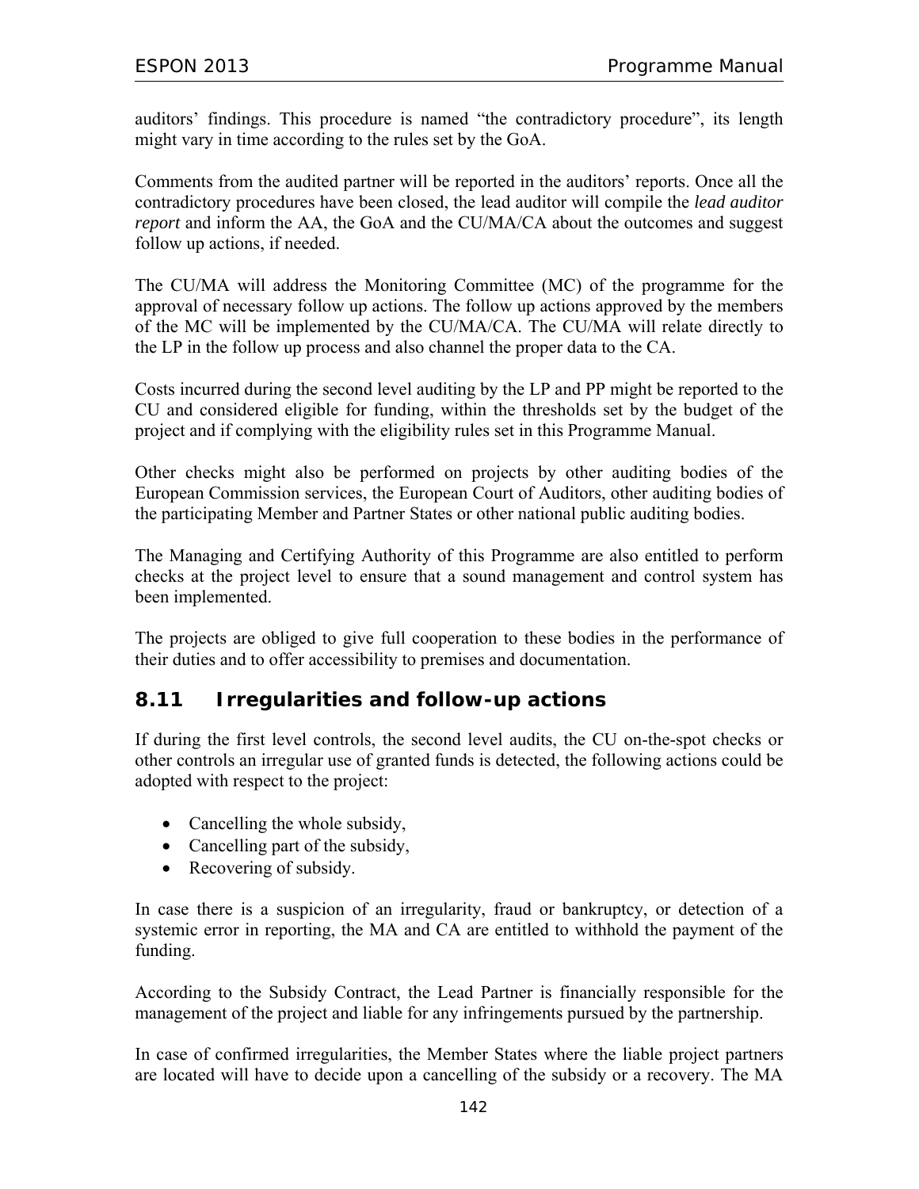auditors' findings. This procedure is named "the contradictory procedure", its length might vary in time according to the rules set by the GoA.

Comments from the audited partner will be reported in the auditors' reports. Once all the contradictory procedures have been closed, the lead auditor will compile the *lead auditor report* and inform the AA, the GoA and the CU/MA/CA about the outcomes and suggest follow up actions, if needed.

The CU/MA will address the Monitoring Committee (MC) of the programme for the approval of necessary follow up actions. The follow up actions approved by the members of the MC will be implemented by the CU/MA/CA. The CU/MA will relate directly to the LP in the follow up process and also channel the proper data to the CA.

Costs incurred during the second level auditing by the LP and PP might be reported to the CU and considered eligible for funding, within the thresholds set by the budget of the project and if complying with the eligibility rules set in this Programme Manual.

Other checks might also be performed on projects by other auditing bodies of the European Commission services, the European Court of Auditors, other auditing bodies of the participating Member and Partner States or other national public auditing bodies.

The Managing and Certifying Authority of this Programme are also entitled to perform checks at the project level to ensure that a sound management and control system has been implemented.

The projects are obliged to give full cooperation to these bodies in the performance of their duties and to offer accessibility to premises and documentation.

## 8.11 Irregularities and follow-up actions

If during the first level controls, the second level audits, the CU on-the-spot checks or other controls an irregular use of granted funds is detected, the following actions could be adopted with respect to the project:

- Cancelling the whole subsidy,
- Cancelling part of the subsidy,
- Recovering of subsidy.

In case there is a suspicion of an irregularity, fraud or bankruptcy, or detection of a systemic error in reporting, the MA and CA are entitled to withhold the payment of the funding.

According to the Subsidy Contract, the Lead Partner is financially responsible for the management of the project and liable for any infringements pursued by the partnership.

In case of confirmed irregularities, the Member States where the liable project partners are located will have to decide upon a cancelling of the subsidy or a recovery. The MA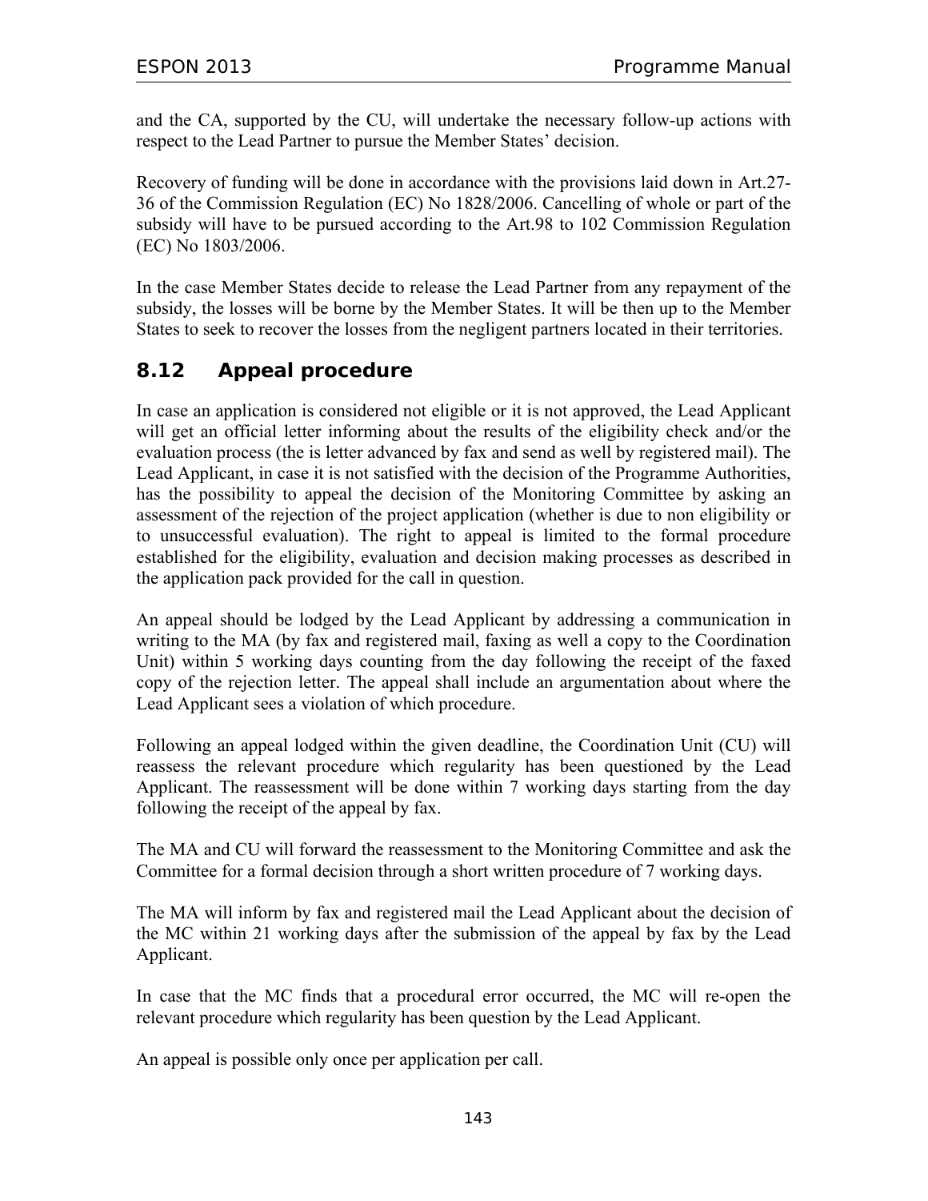and the CA, supported by the CU, will undertake the necessary follow-up actions with respect to the Lead Partner to pursue the Member States' decision.

Recovery of funding will be done in accordance with the provisions laid down in Art.27-36 of the Commission Regulation (EC) No 1828/2006. Cancelling of whole or part of the subsidy will have to be pursued according to the Art.98 to 102 Commission Regulation (EC) No 1803/2006.

In the case Member States decide to release the Lead Partner from any repayment of the subsidy, the losses will be borne by the Member States. It will be then up to the Member States to seek to recover the losses from the negligent partners located in their territories.

## 8.12 Appeal procedure

In case an application is considered not eligible or it is not approved, the Lead Applicant will get an official letter informing about the results of the eligibility check and/or the evaluation process (the is letter advanced by fax and send as well by registered mail). The Lead Applicant, in case it is not satisfied with the decision of the Programme Authorities, has the possibility to appeal the decision of the Monitoring Committee by asking an assessment of the rejection of the project application (whether is due to non eligibility or to unsuccessful evaluation). The right to appeal is limited to the formal procedure established for the eligibility, evaluation and decision making processes as described in the application pack provided for the call in question.

An appeal should be lodged by the Lead Applicant by addressing a communication in writing to the MA (by fax and registered mail, faxing as well a copy to the Coordination Unit) within 5 working days counting from the day following the receipt of the faxed copy of the rejection letter. The appeal shall include an argumentation about where the Lead Applicant sees a violation of which procedure.

Following an appeal lodged within the given deadline, the Coordination Unit (CU) will reassess the relevant procedure which regularity has been questioned by the Lead Applicant. The reassessment will be done within 7 working days starting from the day following the receipt of the appeal by fax.

The MA and CU will forward the reassessment to the Monitoring Committee and ask the Committee for a formal decision through a short written procedure of 7 working days.

The MA will inform by fax and registered mail the Lead Applicant about the decision of the MC within 21 working days after the submission of the appeal by fax by the Lead Applicant.

In case that the MC finds that a procedural error occurred, the MC will re-open the relevant procedure which regularity has been question by the Lead Applicant.

An appeal is possible only once per application per call.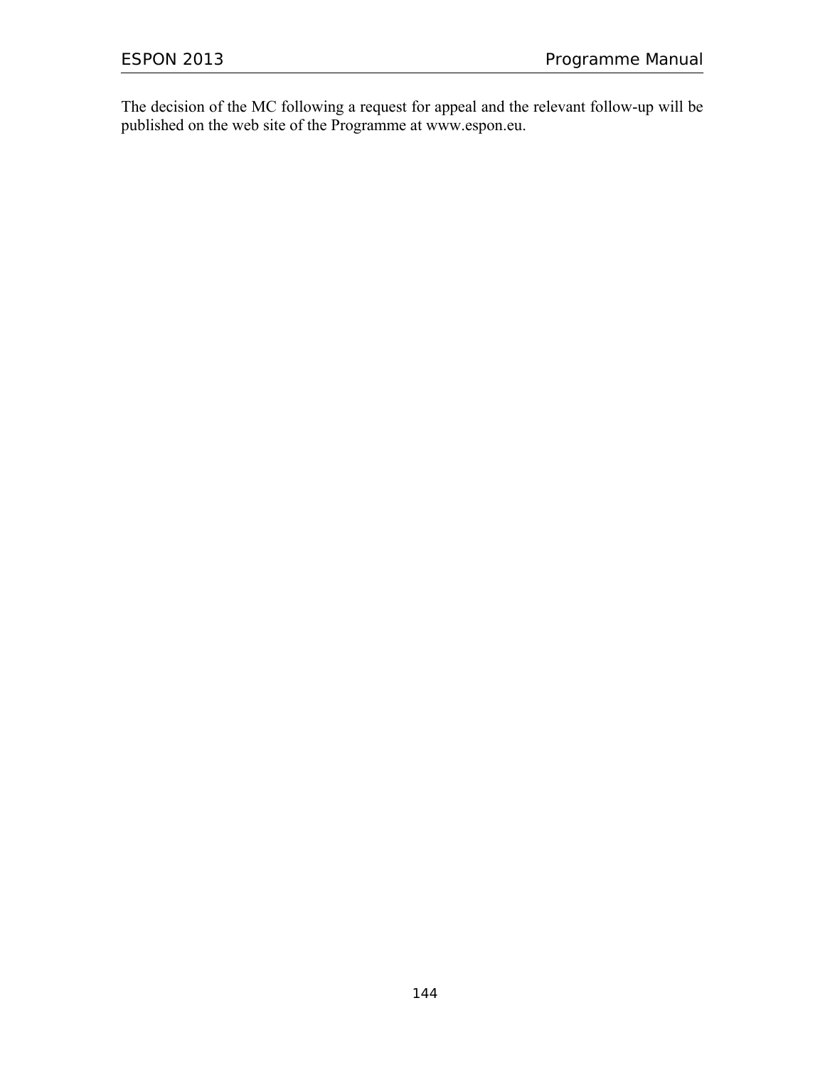The decision of the MC following a request for appeal and the relevant follow-up will be published on the web site of the Programme at www.espon.eu.